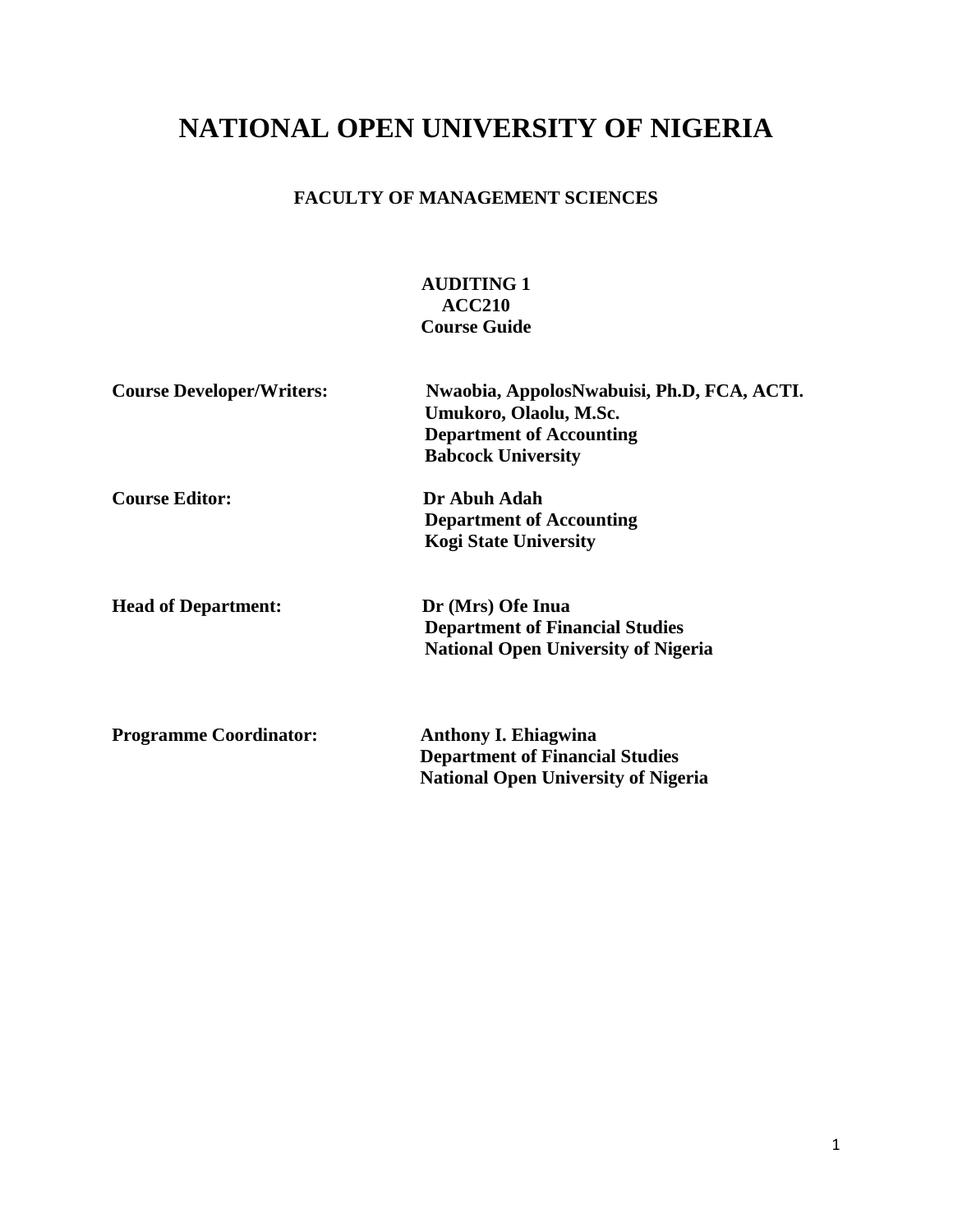# NATIONAL OPEN UNIVERSITY OF NIGERIA

## FACULTY OF MANAGEMENT SCIENCES

**AUDITING 1**
**ACC210**
**Course Guide**

**Course Developer/Writers:** Nwaobia, AppolosNwabuisi, Ph.D, FCA, ACTI.
Umukoro, Olaolu, M.Sc.
Department of Accounting
Babcock University

**Course Editor:** Dr Abuh Adah
Department of Accounting
Kogi State University

**Head of Department:** Dr (Mrs) Ofe Inua
Department of Financial Studies
National Open University of Nigeria

**Programme Coordinator:** Anthony I. Ehiagwina
Department of Financial Studies
National Open University of Nigeria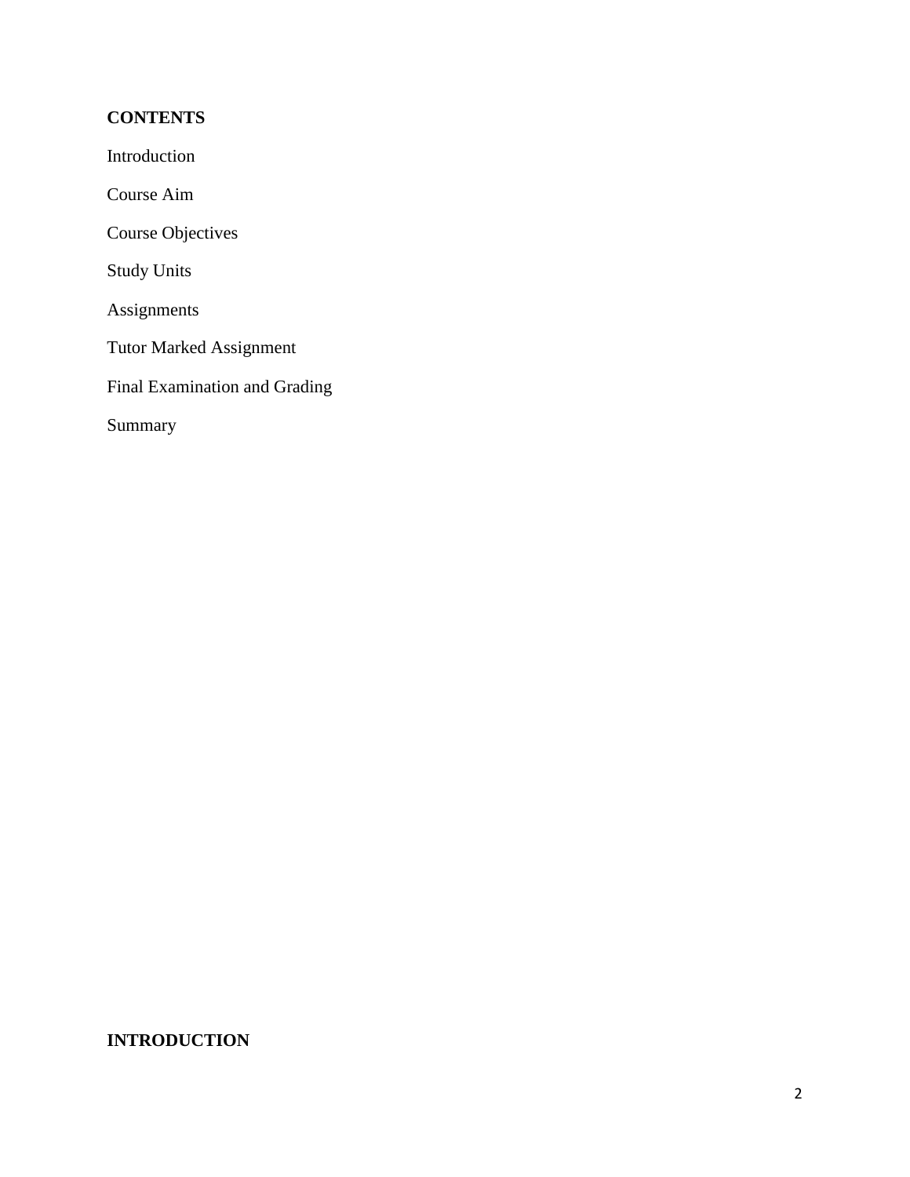## CONTENTS

Introduction

Course Aim

Course Objectives

Study Units

Assignments

Tutor Marked Assignment

Final Examination and Grading

Summary

## INTRODUCTION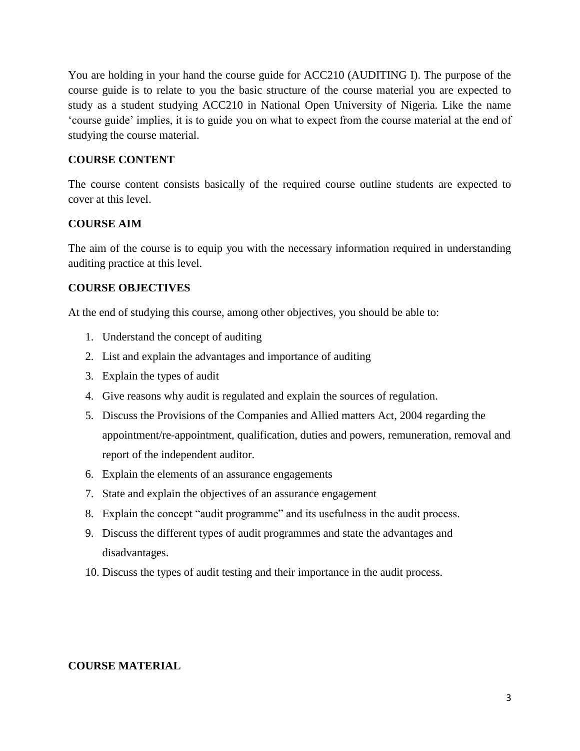You are holding in your hand the course guide for ACC210 (AUDITING I). The purpose of the course guide is to relate to you the basic structure of the course material you are expected to study as a student studying ACC210 in National Open University of Nigeria. Like the name 'course guide' implies, it is to guide you on what to expect from the course material at the end of studying the course material.

**COURSE CONTENT**

The course content consists basically of the required course outline students are expected to cover at this level.

**COURSE AIM**

The aim of the course is to equip you with the necessary information required in understanding auditing practice at this level.

**COURSE OBJECTIVES**

At the end of studying this course, among other objectives, you should be able to:

1. Understand the concept of auditing
2. List and explain the advantages and importance of auditing
3. Explain the types of audit
4. Give reasons why audit is regulated and explain the sources of regulation.
5. Discuss the Provisions of the Companies and Allied matters Act, 2004 regarding the appointment/re-appointment, qualification, duties and powers, remuneration, removal and report of the independent auditor.
6. Explain the elements of an assurance engagements
7. State and explain the objectives of an assurance engagement
8. Explain the concept "audit programme" and its usefulness in the audit process.
9. Discuss the different types of audit programmes and state the advantages and disadvantages.
10. Discuss the types of audit testing and their importance in the audit process.

**COURSE MATERIAL**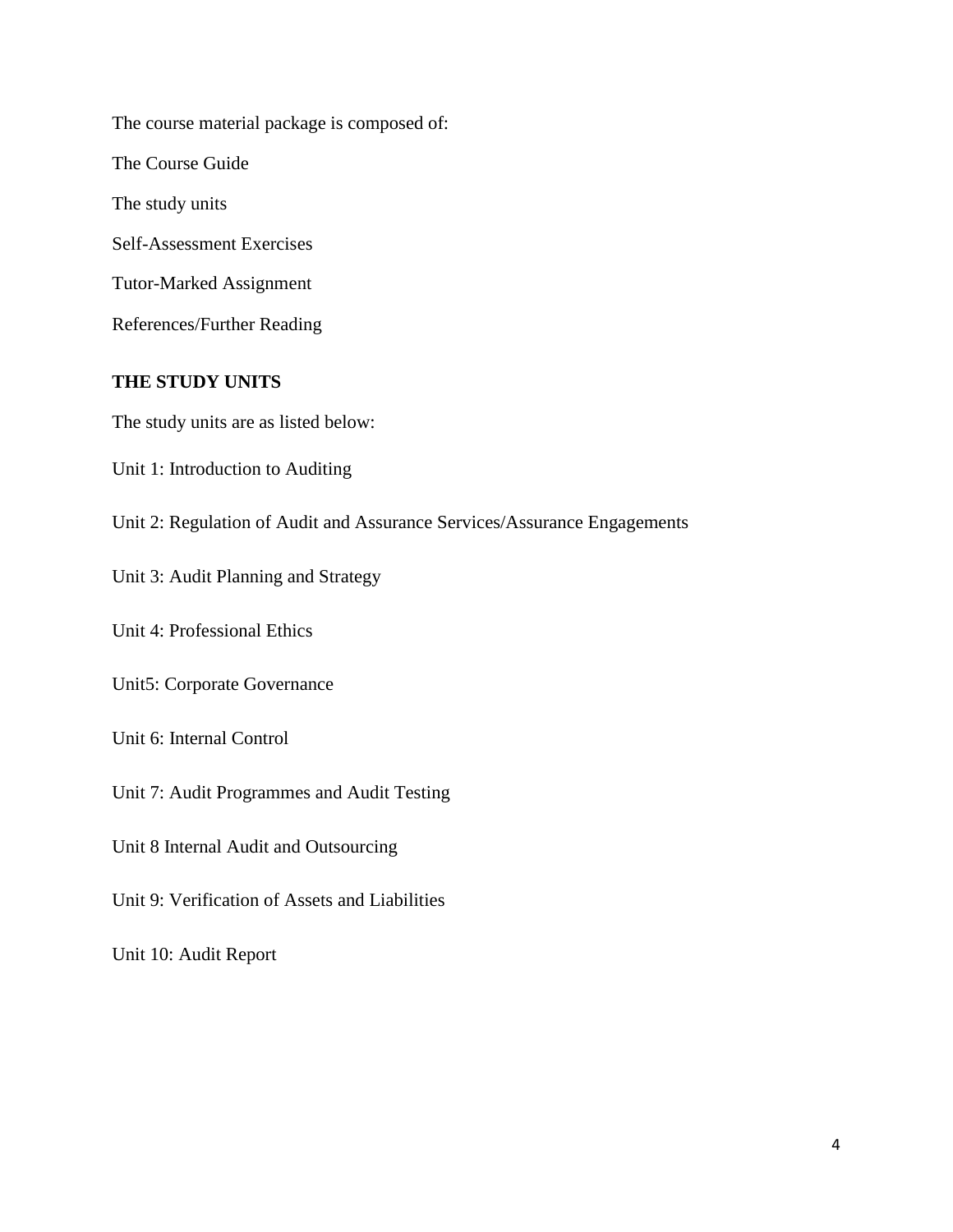The course material package is composed of:

The Course Guide

The study units

Self-Assessment Exercises

Tutor-Marked Assignment

References/Further Reading

## THE STUDY UNITS

The study units are as listed below:

Unit 1: Introduction to Auditing

Unit 2: Regulation of Audit and Assurance Services/Assurance Engagements

Unit 3: Audit Planning and Strategy

Unit 4: Professional Ethics

Unit5: Corporate Governance

Unit 6: Internal Control

Unit 7: Audit Programmes and Audit Testing

Unit 8 Internal Audit and Outsourcing

Unit 9: Verification of Assets and Liabilities

Unit 10: Audit Report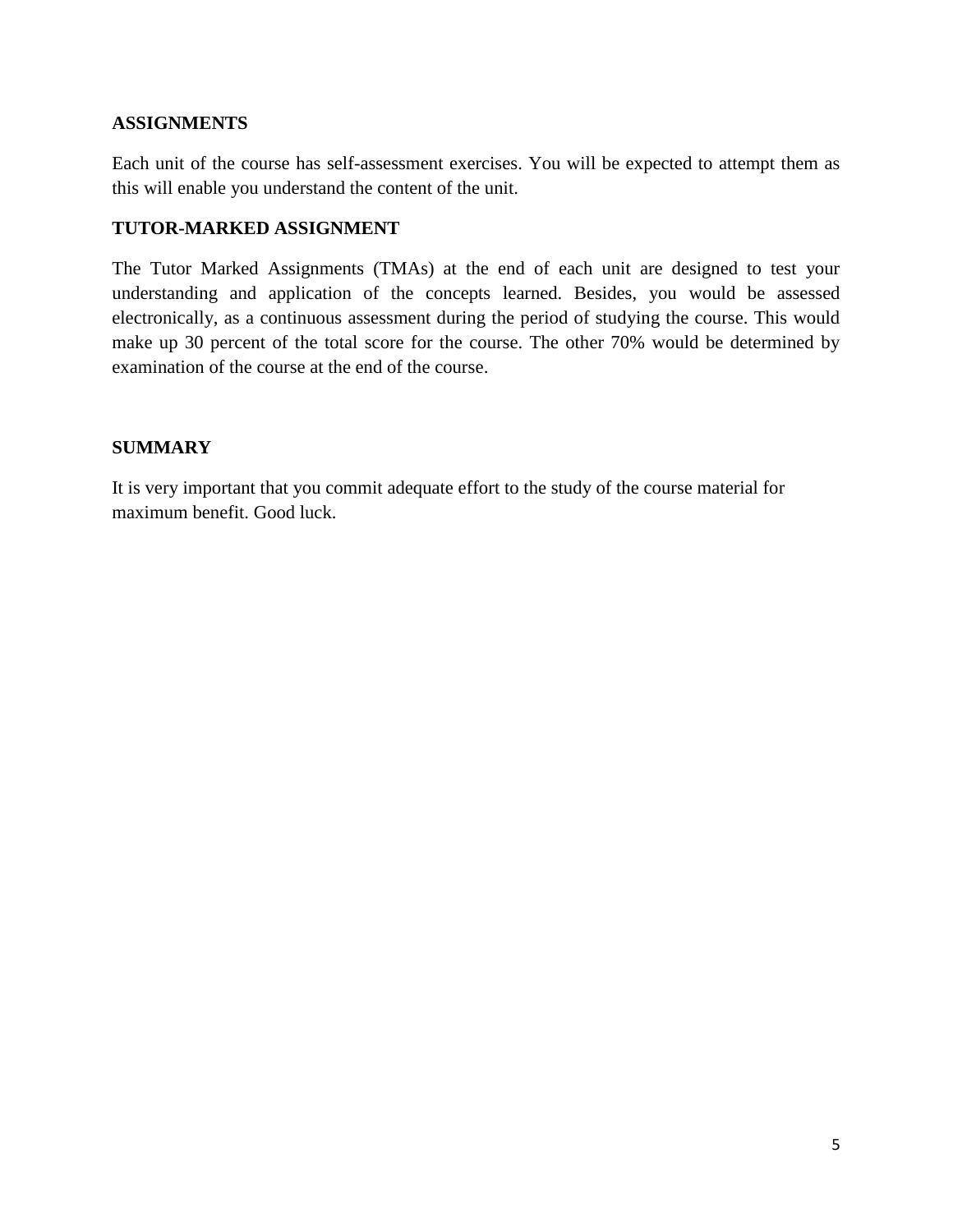## ASSIGNMENTS

Each unit of the course has self-assessment exercises. You will be expected to attempt them as this will enable you understand the content of the unit.

## TUTOR-MARKED ASSIGNMENT

The Tutor Marked Assignments (TMAs) at the end of each unit are designed to test your understanding and application of the concepts learned. Besides, you would be assessed electronically, as a continuous assessment during the period of studying the course. This would make up 30 percent of the total score for the course. The other 70% would be determined by examination of the course at the end of the course.

## SUMMARY

It is very important that you commit adequate effort to the study of the course material for maximum benefit. Good luck.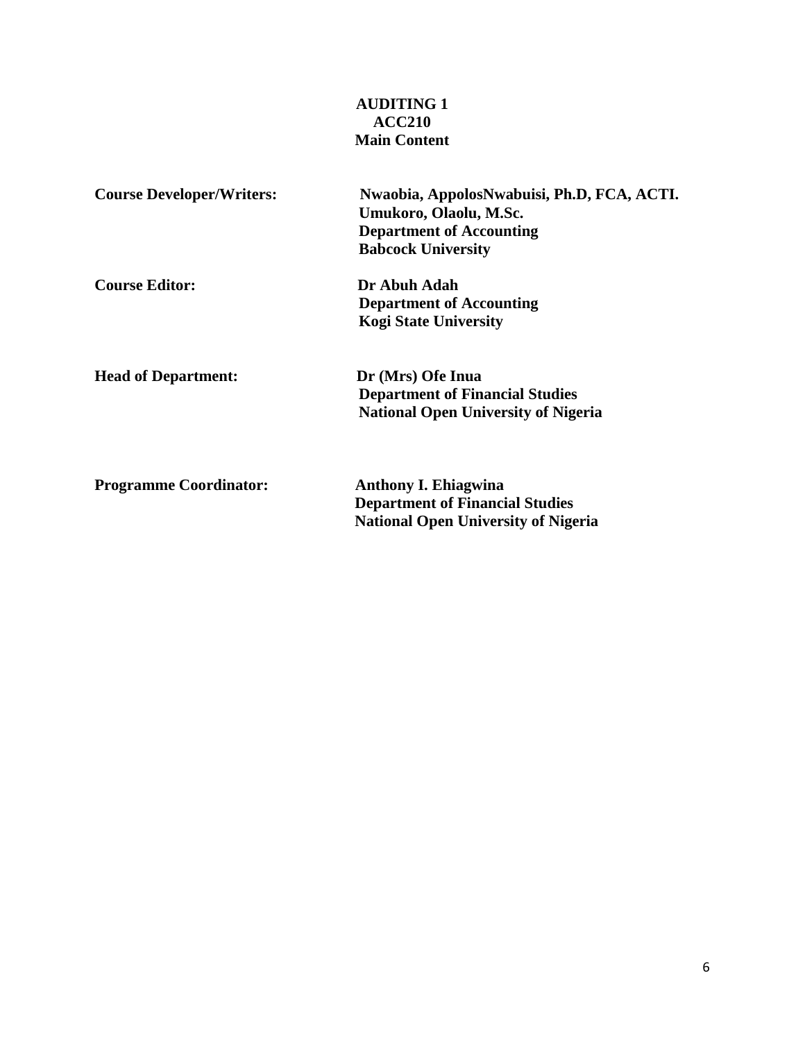**AUDITING 1**
**ACC210**
**Main Content**

| | |
|---|---|
| **Course Developer/Writers:** | **Nwaobia, AppolosNwabuisi, Ph.D, FCA, ACTI.**<br>**Umukoro, Olaolu, M.Sc.**<br>**Department of Accounting**<br>**Babcock University** |
| **Course Editor:** | **Dr Abuh Adah**<br>**Department of Accounting**<br>**Kogi State University** |
| **Head of Department:** | **Dr (Mrs) Ofe Inua**<br>**Department of Financial Studies**<br>**National Open University of Nigeria** |
| **Programme Coordinator:** | **Anthony I. Ehiagwina**<br>**Department of Financial Studies**<br>**National Open University of Nigeria** |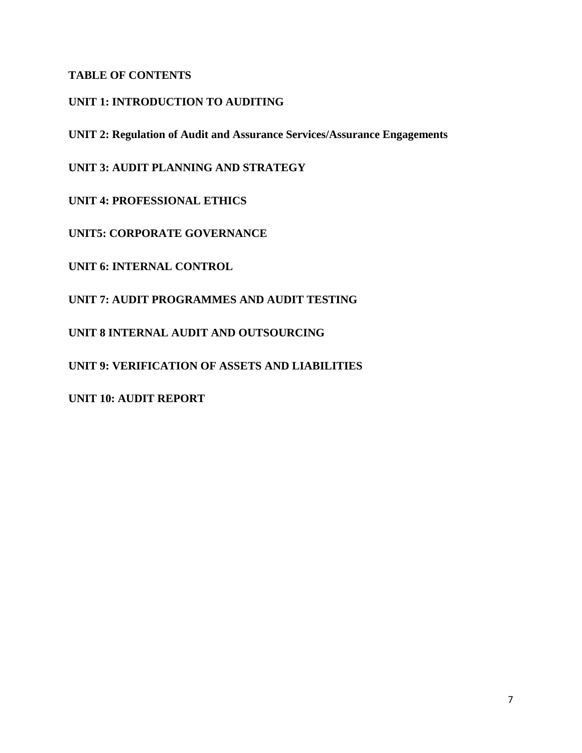**TABLE OF CONTENTS**

**UNIT 1: INTRODUCTION TO AUDITING**

**UNIT 2: Regulation of Audit and Assurance Services/Assurance Engagements**

**UNIT 3: AUDIT PLANNING AND STRATEGY**

**UNIT 4: PROFESSIONAL ETHICS**

**UNIT5: CORPORATE GOVERNANCE**

**UNIT 6: INTERNAL CONTROL**

**UNIT 7: AUDIT PROGRAMMES AND AUDIT TESTING**

**UNIT 8 INTERNAL AUDIT AND OUTSOURCING**

**UNIT 9: VERIFICATION OF ASSETS AND LIABILITIES**

**UNIT 10: AUDIT REPORT**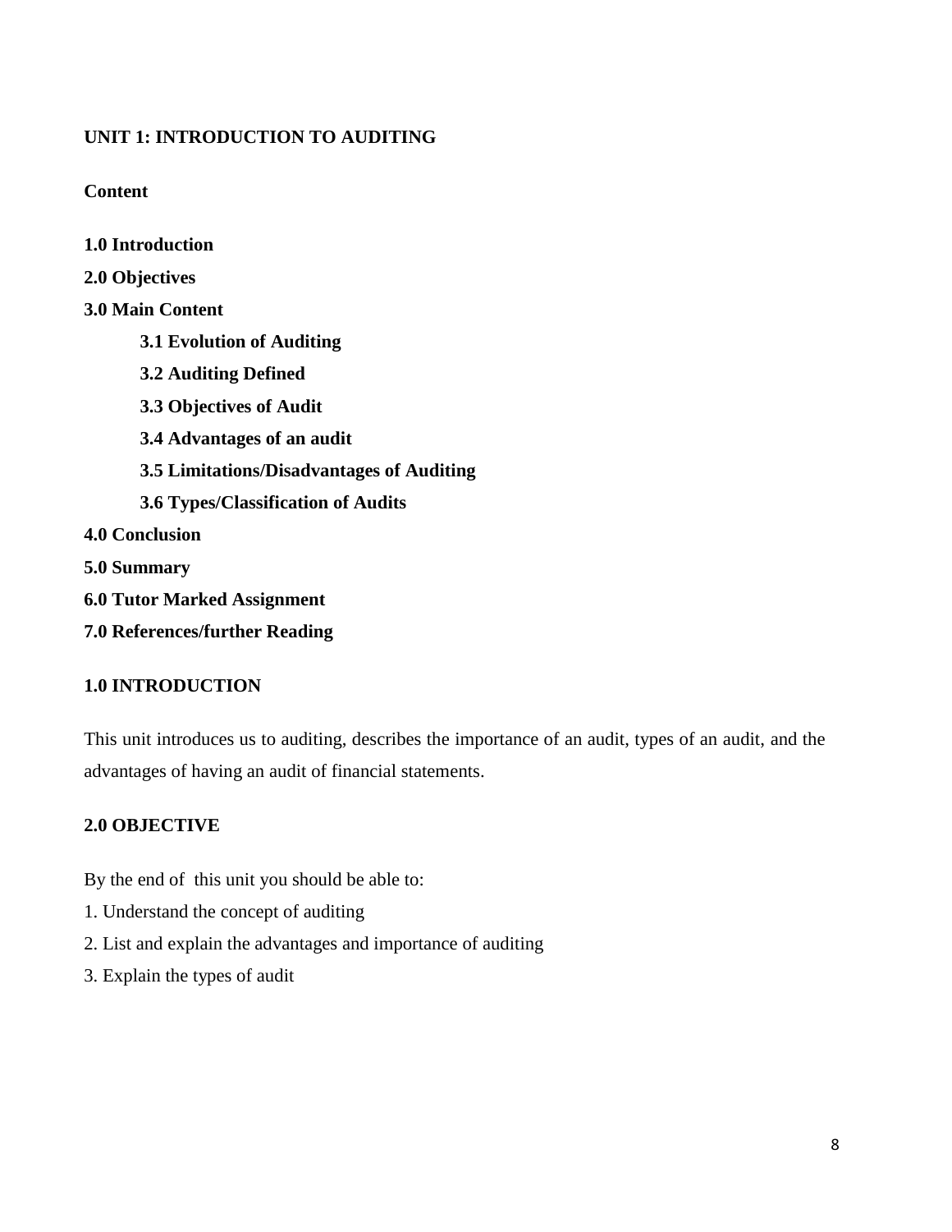# UNIT 1: INTRODUCTION TO AUDITING

**Content**

**1.0 Introduction**

**2.0 Objectives**

**3.0 Main Content**

- **3.1 Evolution of Auditing**
- **3.2 Auditing Defined**
- **3.3 Objectives of Audit**
- **3.4 Advantages of an audit**
- **3.5 Limitations/Disadvantages of Auditing**
- **3.6 Types/Classification of Audits**

**4.0 Conclusion**

**5.0 Summary**

**6.0 Tutor Marked Assignment**

**7.0 References/further Reading**

## 1.0 INTRODUCTION

This unit introduces us to auditing, describes the importance of an audit, types of an audit, and the advantages of having an audit of financial statements.

## 2.0 OBJECTIVE

By the end of this unit you should be able to:

1. Understand the concept of auditing
2. List and explain the advantages and importance of auditing
3. Explain the types of audit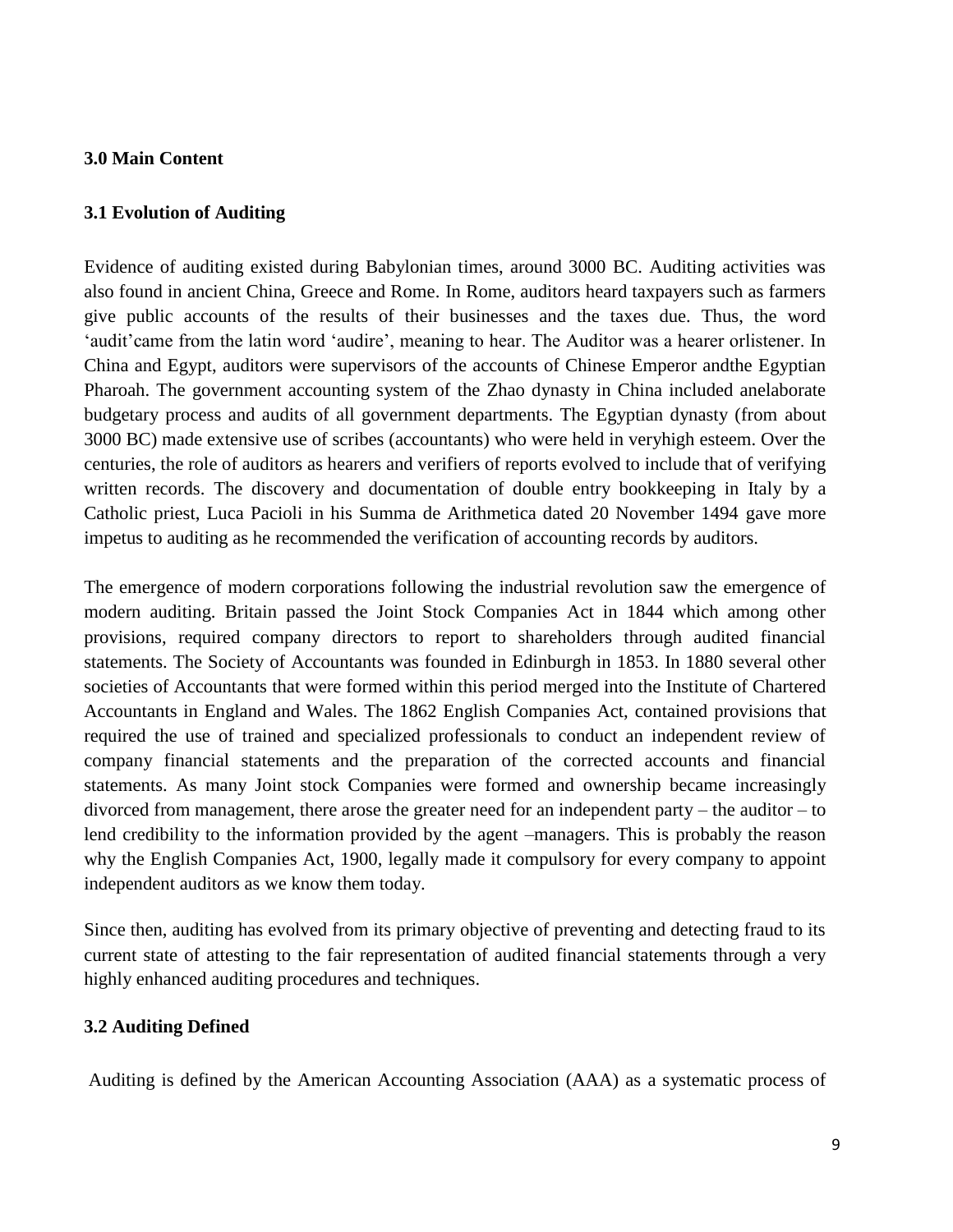### 3.0 Main Content

### 3.1 Evolution of Auditing

Evidence of auditing existed during Babylonian times, around 3000 BC. Auditing activities was also found in ancient China, Greece and Rome. In Rome, auditors heard taxpayers such as farmers give public accounts of the results of their businesses and the taxes due. Thus, the word 'audit'came from the latin word 'audire', meaning to hear. The Auditor was a hearer orlistener. In China and Egypt, auditors were supervisors of the accounts of Chinese Emperor andthe Egyptian Pharoah. The government accounting system of the Zhao dynasty in China included anelaborate budgetary process and audits of all government departments. The Egyptian dynasty (from about 3000 BC) made extensive use of scribes (accountants) who were held in veryhigh esteem. Over the centuries, the role of auditors as hearers and verifiers of reports evolved to include that of verifying written records. The discovery and documentation of double entry bookkeeping in Italy by a Catholic priest, Luca Pacioli in his Summa de Arithmetica dated 20 November 1494 gave more impetus to auditing as he recommended the verification of accounting records by auditors.

The emergence of modern corporations following the industrial revolution saw the emergence of modern auditing. Britain passed the Joint Stock Companies Act in 1844 which among other provisions, required company directors to report to shareholders through audited financial statements. The Society of Accountants was founded in Edinburgh in 1853. In 1880 several other societies of Accountants that were formed within this period merged into the Institute of Chartered Accountants in England and Wales. The 1862 English Companies Act, contained provisions that required the use of trained and specialized professionals to conduct an independent review of company financial statements and the preparation of the corrected accounts and financial statements. As many Joint stock Companies were formed and ownership became increasingly divorced from management, there arose the greater need for an independent party – the auditor – to lend credibility to the information provided by the agent –managers. This is probably the reason why the English Companies Act, 1900, legally made it compulsory for every company to appoint independent auditors as we know them today.

Since then, auditing has evolved from its primary objective of preventing and detecting fraud to its current state of attesting to the fair representation of audited financial statements through a very highly enhanced auditing procedures and techniques.

### 3.2 Auditing Defined

Auditing is defined by the American Accounting Association (AAA) as a systematic process of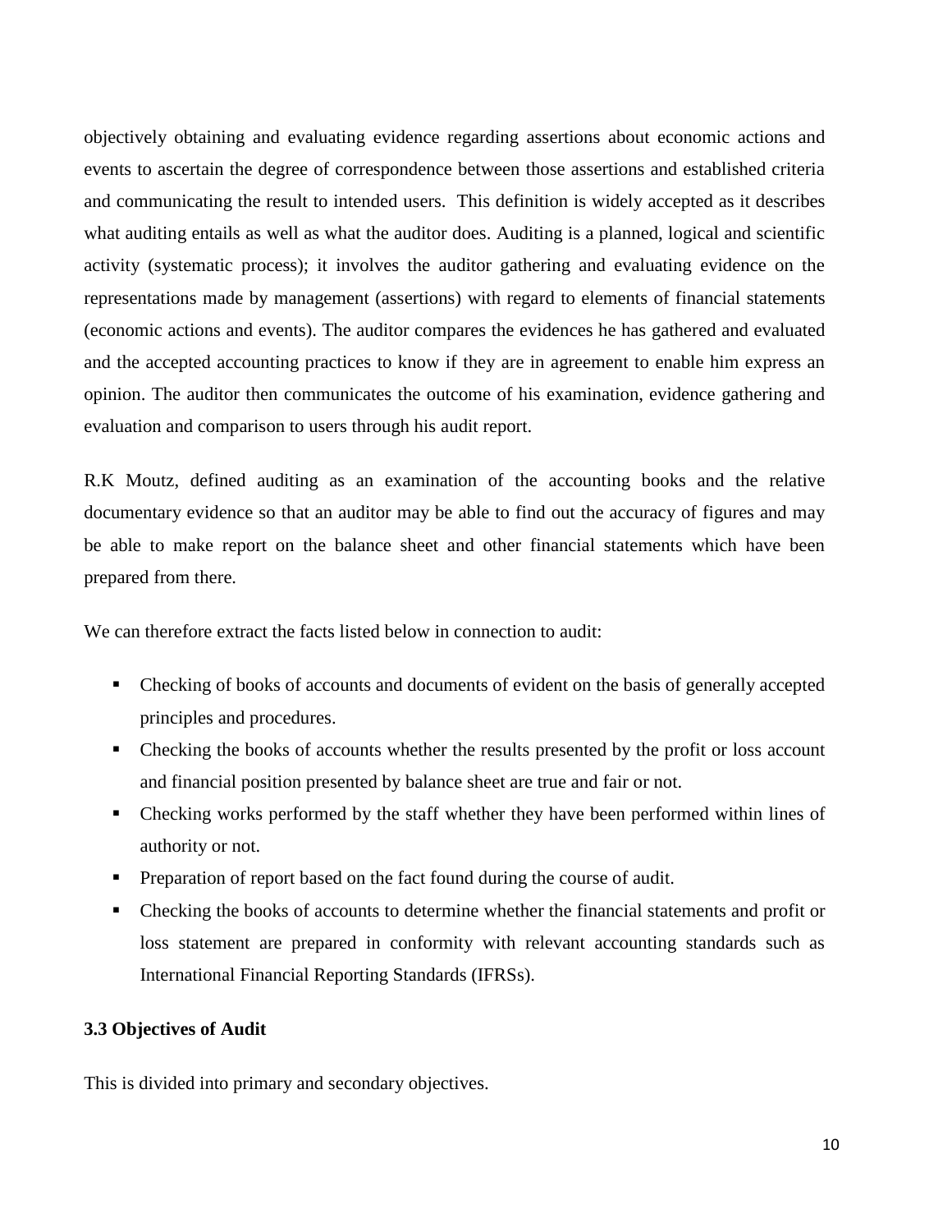objectively obtaining and evaluating evidence regarding assertions about economic actions and events to ascertain the degree of correspondence between those assertions and established criteria and communicating the result to intended users. This definition is widely accepted as it describes what auditing entails as well as what the auditor does. Auditing is a planned, logical and scientific activity (systematic process); it involves the auditor gathering and evaluating evidence on the representations made by management (assertions) with regard to elements of financial statements (economic actions and events). The auditor compares the evidences he has gathered and evaluated and the accepted accounting practices to know if they are in agreement to enable him express an opinion. The auditor then communicates the outcome of his examination, evidence gathering and evaluation and comparison to users through his audit report.

R.K Moutz, defined auditing as an examination of the accounting books and the relative documentary evidence so that an auditor may be able to find out the accuracy of figures and may be able to make report on the balance sheet and other financial statements which have been prepared from there.

We can therefore extract the facts listed below in connection to audit:

- Checking of books of accounts and documents of evident on the basis of generally accepted principles and procedures.
- Checking the books of accounts whether the results presented by the profit or loss account and financial position presented by balance sheet are true and fair or not.
- Checking works performed by the staff whether they have been performed within lines of authority or not.
- Preparation of report based on the fact found during the course of audit.
- Checking the books of accounts to determine whether the financial statements and profit or loss statement are prepared in conformity with relevant accounting standards such as International Financial Reporting Standards (IFRSs).

### 3.3 Objectives of Audit

This is divided into primary and secondary objectives.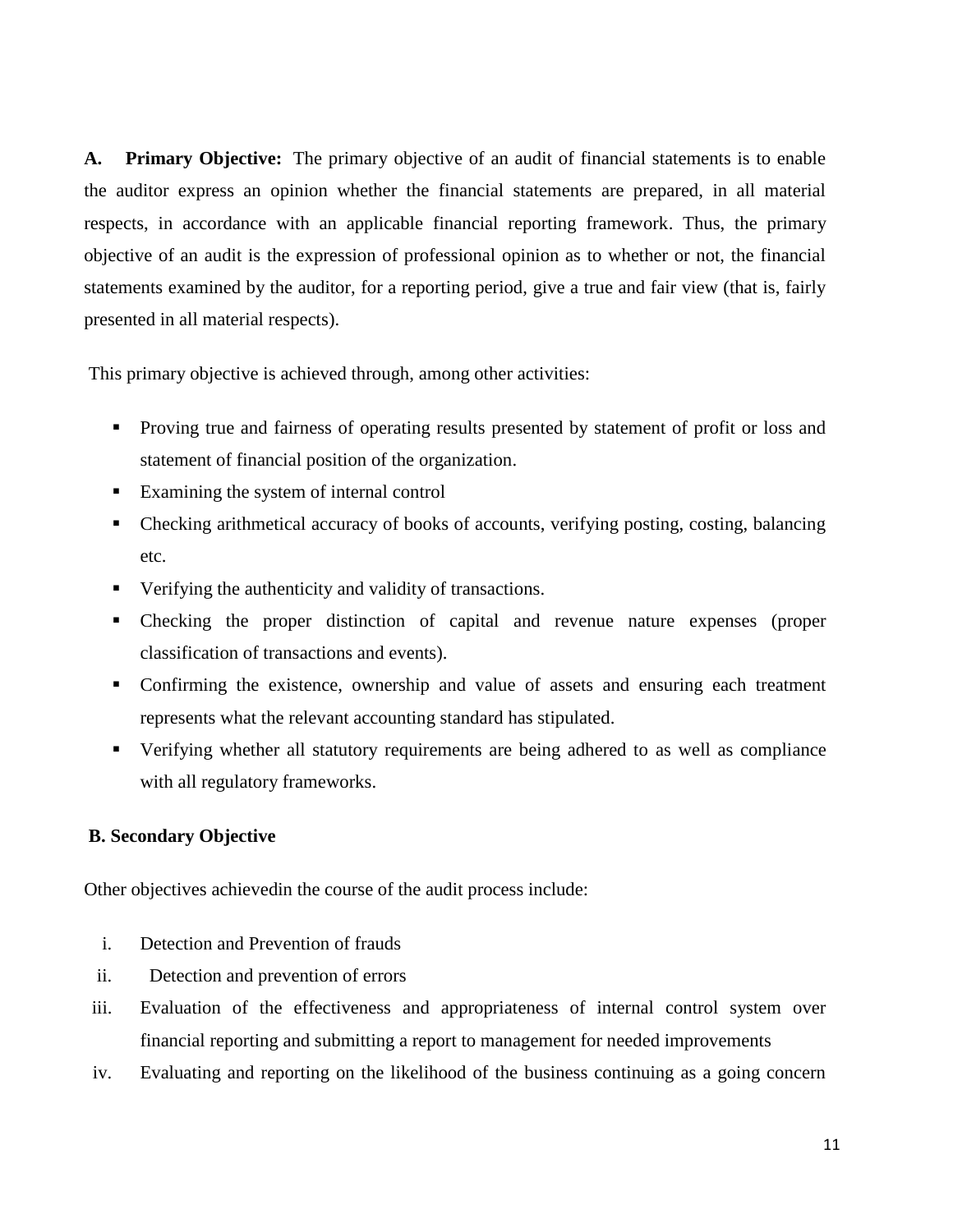**A. Primary Objective:** The primary objective of an audit of financial statements is to enable the auditor express an opinion whether the financial statements are prepared, in all material respects, in accordance with an applicable financial reporting framework. Thus, the primary objective of an audit is the expression of professional opinion as to whether or not, the financial statements examined by the auditor, for a reporting period, give a true and fair view (that is, fairly presented in all material respects).

This primary objective is achieved through, among other activities:

- Proving true and fairness of operating results presented by statement of profit or loss and statement of financial position of the organization.
- Examining the system of internal control
- Checking arithmetical accuracy of books of accounts, verifying posting, costing, balancing etc.
- Verifying the authenticity and validity of transactions.
- Checking the proper distinction of capital and revenue nature expenses (proper classification of transactions and events).
- Confirming the existence, ownership and value of assets and ensuring each treatment represents what the relevant accounting standard has stipulated.
- Verifying whether all statutory requirements are being adhered to as well as compliance with all regulatory frameworks.

**B. Secondary Objective**

Other objectives achievedin the course of the audit process include:

i. Detection and Prevention of frauds
ii. Detection and prevention of errors
iii. Evaluation of the effectiveness and appropriateness of internal control system over financial reporting and submitting a report to management for needed improvements
iv. Evaluating and reporting on the likelihood of the business continuing as a going concern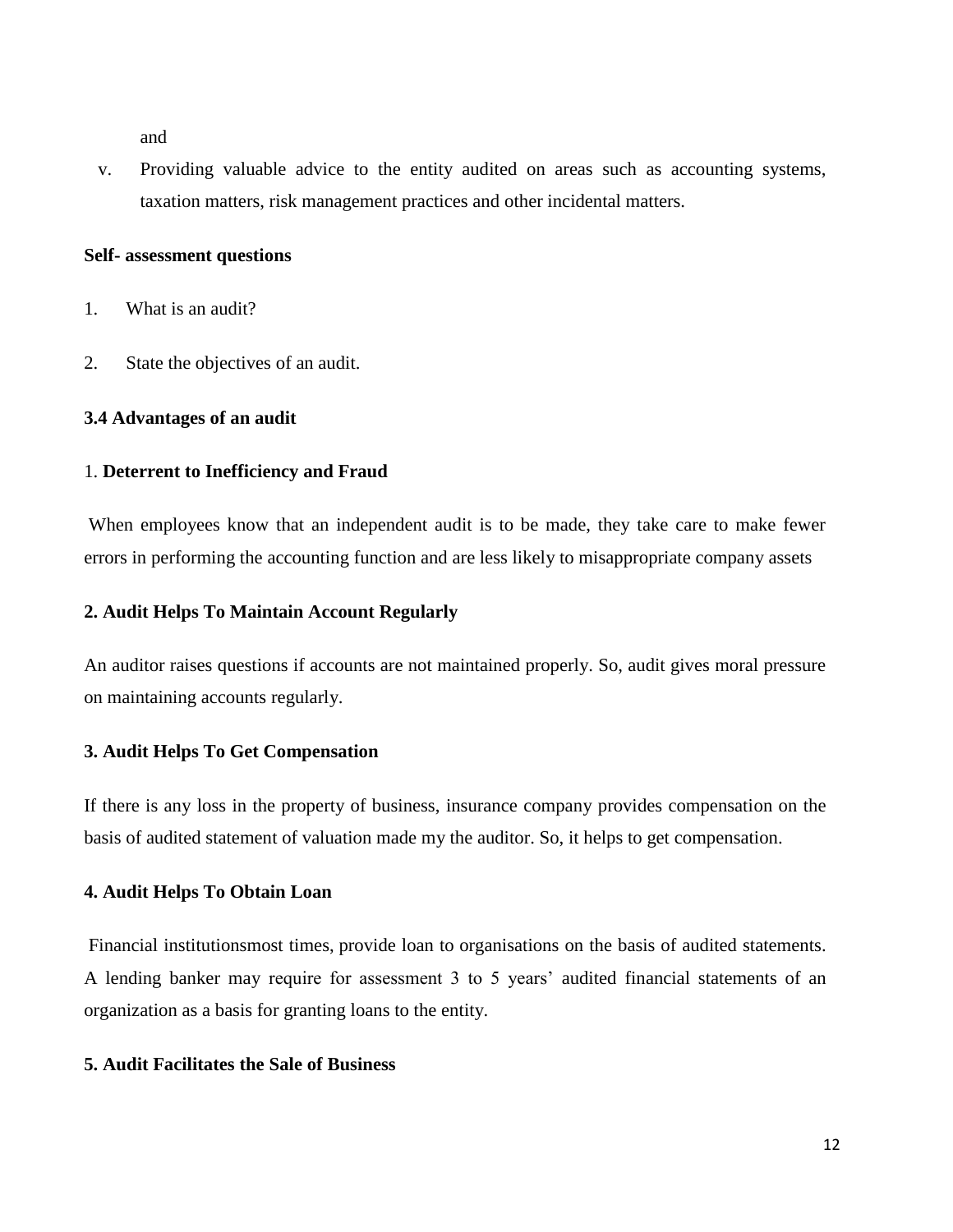and

v. Providing valuable advice to the entity audited on areas such as accounting systems, taxation matters, risk management practices and other incidental matters.

**Self- assessment questions**

1. What is an audit?

2. State the objectives of an audit.

### 3.4 Advantages of an audit

1. **Deterrent to Inefficiency and Fraud**

When employees know that an independent audit is to be made, they take care to make fewer errors in performing the accounting function and are less likely to misappropriate company assets

**2. Audit Helps To Maintain Account Regularly**

An auditor raises questions if accounts are not maintained properly. So, audit gives moral pressure on maintaining accounts regularly.

**3. Audit Helps To Get Compensation**

If there is any loss in the property of business, insurance company provides compensation on the basis of audited statement of valuation made my the auditor. So, it helps to get compensation.

**4. Audit Helps To Obtain Loan**

Financial institutionsmost times, provide loan to organisations on the basis of audited statements. A lending banker may require for assessment 3 to 5 years' audited financial statements of an organization as a basis for granting loans to the entity.

**5. Audit Facilitates the Sale of Business**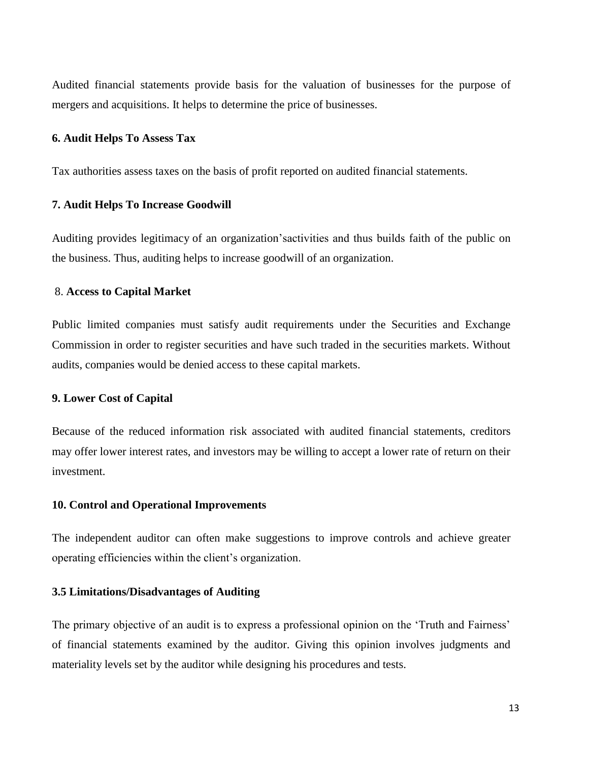Audited financial statements provide basis for the valuation of businesses for the purpose of mergers and acquisitions. It helps to determine the price of businesses.

**6. Audit Helps To Assess Tax**

Tax authorities assess taxes on the basis of profit reported on audited financial statements.

**7. Audit Helps To Increase Goodwill**

Auditing provides legitimacy of an organization'sactivities and thus builds faith of the public on the business. Thus, auditing helps to increase goodwill of an organization.

8. **Access to Capital Market**

Public limited companies must satisfy audit requirements under the Securities and Exchange Commission in order to register securities and have such traded in the securities markets. Without audits, companies would be denied access to these capital markets.

**9. Lower Cost of Capital**

Because of the reduced information risk associated with audited financial statements, creditors may offer lower interest rates, and investors may be willing to accept a lower rate of return on their investment.

**10. Control and Operational Improvements**

The independent auditor can often make suggestions to improve controls and achieve greater operating efficiencies within the client's organization.

**3.5 Limitations/Disadvantages of Auditing**

The primary objective of an audit is to express a professional opinion on the 'Truth and Fairness' of financial statements examined by the auditor. Giving this opinion involves judgments and materiality levels set by the auditor while designing his procedures and tests.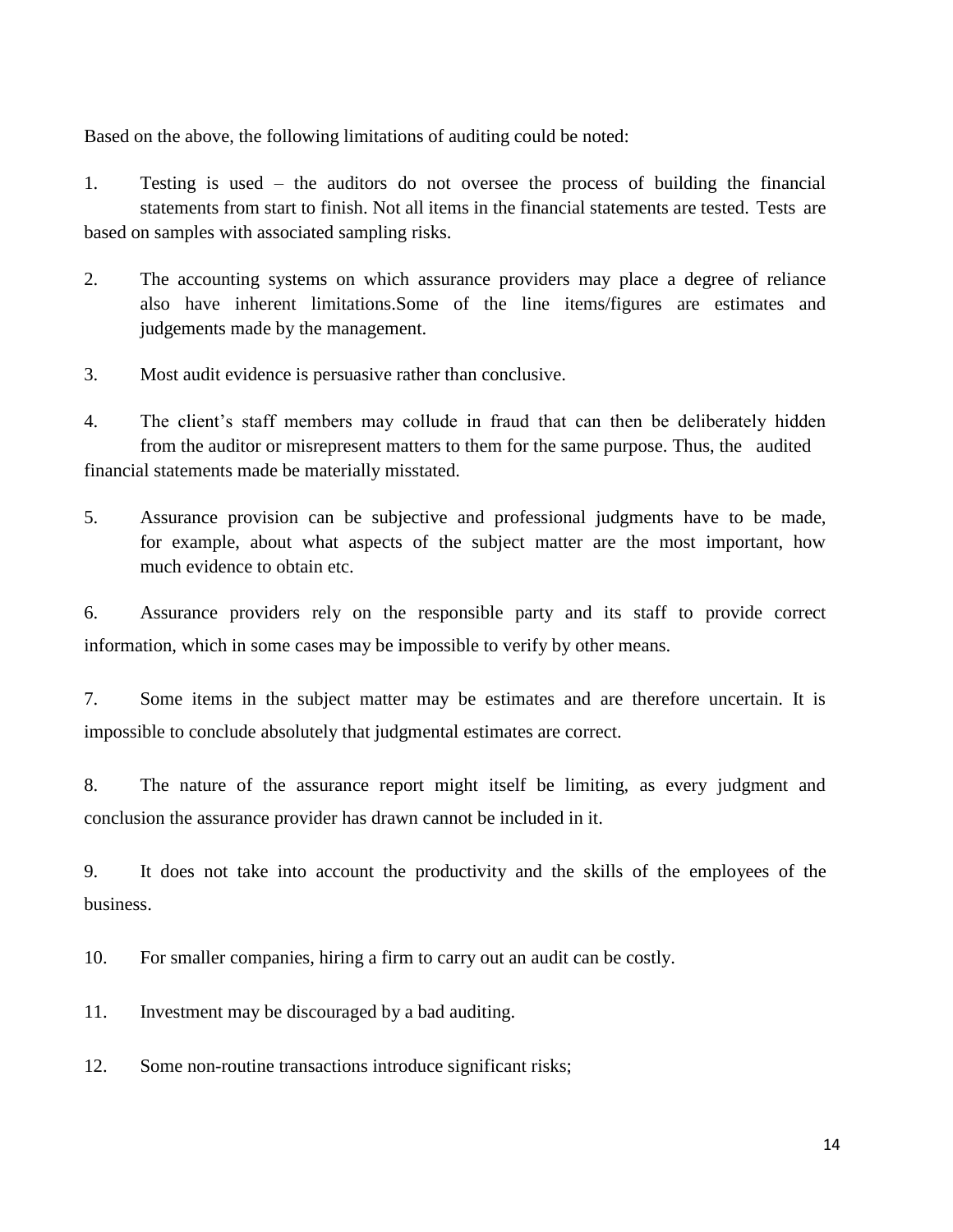Based on the above, the following limitations of auditing could be noted:

1. Testing is used – the auditors do not oversee the process of building the financial statements from start to finish. Not all items in the financial statements are tested. Tests are based on samples with associated sampling risks.

2. The accounting systems on which assurance providers may place a degree of reliance also have inherent limitations.Some of the line items/figures are estimates and judgements made by the management.

3. Most audit evidence is persuasive rather than conclusive.

4. The client's staff members may collude in fraud that can then be deliberately hidden from the auditor or misrepresent matters to them for the same purpose. Thus, the audited financial statements made be materially misstated.

5. Assurance provision can be subjective and professional judgments have to be made, for example, about what aspects of the subject matter are the most important, how much evidence to obtain etc.

6. Assurance providers rely on the responsible party and its staff to provide correct information, which in some cases may be impossible to verify by other means.

7. Some items in the subject matter may be estimates and are therefore uncertain. It is impossible to conclude absolutely that judgmental estimates are correct.

8. The nature of the assurance report might itself be limiting, as every judgment and conclusion the assurance provider has drawn cannot be included in it.

9. It does not take into account the productivity and the skills of the employees of the business.

10. For smaller companies, hiring a firm to carry out an audit can be costly.

11. Investment may be discouraged by a bad auditing.

12. Some non-routine transactions introduce significant risks;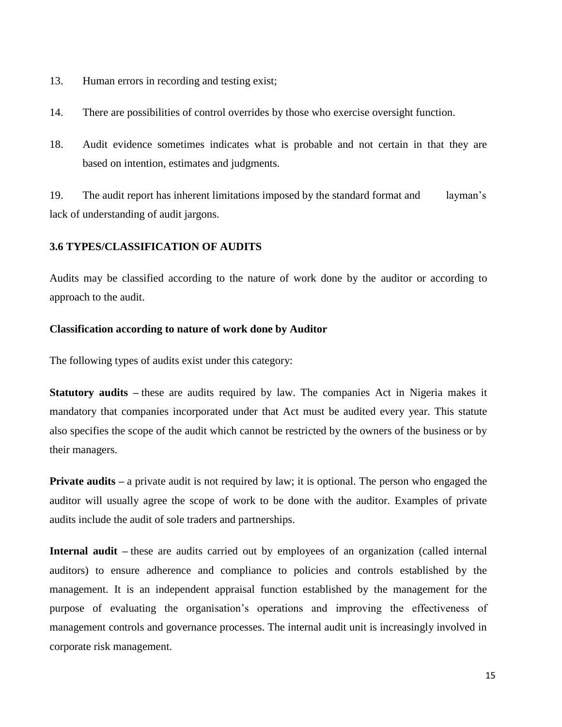13. Human errors in recording and testing exist;

14. There are possibilities of control overrides by those who exercise oversight function.

18. Audit evidence sometimes indicates what is probable and not certain in that they are based on intention, estimates and judgments.

19. The audit report has inherent limitations imposed by the standard format and layman's lack of understanding of audit jargons.

### 3.6 TYPES/CLASSIFICATION OF AUDITS

Audits may be classified according to the nature of work done by the auditor or according to approach to the audit.

**Classification according to nature of work done by Auditor**

The following types of audits exist under this category:

**Statutory audits –** these are audits required by law. The companies Act in Nigeria makes it mandatory that companies incorporated under that Act must be audited every year. This statute also specifies the scope of the audit which cannot be restricted by the owners of the business or by their managers.

**Private audits –** a private audit is not required by law; it is optional. The person who engaged the auditor will usually agree the scope of work to be done with the auditor. Examples of private audits include the audit of sole traders and partnerships.

**Internal audit –** these are audits carried out by employees of an organization (called internal auditors) to ensure adherence and compliance to policies and controls established by the management. It is an independent appraisal function established by the management for the purpose of evaluating the organisation's operations and improving the effectiveness of management controls and governance processes. The internal audit unit is increasingly involved in corporate risk management.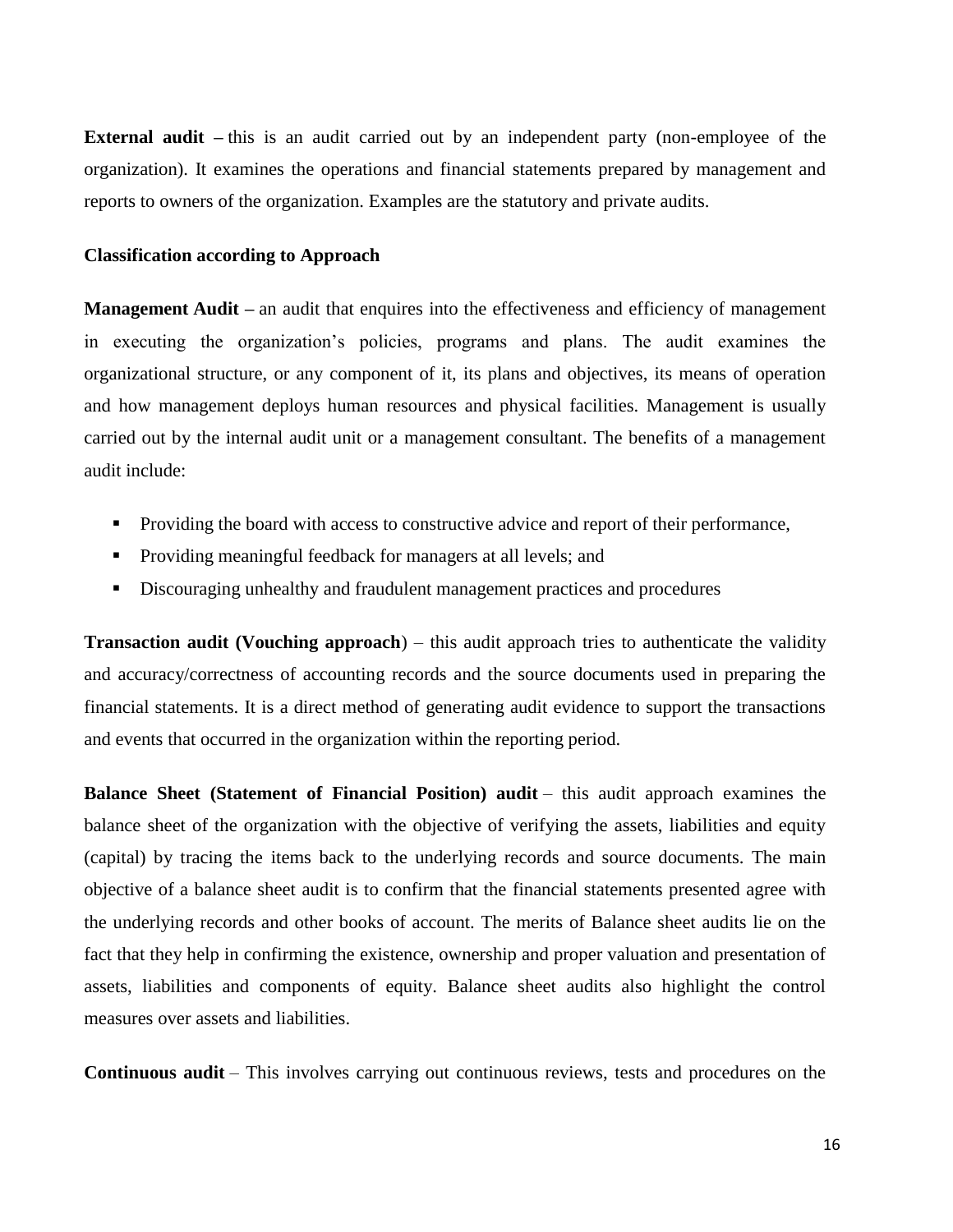**External audit –** this is an audit carried out by an independent party (non-employee of the organization). It examines the operations and financial statements prepared by management and reports to owners of the organization. Examples are the statutory and private audits.

**Classification according to Approach**

**Management Audit –** an audit that enquires into the effectiveness and efficiency of management in executing the organization's policies, programs and plans. The audit examines the organizational structure, or any component of it, its plans and objectives, its means of operation and how management deploys human resources and physical facilities. Management is usually carried out by the internal audit unit or a management consultant. The benefits of a management audit include:

- Providing the board with access to constructive advice and report of their performance,
- Providing meaningful feedback for managers at all levels; and
- Discouraging unhealthy and fraudulent management practices and procedures

**Transaction audit (Vouching approach**) – this audit approach tries to authenticate the validity and accuracy/correctness of accounting records and the source documents used in preparing the financial statements. It is a direct method of generating audit evidence to support the transactions and events that occurred in the organization within the reporting period.

**Balance Sheet (Statement of Financial Position) audit** – this audit approach examines the balance sheet of the organization with the objective of verifying the assets, liabilities and equity (capital) by tracing the items back to the underlying records and source documents. The main objective of a balance sheet audit is to confirm that the financial statements presented agree with the underlying records and other books of account. The merits of Balance sheet audits lie on the fact that they help in confirming the existence, ownership and proper valuation and presentation of assets, liabilities and components of equity. Balance sheet audits also highlight the control measures over assets and liabilities.

**Continuous audit** – This involves carrying out continuous reviews, tests and procedures on the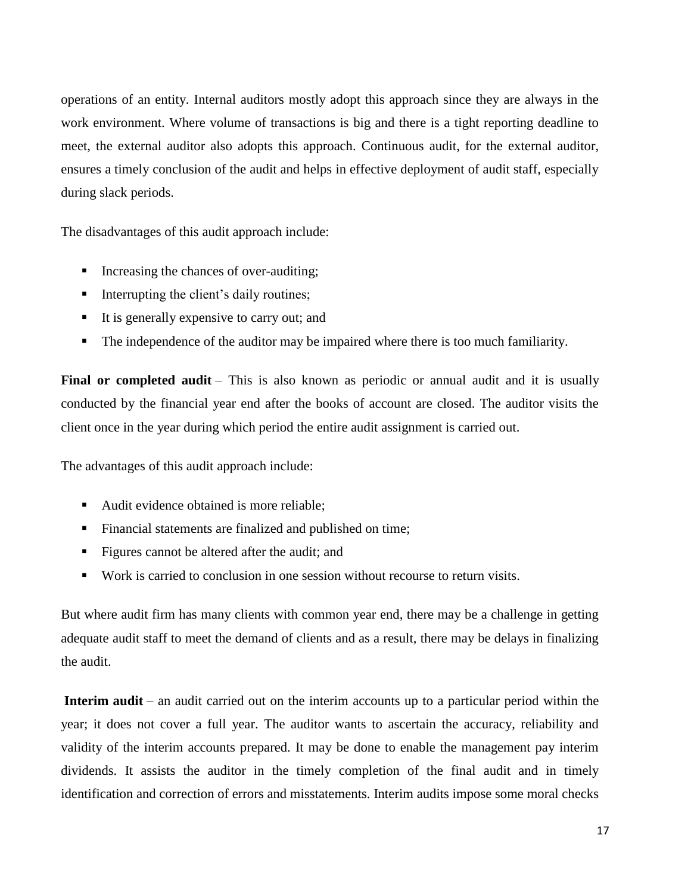operations of an entity. Internal auditors mostly adopt this approach since they are always in the work environment. Where volume of transactions is big and there is a tight reporting deadline to meet, the external auditor also adopts this approach. Continuous audit, for the external auditor, ensures a timely conclusion of the audit and helps in effective deployment of audit staff, especially during slack periods.

The disadvantages of this audit approach include:

- Increasing the chances of over-auditing;
- Interrupting the client's daily routines;
- It is generally expensive to carry out; and
- The independence of the auditor may be impaired where there is too much familiarity.

**Final or completed audit** – This is also known as periodic or annual audit and it is usually conducted by the financial year end after the books of account are closed. The auditor visits the client once in the year during which period the entire audit assignment is carried out.

The advantages of this audit approach include:

- Audit evidence obtained is more reliable;
- Financial statements are finalized and published on time;
- Figures cannot be altered after the audit; and
- Work is carried to conclusion in one session without recourse to return visits.

But where audit firm has many clients with common year end, there may be a challenge in getting adequate audit staff to meet the demand of clients and as a result, there may be delays in finalizing the audit.

**Interim audit** – an audit carried out on the interim accounts up to a particular period within the year; it does not cover a full year. The auditor wants to ascertain the accuracy, reliability and validity of the interim accounts prepared. It may be done to enable the management pay interim dividends. It assists the auditor in the timely completion of the final audit and in timely identification and correction of errors and misstatements. Interim audits impose some moral checks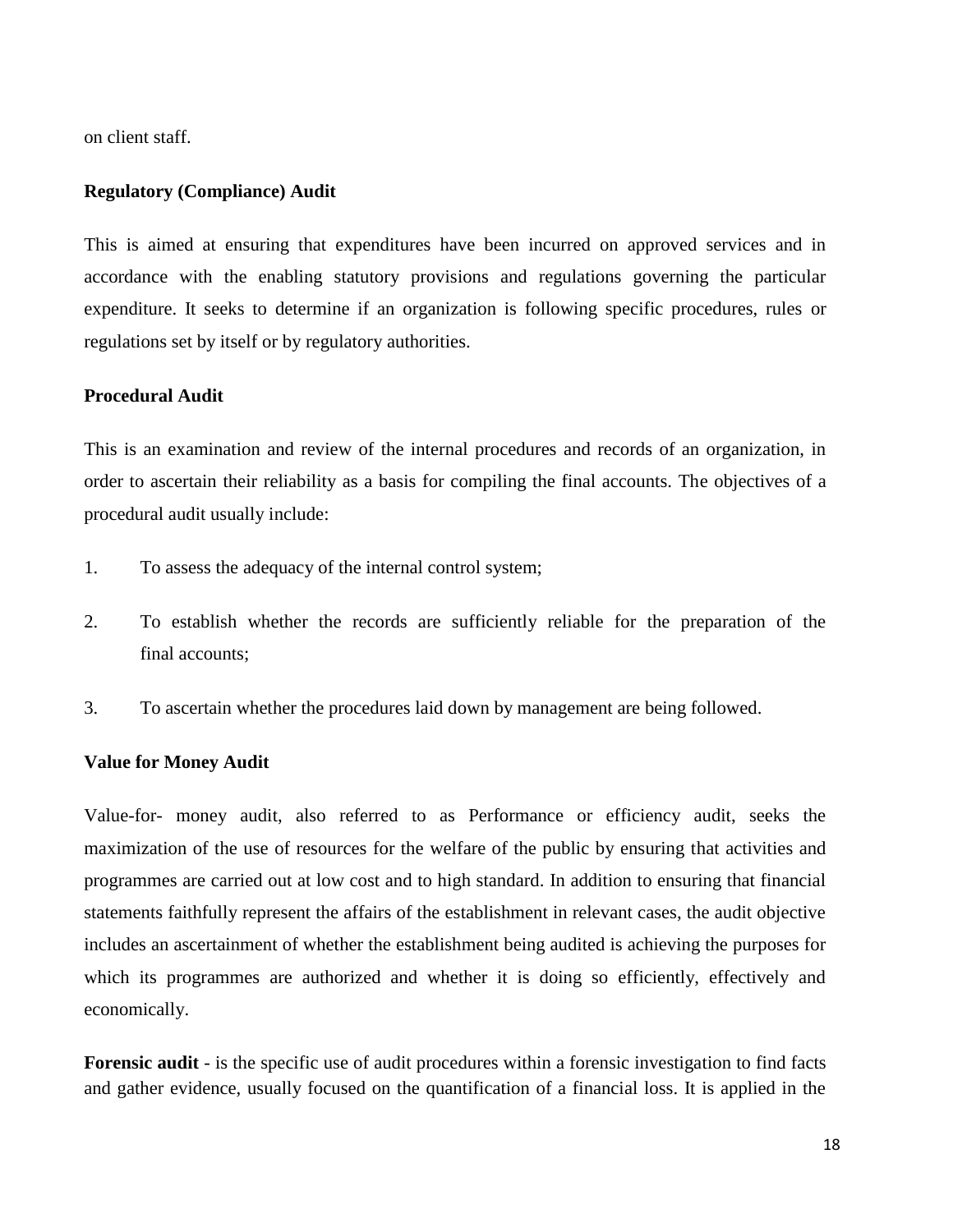on client staff.

**Regulatory (Compliance) Audit**

This is aimed at ensuring that expenditures have been incurred on approved services and in accordance with the enabling statutory provisions and regulations governing the particular expenditure. It seeks to determine if an organization is following specific procedures, rules or regulations set by itself or by regulatory authorities.

**Procedural Audit**

This is an examination and review of the internal procedures and records of an organization, in order to ascertain their reliability as a basis for compiling the final accounts. The objectives of a procedural audit usually include:

1. To assess the adequacy of the internal control system;
2. To establish whether the records are sufficiently reliable for the preparation of the final accounts;
3. To ascertain whether the procedures laid down by management are being followed.

**Value for Money Audit**

Value-for- money audit, also referred to as Performance or efficiency audit, seeks the maximization of the use of resources for the welfare of the public by ensuring that activities and programmes are carried out at low cost and to high standard. In addition to ensuring that financial statements faithfully represent the affairs of the establishment in relevant cases, the audit objective includes an ascertainment of whether the establishment being audited is achieving the purposes for which its programmes are authorized and whether it is doing so efficiently, effectively and economically.

**Forensic audit** - is the specific use of audit procedures within a forensic investigation to find facts and gather evidence, usually focused on the quantification of a financial loss. It is applied in the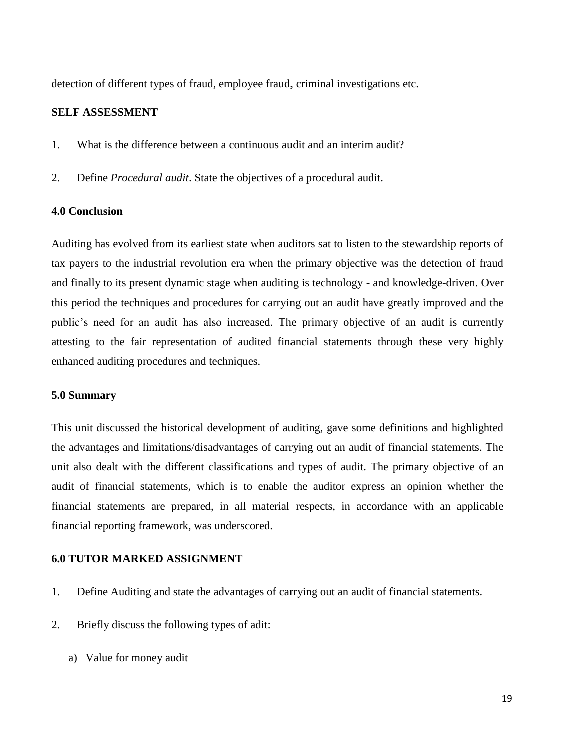detection of different types of fraud, employee fraud, criminal investigations etc.

**SELF ASSESSMENT**

1. What is the difference between a continuous audit and an interim audit?
2. Define *Procedural audit*. State the objectives of a procedural audit.

### 4.0 Conclusion

Auditing has evolved from its earliest state when auditors sat to listen to the stewardship reports of tax payers to the industrial revolution era when the primary objective was the detection of fraud and finally to its present dynamic stage when auditing is technology - and knowledge-driven. Over this period the techniques and procedures for carrying out an audit have greatly improved and the public's need for an audit has also increased. The primary objective of an audit is currently attesting to the fair representation of audited financial statements through these very highly enhanced auditing procedures and techniques.

### 5.0 Summary

This unit discussed the historical development of auditing, gave some definitions and highlighted the advantages and limitations/disadvantages of carrying out an audit of financial statements. The unit also dealt with the different classifications and types of audit. The primary objective of an audit of financial statements, which is to enable the auditor express an opinion whether the financial statements are prepared, in all material respects, in accordance with an applicable financial reporting framework, was underscored.

### 6.0 TUTOR MARKED ASSIGNMENT

1. Define Auditing and state the advantages of carrying out an audit of financial statements.
2. Briefly discuss the following types of adit:
   a) Value for money audit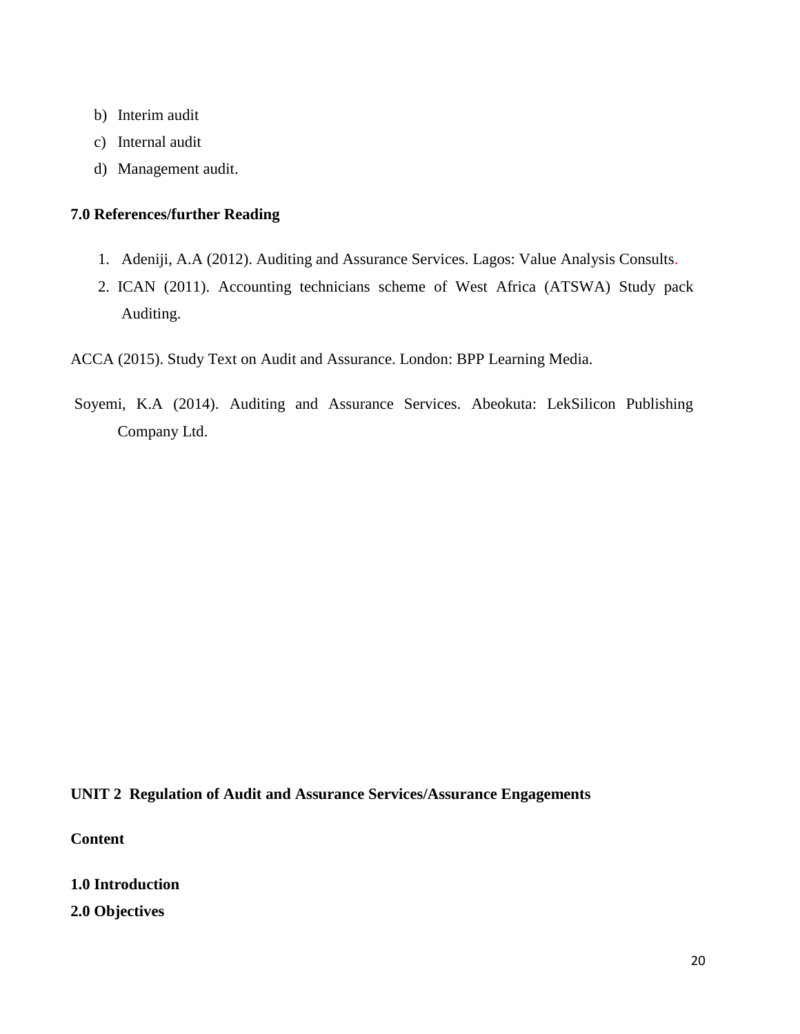b) Interim audit

c) Internal audit

d) Management audit.

**7.0 References/further Reading**

1. Adeniji, A.A (2012). Auditing and Assurance Services. Lagos: Value Analysis Consults.
2. ICAN (2011). Accounting technicians scheme of West Africa (ATSWA) Study pack Auditing.

ACCA (2015). Study Text on Audit and Assurance. London: BPP Learning Media.

Soyemi, K.A (2014). Auditing and Assurance Services. Abeokuta: LekSilicon Publishing Company Ltd.

**UNIT 2 Regulation of Audit and Assurance Services/Assurance Engagements**

**Content**

**1.0 Introduction**

**2.0 Objectives**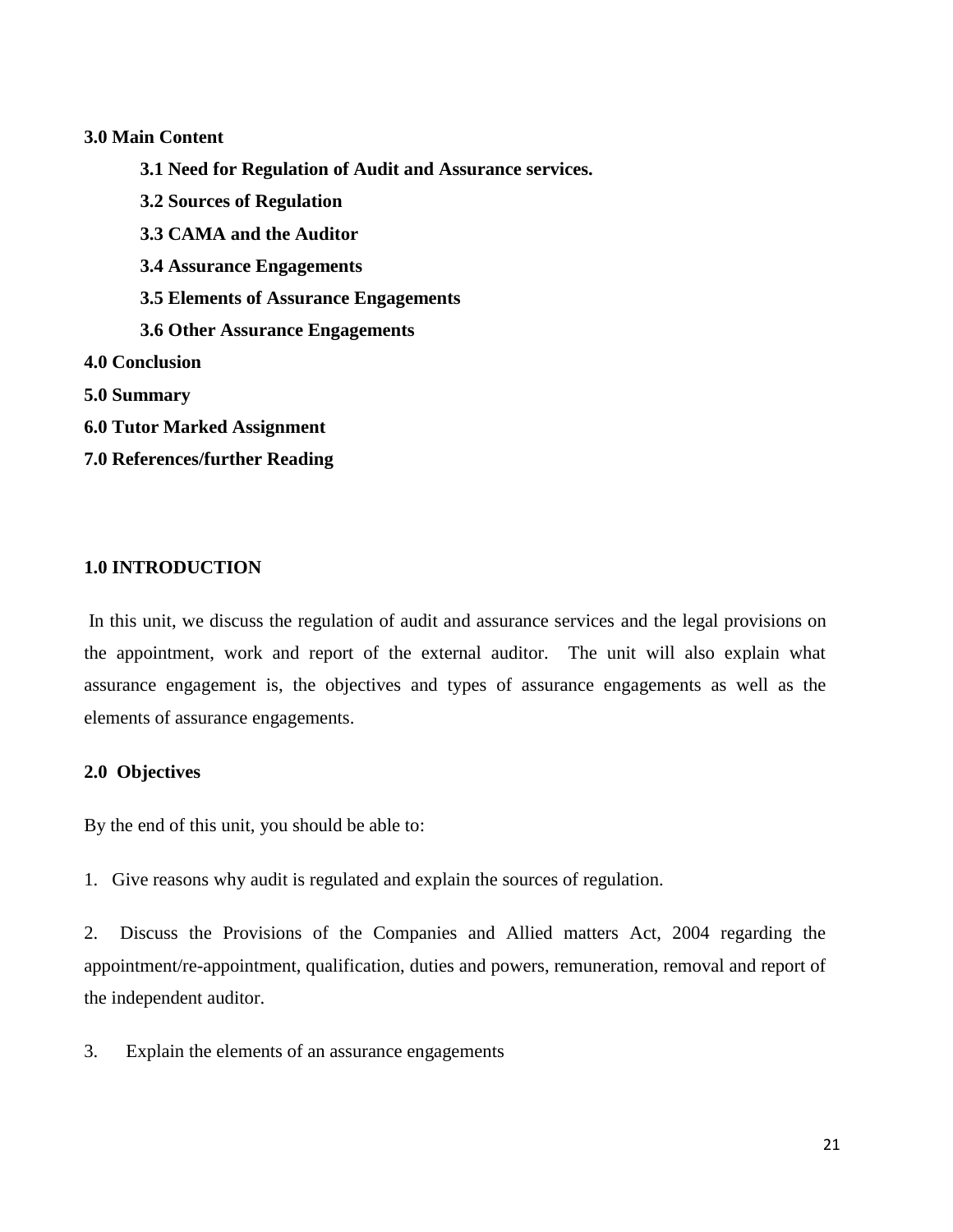**3.0 Main Content**

- **3.1 Need for Regulation of Audit and Assurance services.**
- **3.2 Sources of Regulation**
- **3.3 CAMA and the Auditor**
- **3.4 Assurance Engagements**
- **3.5 Elements of Assurance Engagements**
- **3.6 Other Assurance Engagements**

**4.0 Conclusion**

**5.0 Summary**

**6.0 Tutor Marked Assignment**

**7.0 References/further Reading**

## 1.0 INTRODUCTION

In this unit, we discuss the regulation of audit and assurance services and the legal provisions on the appointment, work and report of the external auditor. The unit will also explain what assurance engagement is, the objectives and types of assurance engagements as well as the elements of assurance engagements.

## 2.0 Objectives

By the end of this unit, you should be able to:

1. Give reasons why audit is regulated and explain the sources of regulation.

2. Discuss the Provisions of the Companies and Allied matters Act, 2004 regarding the appointment/re-appointment, qualification, duties and powers, remuneration, removal and report of the independent auditor.

3. Explain the elements of an assurance engagements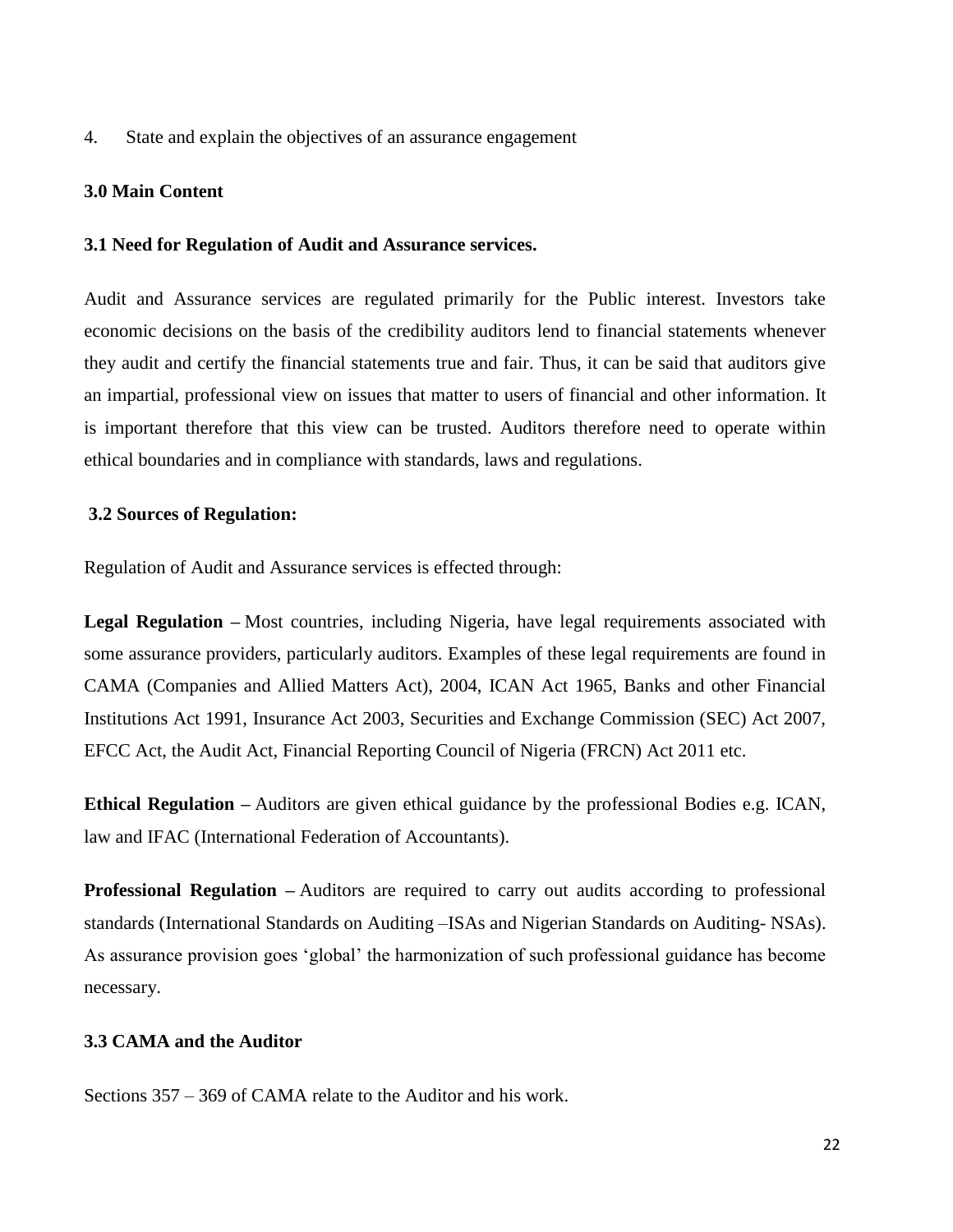4. State and explain the objectives of an assurance engagement

## 3.0 Main Content

### 3.1 Need for Regulation of Audit and Assurance services.

Audit and Assurance services are regulated primarily for the Public interest. Investors take economic decisions on the basis of the credibility auditors lend to financial statements whenever they audit and certify the financial statements true and fair. Thus, it can be said that auditors give an impartial, professional view on issues that matter to users of financial and other information. It is important therefore that this view can be trusted. Auditors therefore need to operate within ethical boundaries and in compliance with standards, laws and regulations.

### 3.2 Sources of Regulation:

Regulation of Audit and Assurance services is effected through:

**Legal Regulation –** Most countries, including Nigeria, have legal requirements associated with some assurance providers, particularly auditors. Examples of these legal requirements are found in CAMA (Companies and Allied Matters Act), 2004, ICAN Act 1965, Banks and other Financial Institutions Act 1991, Insurance Act 2003, Securities and Exchange Commission (SEC) Act 2007, EFCC Act, the Audit Act, Financial Reporting Council of Nigeria (FRCN) Act 2011 etc.

**Ethical Regulation –** Auditors are given ethical guidance by the professional Bodies e.g. ICAN, law and IFAC (International Federation of Accountants).

**Professional Regulation –** Auditors are required to carry out audits according to professional standards (International Standards on Auditing –ISAs and Nigerian Standards on Auditing- NSAs). As assurance provision goes 'global' the harmonization of such professional guidance has become necessary.

### 3.3 CAMA and the Auditor

Sections 357 – 369 of CAMA relate to the Auditor and his work.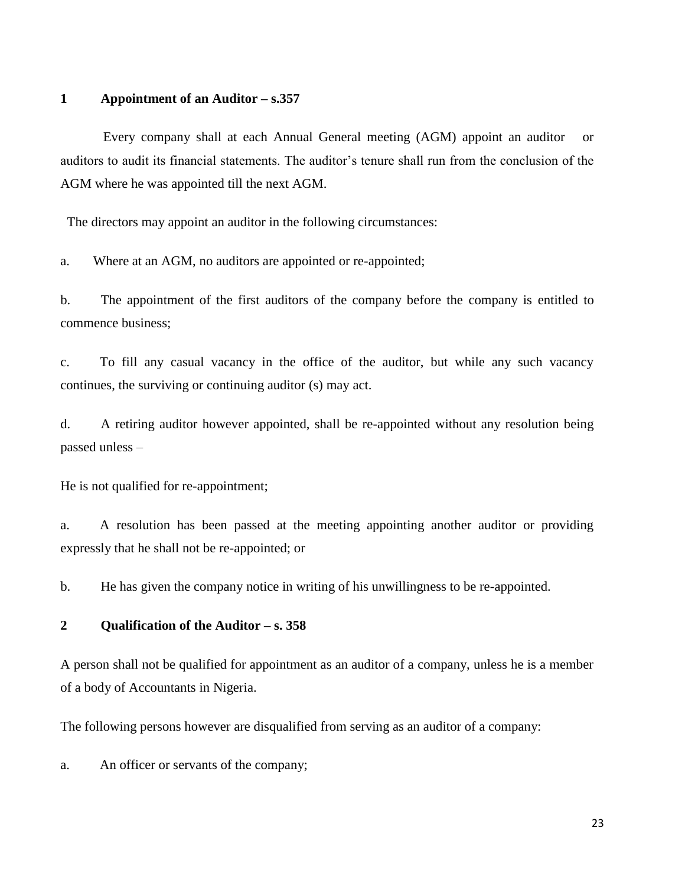## 1 Appointment of an Auditor – s.357

Every company shall at each Annual General meeting (AGM) appoint an auditor or auditors to audit its financial statements. The auditor's tenure shall run from the conclusion of the AGM where he was appointed till the next AGM.

The directors may appoint an auditor in the following circumstances:

a. Where at an AGM, no auditors are appointed or re-appointed;

b. The appointment of the first auditors of the company before the company is entitled to commence business;

c. To fill any casual vacancy in the office of the auditor, but while any such vacancy continues, the surviving or continuing auditor (s) may act.

d. A retiring auditor however appointed, shall be re-appointed without any resolution being passed unless –

He is not qualified for re-appointment;

a. A resolution has been passed at the meeting appointing another auditor or providing expressly that he shall not be re-appointed; or

b. He has given the company notice in writing of his unwillingness to be re-appointed.

## 2 Qualification of the Auditor – s. 358

A person shall not be qualified for appointment as an auditor of a company, unless he is a member of a body of Accountants in Nigeria.

The following persons however are disqualified from serving as an auditor of a company:

a. An officer or servants of the company;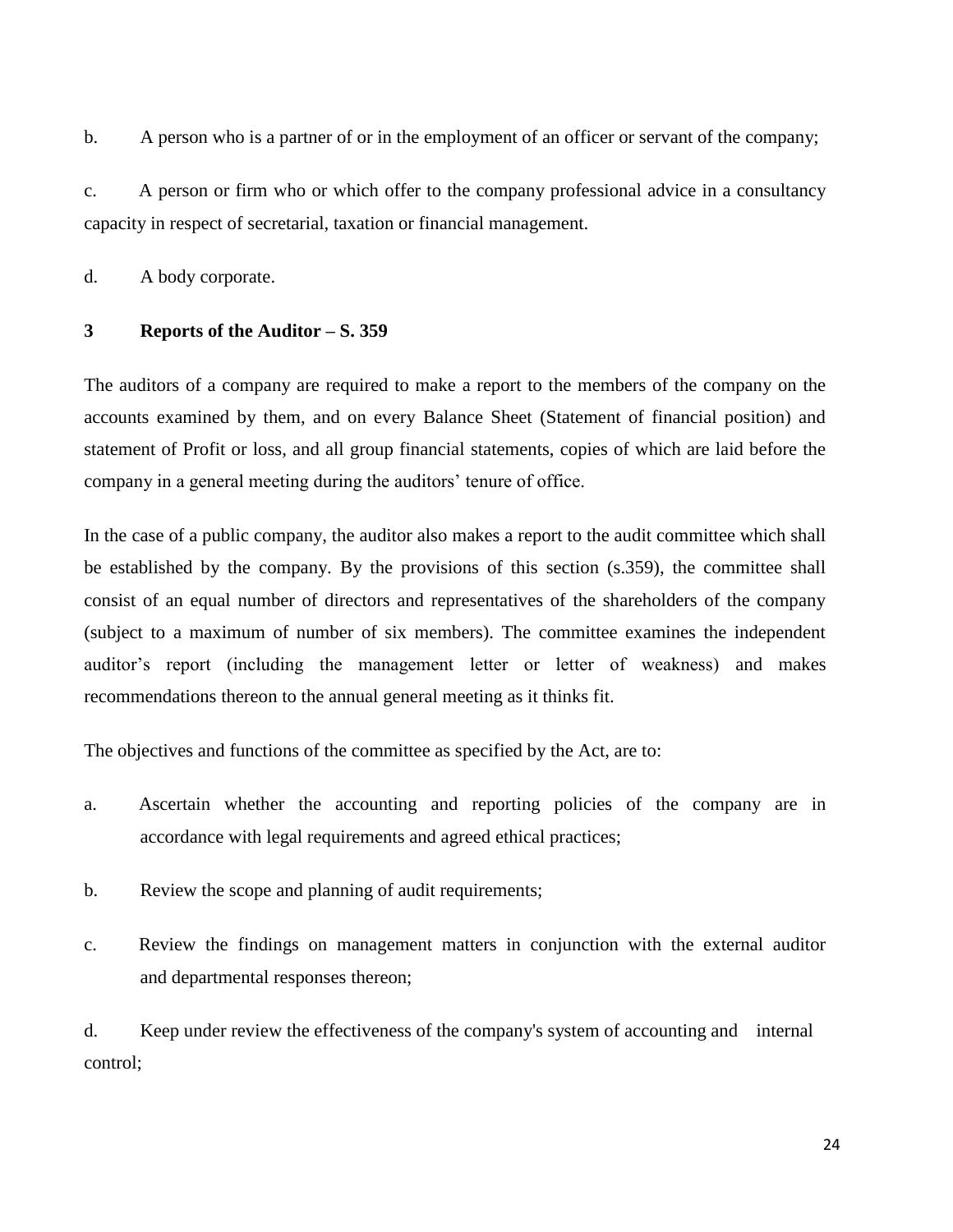b. A person who is a partner of or in the employment of an officer or servant of the company;

c. A person or firm who or which offer to the company professional advice in a consultancy capacity in respect of secretarial, taxation or financial management.

d. A body corporate.

### 3 Reports of the Auditor – S. 359

The auditors of a company are required to make a report to the members of the company on the accounts examined by them, and on every Balance Sheet (Statement of financial position) and statement of Profit or loss, and all group financial statements, copies of which are laid before the company in a general meeting during the auditors' tenure of office.

In the case of a public company, the auditor also makes a report to the audit committee which shall be established by the company. By the provisions of this section (s.359), the committee shall consist of an equal number of directors and representatives of the shareholders of the company (subject to a maximum of number of six members). The committee examines the independent auditor's report (including the management letter or letter of weakness) and makes recommendations thereon to the annual general meeting as it thinks fit.

The objectives and functions of the committee as specified by the Act, are to:

a. Ascertain whether the accounting and reporting policies of the company are in accordance with legal requirements and agreed ethical practices;

b. Review the scope and planning of audit requirements;

c. Review the findings on management matters in conjunction with the external auditor and departmental responses thereon;

d. Keep under review the effectiveness of the company's system of accounting and internal control;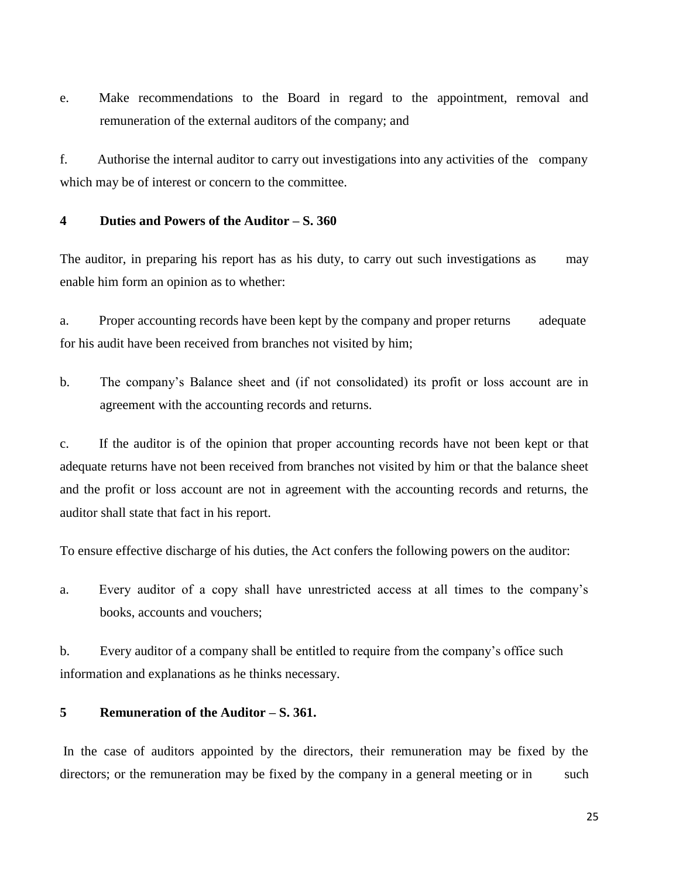e. Make recommendations to the Board in regard to the appointment, removal and remuneration of the external auditors of the company; and

f. Authorise the internal auditor to carry out investigations into any activities of the company which may be of interest or concern to the committee.

**4 Duties and Powers of the Auditor – S. 360**

The auditor, in preparing his report has as his duty, to carry out such investigations as may enable him form an opinion as to whether:

a. Proper accounting records have been kept by the company and proper returns adequate for his audit have been received from branches not visited by him;

b. The company's Balance sheet and (if not consolidated) its profit or loss account are in agreement with the accounting records and returns.

c. If the auditor is of the opinion that proper accounting records have not been kept or that adequate returns have not been received from branches not visited by him or that the balance sheet and the profit or loss account are not in agreement with the accounting records and returns, the auditor shall state that fact in his report.

To ensure effective discharge of his duties, the Act confers the following powers on the auditor:

a. Every auditor of a copy shall have unrestricted access at all times to the company's books, accounts and vouchers;

b. Every auditor of a company shall be entitled to require from the company's office such information and explanations as he thinks necessary.

**5 Remuneration of the Auditor – S. 361.**

In the case of auditors appointed by the directors, their remuneration may be fixed by the directors; or the remuneration may be fixed by the company in a general meeting or in such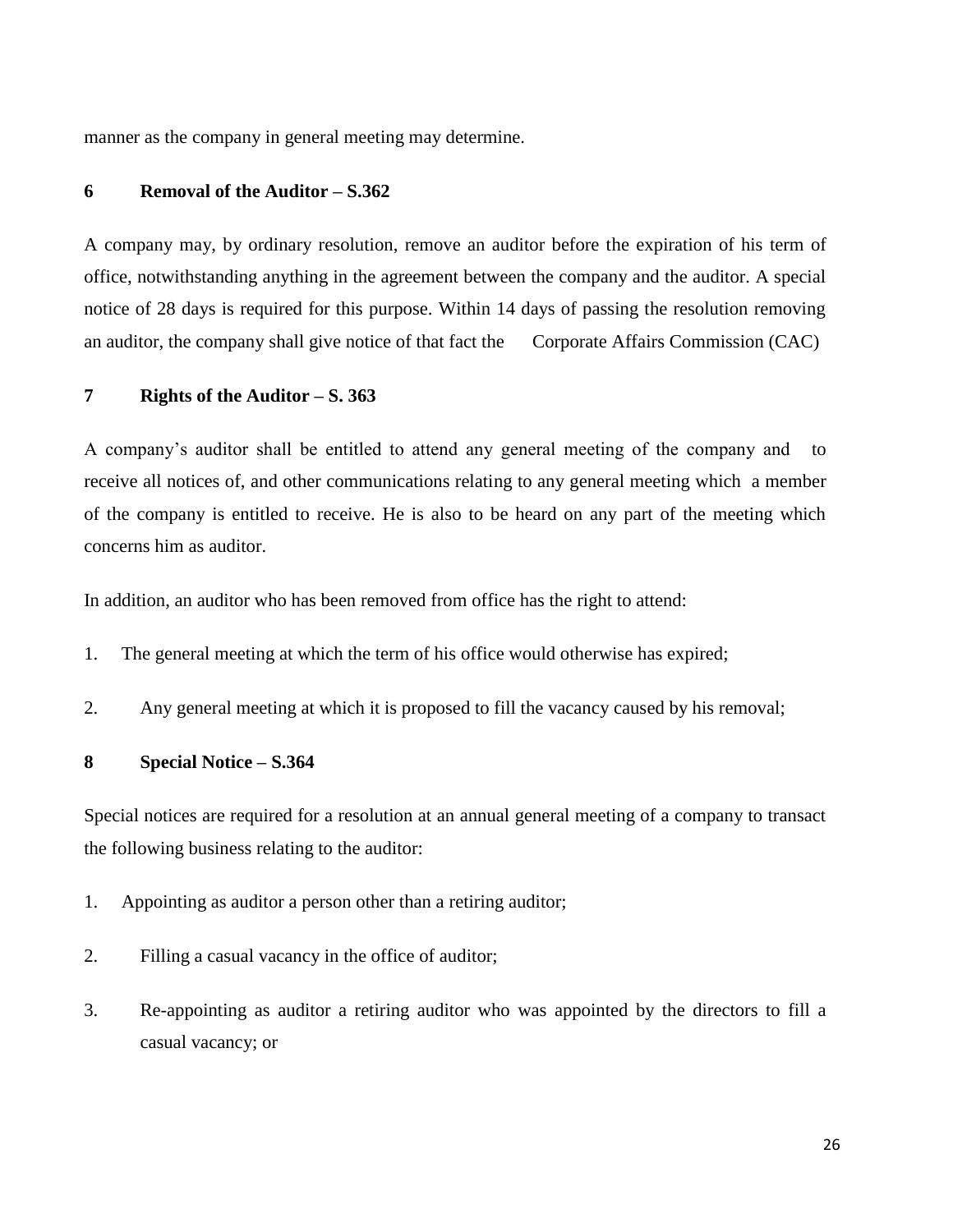manner as the company in general meeting may determine.

**6 Removal of the Auditor – S.362**

A company may, by ordinary resolution, remove an auditor before the expiration of his term of office, notwithstanding anything in the agreement between the company and the auditor. A special notice of 28 days is required for this purpose. Within 14 days of passing the resolution removing an auditor, the company shall give notice of that fact the Corporate Affairs Commission (CAC)

**7 Rights of the Auditor – S. 363**

A company's auditor shall be entitled to attend any general meeting of the company and to receive all notices of, and other communications relating to any general meeting which a member of the company is entitled to receive. He is also to be heard on any part of the meeting which concerns him as auditor.

In addition, an auditor who has been removed from office has the right to attend:

1. The general meeting at which the term of his office would otherwise has expired;
2. Any general meeting at which it is proposed to fill the vacancy caused by his removal;

**8 Special Notice – S.364**

Special notices are required for a resolution at an annual general meeting of a company to transact the following business relating to the auditor:

1. Appointing as auditor a person other than a retiring auditor;
2. Filling a casual vacancy in the office of auditor;
3. Re-appointing as auditor a retiring auditor who was appointed by the directors to fill a casual vacancy; or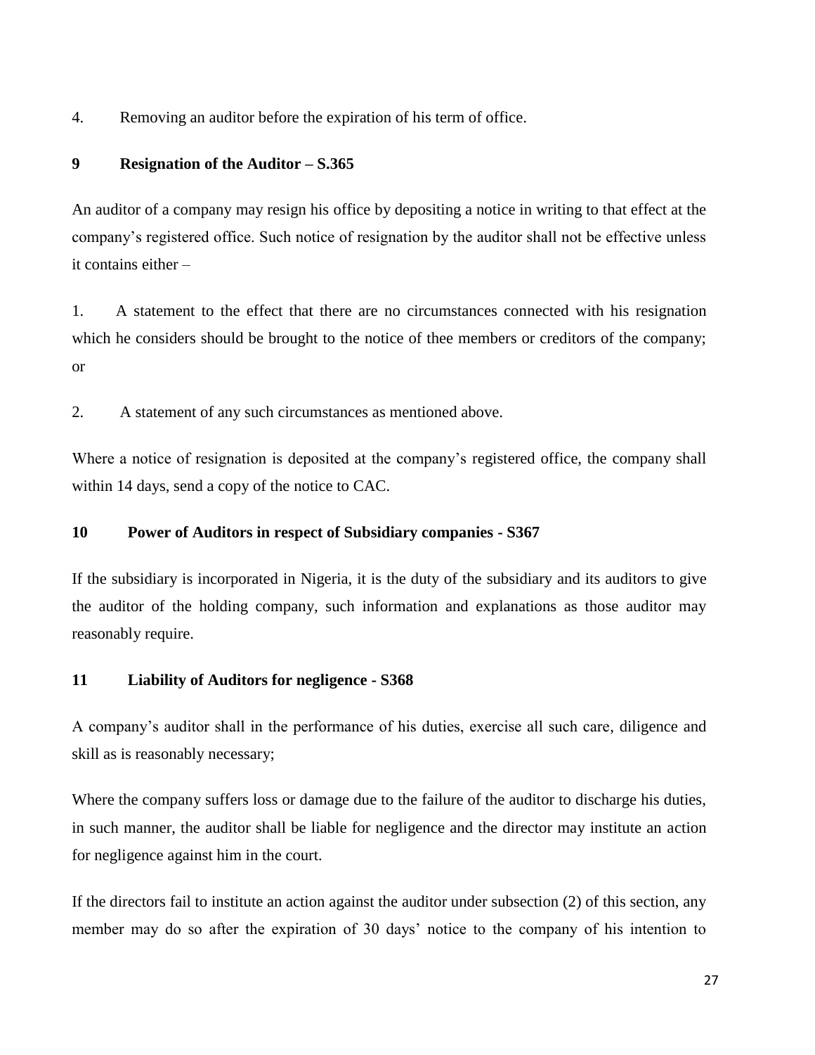4. Removing an auditor before the expiration of his term of office.

**9 Resignation of the Auditor – S.365**

An auditor of a company may resign his office by depositing a notice in writing to that effect at the company's registered office. Such notice of resignation by the auditor shall not be effective unless it contains either –

1. A statement to the effect that there are no circumstances connected with his resignation which he considers should be brought to the notice of thee members or creditors of the company; or

2. A statement of any such circumstances as mentioned above.

Where a notice of resignation is deposited at the company's registered office, the company shall within 14 days, send a copy of the notice to CAC.

**10 Power of Auditors in respect of Subsidiary companies - S367**

If the subsidiary is incorporated in Nigeria, it is the duty of the subsidiary and its auditors to give the auditor of the holding company, such information and explanations as those auditor may reasonably require.

**11 Liability of Auditors for negligence - S368**

A company's auditor shall in the performance of his duties, exercise all such care, diligence and skill as is reasonably necessary;

Where the company suffers loss or damage due to the failure of the auditor to discharge his duties, in such manner, the auditor shall be liable for negligence and the director may institute an action for negligence against him in the court.

If the directors fail to institute an action against the auditor under subsection (2) of this section, any member may do so after the expiration of 30 days' notice to the company of his intention to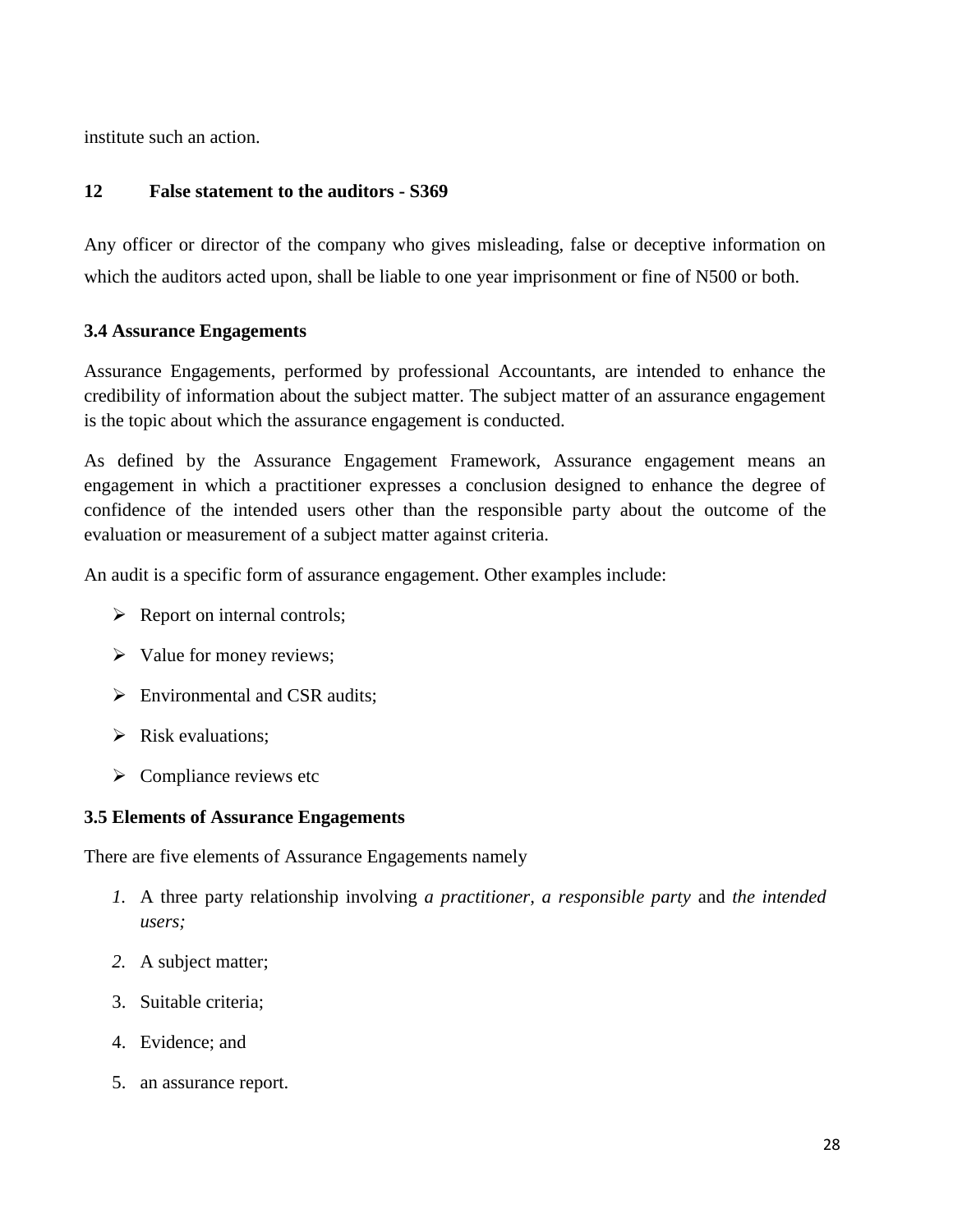institute such an action.

### 12 False statement to the auditors - S369

Any officer or director of the company who gives misleading, false or deceptive information on which the auditors acted upon, shall be liable to one year imprisonment or fine of N500 or both.

### 3.4 Assurance Engagements

Assurance Engagements, performed by professional Accountants, are intended to enhance the credibility of information about the subject matter. The subject matter of an assurance engagement is the topic about which the assurance engagement is conducted.

As defined by the Assurance Engagement Framework, Assurance engagement means an engagement in which a practitioner expresses a conclusion designed to enhance the degree of confidence of the intended users other than the responsible party about the outcome of the evaluation or measurement of a subject matter against criteria.

An audit is a specific form of assurance engagement. Other examples include:

- Report on internal controls;
- Value for money reviews;
- Environmental and CSR audits;
- Risk evaluations;
- Compliance reviews etc

### 3.5 Elements of Assurance Engagements

There are five elements of Assurance Engagements namely

1. A three party relationship involving *a practitioner, a responsible party* and *the intended users;*
2. A subject matter;
3. Suitable criteria;
4. Evidence; and
5. an assurance report.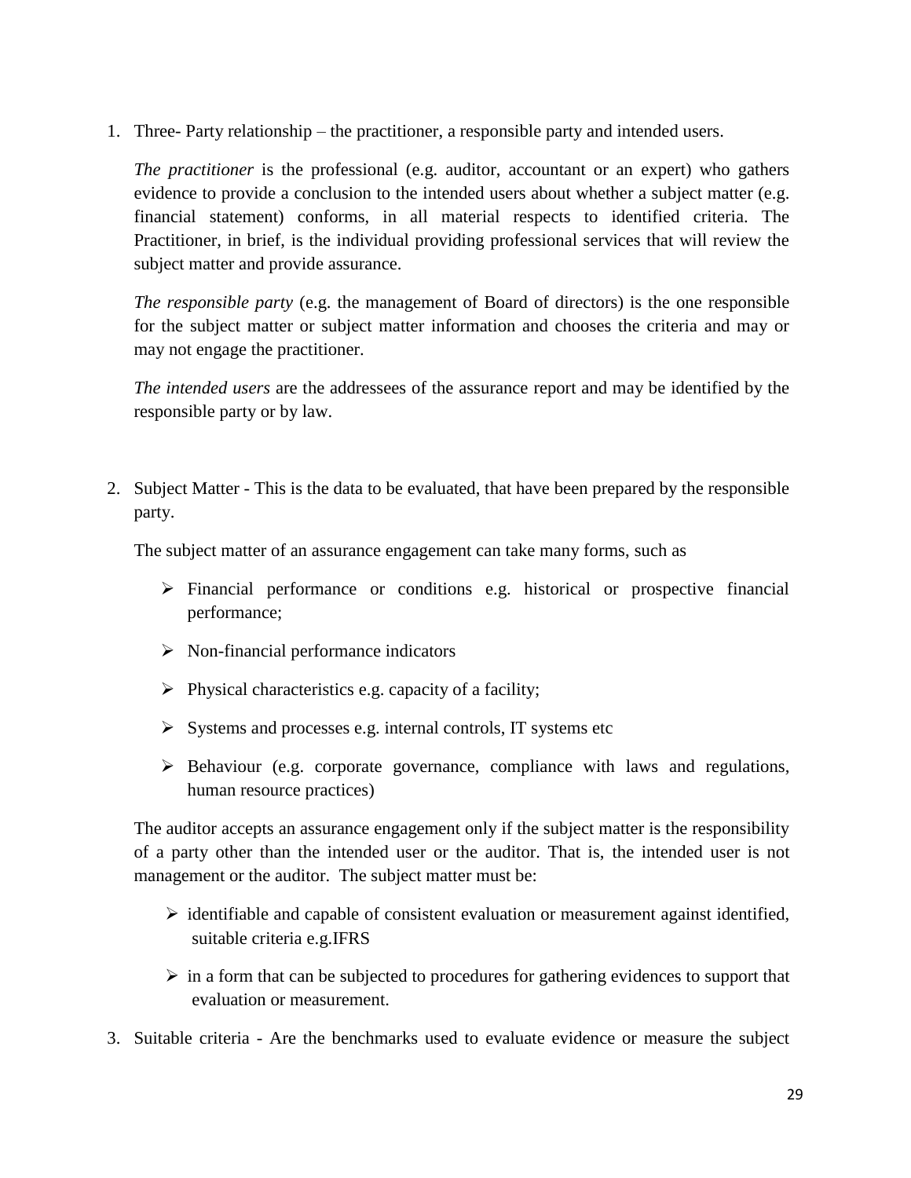1. Three- Party relationship – the practitioner, a responsible party and intended users.

   *The practitioner* is the professional (e.g. auditor, accountant or an expert) who gathers evidence to provide a conclusion to the intended users about whether a subject matter (e.g. financial statement) conforms, in all material respects to identified criteria. The Practitioner, in brief, is the individual providing professional services that will review the subject matter and provide assurance.

   *The responsible party* (e.g. the management of Board of directors) is the one responsible for the subject matter or subject matter information and chooses the criteria and may or may not engage the practitioner.

   *The intended users* are the addressees of the assurance report and may be identified by the responsible party or by law.

2. Subject Matter - This is the data to be evaluated, that have been prepared by the responsible party.

   The subject matter of an assurance engagement can take many forms, such as

   - Financial performance or conditions e.g. historical or prospective financial performance;
   - Non-financial performance indicators
   - Physical characteristics e.g. capacity of a facility;
   - Systems and processes e.g. internal controls, IT systems etc
   - Behaviour (e.g. corporate governance, compliance with laws and regulations, human resource practices)

   The auditor accepts an assurance engagement only if the subject matter is the responsibility of a party other than the intended user or the auditor. That is, the intended user is not management or the auditor. The subject matter must be:

   - identifiable and capable of consistent evaluation or measurement against identified, suitable criteria e.g.IFRS
   - in a form that can be subjected to procedures for gathering evidences to support that evaluation or measurement.

3. Suitable criteria - Are the benchmarks used to evaluate evidence or measure the subject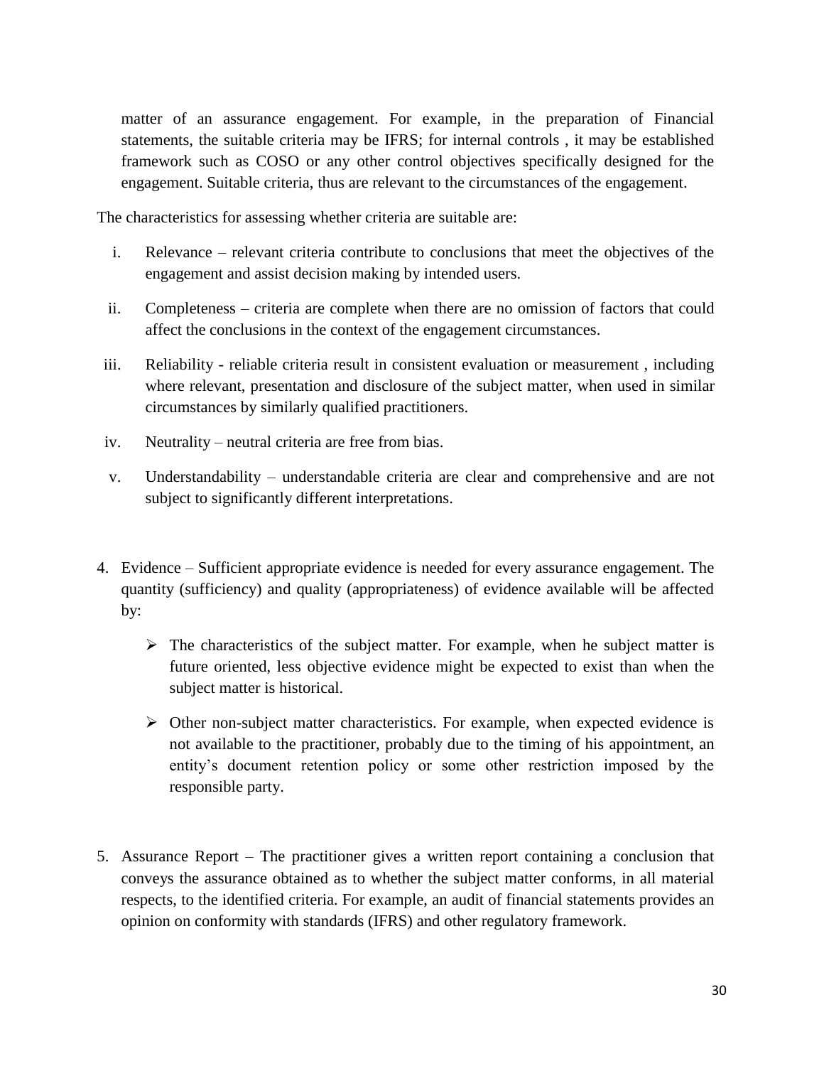matter of an assurance engagement. For example, in the preparation of Financial statements, the suitable criteria may be IFRS; for internal controls , it may be established framework such as COSO or any other control objectives specifically designed for the engagement. Suitable criteria, thus are relevant to the circumstances of the engagement.

The characteristics for assessing whether criteria are suitable are:

i. Relevance – relevant criteria contribute to conclusions that meet the objectives of the engagement and assist decision making by intended users.
ii. Completeness – criteria are complete when there are no omission of factors that could affect the conclusions in the context of the engagement circumstances.
iii. Reliability - reliable criteria result in consistent evaluation or measurement , including where relevant, presentation and disclosure of the subject matter, when used in similar circumstances by similarly qualified practitioners.
iv. Neutrality – neutral criteria are free from bias.
v. Understandability – understandable criteria are clear and comprehensive and are not subject to significantly different interpretations.

4. Evidence – Sufficient appropriate evidence is needed for every assurance engagement. The quantity (sufficiency) and quality (appropriateness) of evidence available will be affected by:

   - The characteristics of the subject matter. For example, when he subject matter is future oriented, less objective evidence might be expected to exist than when the subject matter is historical.
   - Other non-subject matter characteristics. For example, when expected evidence is not available to the practitioner, probably due to the timing of his appointment, an entity's document retention policy or some other restriction imposed by the responsible party.

5. Assurance Report – The practitioner gives a written report containing a conclusion that conveys the assurance obtained as to whether the subject matter conforms, in all material respects, to the identified criteria. For example, an audit of financial statements provides an opinion on conformity with standards (IFRS) and other regulatory framework.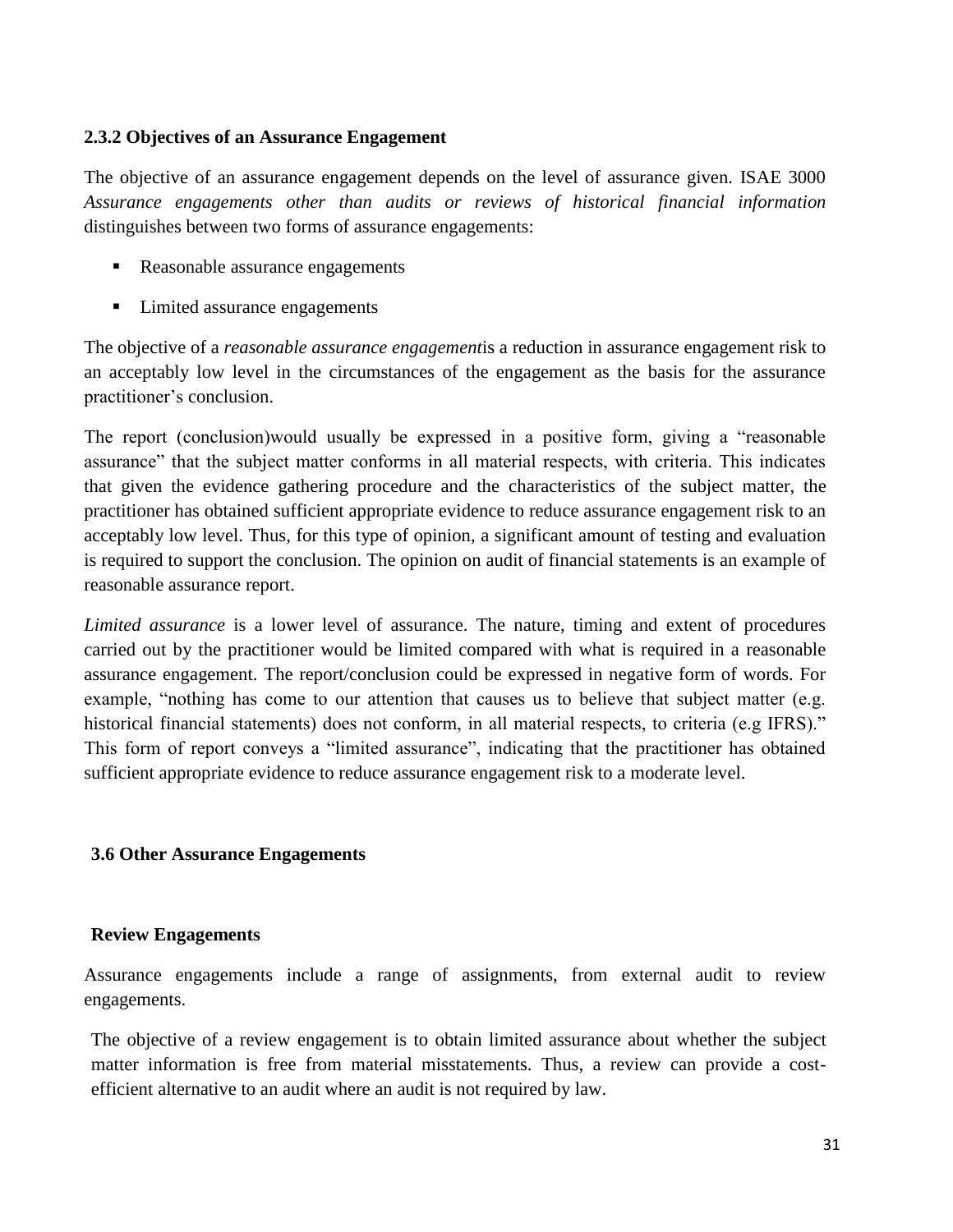### 2.3.2 Objectives of an Assurance Engagement

The objective of an assurance engagement depends on the level of assurance given. ISAE 3000 *Assurance engagements other than audits or reviews of historical financial information* distinguishes between two forms of assurance engagements:

- Reasonable assurance engagements
- Limited assurance engagements

The objective of a *reasonable assurance engagement*is a reduction in assurance engagement risk to an acceptably low level in the circumstances of the engagement as the basis for the assurance practitioner's conclusion.

The report (conclusion)would usually be expressed in a positive form, giving a "reasonable assurance" that the subject matter conforms in all material respects, with criteria. This indicates that given the evidence gathering procedure and the characteristics of the subject matter, the practitioner has obtained sufficient appropriate evidence to reduce assurance engagement risk to an acceptably low level. Thus, for this type of opinion, a significant amount of testing and evaluation is required to support the conclusion. The opinion on audit of financial statements is an example of reasonable assurance report.

*Limited assurance* is a lower level of assurance. The nature, timing and extent of procedures carried out by the practitioner would be limited compared with what is required in a reasonable assurance engagement. The report/conclusion could be expressed in negative form of words. For example, "nothing has come to our attention that causes us to believe that subject matter (e.g. historical financial statements) does not conform, in all material respects, to criteria (e.g IFRS)." This form of report conveys a "limited assurance", indicating that the practitioner has obtained sufficient appropriate evidence to reduce assurance engagement risk to a moderate level.

### 3.6 Other Assurance Engagements

#### Review Engagements

Assurance engagements include a range of assignments, from external audit to review engagements.

The objective of a review engagement is to obtain limited assurance about whether the subject matter information is free from material misstatements. Thus, a review can provide a cost-efficient alternative to an audit where an audit is not required by law.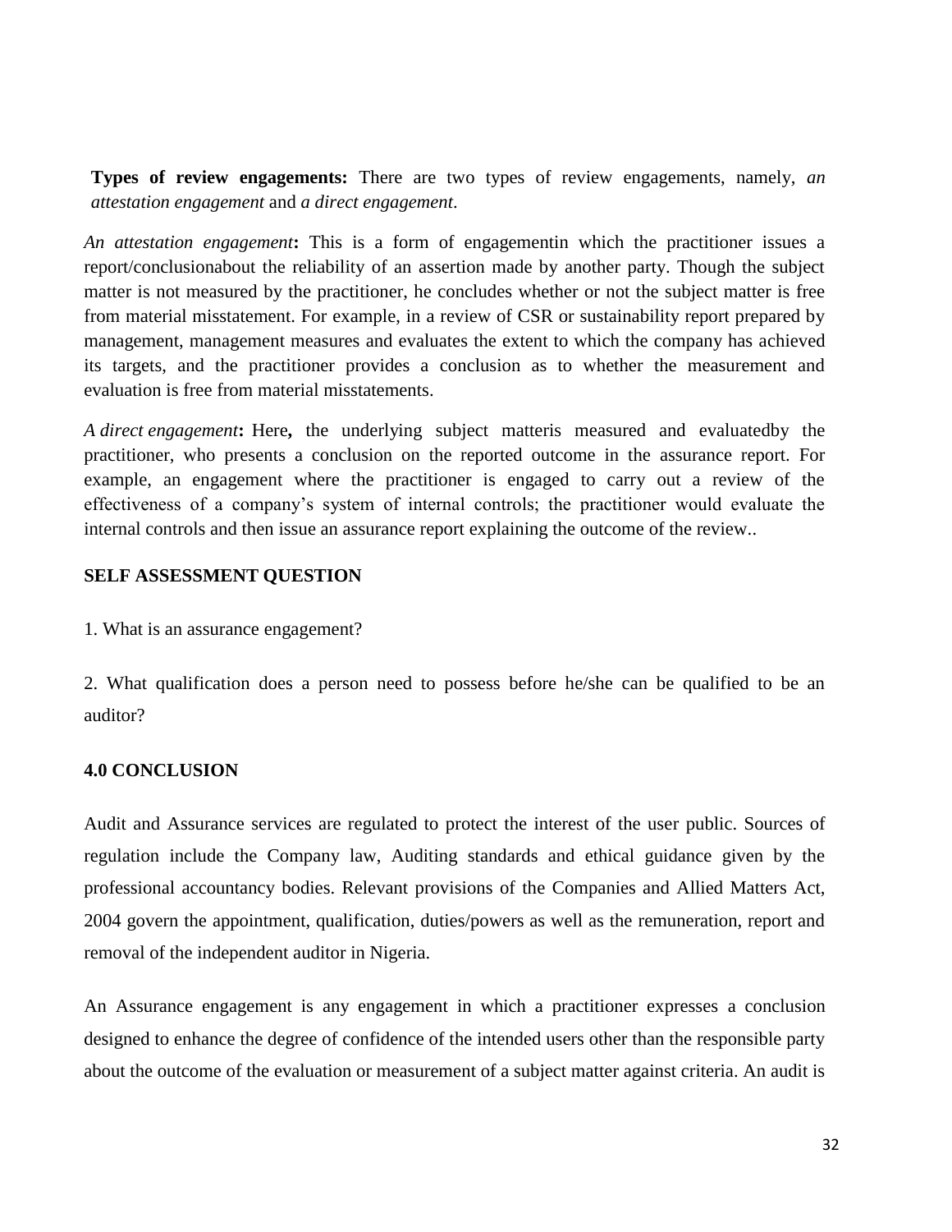**Types of review engagements:** There are two types of review engagements, namely, *an attestation engagement* and *a direct engagement*.

*An attestation engagement***:** This is a form of engagementin which the practitioner issues a report/conclusionabout the reliability of an assertion made by another party. Though the subject matter is not measured by the practitioner, he concludes whether or not the subject matter is free from material misstatement. For example, in a review of CSR or sustainability report prepared by management, management measures and evaluates the extent to which the company has achieved its targets, and the practitioner provides a conclusion as to whether the measurement and evaluation is free from material misstatements.

*A direct engagement***:** Here**,** the underlying subject matteris measured and evaluatedby the practitioner, who presents a conclusion on the reported outcome in the assurance report. For example, an engagement where the practitioner is engaged to carry out a review of the effectiveness of a company's system of internal controls; the practitioner would evaluate the internal controls and then issue an assurance report explaining the outcome of the review..

**SELF ASSESSMENT QUESTION**

1. What is an assurance engagement?

2. What qualification does a person need to possess before he/she can be qualified to be an auditor?

## 4.0 CONCLUSION

Audit and Assurance services are regulated to protect the interest of the user public. Sources of regulation include the Company law, Auditing standards and ethical guidance given by the professional accountancy bodies. Relevant provisions of the Companies and Allied Matters Act, 2004 govern the appointment, qualification, duties/powers as well as the remuneration, report and removal of the independent auditor in Nigeria.

An Assurance engagement is any engagement in which a practitioner expresses a conclusion designed to enhance the degree of confidence of the intended users other than the responsible party about the outcome of the evaluation or measurement of a subject matter against criteria. An audit is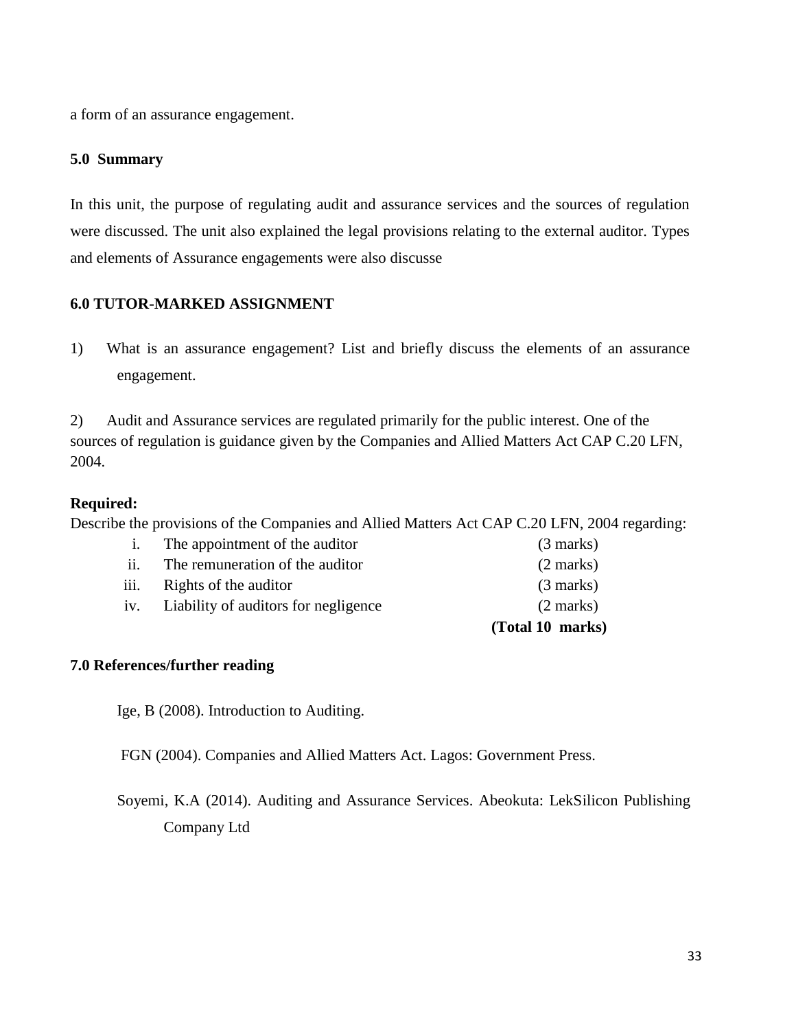a form of an assurance engagement.

## 5.0 Summary

In this unit, the purpose of regulating audit and assurance services and the sources of regulation were discussed. The unit also explained the legal provisions relating to the external auditor. Types and elements of Assurance engagements were also discusse

## 6.0 TUTOR-MARKED ASSIGNMENT

1) What is an assurance engagement? List and briefly discuss the elements of an assurance engagement.

2) Audit and Assurance services are regulated primarily for the public interest. One of the sources of regulation is guidance given by the Companies and Allied Matters Act CAP C.20 LFN, 2004.

**Required:**

Describe the provisions of the Companies and Allied Matters Act CAP C.20 LFN, 2004 regarding:

| | | |
|---|---|---|
| i. | The appointment of the auditor | (3 marks) |
| ii. | The remuneration of the auditor | (2 marks) |
| iii. | Rights of the auditor | (3 marks) |
| iv. | Liability of auditors for negligence | (2 marks) |
| | | **(Total 10 marks)** |

## 7.0 References/further reading

Ige, B (2008). Introduction to Auditing.

FGN (2004). Companies and Allied Matters Act. Lagos: Government Press.

Soyemi, K.A (2014). Auditing and Assurance Services. Abeokuta: LekSilicon Publishing Company Ltd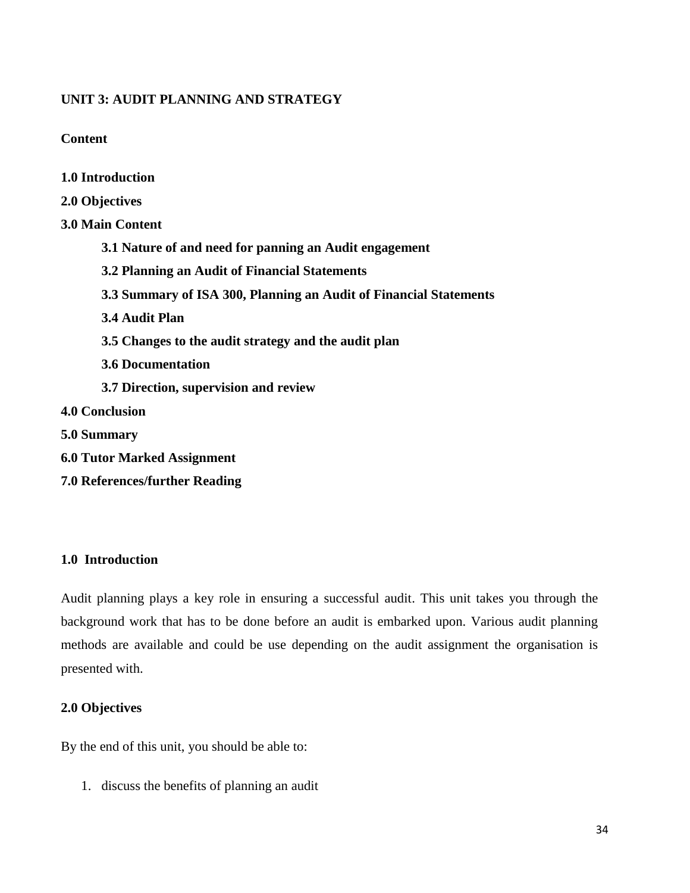## UNIT 3: AUDIT PLANNING AND STRATEGY

**Content**

**1.0 Introduction**

**2.0 Objectives**

**3.0 Main Content**

- **3.1 Nature of and need for panning an Audit engagement**
- **3.2 Planning an Audit of Financial Statements**
- **3.3 Summary of ISA 300, Planning an Audit of Financial Statements**
- **3.4 Audit Plan**
- **3.5 Changes to the audit strategy and the audit plan**
- **3.6 Documentation**
- **3.7 Direction, supervision and review**

**4.0 Conclusion**

**5.0 Summary**

**6.0 Tutor Marked Assignment**

**7.0 References/further Reading**

### 1.0 Introduction

Audit planning plays a key role in ensuring a successful audit. This unit takes you through the background work that has to be done before an audit is embarked upon. Various audit planning methods are available and could be use depending on the audit assignment the organisation is presented with.

### 2.0 Objectives

By the end of this unit, you should be able to:

1. discuss the benefits of planning an audit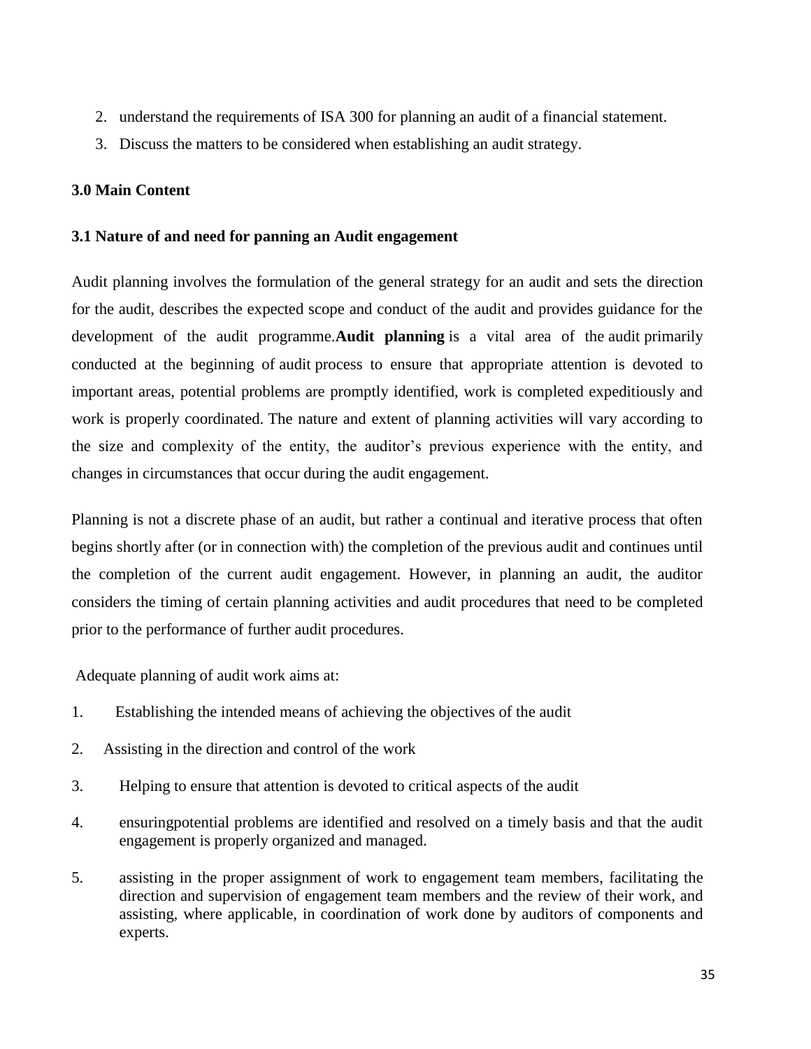2. understand the requirements of ISA 300 for planning an audit of a financial statement.
3. Discuss the matters to be considered when establishing an audit strategy.

## 3.0 Main Content

### 3.1 Nature of and need for panning an Audit engagement

Audit planning involves the formulation of the general strategy for an audit and sets the direction for the audit, describes the expected scope and conduct of the audit and provides guidance for the development of the audit programme.**Audit planning** is a vital area of the audit primarily conducted at the beginning of audit process to ensure that appropriate attention is devoted to important areas, potential problems are promptly identified, work is completed expeditiously and work is properly coordinated. The nature and extent of planning activities will vary according to the size and complexity of the entity, the auditor's previous experience with the entity, and changes in circumstances that occur during the audit engagement.

Planning is not a discrete phase of an audit, but rather a continual and iterative process that often begins shortly after (or in connection with) the completion of the previous audit and continues until the completion of the current audit engagement. However, in planning an audit, the auditor considers the timing of certain planning activities and audit procedures that need to be completed prior to the performance of further audit procedures.

Adequate planning of audit work aims at:

1. Establishing the intended means of achieving the objectives of the audit
2. Assisting in the direction and control of the work
3. Helping to ensure that attention is devoted to critical aspects of the audit
4. ensuringpotential problems are identified and resolved on a timely basis and that the audit engagement is properly organized and managed.
5. assisting in the proper assignment of work to engagement team members, facilitating the direction and supervision of engagement team members and the review of their work, and assisting, where applicable, in coordination of work done by auditors of components and experts.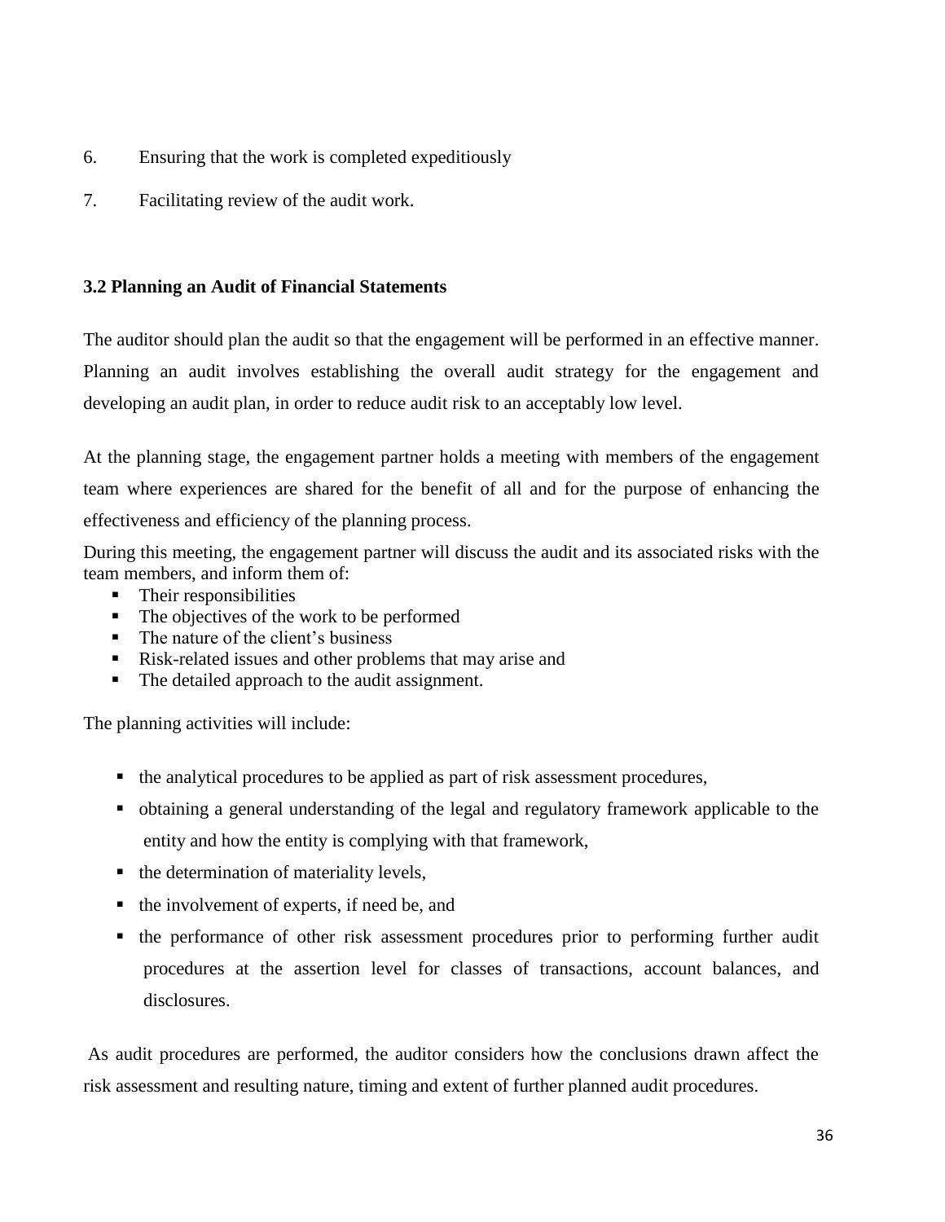6. Ensuring that the work is completed expeditiously

7. Facilitating review of the audit work.

### 3.2 Planning an Audit of Financial Statements

The auditor should plan the audit so that the engagement will be performed in an effective manner. Planning an audit involves establishing the overall audit strategy for the engagement and developing an audit plan, in order to reduce audit risk to an acceptably low level.

At the planning stage, the engagement partner holds a meeting with members of the engagement team where experiences are shared for the benefit of all and for the purpose of enhancing the effectiveness and efficiency of the planning process.

During this meeting, the engagement partner will discuss the audit and its associated risks with the team members, and inform them of:

- Their responsibilities
- The objectives of the work to be performed
- The nature of the client's business
- Risk-related issues and other problems that may arise and
- The detailed approach to the audit assignment.

The planning activities will include:

- the analytical procedures to be applied as part of risk assessment procedures,
- obtaining a general understanding of the legal and regulatory framework applicable to the entity and how the entity is complying with that framework,
- the determination of materiality levels,
- the involvement of experts, if need be, and
- the performance of other risk assessment procedures prior to performing further audit procedures at the assertion level for classes of transactions, account balances, and disclosures.

As audit procedures are performed, the auditor considers how the conclusions drawn affect the risk assessment and resulting nature, timing and extent of further planned audit procedures.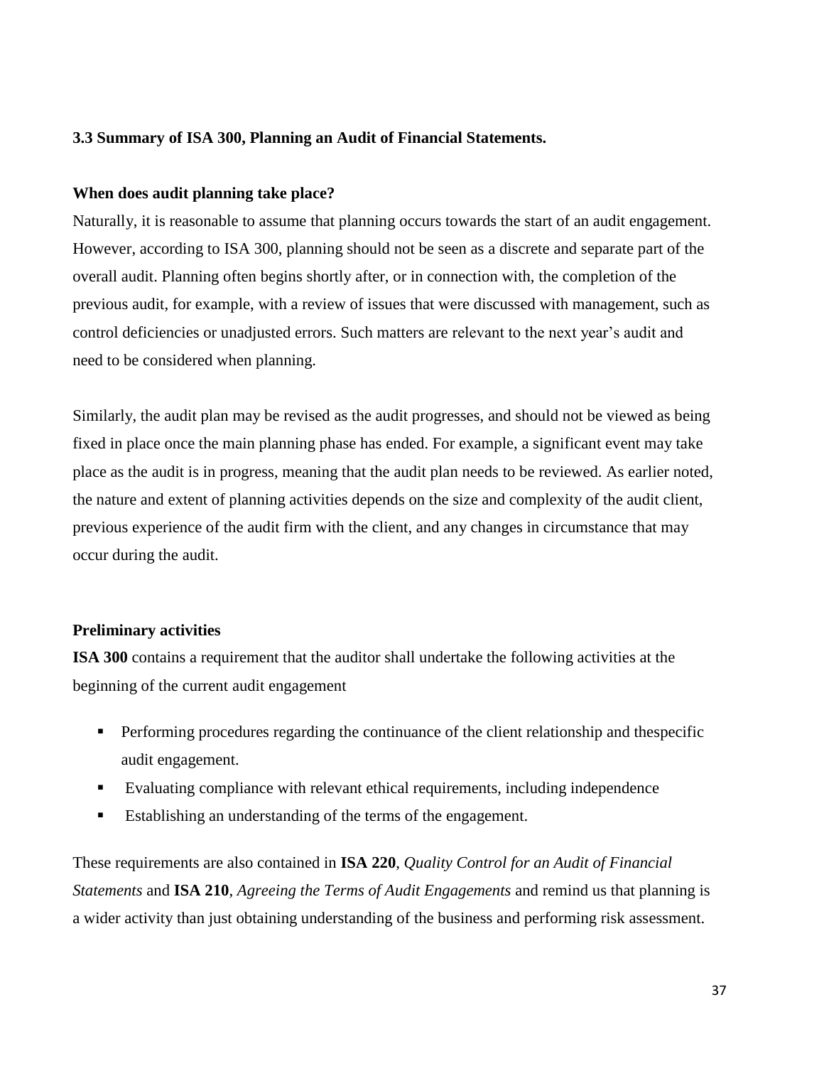### 3.3 Summary of ISA 300, Planning an Audit of Financial Statements.

**When does audit planning take place?**

Naturally, it is reasonable to assume that planning occurs towards the start of an audit engagement. However, according to ISA 300, planning should not be seen as a discrete and separate part of the overall audit. Planning often begins shortly after, or in connection with, the completion of the previous audit, for example, with a review of issues that were discussed with management, such as control deficiencies or unadjusted errors. Such matters are relevant to the next year's audit and need to be considered when planning.

Similarly, the audit plan may be revised as the audit progresses, and should not be viewed as being fixed in place once the main planning phase has ended. For example, a significant event may take place as the audit is in progress, meaning that the audit plan needs to be reviewed. As earlier noted, the nature and extent of planning activities depends on the size and complexity of the audit client, previous experience of the audit firm with the client, and any changes in circumstance that may occur during the audit.

**Preliminary activities**

**ISA 300** contains a requirement that the auditor shall undertake the following activities at the beginning of the current audit engagement

- Performing procedures regarding the continuance of the client relationship and thespecific audit engagement.
- Evaluating compliance with relevant ethical requirements, including independence
- Establishing an understanding of the terms of the engagement.

These requirements are also contained in **ISA 220**, *Quality Control for an Audit of Financial Statements* and **ISA 210**, *Agreeing the Terms of Audit Engagements* and remind us that planning is a wider activity than just obtaining understanding of the business and performing risk assessment.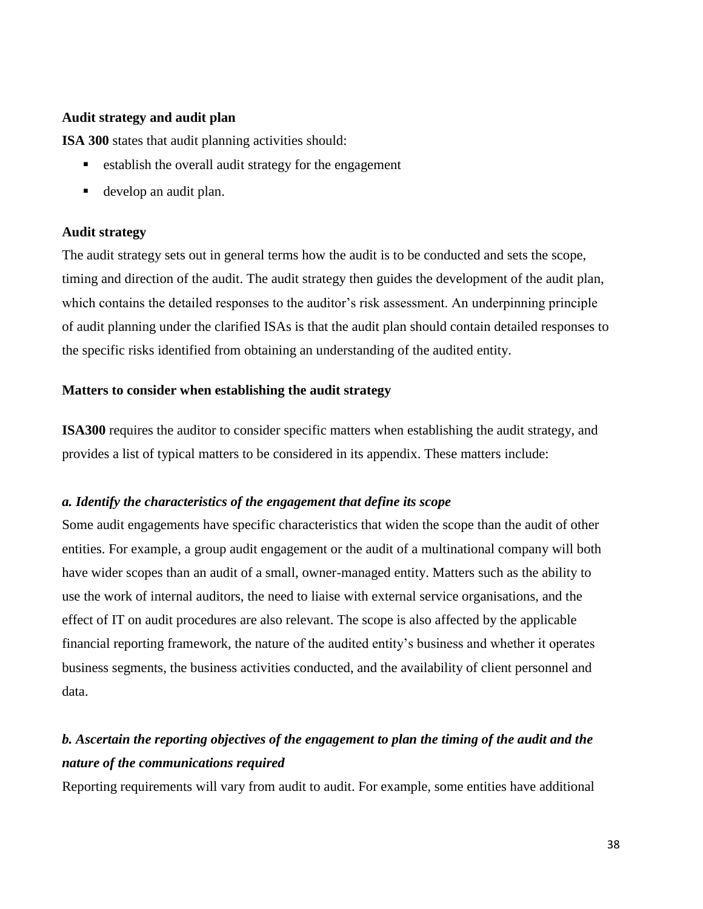**Audit strategy and audit plan**

**ISA 300** states that audit planning activities should:

- establish the overall audit strategy for the engagement
- develop an audit plan.

**Audit strategy**

The audit strategy sets out in general terms how the audit is to be conducted and sets the scope, timing and direction of the audit. The audit strategy then guides the development of the audit plan, which contains the detailed responses to the auditor's risk assessment. An underpinning principle of audit planning under the clarified ISAs is that the audit plan should contain detailed responses to the specific risks identified from obtaining an understanding of the audited entity.

**Matters to consider when establishing the audit strategy**

**ISA300** requires the auditor to consider specific matters when establishing the audit strategy, and provides a list of typical matters to be considered in its appendix. These matters include:

***a. Identify the characteristics of the engagement that define its scope***

Some audit engagements have specific characteristics that widen the scope than the audit of other entities. For example, a group audit engagement or the audit of a multinational company will both have wider scopes than an audit of a small, owner-managed entity. Matters such as the ability to use the work of internal auditors, the need to liaise with external service organisations, and the effect of IT on audit procedures are also relevant. The scope is also affected by the applicable financial reporting framework, the nature of the audited entity's business and whether it operates business segments, the business activities conducted, and the availability of client personnel and data.

***b. Ascertain the reporting objectives of the engagement to plan the timing of the audit and the nature of the communications required***

Reporting requirements will vary from audit to audit. For example, some entities have additional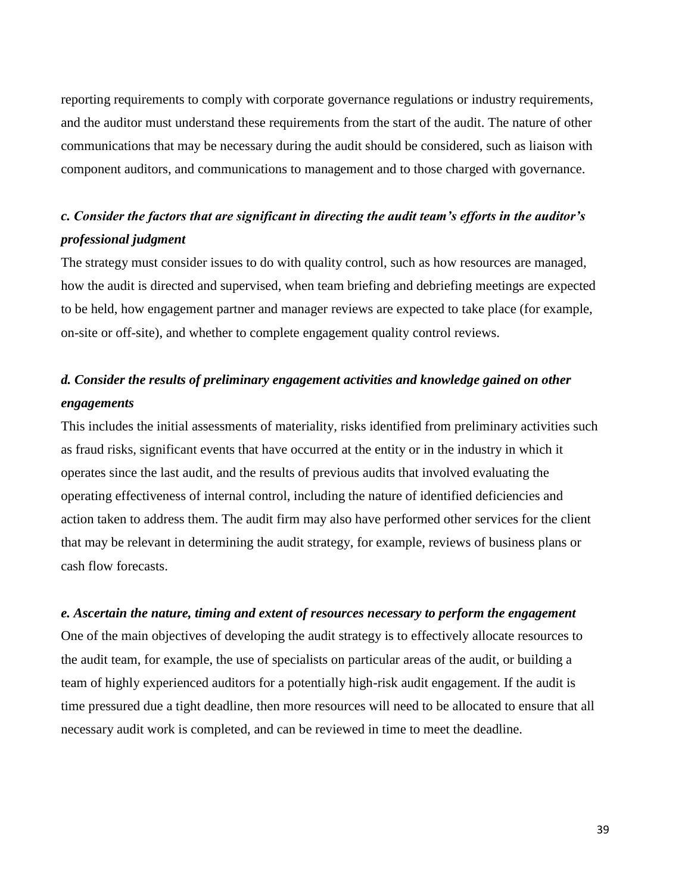reporting requirements to comply with corporate governance regulations or industry requirements, and the auditor must understand these requirements from the start of the audit. The nature of other communications that may be necessary during the audit should be considered, such as liaison with component auditors, and communications to management and to those charged with governance.

***c. Consider the factors that are significant in directing the audit team's efforts in the auditor's professional judgment***

The strategy must consider issues to do with quality control, such as how resources are managed, how the audit is directed and supervised, when team briefing and debriefing meetings are expected to be held, how engagement partner and manager reviews are expected to take place (for example, on-site or off-site), and whether to complete engagement quality control reviews.

***d. Consider the results of preliminary engagement activities and knowledge gained on other engagements***

This includes the initial assessments of materiality, risks identified from preliminary activities such as fraud risks, significant events that have occurred at the entity or in the industry in which it operates since the last audit, and the results of previous audits that involved evaluating the operating effectiveness of internal control, including the nature of identified deficiencies and action taken to address them. The audit firm may also have performed other services for the client that may be relevant in determining the audit strategy, for example, reviews of business plans or cash flow forecasts.

***e. Ascertain the nature, timing and extent of resources necessary to perform the engagement***

One of the main objectives of developing the audit strategy is to effectively allocate resources to the audit team, for example, the use of specialists on particular areas of the audit, or building a team of highly experienced auditors for a potentially high-risk audit engagement. If the audit is time pressured due a tight deadline, then more resources will need to be allocated to ensure that all necessary audit work is completed, and can be reviewed in time to meet the deadline.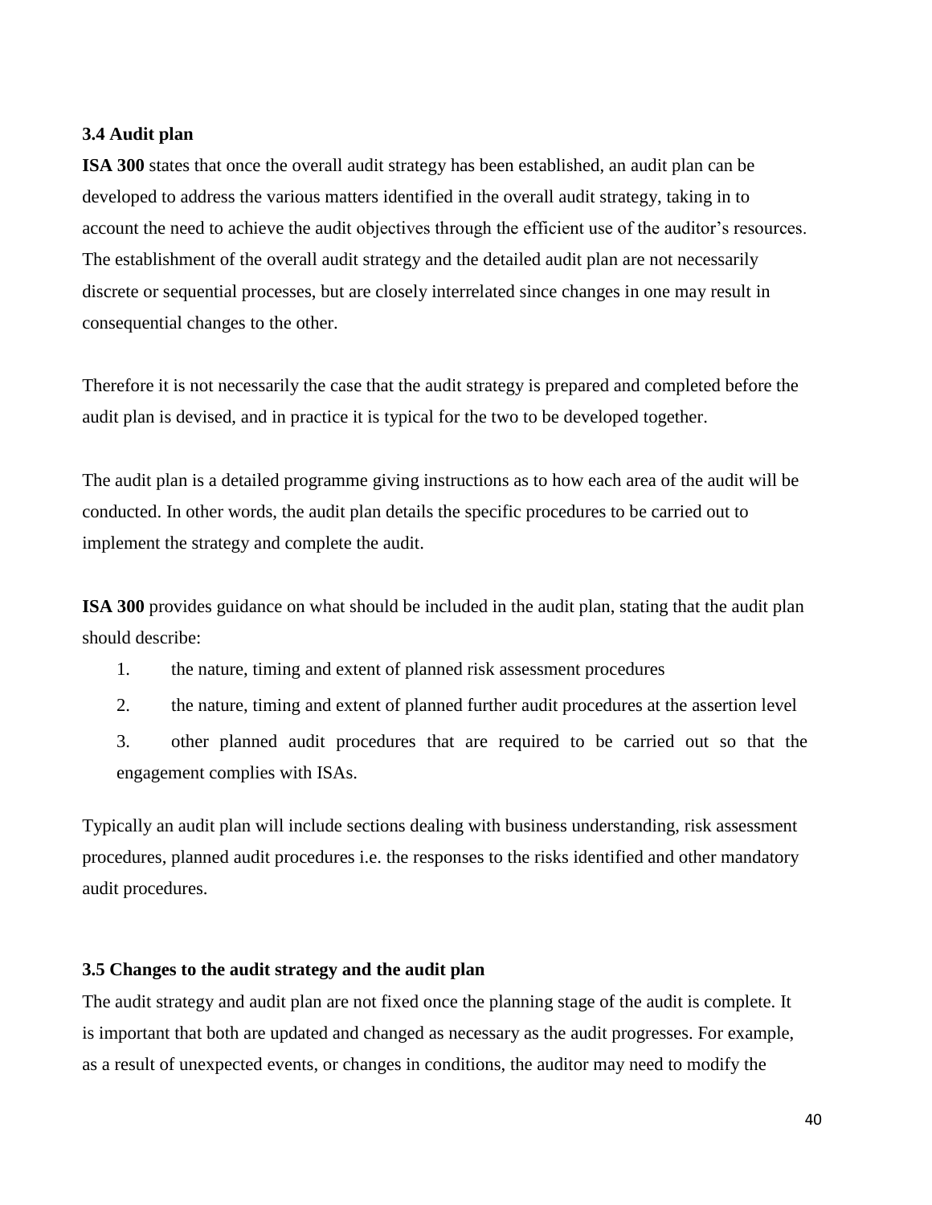### 3.4 Audit plan

**ISA 300** states that once the overall audit strategy has been established, an audit plan can be developed to address the various matters identified in the overall audit strategy, taking in to account the need to achieve the audit objectives through the efficient use of the auditor's resources. The establishment of the overall audit strategy and the detailed audit plan are not necessarily discrete or sequential processes, but are closely interrelated since changes in one may result in consequential changes to the other.

Therefore it is not necessarily the case that the audit strategy is prepared and completed before the audit plan is devised, and in practice it is typical for the two to be developed together.

The audit plan is a detailed programme giving instructions as to how each area of the audit will be conducted. In other words, the audit plan details the specific procedures to be carried out to implement the strategy and complete the audit.

**ISA 300** provides guidance on what should be included in the audit plan, stating that the audit plan should describe:

1. the nature, timing and extent of planned risk assessment procedures
2. the nature, timing and extent of planned further audit procedures at the assertion level
3. other planned audit procedures that are required to be carried out so that the engagement complies with ISAs.

Typically an audit plan will include sections dealing with business understanding, risk assessment procedures, planned audit procedures i.e. the responses to the risks identified and other mandatory audit procedures.

### 3.5 Changes to the audit strategy and the audit plan

The audit strategy and audit plan are not fixed once the planning stage of the audit is complete. It is important that both are updated and changed as necessary as the audit progresses. For example, as a result of unexpected events, or changes in conditions, the auditor may need to modify the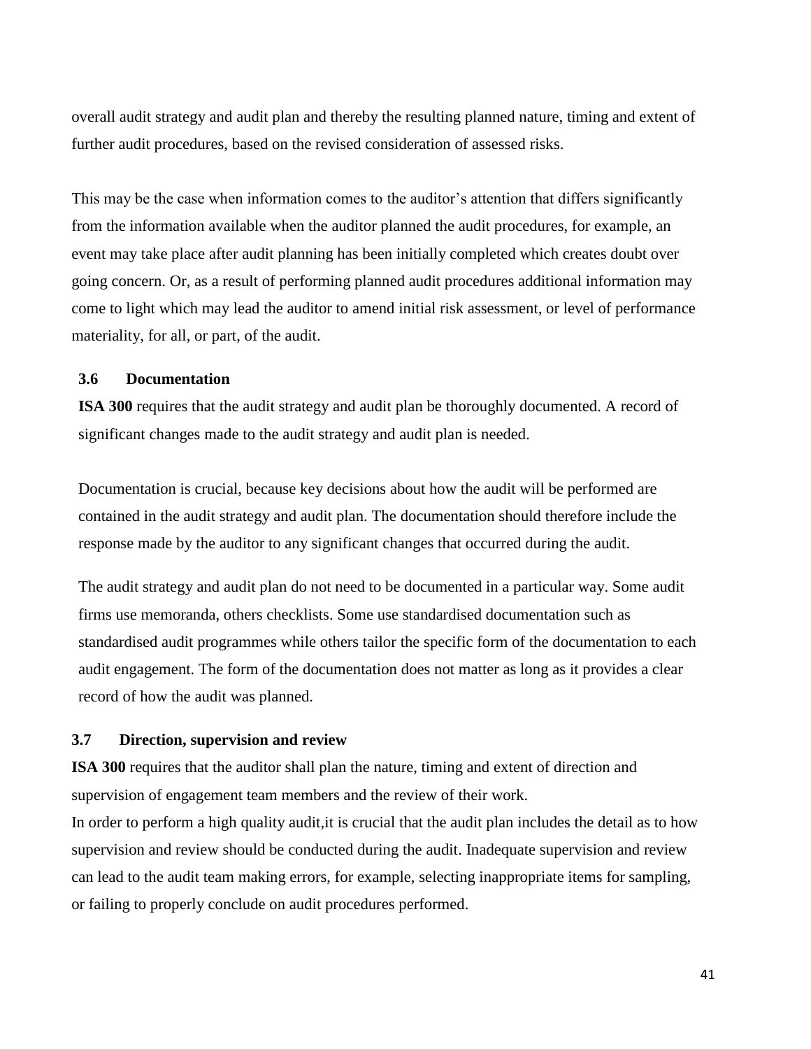overall audit strategy and audit plan and thereby the resulting planned nature, timing and extent of further audit procedures, based on the revised consideration of assessed risks.

This may be the case when information comes to the auditor's attention that differs significantly from the information available when the auditor planned the audit procedures, for example, an event may take place after audit planning has been initially completed which creates doubt over going concern. Or, as a result of performing planned audit procedures additional information may come to light which may lead the auditor to amend initial risk assessment, or level of performance materiality, for all, or part, of the audit.

### 3.6 Documentation

**ISA 300** requires that the audit strategy and audit plan be thoroughly documented. A record of significant changes made to the audit strategy and audit plan is needed.

Documentation is crucial, because key decisions about how the audit will be performed are contained in the audit strategy and audit plan. The documentation should therefore include the response made by the auditor to any significant changes that occurred during the audit.

The audit strategy and audit plan do not need to be documented in a particular way. Some audit firms use memoranda, others checklists. Some use standardised documentation such as standardised audit programmes while others tailor the specific form of the documentation to each audit engagement. The form of the documentation does not matter as long as it provides a clear record of how the audit was planned.

### 3.7 Direction, supervision and review

**ISA 300** requires that the auditor shall plan the nature, timing and extent of direction and supervision of engagement team members and the review of their work.

In order to perform a high quality audit,it is crucial that the audit plan includes the detail as to how supervision and review should be conducted during the audit. Inadequate supervision and review can lead to the audit team making errors, for example, selecting inappropriate items for sampling, or failing to properly conclude on audit procedures performed.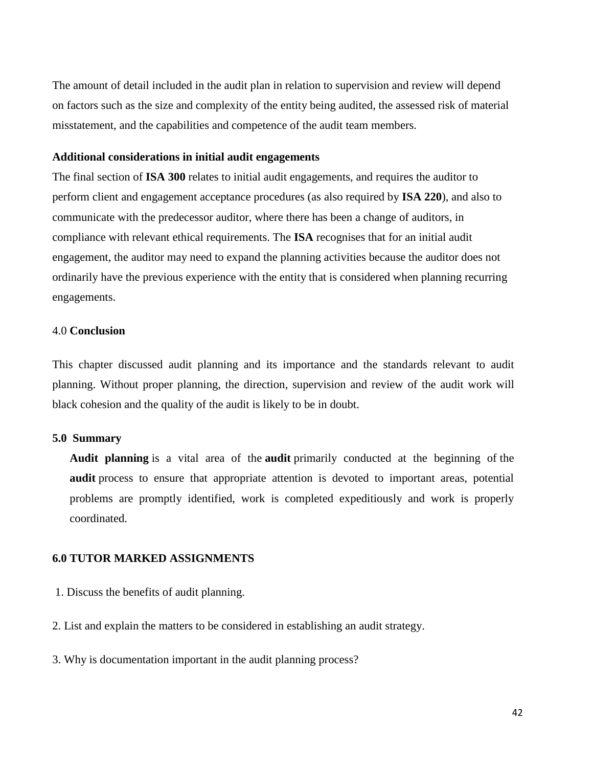The amount of detail included in the audit plan in relation to supervision and review will depend on factors such as the size and complexity of the entity being audited, the assessed risk of material misstatement, and the capabilities and competence of the audit team members.

**Additional considerations in initial audit engagements**

The final section of **ISA 300** relates to initial audit engagements, and requires the auditor to perform client and engagement acceptance procedures (as also required by **ISA 220**), and also to communicate with the predecessor auditor, where there has been a change of auditors, in compliance with relevant ethical requirements. The **ISA** recognises that for an initial audit engagement, the auditor may need to expand the planning activities because the auditor does not ordinarily have the previous experience with the entity that is considered when planning recurring engagements.

## 4.0 **Conclusion**

This chapter discussed audit planning and its importance and the standards relevant to audit planning. Without proper planning, the direction, supervision and review of the audit work will black cohesion and the quality of the audit is likely to be in doubt.

## **5.0 Summary**

**Audit planning** is a vital area of the **audit** primarily conducted at the beginning of the **audit** process to ensure that appropriate attention is devoted to important areas, potential problems are promptly identified, work is completed expeditiously and work is properly coordinated.

## **6.0 TUTOR MARKED ASSIGNMENTS**

1. Discuss the benefits of audit planning.

2. List and explain the matters to be considered in establishing an audit strategy.

3. Why is documentation important in the audit planning process?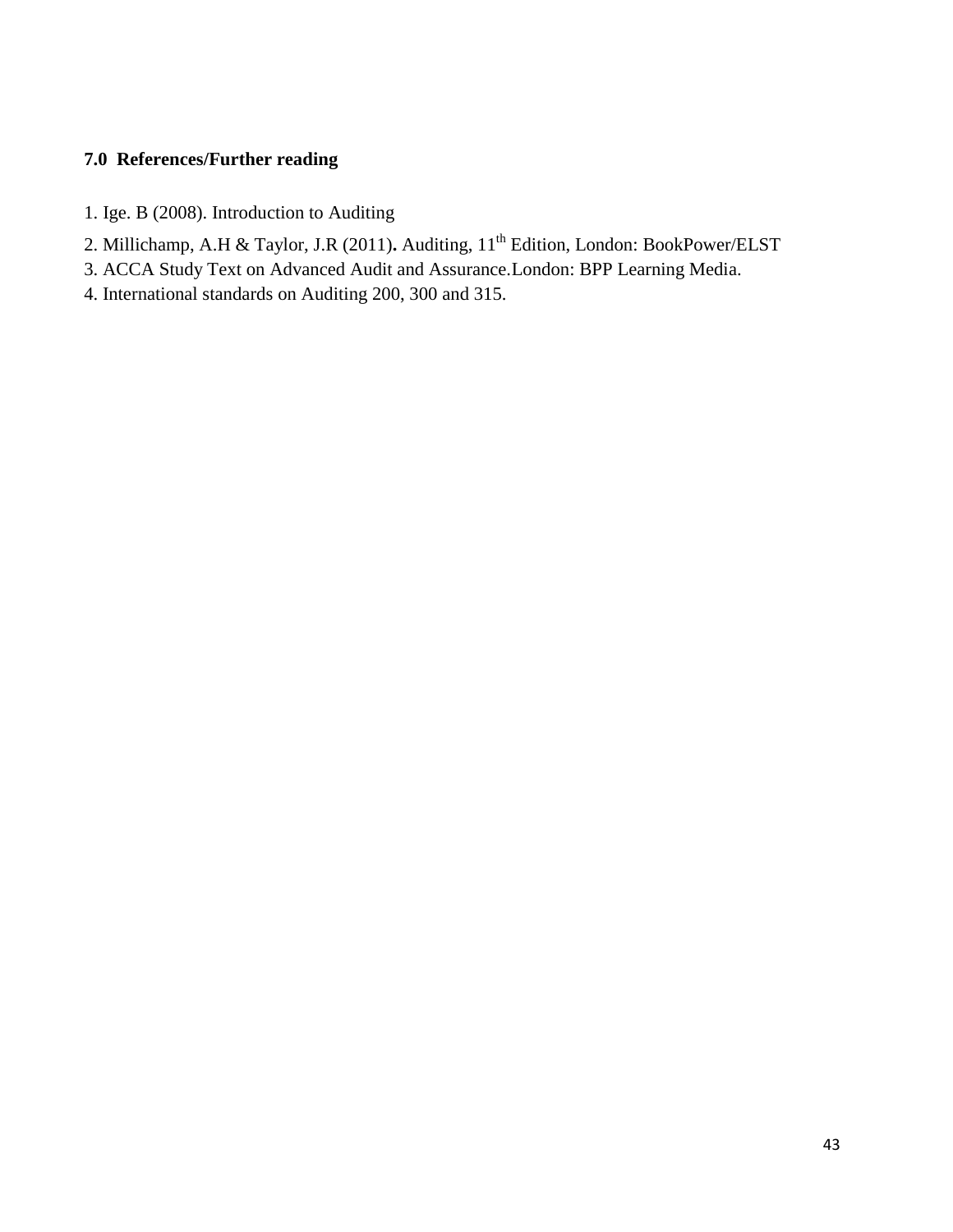### 7.0 References/Further reading

1. Ige. B (2008). Introduction to Auditing
2. Millichamp, A.H & Taylor, J.R (2011). Auditing, 11th Edition, London: BookPower/ELST
3. ACCA Study Text on Advanced Audit and Assurance.London: BPP Learning Media.
4. International standards on Auditing 200, 300 and 315.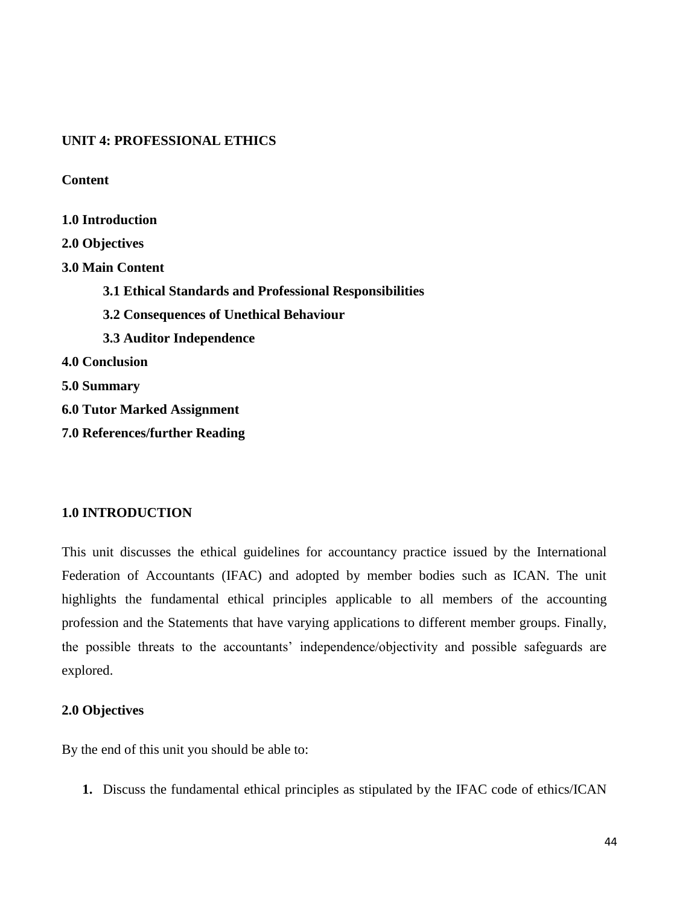## UNIT 4: PROFESSIONAL ETHICS

**Content**

**1.0 Introduction**

**2.0 Objectives**

**3.0 Main Content**

- **3.1 Ethical Standards and Professional Responsibilities**
- **3.2 Consequences of Unethical Behaviour**
- **3.3 Auditor Independence**

**4.0 Conclusion**

**5.0 Summary**

**6.0 Tutor Marked Assignment**

**7.0 References/further Reading**

### 1.0 INTRODUCTION

This unit discusses the ethical guidelines for accountancy practice issued by the International Federation of Accountants (IFAC) and adopted by member bodies such as ICAN. The unit highlights the fundamental ethical principles applicable to all members of the accounting profession and the Statements that have varying applications to different member groups. Finally, the possible threats to the accountants' independence/objectivity and possible safeguards are explored.

### 2.0 Objectives

By the end of this unit you should be able to:

1. Discuss the fundamental ethical principles as stipulated by the IFAC code of ethics/ICAN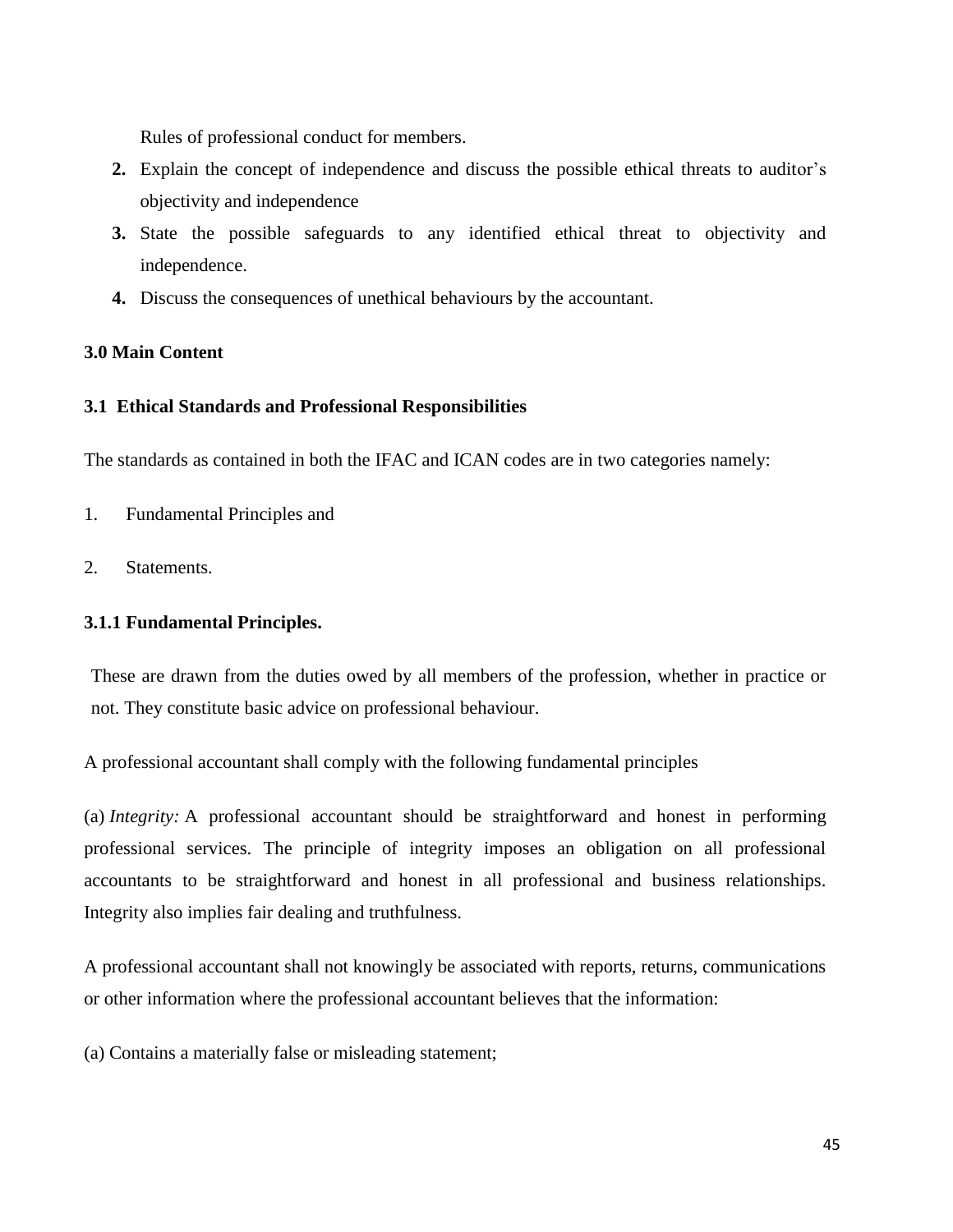Rules of professional conduct for members.

2. Explain the concept of independence and discuss the possible ethical threats to auditor's objectivity and independence
3. State the possible safeguards to any identified ethical threat to objectivity and independence.
4. Discuss the consequences of unethical behaviours by the accountant.

## 3.0 Main Content

### 3.1 Ethical Standards and Professional Responsibilities

The standards as contained in both the IFAC and ICAN codes are in two categories namely:

1. Fundamental Principles and
2. Statements.

#### 3.1.1 Fundamental Principles.

These are drawn from the duties owed by all members of the profession, whether in practice or not. They constitute basic advice on professional behaviour.

A professional accountant shall comply with the following fundamental principles

(a) *Integrity:* A professional accountant should be straightforward and honest in performing professional services. The principle of integrity imposes an obligation on all professional accountants to be straightforward and honest in all professional and business relationships. Integrity also implies fair dealing and truthfulness.

A professional accountant shall not knowingly be associated with reports, returns, communications or other information where the professional accountant believes that the information:

(a) Contains a materially false or misleading statement;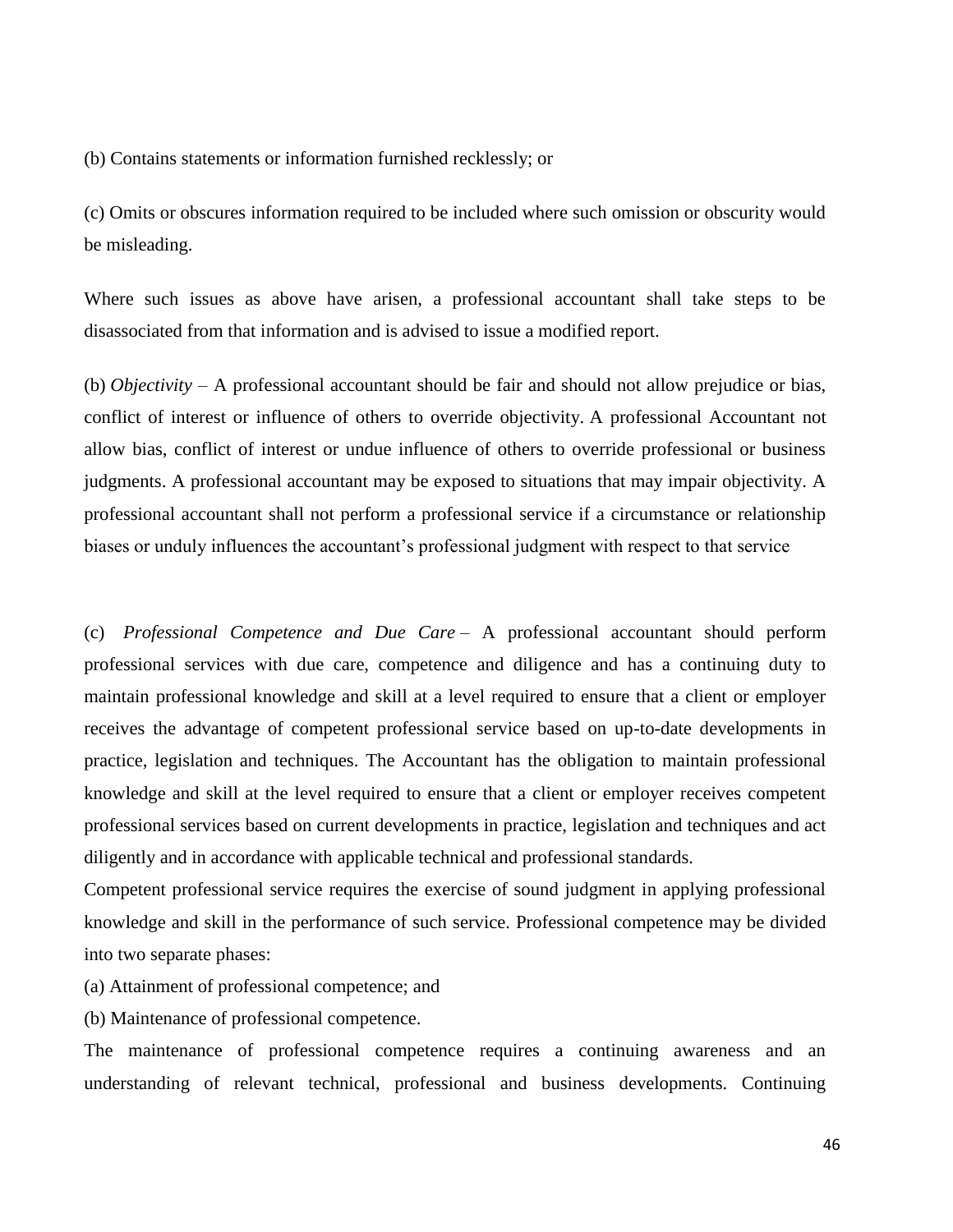(b) Contains statements or information furnished recklessly; or

(c) Omits or obscures information required to be included where such omission or obscurity would be misleading.

Where such issues as above have arisen, a professional accountant shall take steps to be disassociated from that information and is advised to issue a modified report.

(b) *Objectivity* – A professional accountant should be fair and should not allow prejudice or bias, conflict of interest or influence of others to override objectivity. A professional Accountant not allow bias, conflict of interest or undue influence of others to override professional or business judgments. A professional accountant may be exposed to situations that may impair objectivity. A professional accountant shall not perform a professional service if a circumstance or relationship biases or unduly influences the accountant's professional judgment with respect to that service

(c) *Professional Competence and Due Care* – A professional accountant should perform professional services with due care, competence and diligence and has a continuing duty to maintain professional knowledge and skill at a level required to ensure that a client or employer receives the advantage of competent professional service based on up-to-date developments in practice, legislation and techniques. The Accountant has the obligation to maintain professional knowledge and skill at the level required to ensure that a client or employer receives competent professional services based on current developments in practice, legislation and techniques and act diligently and in accordance with applicable technical and professional standards.

Competent professional service requires the exercise of sound judgment in applying professional knowledge and skill in the performance of such service. Professional competence may be divided into two separate phases:

(a) Attainment of professional competence; and

(b) Maintenance of professional competence.

The maintenance of professional competence requires a continuing awareness and an understanding of relevant technical, professional and business developments. Continuing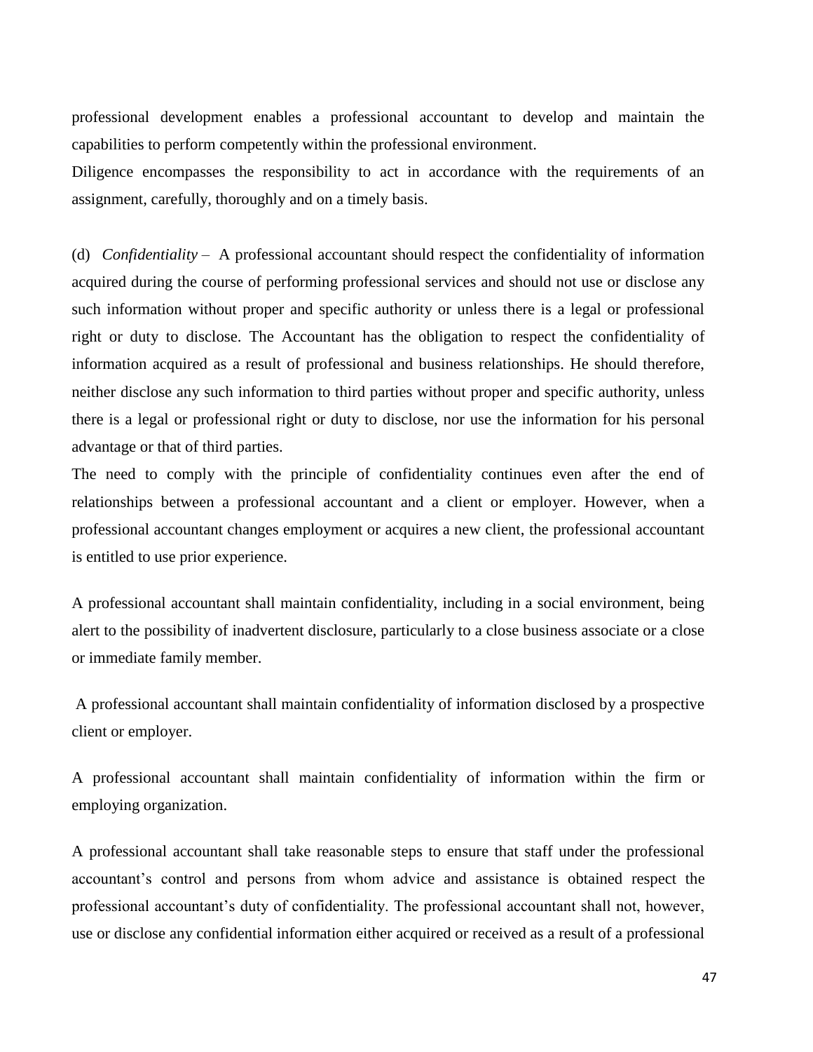professional development enables a professional accountant to develop and maintain the capabilities to perform competently within the professional environment.
Diligence encompasses the responsibility to act in accordance with the requirements of an assignment, carefully, thoroughly and on a timely basis.

(d) *Confidentiality* – A professional accountant should respect the confidentiality of information acquired during the course of performing professional services and should not use or disclose any such information without proper and specific authority or unless there is a legal or professional right or duty to disclose. The Accountant has the obligation to respect the confidentiality of information acquired as a result of professional and business relationships. He should therefore, neither disclose any such information to third parties without proper and specific authority, unless there is a legal or professional right or duty to disclose, nor use the information for his personal advantage or that of third parties.
The need to comply with the principle of confidentiality continues even after the end of relationships between a professional accountant and a client or employer. However, when a professional accountant changes employment or acquires a new client, the professional accountant is entitled to use prior experience.

A professional accountant shall maintain confidentiality, including in a social environment, being alert to the possibility of inadvertent disclosure, particularly to a close business associate or a close or immediate family member.

A professional accountant shall maintain confidentiality of information disclosed by a prospective client or employer.

A professional accountant shall maintain confidentiality of information within the firm or employing organization.

A professional accountant shall take reasonable steps to ensure that staff under the professional accountant's control and persons from whom advice and assistance is obtained respect the professional accountant's duty of confidentiality. The professional accountant shall not, however, use or disclose any confidential information either acquired or received as a result of a professional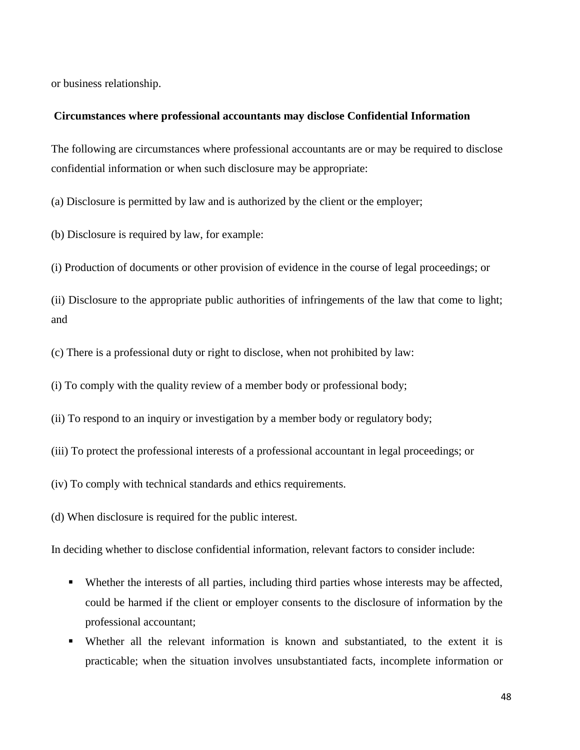or business relationship.

**Circumstances where professional accountants may disclose Confidential Information**

The following are circumstances where professional accountants are or may be required to disclose confidential information or when such disclosure may be appropriate:

(a) Disclosure is permitted by law and is authorized by the client or the employer;

(b) Disclosure is required by law, for example:

(i) Production of documents or other provision of evidence in the course of legal proceedings; or

(ii) Disclosure to the appropriate public authorities of infringements of the law that come to light; and

(c) There is a professional duty or right to disclose, when not prohibited by law:

(i) To comply with the quality review of a member body or professional body;

(ii) To respond to an inquiry or investigation by a member body or regulatory body;

(iii) To protect the professional interests of a professional accountant in legal proceedings; or

(iv) To comply with technical standards and ethics requirements.

(d) When disclosure is required for the public interest.

In deciding whether to disclose confidential information, relevant factors to consider include:

- Whether the interests of all parties, including third parties whose interests may be affected, could be harmed if the client or employer consents to the disclosure of information by the professional accountant;
- Whether all the relevant information is known and substantiated, to the extent it is practicable; when the situation involves unsubstantiated facts, incomplete information or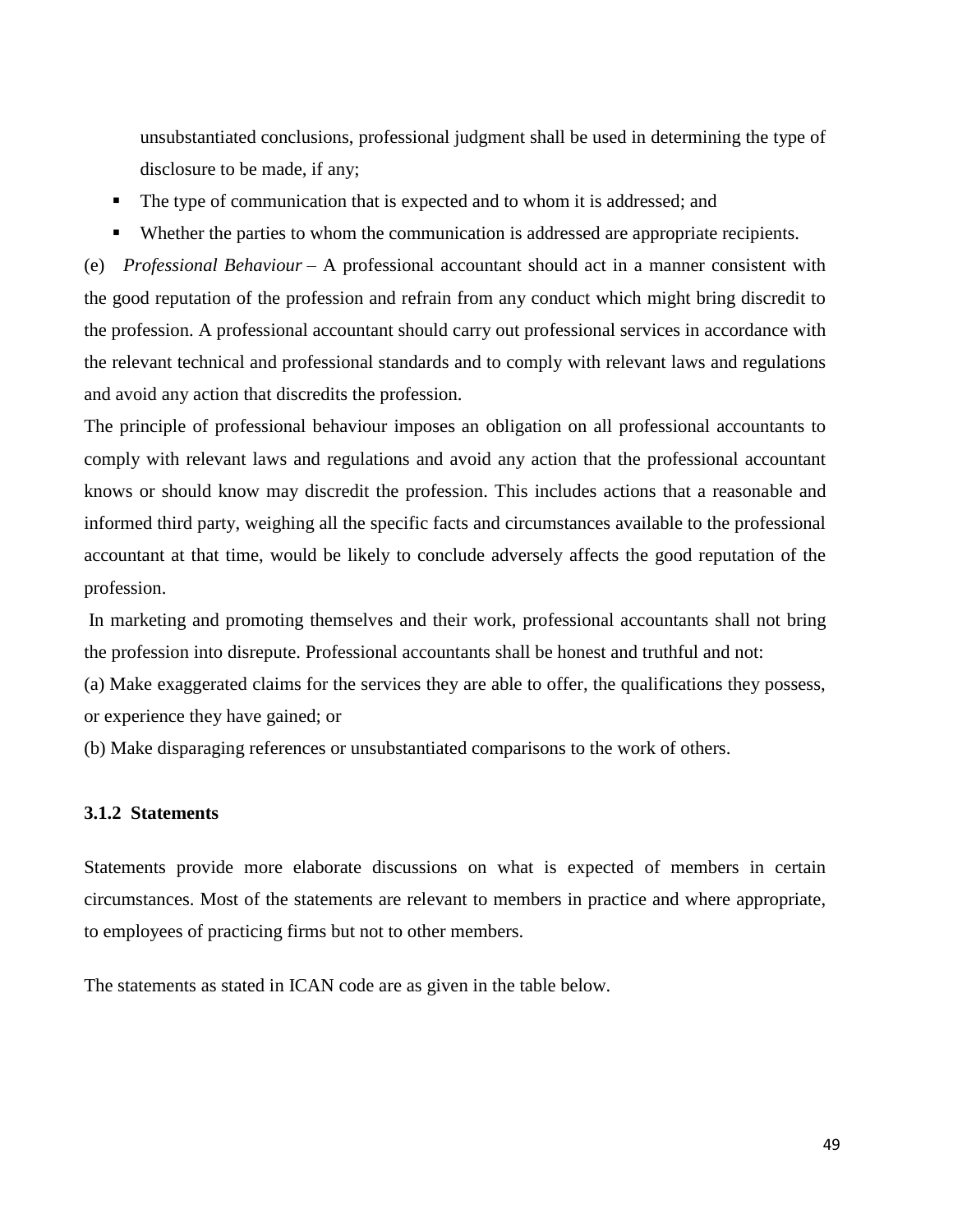unsubstantiated conclusions, professional judgment shall be used in determining the type of disclosure to be made, if any;

- The type of communication that is expected and to whom it is addressed; and
- Whether the parties to whom the communication is addressed are appropriate recipients.

(e) *Professional Behaviour* – A professional accountant should act in a manner consistent with the good reputation of the profession and refrain from any conduct which might bring discredit to the profession. A professional accountant should carry out professional services in accordance with the relevant technical and professional standards and to comply with relevant laws and regulations and avoid any action that discredits the profession.

The principle of professional behaviour imposes an obligation on all professional accountants to comply with relevant laws and regulations and avoid any action that the professional accountant knows or should know may discredit the profession. This includes actions that a reasonable and informed third party, weighing all the specific facts and circumstances available to the professional accountant at that time, would be likely to conclude adversely affects the good reputation of the profession.

In marketing and promoting themselves and their work, professional accountants shall not bring the profession into disrepute. Professional accountants shall be honest and truthful and not:

(a) Make exaggerated claims for the services they are able to offer, the qualifications they possess, or experience they have gained; or

(b) Make disparaging references or unsubstantiated comparisons to the work of others.

### 3.1.2 Statements

Statements provide more elaborate discussions on what is expected of members in certain circumstances. Most of the statements are relevant to members in practice and where appropriate, to employees of practicing firms but not to other members.

The statements as stated in ICAN code are as given in the table below.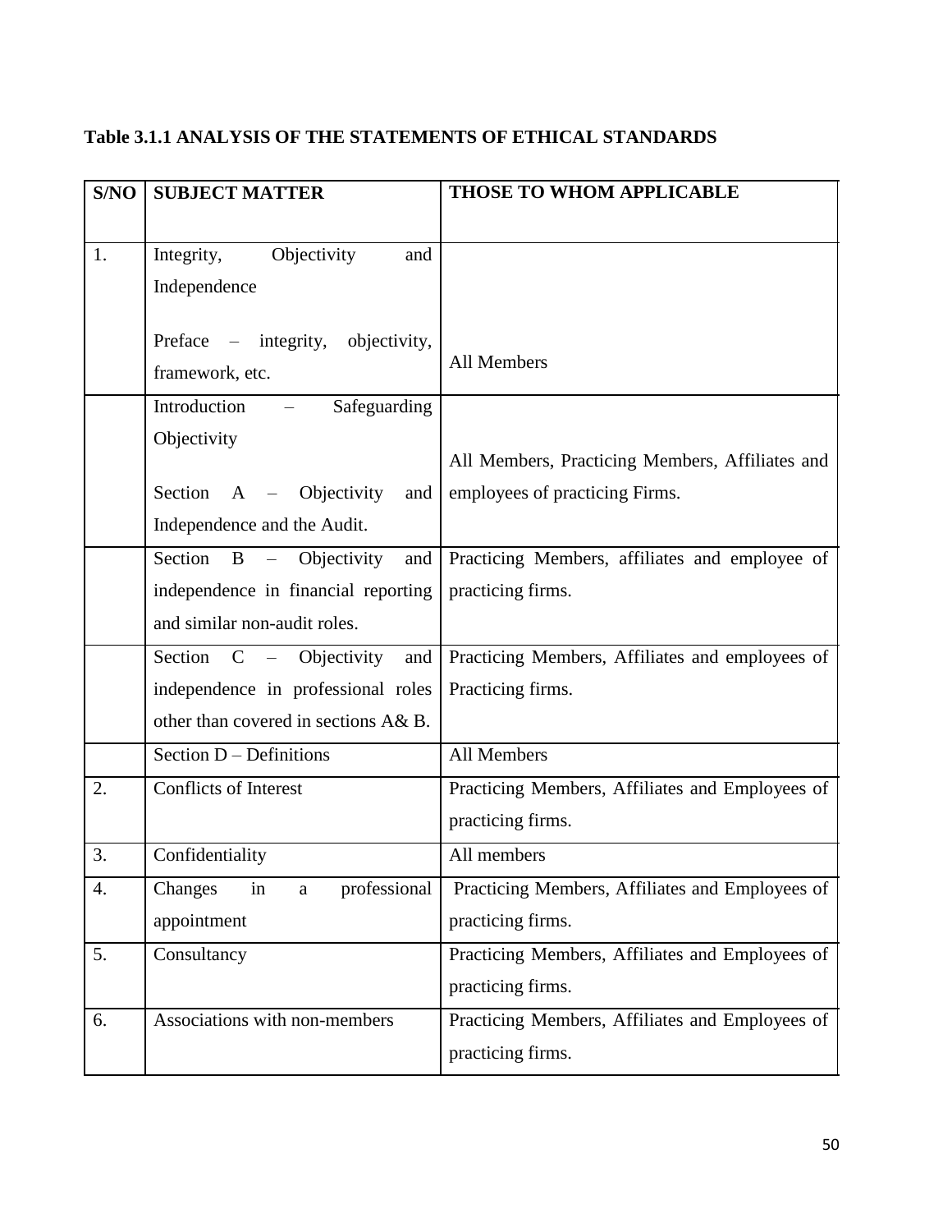**Table 3.1.1 ANALYSIS OF THE STATEMENTS OF ETHICAL STANDARDS**

| S/NO | SUBJECT MATTER | THOSE TO WHOM APPLICABLE |
|---|---|---|
| 1. | Integrity, Objectivity and Independence<br><br>Preface – integrity, objectivity, framework, etc. | All Members |
| | Introduction – Safeguarding Objectivity<br><br>Section A – Objectivity and Independence and the Audit. | All Members, Practicing Members, Affiliates and employees of practicing Firms. |
| | Section B – Objectivity and independence in financial reporting and similar non-audit roles. | Practicing Members, affiliates and employee of practicing firms. |
| | Section C – Objectivity and independence in professional roles other than covered in sections A& B. | Practicing Members, Affiliates and employees of Practicing firms. |
| | Section D – Definitions | All Members |
| 2. | Conflicts of Interest | Practicing Members, Affiliates and Employees of practicing firms. |
| 3. | Confidentiality | All members |
| 4. | Changes in a professional appointment | Practicing Members, Affiliates and Employees of practicing firms. |
| 5. | Consultancy | Practicing Members, Affiliates and Employees of practicing firms. |
| 6. | Associations with non-members | Practicing Members, Affiliates and Employees of practicing firms. |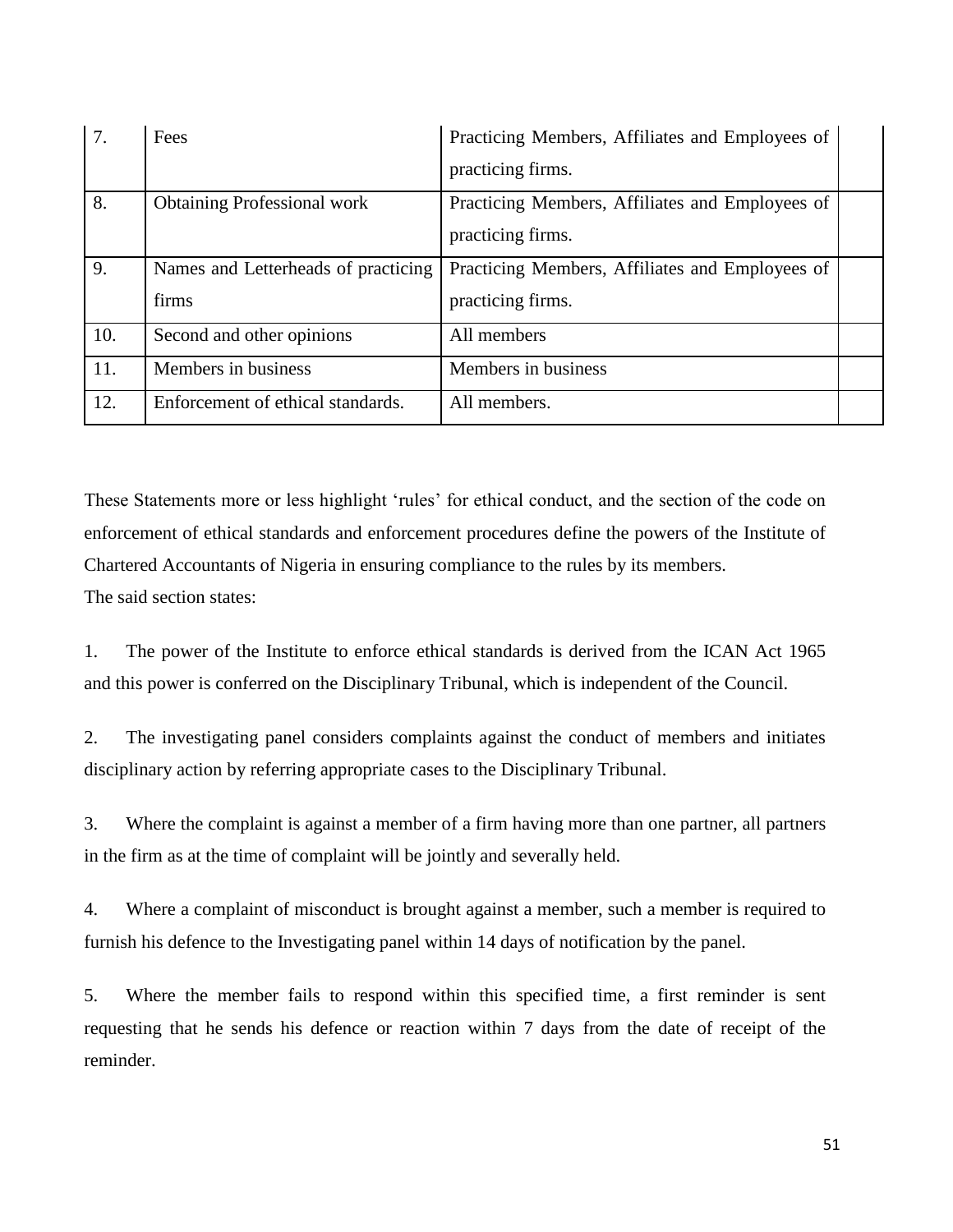| 7. | Fees | Practicing Members, Affiliates and Employees of practicing firms. | |
|---|---|---|---|
| 8. | Obtaining Professional work | Practicing Members, Affiliates and Employees of practicing firms. | |
| 9. | Names and Letterheads of practicing firms | Practicing Members, Affiliates and Employees of practicing firms. | |
| 10. | Second and other opinions | All members | |
| 11. | Members in business | Members in business | |
| 12. | Enforcement of ethical standards. | All members. | |

These Statements more or less highlight 'rules' for ethical conduct, and the section of the code on enforcement of ethical standards and enforcement procedures define the powers of the Institute of Chartered Accountants of Nigeria in ensuring compliance to the rules by its members.
The said section states:

1. The power of the Institute to enforce ethical standards is derived from the ICAN Act 1965 and this power is conferred on the Disciplinary Tribunal, which is independent of the Council.

2. The investigating panel considers complaints against the conduct of members and initiates disciplinary action by referring appropriate cases to the Disciplinary Tribunal.

3. Where the complaint is against a member of a firm having more than one partner, all partners in the firm as at the time of complaint will be jointly and severally held.

4. Where a complaint of misconduct is brought against a member, such a member is required to furnish his defence to the Investigating panel within 14 days of notification by the panel.

5. Where the member fails to respond within this specified time, a first reminder is sent requesting that he sends his defence or reaction within 7 days from the date of receipt of the reminder.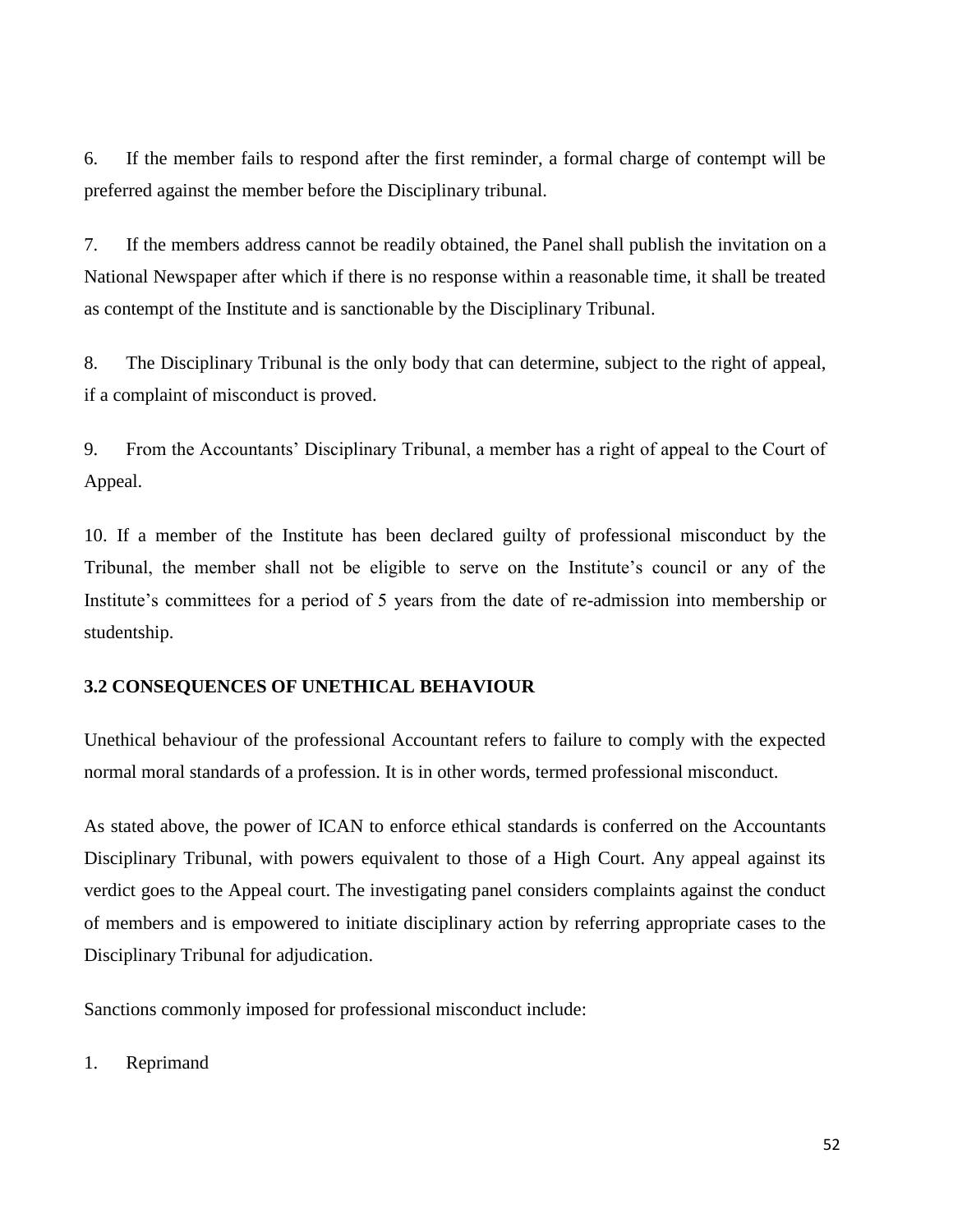6. If the member fails to respond after the first reminder, a formal charge of contempt will be preferred against the member before the Disciplinary tribunal.

7. If the members address cannot be readily obtained, the Panel shall publish the invitation on a National Newspaper after which if there is no response within a reasonable time, it shall be treated as contempt of the Institute and is sanctionable by the Disciplinary Tribunal.

8. The Disciplinary Tribunal is the only body that can determine, subject to the right of appeal, if a complaint of misconduct is proved.

9. From the Accountants' Disciplinary Tribunal, a member has a right of appeal to the Court of Appeal.

10. If a member of the Institute has been declared guilty of professional misconduct by the Tribunal, the member shall not be eligible to serve on the Institute's council or any of the Institute's committees for a period of 5 years from the date of re-admission into membership or studentship.

### 3.2 CONSEQUENCES OF UNETHICAL BEHAVIOUR

Unethical behaviour of the professional Accountant refers to failure to comply with the expected normal moral standards of a profession. It is in other words, termed professional misconduct.

As stated above, the power of ICAN to enforce ethical standards is conferred on the Accountants Disciplinary Tribunal, with powers equivalent to those of a High Court. Any appeal against its verdict goes to the Appeal court. The investigating panel considers complaints against the conduct of members and is empowered to initiate disciplinary action by referring appropriate cases to the Disciplinary Tribunal for adjudication.

Sanctions commonly imposed for professional misconduct include:

1. Reprimand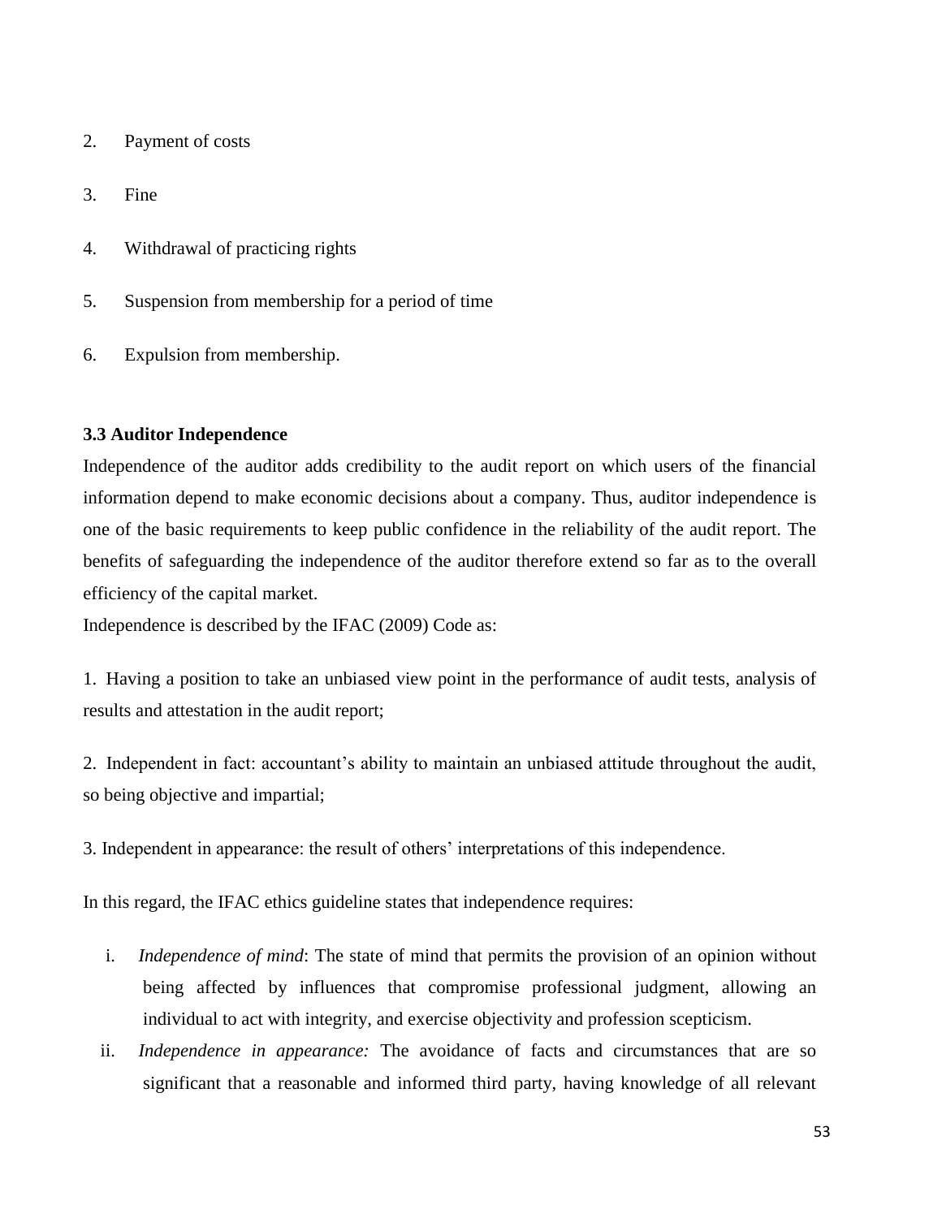2. Payment of costs

3. Fine

4. Withdrawal of practicing rights

5. Suspension from membership for a period of time

6. Expulsion from membership.

### 3.3 Auditor Independence

Independence of the auditor adds credibility to the audit report on which users of the financial information depend to make economic decisions about a company. Thus, auditor independence is one of the basic requirements to keep public confidence in the reliability of the audit report. The benefits of safeguarding the independence of the auditor therefore extend so far as to the overall efficiency of the capital market.

Independence is described by the IFAC (2009) Code as:

1. Having a position to take an unbiased view point in the performance of audit tests, analysis of results and attestation in the audit report;

2. Independent in fact: accountant's ability to maintain an unbiased attitude throughout the audit, so being objective and impartial;

3. Independent in appearance: the result of others' interpretations of this independence.

In this regard, the IFAC ethics guideline states that independence requires:

i. *Independence of mind*: The state of mind that permits the provision of an opinion without being affected by influences that compromise professional judgment, allowing an individual to act with integrity, and exercise objectivity and profession scepticism.
ii. *Independence in appearance:* The avoidance of facts and circumstances that are so significant that a reasonable and informed third party, having knowledge of all relevant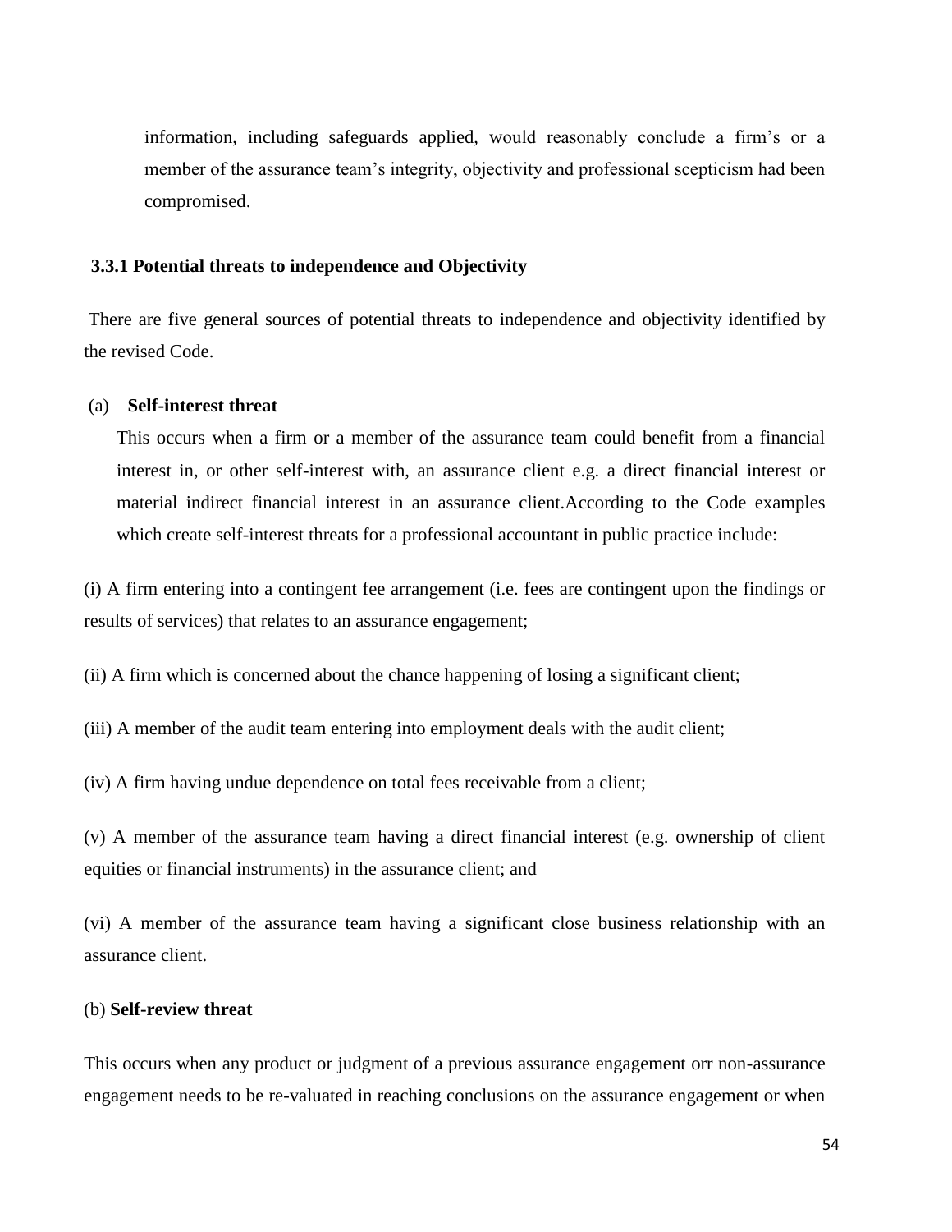information, including safeguards applied, would reasonably conclude a firm's or a member of the assurance team's integrity, objectivity and professional scepticism had been compromised.

### 3.3.1 Potential threats to independence and Objectivity

There are five general sources of potential threats to independence and objectivity identified by the revised Code.

(a) **Self-interest threat**

This occurs when a firm or a member of the assurance team could benefit from a financial interest in, or other self-interest with, an assurance client e.g. a direct financial interest or material indirect financial interest in an assurance client.According to the Code examples which create self-interest threats for a professional accountant in public practice include:

(i) A firm entering into a contingent fee arrangement (i.e. fees are contingent upon the findings or results of services) that relates to an assurance engagement;

(ii) A firm which is concerned about the chance happening of losing a significant client;

(iii) A member of the audit team entering into employment deals with the audit client;

(iv) A firm having undue dependence on total fees receivable from a client;

(v) A member of the assurance team having a direct financial interest (e.g. ownership of client equities or financial instruments) in the assurance client; and

(vi) A member of the assurance team having a significant close business relationship with an assurance client.

(b) **Self-review threat**

This occurs when any product or judgment of a previous assurance engagement orr non-assurance engagement needs to be re-valuated in reaching conclusions on the assurance engagement or when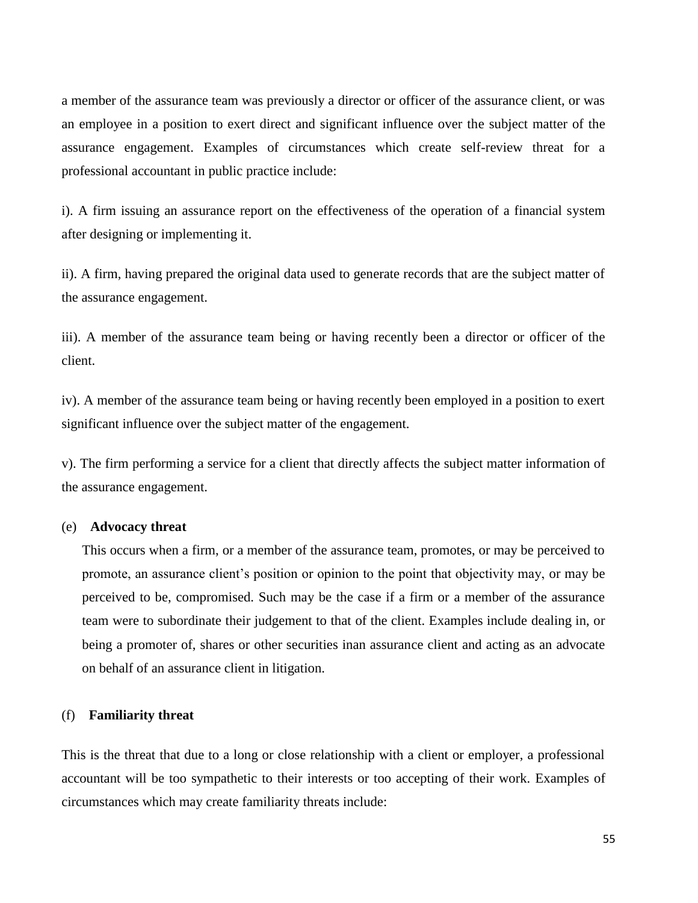a member of the assurance team was previously a director or officer of the assurance client, or was an employee in a position to exert direct and significant influence over the subject matter of the assurance engagement. Examples of circumstances which create self-review threat for a professional accountant in public practice include:

i). A firm issuing an assurance report on the effectiveness of the operation of a financial system after designing or implementing it.

ii). A firm, having prepared the original data used to generate records that are the subject matter of the assurance engagement.

iii). A member of the assurance team being or having recently been a director or officer of the client.

iv). A member of the assurance team being or having recently been employed in a position to exert significant influence over the subject matter of the engagement.

v). The firm performing a service for a client that directly affects the subject matter information of the assurance engagement.

(e) **Advocacy threat**

This occurs when a firm, or a member of the assurance team, promotes, or may be perceived to promote, an assurance client's position or opinion to the point that objectivity may, or may be perceived to be, compromised. Such may be the case if a firm or a member of the assurance team were to subordinate their judgement to that of the client. Examples include dealing in, or being a promoter of, shares or other securities inan assurance client and acting as an advocate on behalf of an assurance client in litigation.

(f) **Familiarity threat**

This is the threat that due to a long or close relationship with a client or employer, a professional accountant will be too sympathetic to their interests or too accepting of their work. Examples of circumstances which may create familiarity threats include: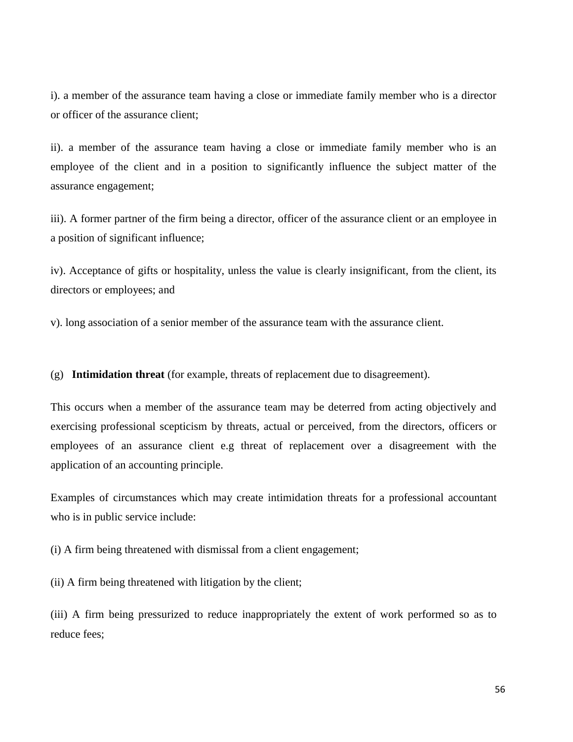i). a member of the assurance team having a close or immediate family member who is a director or officer of the assurance client;

ii). a member of the assurance team having a close or immediate family member who is an employee of the client and in a position to significantly influence the subject matter of the assurance engagement;

iii). A former partner of the firm being a director, officer of the assurance client or an employee in a position of significant influence;

iv). Acceptance of gifts or hospitality, unless the value is clearly insignificant, from the client, its directors or employees; and

v). long association of a senior member of the assurance team with the assurance client.

(g) **Intimidation threat** (for example, threats of replacement due to disagreement).

This occurs when a member of the assurance team may be deterred from acting objectively and exercising professional scepticism by threats, actual or perceived, from the directors, officers or employees of an assurance client e.g threat of replacement over a disagreement with the application of an accounting principle.

Examples of circumstances which may create intimidation threats for a professional accountant who is in public service include:

(i) A firm being threatened with dismissal from a client engagement;

(ii) A firm being threatened with litigation by the client;

(iii) A firm being pressurized to reduce inappropriately the extent of work performed so as to reduce fees;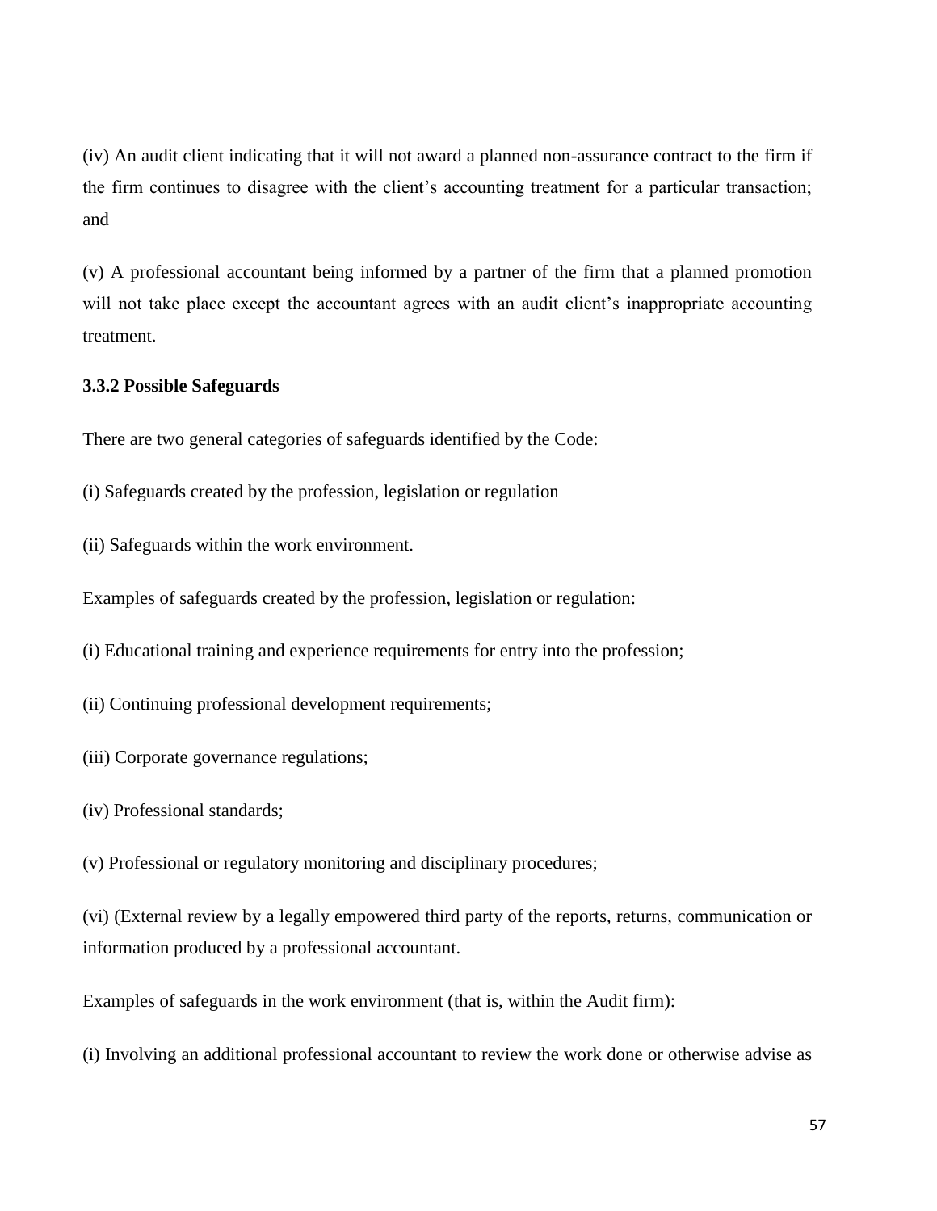(iv) An audit client indicating that it will not award a planned non-assurance contract to the firm if the firm continues to disagree with the client's accounting treatment for a particular transaction; and

(v) A professional accountant being informed by a partner of the firm that a planned promotion will not take place except the accountant agrees with an audit client's inappropriate accounting treatment.

### 3.3.2 Possible Safeguards

There are two general categories of safeguards identified by the Code:

(i) Safeguards created by the profession, legislation or regulation

(ii) Safeguards within the work environment.

Examples of safeguards created by the profession, legislation or regulation:

(i) Educational training and experience requirements for entry into the profession;

(ii) Continuing professional development requirements;

(iii) Corporate governance regulations;

(iv) Professional standards;

(v) Professional or regulatory monitoring and disciplinary procedures;

(vi) (External review by a legally empowered third party of the reports, returns, communication or information produced by a professional accountant.

Examples of safeguards in the work environment (that is, within the Audit firm):

(i) Involving an additional professional accountant to review the work done or otherwise advise as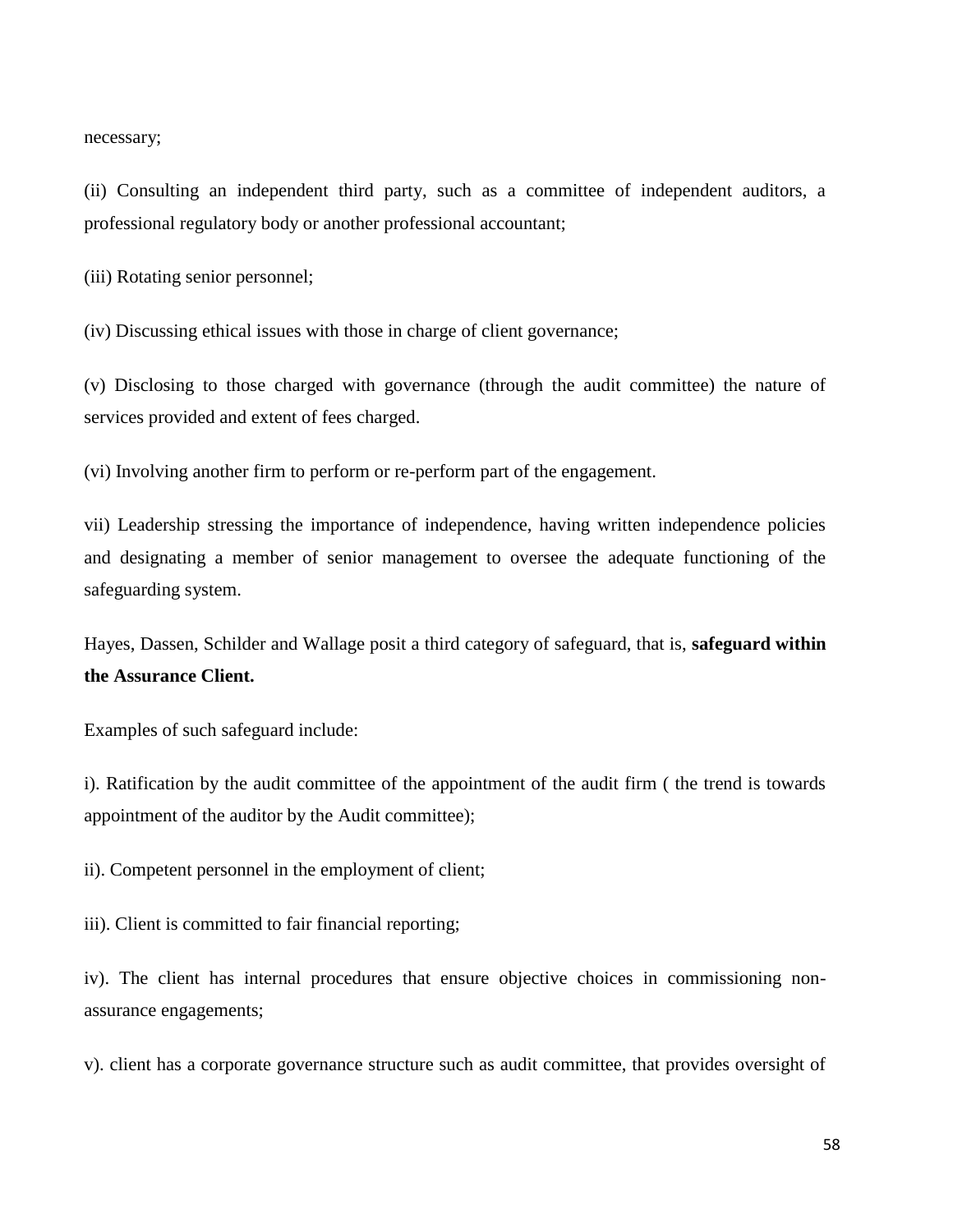necessary;

(ii) Consulting an independent third party, such as a committee of independent auditors, a professional regulatory body or another professional accountant;

(iii) Rotating senior personnel;

(iv) Discussing ethical issues with those in charge of client governance;

(v) Disclosing to those charged with governance (through the audit committee) the nature of services provided and extent of fees charged.

(vi) Involving another firm to perform or re-perform part of the engagement.

vii) Leadership stressing the importance of independence, having written independence policies and designating a member of senior management to oversee the adequate functioning of the safeguarding system.

Hayes, Dassen, Schilder and Wallage posit a third category of safeguard, that is, **safeguard within the Assurance Client.**

Examples of such safeguard include:

i). Ratification by the audit committee of the appointment of the audit firm ( the trend is towards appointment of the auditor by the Audit committee);

ii). Competent personnel in the employment of client;

iii). Client is committed to fair financial reporting;

iv). The client has internal procedures that ensure objective choices in commissioning non-assurance engagements;

v). client has a corporate governance structure such as audit committee, that provides oversight of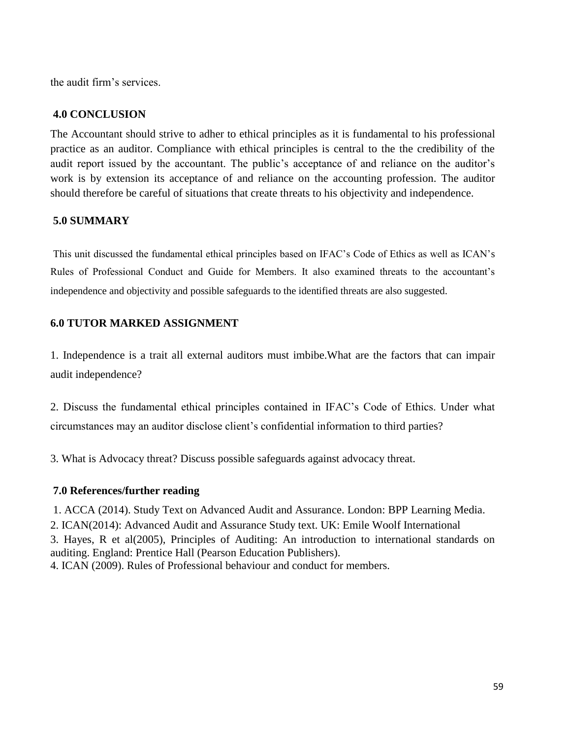the audit firm's services.

## 4.0 CONCLUSION

The Accountant should strive to adher to ethical principles as it is fundamental to his professional practice as an auditor. Compliance with ethical principles is central to the the credibility of the audit report issued by the accountant. The public's acceptance of and reliance on the auditor's work is by extension its acceptance of and reliance on the accounting profession. The auditor should therefore be careful of situations that create threats to his objectivity and independence.

## 5.0 SUMMARY

This unit discussed the fundamental ethical principles based on IFAC's Code of Ethics as well as ICAN's Rules of Professional Conduct and Guide for Members. It also examined threats to the accountant's independence and objectivity and possible safeguards to the identified threats are also suggested.

## 6.0 TUTOR MARKED ASSIGNMENT

1. Independence is a trait all external auditors must imbibe.What are the factors that can impair audit independence?

2. Discuss the fundamental ethical principles contained in IFAC's Code of Ethics. Under what circumstances may an auditor disclose client's confidential information to third parties?

3. What is Advocacy threat? Discuss possible safeguards against advocacy threat.

## 7.0 References/further reading

1. ACCA (2014). Study Text on Advanced Audit and Assurance. London: BPP Learning Media.
2. ICAN(2014): Advanced Audit and Assurance Study text. UK: Emile Woolf International
3. Hayes, R et al(2005), Principles of Auditing: An introduction to international standards on auditing. England: Prentice Hall (Pearson Education Publishers).
4. ICAN (2009). Rules of Professional behaviour and conduct for members.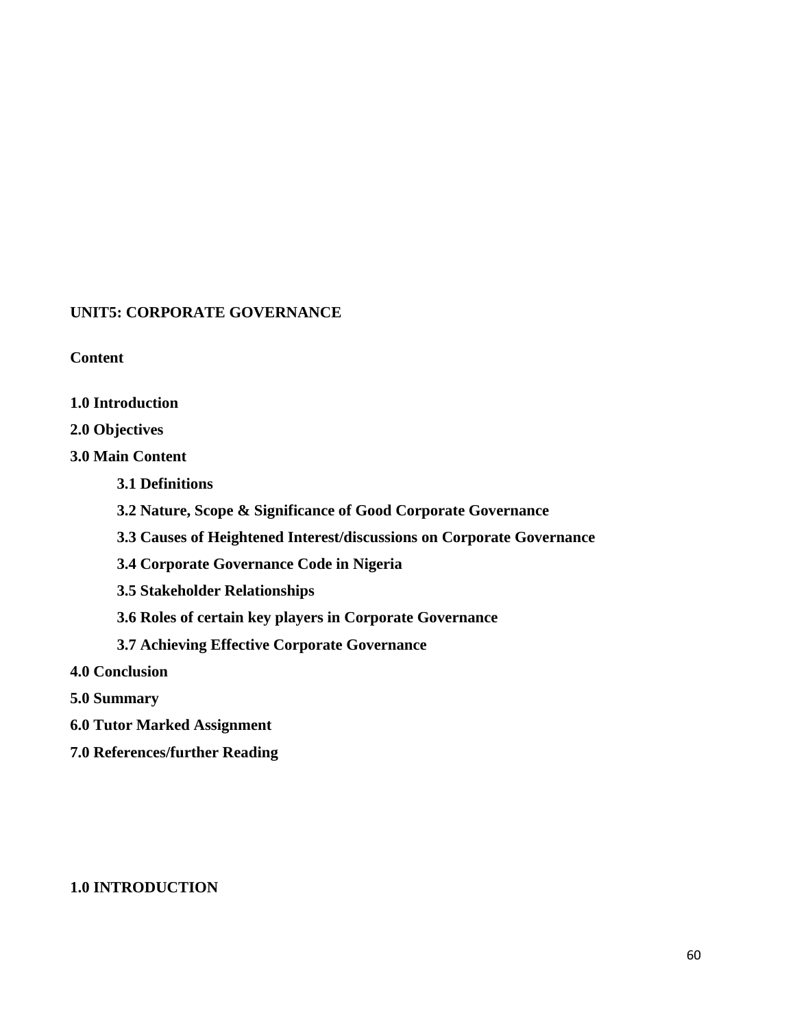## UNIT5: CORPORATE GOVERNANCE

**Content**

**1.0 Introduction**

**2.0 Objectives**

**3.0 Main Content**

- **3.1 Definitions**
- **3.2 Nature, Scope & Significance of Good Corporate Governance**
- **3.3 Causes of Heightened Interest/discussions on Corporate Governance**
- **3.4 Corporate Governance Code in Nigeria**
- **3.5 Stakeholder Relationships**
- **3.6 Roles of certain key players in Corporate Governance**
- **3.7 Achieving Effective Corporate Governance**

**4.0 Conclusion**

**5.0 Summary**

**6.0 Tutor Marked Assignment**

**7.0 References/further Reading**

### 1.0 INTRODUCTION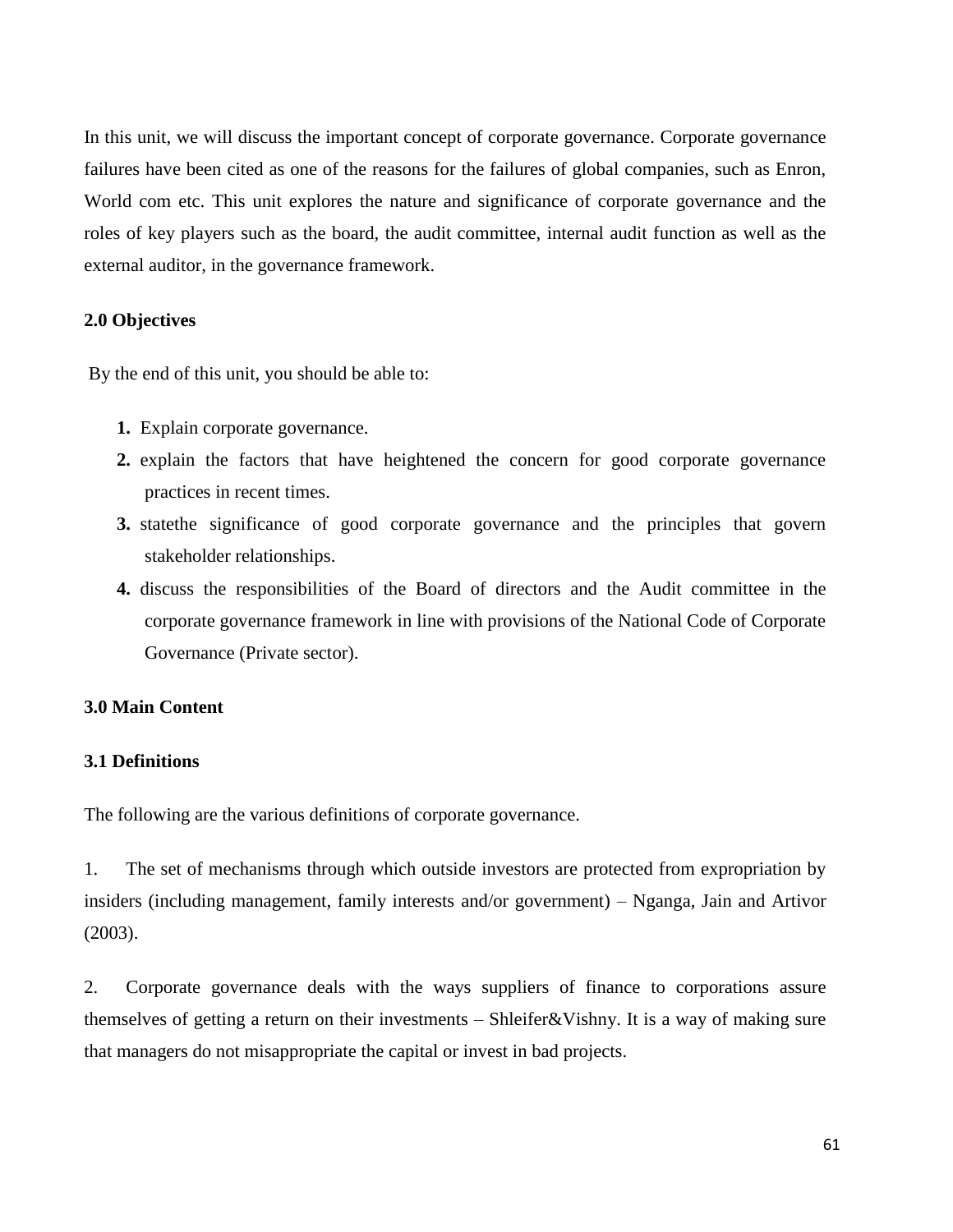In this unit, we will discuss the important concept of corporate governance. Corporate governance failures have been cited as one of the reasons for the failures of global companies, such as Enron, World com etc. This unit explores the nature and significance of corporate governance and the roles of key players such as the board, the audit committee, internal audit function as well as the external auditor, in the governance framework.

### 2.0 Objectives

By the end of this unit, you should be able to:

1. Explain corporate governance.
2. explain the factors that have heightened the concern for good corporate governance practices in recent times.
3. statethe significance of good corporate governance and the principles that govern stakeholder relationships.
4. discuss the responsibilities of the Board of directors and the Audit committee in the corporate governance framework in line with provisions of the National Code of Corporate Governance (Private sector).

### 3.0 Main Content

### 3.1 Definitions

The following are the various definitions of corporate governance.

1. The set of mechanisms through which outside investors are protected from expropriation by insiders (including management, family interests and/or government) – Nganga, Jain and Artivor (2003).

2. Corporate governance deals with the ways suppliers of finance to corporations assure themselves of getting a return on their investments – Shleifer&Vishny. It is a way of making sure that managers do not misappropriate the capital or invest in bad projects.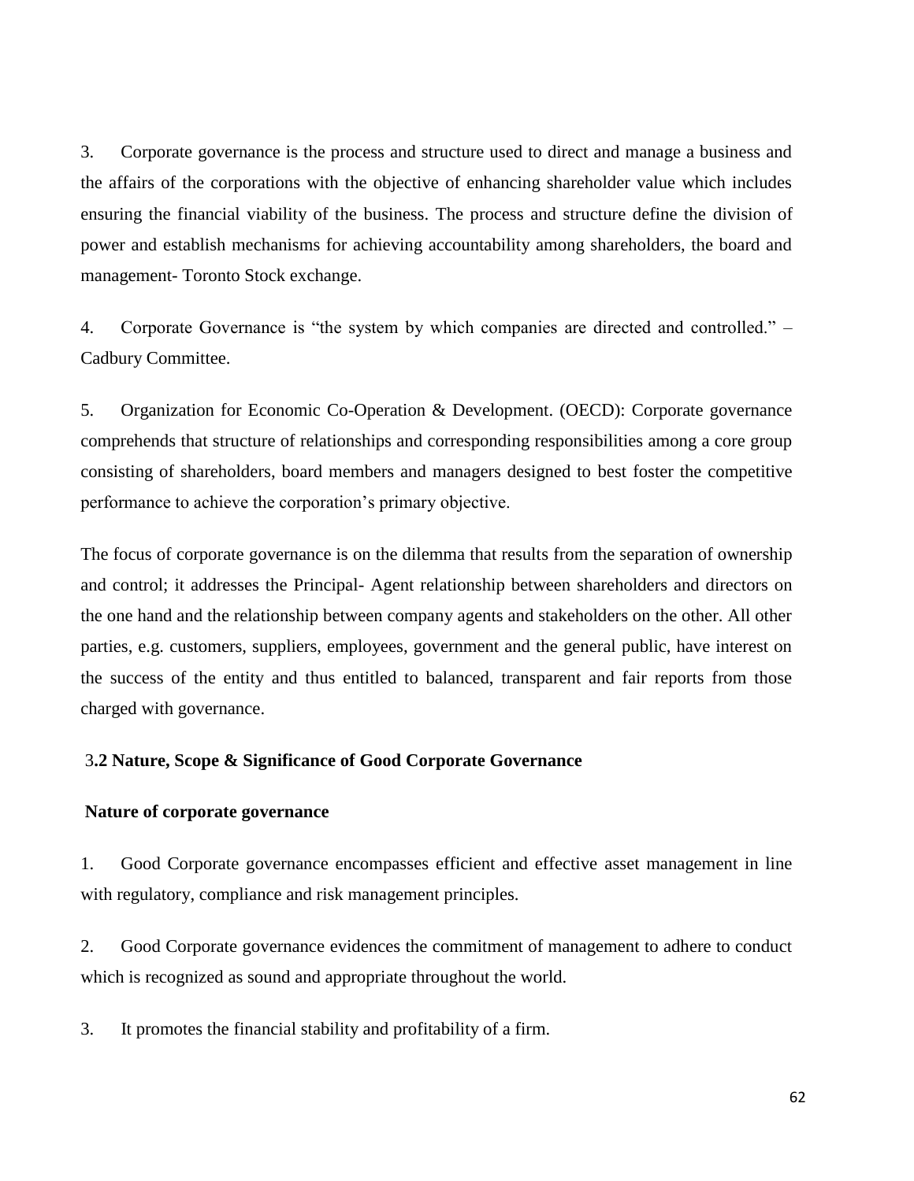3. Corporate governance is the process and structure used to direct and manage a business and the affairs of the corporations with the objective of enhancing shareholder value which includes ensuring the financial viability of the business. The process and structure define the division of power and establish mechanisms for achieving accountability among shareholders, the board and management- Toronto Stock exchange.

4. Corporate Governance is "the system by which companies are directed and controlled." – Cadbury Committee.

5. Organization for Economic Co-Operation & Development. (OECD): Corporate governance comprehends that structure of relationships and corresponding responsibilities among a core group consisting of shareholders, board members and managers designed to best foster the competitive performance to achieve the corporation's primary objective.

The focus of corporate governance is on the dilemma that results from the separation of ownership and control; it addresses the Principal- Agent relationship between shareholders and directors on the one hand and the relationship between company agents and stakeholders on the other. All other parties, e.g. customers, suppliers, employees, government and the general public, have interest on the success of the entity and thus entitled to balanced, transparent and fair reports from those charged with governance.

### 3.2 Nature, Scope & Significance of Good Corporate Governance

**Nature of corporate governance**

1. Good Corporate governance encompasses efficient and effective asset management in line with regulatory, compliance and risk management principles.

2. Good Corporate governance evidences the commitment of management to adhere to conduct which is recognized as sound and appropriate throughout the world.

3. It promotes the financial stability and profitability of a firm.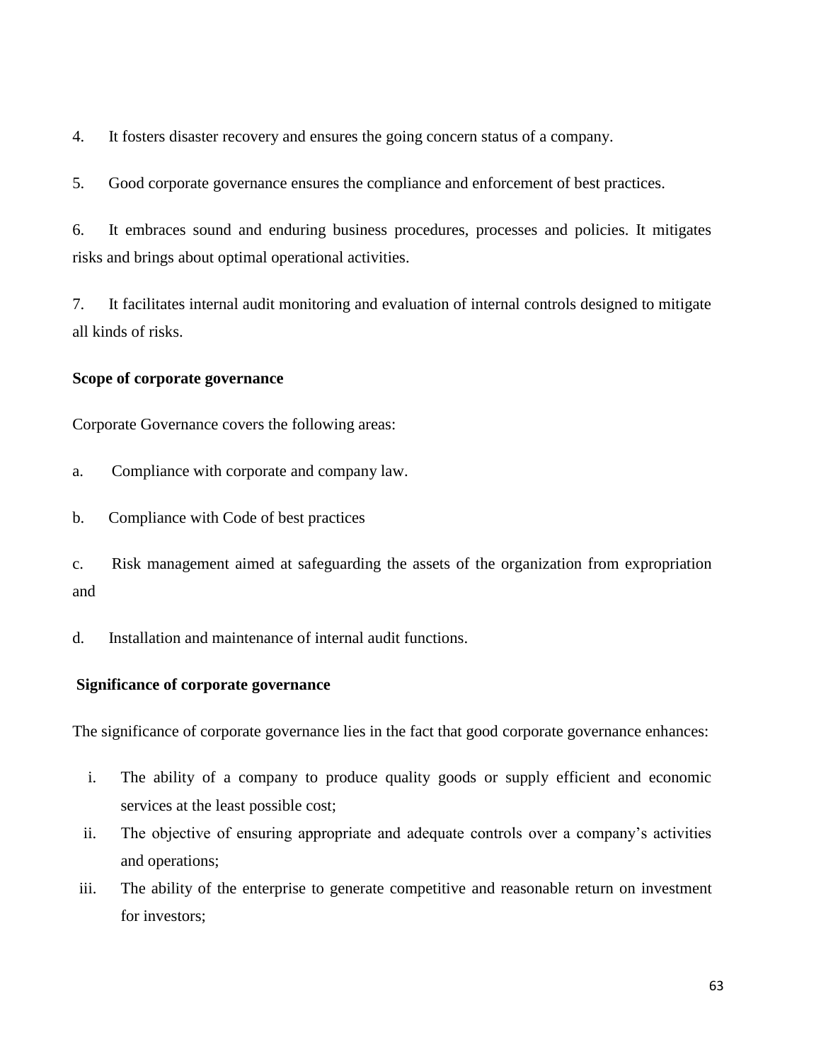4. It fosters disaster recovery and ensures the going concern status of a company.

5. Good corporate governance ensures the compliance and enforcement of best practices.

6. It embraces sound and enduring business procedures, processes and policies. It mitigates risks and brings about optimal operational activities.

7. It facilitates internal audit monitoring and evaluation of internal controls designed to mitigate all kinds of risks.

**Scope of corporate governance**

Corporate Governance covers the following areas:

a. Compliance with corporate and company law.

b. Compliance with Code of best practices

c. Risk management aimed at safeguarding the assets of the organization from expropriation and

d. Installation and maintenance of internal audit functions.

**Significance of corporate governance**

The significance of corporate governance lies in the fact that good corporate governance enhances:

i. The ability of a company to produce quality goods or supply efficient and economic services at the least possible cost;
ii. The objective of ensuring appropriate and adequate controls over a company's activities and operations;
iii. The ability of the enterprise to generate competitive and reasonable return on investment for investors;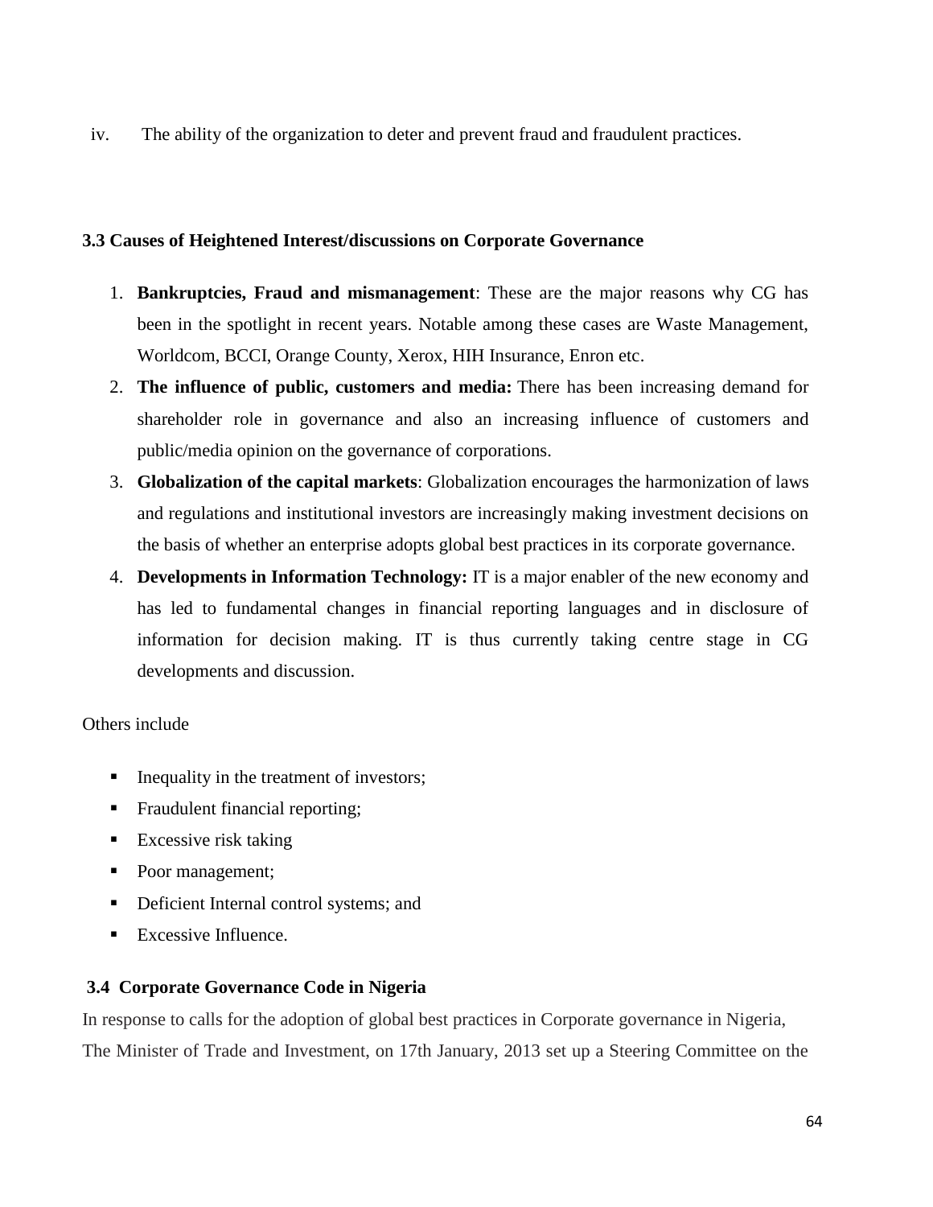iv. The ability of the organization to deter and prevent fraud and fraudulent practices.

### 3.3 Causes of Heightened Interest/discussions on Corporate Governance

1. **Bankruptcies, Fraud and mismanagement**: These are the major reasons why CG has been in the spotlight in recent years. Notable among these cases are Waste Management, Worldcom, BCCI, Orange County, Xerox, HIH Insurance, Enron etc.
2. **The influence of public, customers and media:** There has been increasing demand for shareholder role in governance and also an increasing influence of customers and public/media opinion on the governance of corporations.
3. **Globalization of the capital markets**: Globalization encourages the harmonization of laws and regulations and institutional investors are increasingly making investment decisions on the basis of whether an enterprise adopts global best practices in its corporate governance.
4. **Developments in Information Technology:** IT is a major enabler of the new economy and has led to fundamental changes in financial reporting languages and in disclosure of information for decision making. IT is thus currently taking centre stage in CG developments and discussion.

Others include

- Inequality in the treatment of investors;
- Fraudulent financial reporting;
- Excessive risk taking
- Poor management;
- Deficient Internal control systems; and
- Excessive Influence.

### 3.4 Corporate Governance Code in Nigeria

In response to calls for the adoption of global best practices in Corporate governance in Nigeria, The Minister of Trade and Investment, on 17th January, 2013 set up a Steering Committee on the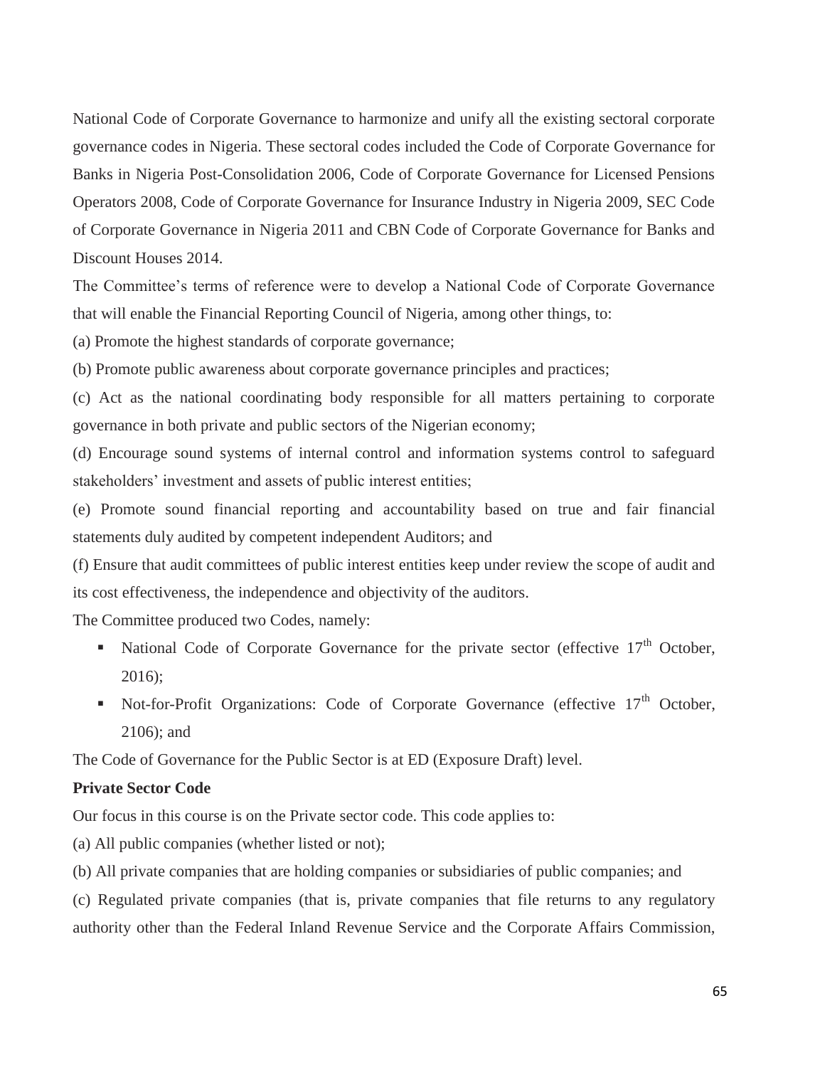National Code of Corporate Governance to harmonize and unify all the existing sectoral corporate governance codes in Nigeria. These sectoral codes included the Code of Corporate Governance for Banks in Nigeria Post-Consolidation 2006, Code of Corporate Governance for Licensed Pensions Operators 2008, Code of Corporate Governance for Insurance Industry in Nigeria 2009, SEC Code of Corporate Governance in Nigeria 2011 and CBN Code of Corporate Governance for Banks and Discount Houses 2014.

The Committee's terms of reference were to develop a National Code of Corporate Governance that will enable the Financial Reporting Council of Nigeria, among other things, to:

(a) Promote the highest standards of corporate governance;

(b) Promote public awareness about corporate governance principles and practices;

(c) Act as the national coordinating body responsible for all matters pertaining to corporate governance in both private and public sectors of the Nigerian economy;

(d) Encourage sound systems of internal control and information systems control to safeguard stakeholders' investment and assets of public interest entities;

(e) Promote sound financial reporting and accountability based on true and fair financial statements duly audited by competent independent Auditors; and

(f) Ensure that audit committees of public interest entities keep under review the scope of audit and its cost effectiveness, the independence and objectivity of the auditors.

The Committee produced two Codes, namely:

- National Code of Corporate Governance for the private sector (effective 17th October, 2016);
- Not-for-Profit Organizations: Code of Corporate Governance (effective 17th October, 2106); and

The Code of Governance for the Public Sector is at ED (Exposure Draft) level.

**Private Sector Code**

Our focus in this course is on the Private sector code. This code applies to:

(a) All public companies (whether listed or not);

(b) All private companies that are holding companies or subsidiaries of public companies; and

(c) Regulated private companies (that is, private companies that file returns to any regulatory authority other than the Federal Inland Revenue Service and the Corporate Affairs Commission,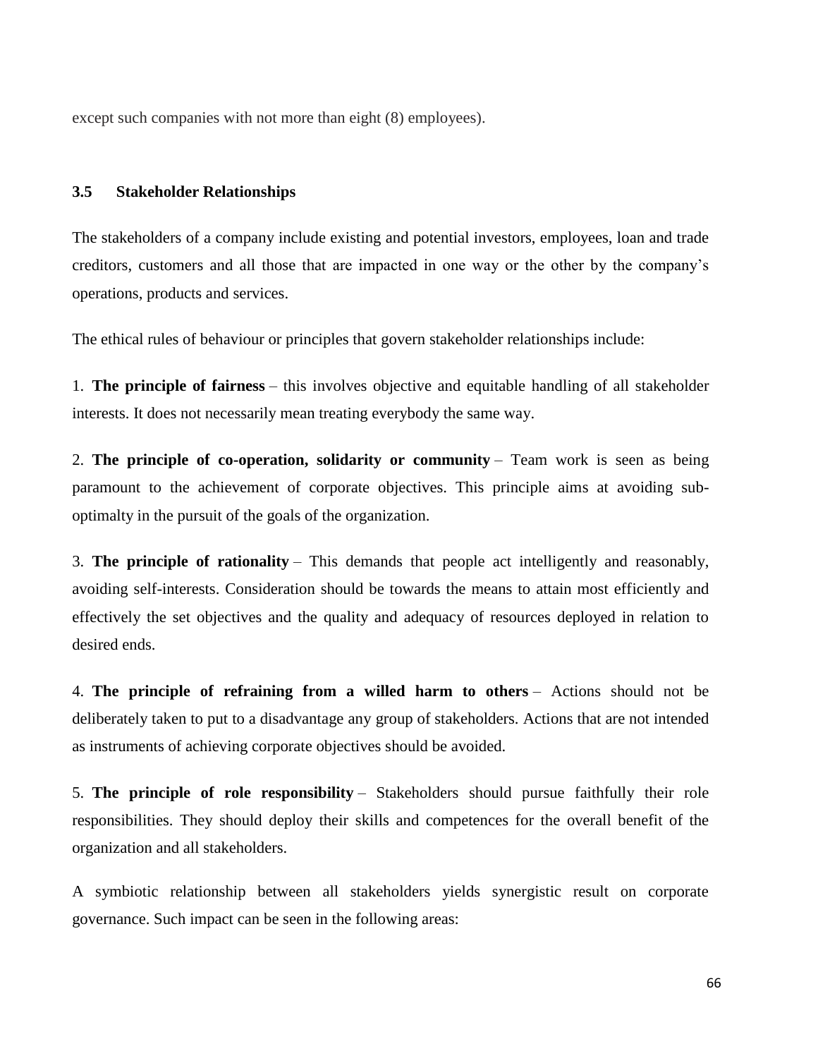except such companies with not more than eight (8) employees).

### 3.5 Stakeholder Relationships

The stakeholders of a company include existing and potential investors, employees, loan and trade creditors, customers and all those that are impacted in one way or the other by the company's operations, products and services.

The ethical rules of behaviour or principles that govern stakeholder relationships include:

1. **The principle of fairness** – this involves objective and equitable handling of all stakeholder interests. It does not necessarily mean treating everybody the same way.

2. **The principle of co-operation, solidarity or community** – Team work is seen as being paramount to the achievement of corporate objectives. This principle aims at avoiding sub-optimalty in the pursuit of the goals of the organization.

3. **The principle of rationality** – This demands that people act intelligently and reasonably, avoiding self-interests. Consideration should be towards the means to attain most efficiently and effectively the set objectives and the quality and adequacy of resources deployed in relation to desired ends.

4. **The principle of refraining from a willed harm to others** – Actions should not be deliberately taken to put to a disadvantage any group of stakeholders. Actions that are not intended as instruments of achieving corporate objectives should be avoided.

5. **The principle of role responsibility** – Stakeholders should pursue faithfully their role responsibilities. They should deploy their skills and competences for the overall benefit of the organization and all stakeholders.

A symbiotic relationship between all stakeholders yields synergistic result on corporate governance. Such impact can be seen in the following areas: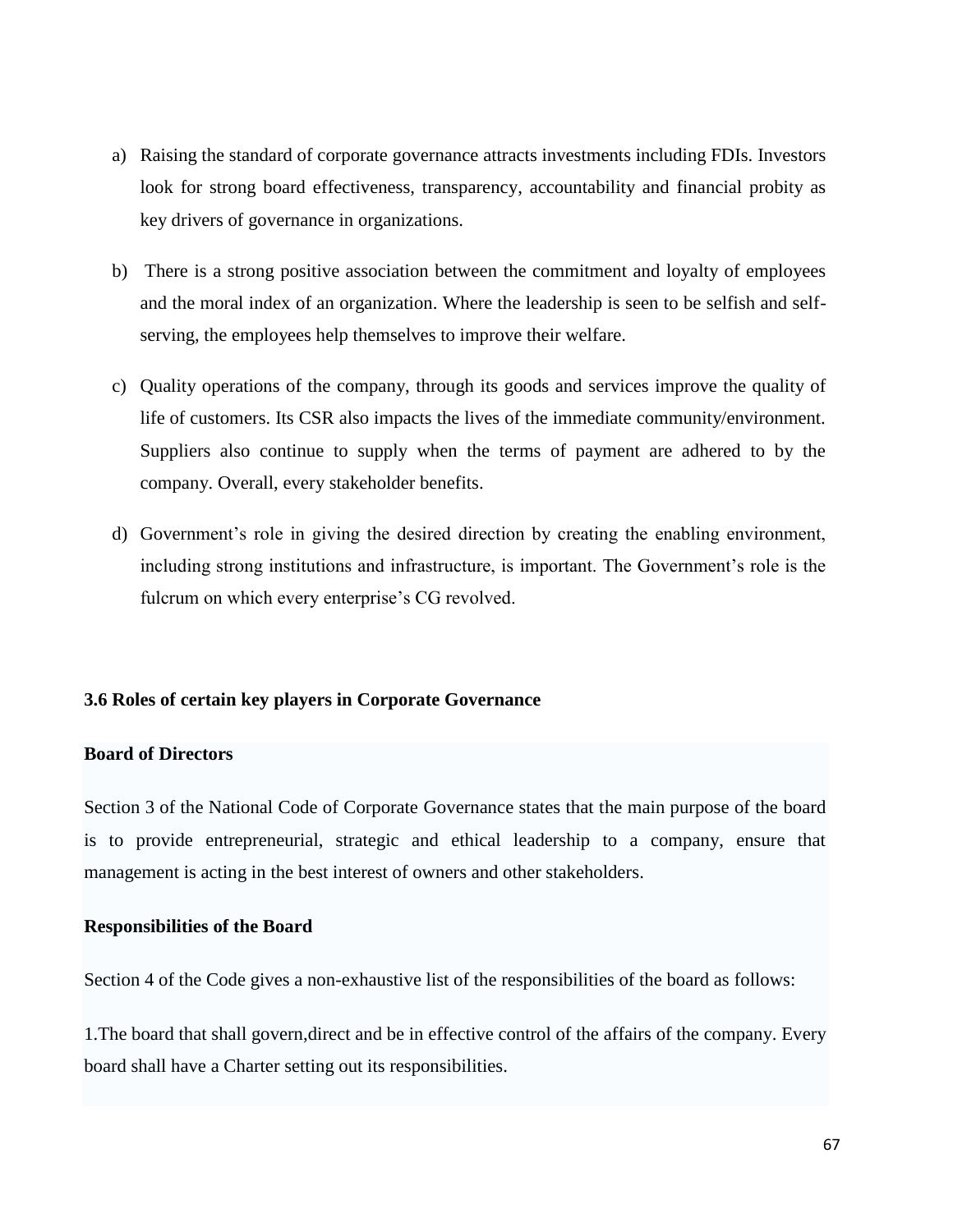a) Raising the standard of corporate governance attracts investments including FDIs. Investors look for strong board effectiveness, transparency, accountability and financial probity as key drivers of governance in organizations.

b) There is a strong positive association between the commitment and loyalty of employees and the moral index of an organization. Where the leadership is seen to be selfish and self-serving, the employees help themselves to improve their welfare.

c) Quality operations of the company, through its goods and services improve the quality of life of customers. Its CSR also impacts the lives of the immediate community/environment. Suppliers also continue to supply when the terms of payment are adhered to by the company. Overall, every stakeholder benefits.

d) Government's role in giving the desired direction by creating the enabling environment, including strong institutions and infrastructure, is important. The Government's role is the fulcrum on which every enterprise's CG revolved.

### 3.6 Roles of certain key players in Corporate Governance

**Board of Directors**

Section 3 of the National Code of Corporate Governance states that the main purpose of the board is to provide entrepreneurial, strategic and ethical leadership to a company, ensure that management is acting in the best interest of owners and other stakeholders.

**Responsibilities of the Board**

Section 4 of the Code gives a non-exhaustive list of the responsibilities of the board as follows:

1.The board that shall govern,direct and be in effective control of the affairs of the company. Every board shall have a Charter setting out its responsibilities.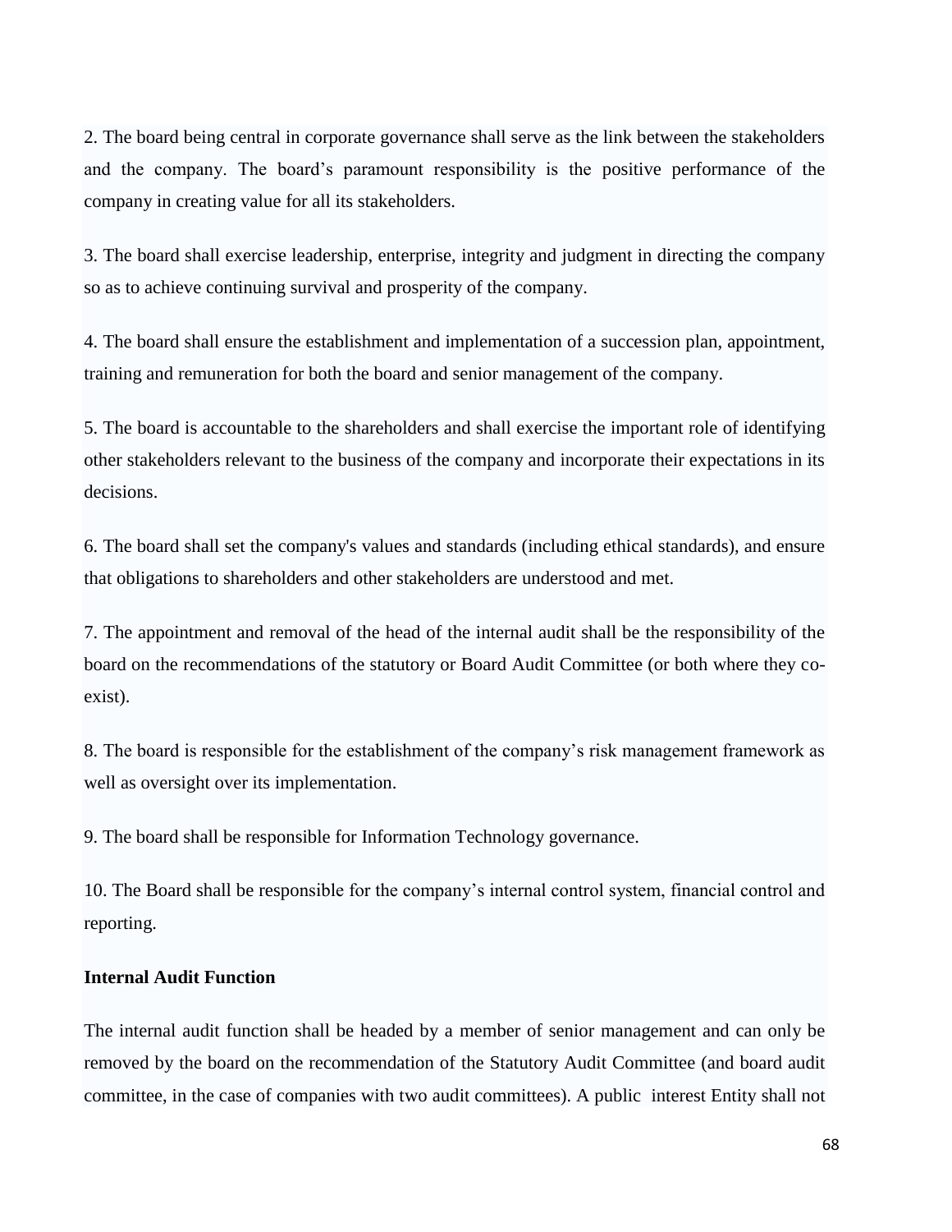2. The board being central in corporate governance shall serve as the link between the stakeholders and the company. The board's paramount responsibility is the positive performance of the company in creating value for all its stakeholders.

3. The board shall exercise leadership, enterprise, integrity and judgment in directing the company so as to achieve continuing survival and prosperity of the company.

4. The board shall ensure the establishment and implementation of a succession plan, appointment, training and remuneration for both the board and senior management of the company.

5. The board is accountable to the shareholders and shall exercise the important role of identifying other stakeholders relevant to the business of the company and incorporate their expectations in its decisions.

6. The board shall set the company's values and standards (including ethical standards), and ensure that obligations to shareholders and other stakeholders are understood and met.

7. The appointment and removal of the head of the internal audit shall be the responsibility of the board on the recommendations of the statutory or Board Audit Committee (or both where they co-exist).

8. The board is responsible for the establishment of the company's risk management framework as well as oversight over its implementation.

9. The board shall be responsible for Information Technology governance.

10. The Board shall be responsible for the company's internal control system, financial control and reporting.

**Internal Audit Function**

The internal audit function shall be headed by a member of senior management and can only be removed by the board on the recommendation of the Statutory Audit Committee (and board audit committee, in the case of companies with two audit committees). A public interest Entity shall not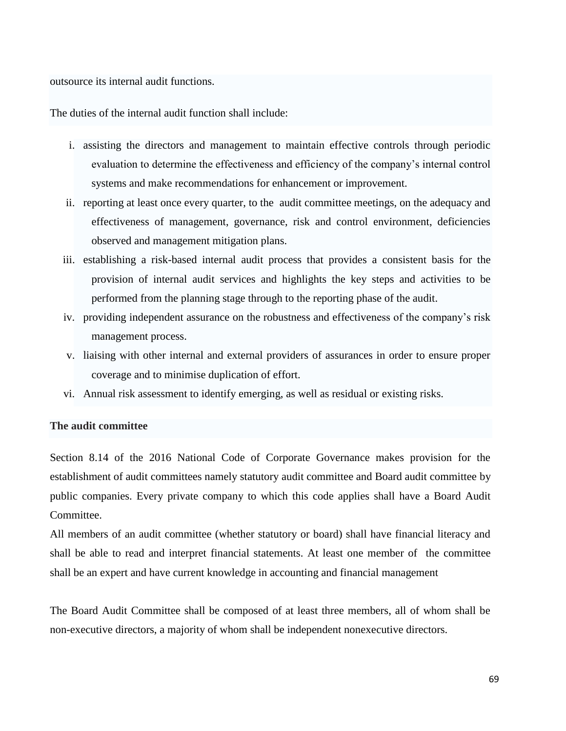outsource its internal audit functions.

The duties of the internal audit function shall include:

i. assisting the directors and management to maintain effective controls through periodic evaluation to determine the effectiveness and efficiency of the company's internal control systems and make recommendations for enhancement or improvement.
ii. reporting at least once every quarter, to the audit committee meetings, on the adequacy and effectiveness of management, governance, risk and control environment, deficiencies observed and management mitigation plans.
iii. establishing a risk-based internal audit process that provides a consistent basis for the provision of internal audit services and highlights the key steps and activities to be performed from the planning stage through to the reporting phase of the audit.
iv. providing independent assurance on the robustness and effectiveness of the company's risk management process.
v. liaising with other internal and external providers of assurances in order to ensure proper coverage and to minimise duplication of effort.
vi. Annual risk assessment to identify emerging, as well as residual or existing risks.

**The audit committee**

Section 8.14 of the 2016 National Code of Corporate Governance makes provision for the establishment of audit committees namely statutory audit committee and Board audit committee by public companies. Every private company to which this code applies shall have a Board Audit Committee.

All members of an audit committee (whether statutory or board) shall have financial literacy and shall be able to read and interpret financial statements. At least one member of the committee shall be an expert and have current knowledge in accounting and financial management

The Board Audit Committee shall be composed of at least three members, all of whom shall be non-executive directors, a majority of whom shall be independent nonexecutive directors.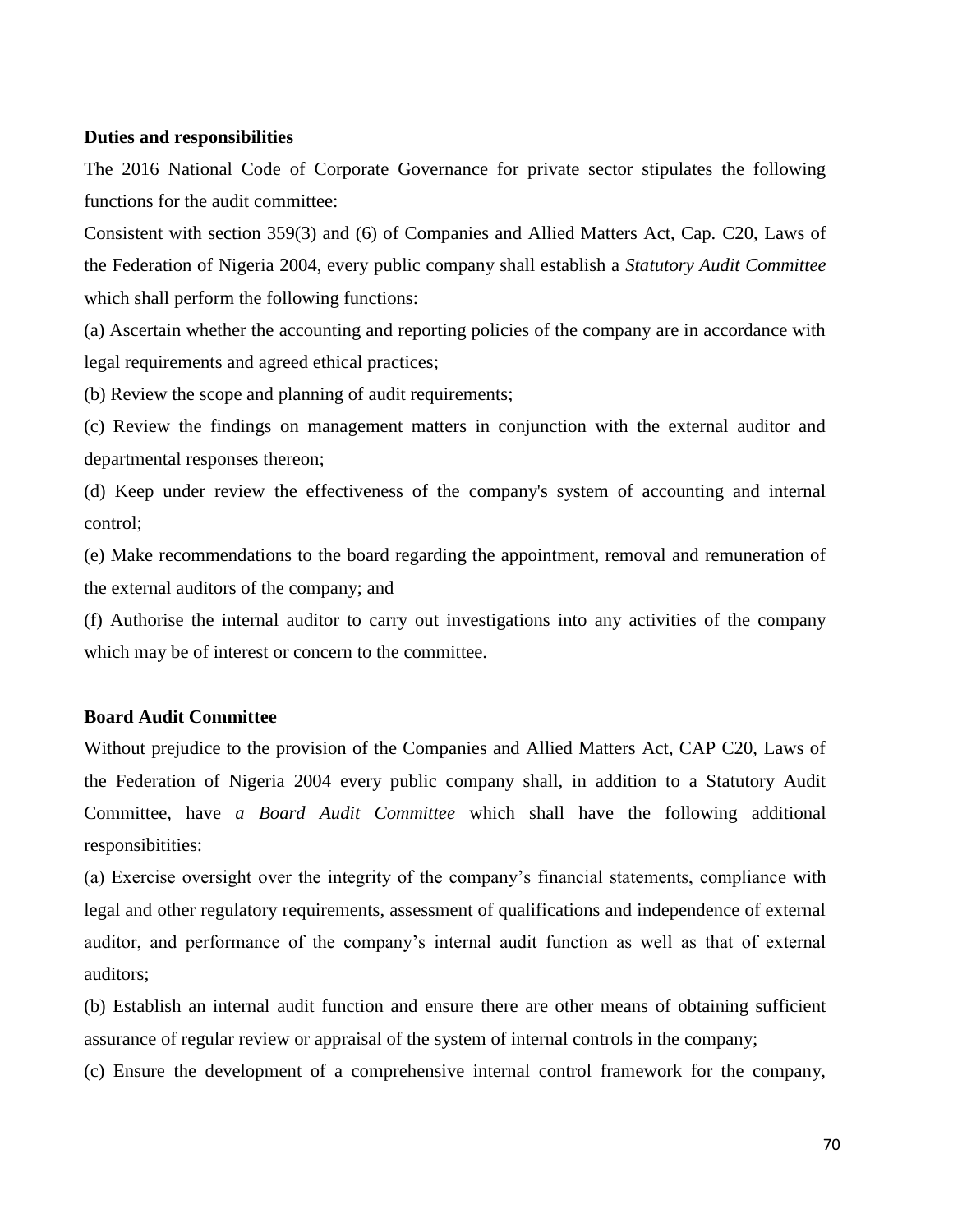**Duties and responsibilities**

The 2016 National Code of Corporate Governance for private sector stipulates the following functions for the audit committee:

Consistent with section 359(3) and (6) of Companies and Allied Matters Act, Cap. C20, Laws of the Federation of Nigeria 2004, every public company shall establish a *Statutory Audit Committee* which shall perform the following functions:

(a) Ascertain whether the accounting and reporting policies of the company are in accordance with legal requirements and agreed ethical practices;

(b) Review the scope and planning of audit requirements;

(c) Review the findings on management matters in conjunction with the external auditor and departmental responses thereon;

(d) Keep under review the effectiveness of the company's system of accounting and internal control;

(e) Make recommendations to the board regarding the appointment, removal and remuneration of the external auditors of the company; and

(f) Authorise the internal auditor to carry out investigations into any activities of the company which may be of interest or concern to the committee.

**Board Audit Committee**

Without prejudice to the provision of the Companies and Allied Matters Act, CAP C20, Laws of the Federation of Nigeria 2004 every public company shall, in addition to a Statutory Audit Committee, have *a Board Audit Committee* which shall have the following additional responsibitities:

(a) Exercise oversight over the integrity of the company's financial statements, compliance with legal and other regulatory requirements, assessment of qualifications and independence of external auditor, and performance of the company's internal audit function as well as that of external auditors;

(b) Establish an internal audit function and ensure there are other means of obtaining sufficient assurance of regular review or appraisal of the system of internal controls in the company;

(c) Ensure the development of a comprehensive internal control framework for the company,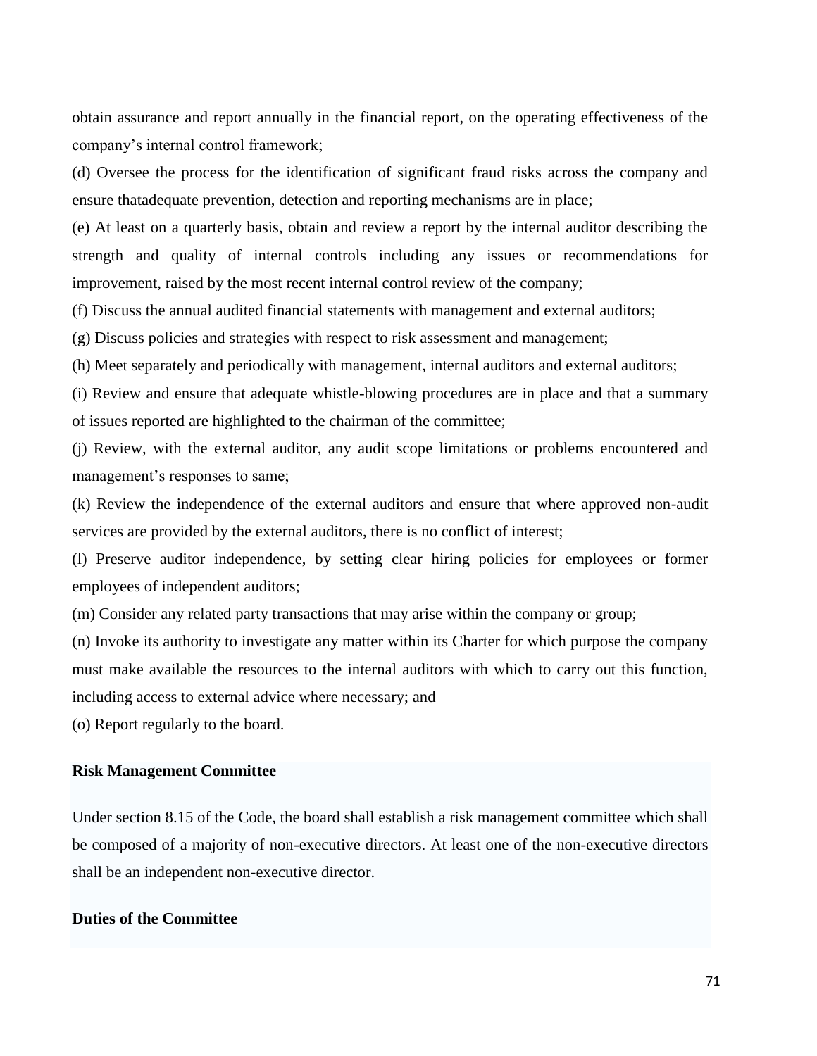obtain assurance and report annually in the financial report, on the operating effectiveness of the company's internal control framework;

(d) Oversee the process for the identification of significant fraud risks across the company and ensure thatadequate prevention, detection and reporting mechanisms are in place;

(e) At least on a quarterly basis, obtain and review a report by the internal auditor describing the strength and quality of internal controls including any issues or recommendations for improvement, raised by the most recent internal control review of the company;

(f) Discuss the annual audited financial statements with management and external auditors;

(g) Discuss policies and strategies with respect to risk assessment and management;

(h) Meet separately and periodically with management, internal auditors and external auditors;

(i) Review and ensure that adequate whistle-blowing procedures are in place and that a summary of issues reported are highlighted to the chairman of the committee;

(j) Review, with the external auditor, any audit scope limitations or problems encountered and management's responses to same;

(k) Review the independence of the external auditors and ensure that where approved non-audit services are provided by the external auditors, there is no conflict of interest;

(l) Preserve auditor independence, by setting clear hiring policies for employees or former employees of independent auditors;

(m) Consider any related party transactions that may arise within the company or group;

(n) Invoke its authority to investigate any matter within its Charter for which purpose the company must make available the resources to the internal auditors with which to carry out this function, including access to external advice where necessary; and

(o) Report regularly to the board.

**Risk Management Committee**

Under section 8.15 of the Code, the board shall establish a risk management committee which shall be composed of a majority of non-executive directors. At least one of the non-executive directors shall be an independent non-executive director.

**Duties of the Committee**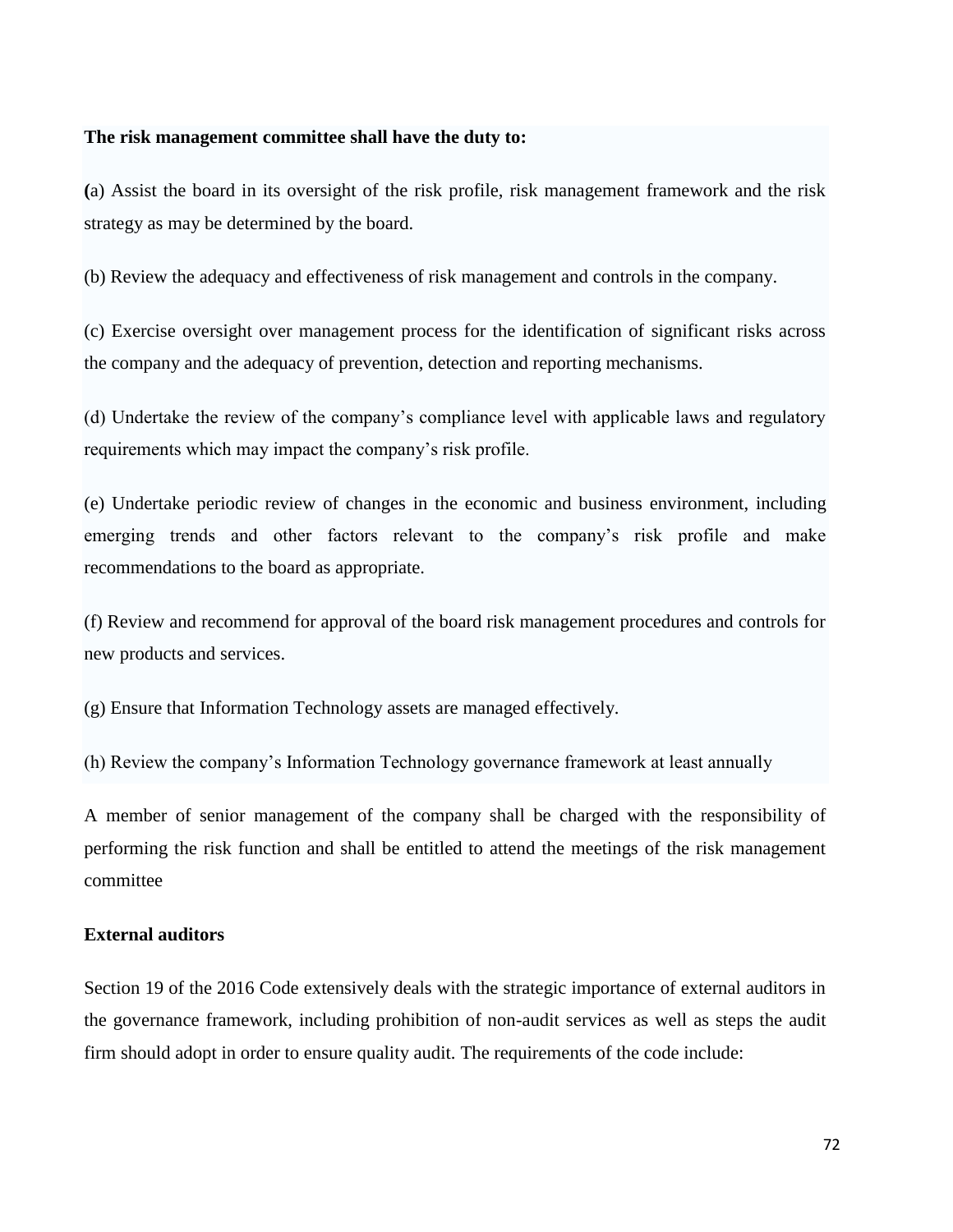**The risk management committee shall have the duty to:**

(a) Assist the board in its oversight of the risk profile, risk management framework and the risk strategy as may be determined by the board.

(b) Review the adequacy and effectiveness of risk management and controls in the company.

(c) Exercise oversight over management process for the identification of significant risks across the company and the adequacy of prevention, detection and reporting mechanisms.

(d) Undertake the review of the company's compliance level with applicable laws and regulatory requirements which may impact the company's risk profile.

(e) Undertake periodic review of changes in the economic and business environment, including emerging trends and other factors relevant to the company's risk profile and make recommendations to the board as appropriate.

(f) Review and recommend for approval of the board risk management procedures and controls for new products and services.

(g) Ensure that Information Technology assets are managed effectively.

(h) Review the company's Information Technology governance framework at least annually

A member of senior management of the company shall be charged with the responsibility of performing the risk function and shall be entitled to attend the meetings of the risk management committee

**External auditors**

Section 19 of the 2016 Code extensively deals with the strategic importance of external auditors in the governance framework, including prohibition of non-audit services as well as steps the audit firm should adopt in order to ensure quality audit. The requirements of the code include: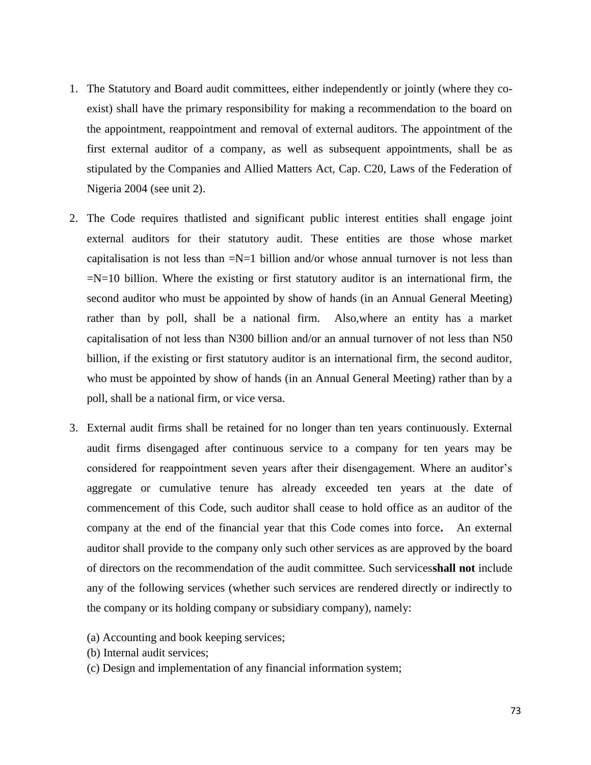1. The Statutory and Board audit committees, either independently or jointly (where they co-exist) shall have the primary responsibility for making a recommendation to the board on the appointment, reappointment and removal of external auditors. The appointment of the first external auditor of a company, as well as subsequent appointments, shall be as stipulated by the Companies and Allied Matters Act, Cap. C20, Laws of the Federation of Nigeria 2004 (see unit 2).

2. The Code requires thatlisted and significant public interest entities shall engage joint external auditors for their statutory audit. These entities are those whose market capitalisation is not less than =N=1 billion and/or whose annual turnover is not less than =N=10 billion. Where the existing or first statutory auditor is an international firm, the second auditor who must be appointed by show of hands (in an Annual General Meeting) rather than by poll, shall be a national firm. Also,where an entity has a market capitalisation of not less than N300 billion and/or an annual turnover of not less than N50 billion, if the existing or first statutory auditor is an international firm, the second auditor, who must be appointed by show of hands (in an Annual General Meeting) rather than by a poll, shall be a national firm, or vice versa.

3. External audit firms shall be retained for no longer than ten years continuously. External audit firms disengaged after continuous service to a company for ten years may be considered for reappointment seven years after their disengagement. Where an auditor's aggregate or cumulative tenure has already exceeded ten years at the date of commencement of this Code, such auditor shall cease to hold office as an auditor of the company at the end of the financial year that this Code comes into force**.** An external auditor shall provide to the company only such other services as are approved by the board of directors on the recommendation of the audit committee. Such services**shall not** include any of the following services (whether such services are rendered directly or indirectly to the company or its holding company or subsidiary company), namely:

   (a) Accounting and book keeping services;
   (b) Internal audit services;
   (c) Design and implementation of any financial information system;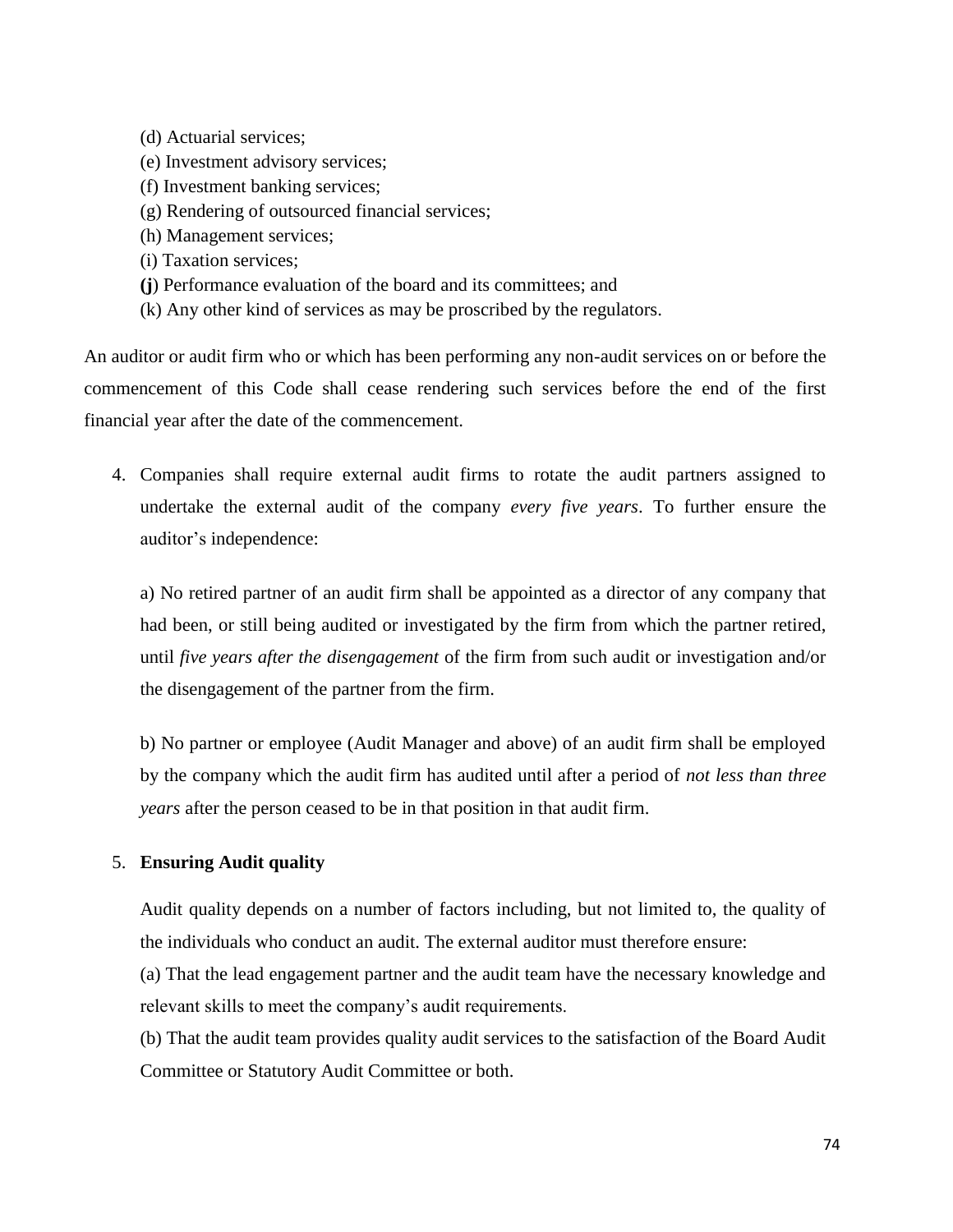(d) Actuarial services;
(e) Investment advisory services;
(f) Investment banking services;
(g) Rendering of outsourced financial services;
(h) Management services;
(i) Taxation services;
**(j**) Performance evaluation of the board and its committees; and
(k) Any other kind of services as may be proscribed by the regulators.

An auditor or audit firm who or which has been performing any non-audit services on or before the commencement of this Code shall cease rendering such services before the end of the first financial year after the date of the commencement.

4. Companies shall require external audit firms to rotate the audit partners assigned to undertake the external audit of the company *every five years*. To further ensure the auditor's independence:

   a) No retired partner of an audit firm shall be appointed as a director of any company that had been, or still being audited or investigated by the firm from which the partner retired, until *five years after the disengagement* of the firm from such audit or investigation and/or the disengagement of the partner from the firm.

   b) No partner or employee (Audit Manager and above) of an audit firm shall be employed by the company which the audit firm has audited until after a period of *not less than three years* after the person ceased to be in that position in that audit firm.

5. **Ensuring Audit quality**

   Audit quality depends on a number of factors including, but not limited to, the quality of the individuals who conduct an audit. The external auditor must therefore ensure:
   (a) That the lead engagement partner and the audit team have the necessary knowledge and relevant skills to meet the company's audit requirements.
   (b) That the audit team provides quality audit services to the satisfaction of the Board Audit Committee or Statutory Audit Committee or both.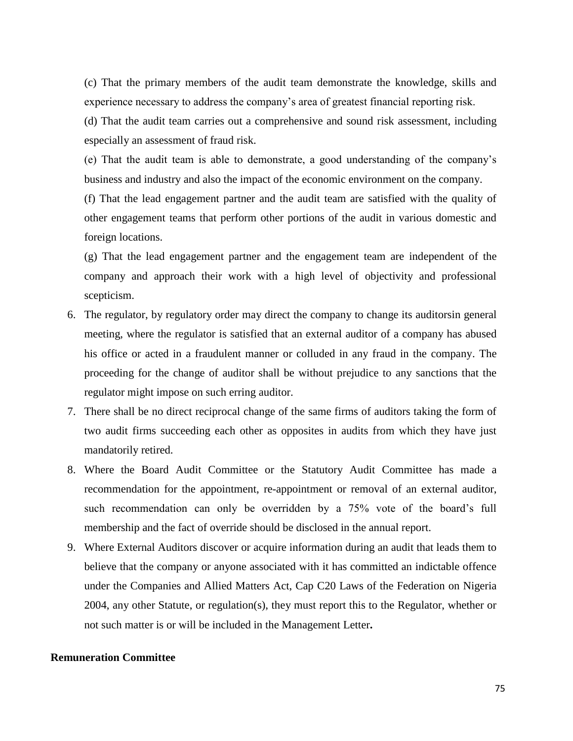(c) That the primary members of the audit team demonstrate the knowledge, skills and experience necessary to address the company's area of greatest financial reporting risk.

(d) That the audit team carries out a comprehensive and sound risk assessment, including especially an assessment of fraud risk.

(e) That the audit team is able to demonstrate, a good understanding of the company's business and industry and also the impact of the economic environment on the company.

(f) That the lead engagement partner and the audit team are satisfied with the quality of other engagement teams that perform other portions of the audit in various domestic and foreign locations.

(g) That the lead engagement partner and the engagement team are independent of the company and approach their work with a high level of objectivity and professional scepticism.

6. The regulator, by regulatory order may direct the company to change its auditorsin general meeting, where the regulator is satisfied that an external auditor of a company has abused his office or acted in a fraudulent manner or colluded in any fraud in the company. The proceeding for the change of auditor shall be without prejudice to any sanctions that the regulator might impose on such erring auditor.
7. There shall be no direct reciprocal change of the same firms of auditors taking the form of two audit firms succeeding each other as opposites in audits from which they have just mandatorily retired.
8. Where the Board Audit Committee or the Statutory Audit Committee has made a recommendation for the appointment, re-appointment or removal of an external auditor, such recommendation can only be overridden by a 75% vote of the board's full membership and the fact of override should be disclosed in the annual report.
9. Where External Auditors discover or acquire information during an audit that leads them to believe that the company or anyone associated with it has committed an indictable offence under the Companies and Allied Matters Act, Cap C20 Laws of the Federation on Nigeria 2004, any other Statute, or regulation(s), they must report this to the Regulator, whether or not such matter is or will be included in the Management Letter**.**

**Remuneration Committee**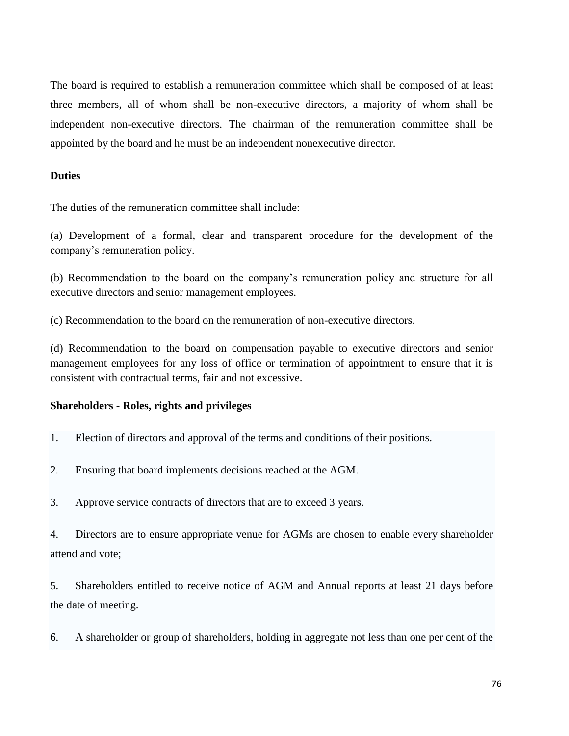The board is required to establish a remuneration committee which shall be composed of at least three members, all of whom shall be non-executive directors, a majority of whom shall be independent non-executive directors. The chairman of the remuneration committee shall be appointed by the board and he must be an independent nonexecutive director.

**Duties**

The duties of the remuneration committee shall include:

(a) Development of a formal, clear and transparent procedure for the development of the company's remuneration policy.

(b) Recommendation to the board on the company's remuneration policy and structure for all executive directors and senior management employees.

(c) Recommendation to the board on the remuneration of non-executive directors.

(d) Recommendation to the board on compensation payable to executive directors and senior management employees for any loss of office or termination of appointment to ensure that it is consistent with contractual terms, fair and not excessive.

**Shareholders - Roles, rights and privileges**

1. Election of directors and approval of the terms and conditions of their positions.

2. Ensuring that board implements decisions reached at the AGM.

3. Approve service contracts of directors that are to exceed 3 years.

4. Directors are to ensure appropriate venue for AGMs are chosen to enable every shareholder attend and vote;

5. Shareholders entitled to receive notice of AGM and Annual reports at least 21 days before the date of meeting.

6. A shareholder or group of shareholders, holding in aggregate not less than one per cent of the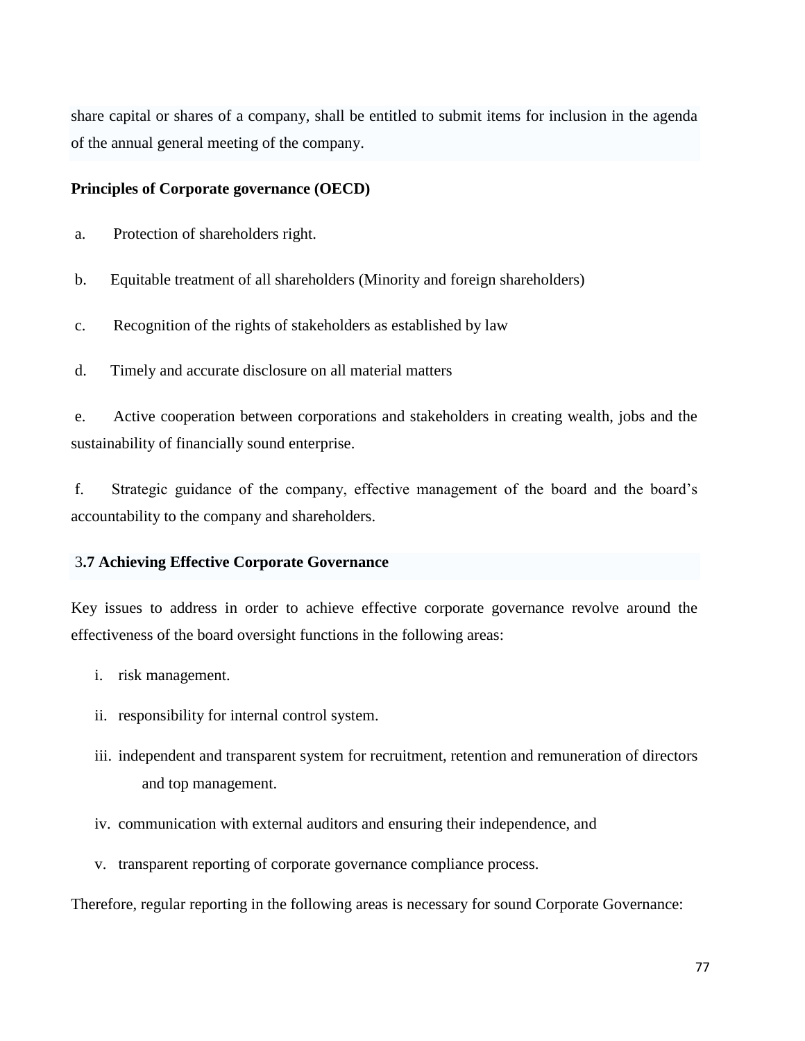share capital or shares of a company, shall be entitled to submit items for inclusion in the agenda of the annual general meeting of the company.

**Principles of Corporate governance (OECD)**

a. Protection of shareholders right.

b. Equitable treatment of all shareholders (Minority and foreign shareholders)

c. Recognition of the rights of stakeholders as established by law

d. Timely and accurate disclosure on all material matters

e. Active cooperation between corporations and stakeholders in creating wealth, jobs and the sustainability of financially sound enterprise.

f. Strategic guidance of the company, effective management of the board and the board's accountability to the company and shareholders.

### 3.7 Achieving Effective Corporate Governance

Key issues to address in order to achieve effective corporate governance revolve around the effectiveness of the board oversight functions in the following areas:

i. risk management.

ii. responsibility for internal control system.

iii. independent and transparent system for recruitment, retention and remuneration of directors and top management.

iv. communication with external auditors and ensuring their independence, and

v. transparent reporting of corporate governance compliance process.

Therefore, regular reporting in the following areas is necessary for sound Corporate Governance: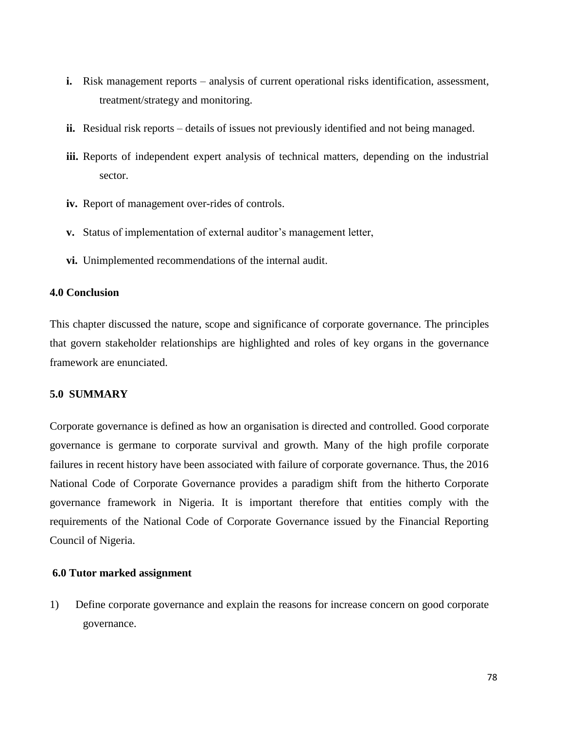**i.** Risk management reports – analysis of current operational risks identification, assessment, treatment/strategy and monitoring.

**ii.** Residual risk reports – details of issues not previously identified and not being managed.

**iii.** Reports of independent expert analysis of technical matters, depending on the industrial sector.

**iv.** Report of management over-rides of controls.

**v.** Status of implementation of external auditor's management letter,

**vi.** Unimplemented recommendations of the internal audit.

## 4.0 Conclusion

This chapter discussed the nature, scope and significance of corporate governance. The principles that govern stakeholder relationships are highlighted and roles of key organs in the governance framework are enunciated.

## 5.0 SUMMARY

Corporate governance is defined as how an organisation is directed and controlled. Good corporate governance is germane to corporate survival and growth. Many of the high profile corporate failures in recent history have been associated with failure of corporate governance. Thus, the 2016 National Code of Corporate Governance provides a paradigm shift from the hitherto Corporate governance framework in Nigeria. It is important therefore that entities comply with the requirements of the National Code of Corporate Governance issued by the Financial Reporting Council of Nigeria.

## 6.0 Tutor marked assignment

1) Define corporate governance and explain the reasons for increase concern on good corporate governance.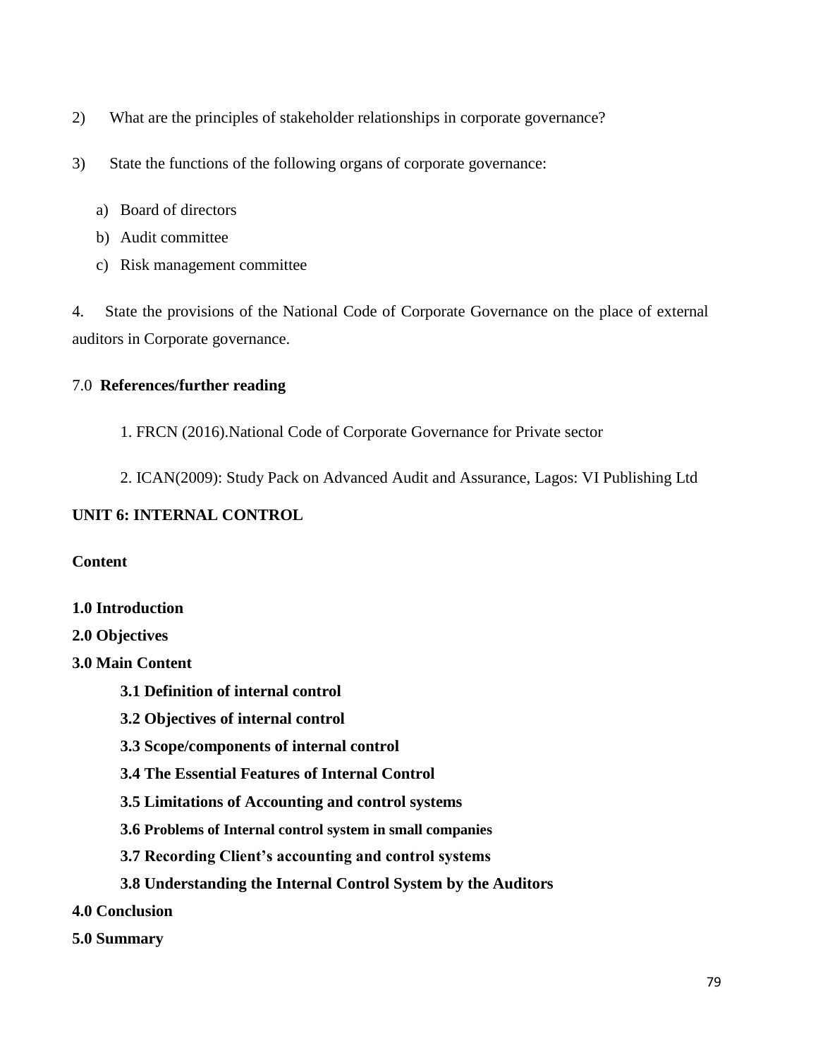2) What are the principles of stakeholder relationships in corporate governance?

3) State the functions of the following organs of corporate governance:

a) Board of directors
b) Audit committee
c) Risk management committee

4. State the provisions of the National Code of Corporate Governance on the place of external auditors in Corporate governance.

7.0 **References/further reading**

1. FRCN (2016).National Code of Corporate Governance for Private sector

2. ICAN(2009): Study Pack on Advanced Audit and Assurance, Lagos: VI Publishing Ltd

## UNIT 6: INTERNAL CONTROL

**Content**

**1.0 Introduction**

**2.0 Objectives**

**3.0 Main Content**

**3.1 Definition of internal control**

**3.2 Objectives of internal control**

**3.3 Scope/components of internal control**

**3.4 The Essential Features of Internal Control**

**3.5 Limitations of Accounting and control systems**

**3.6 Problems of Internal control system in small companies**

**3.7 Recording Client's accounting and control systems**

**3.8 Understanding the Internal Control System by the Auditors**

**4.0 Conclusion**

**5.0 Summary**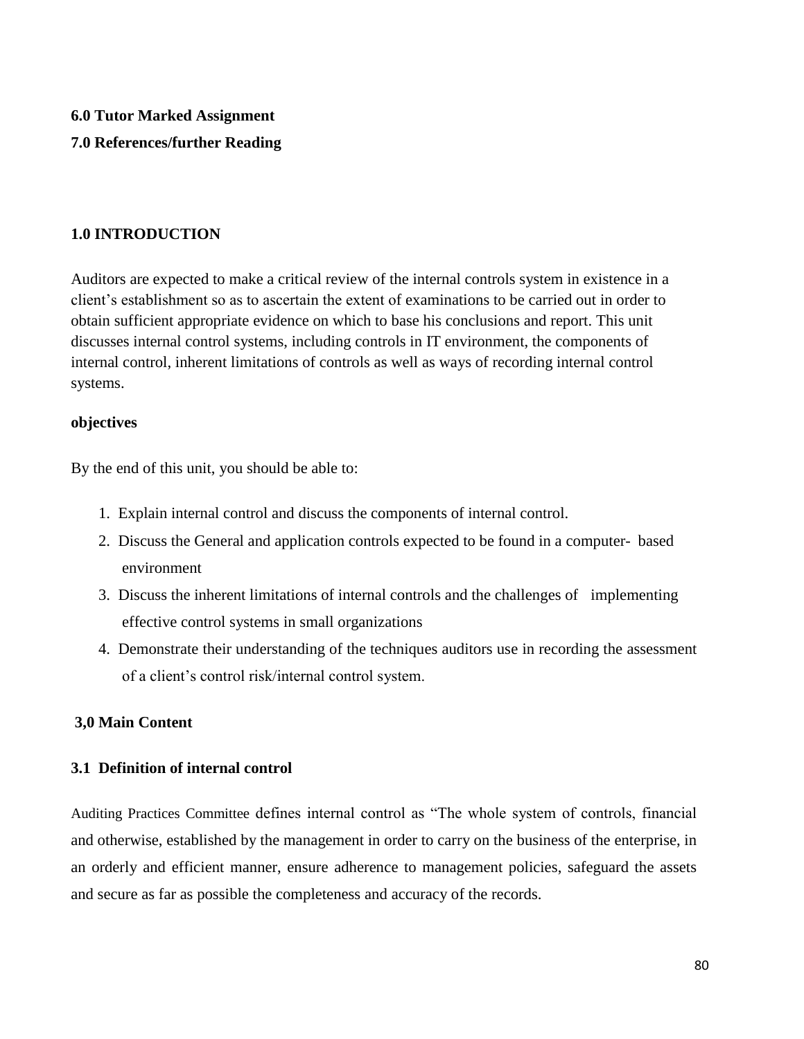**6.0 Tutor Marked Assignment**

**7.0 References/further Reading**

## 1.0 INTRODUCTION

Auditors are expected to make a critical review of the internal controls system in existence in a client's establishment so as to ascertain the extent of examinations to be carried out in order to obtain sufficient appropriate evidence on which to base his conclusions and report. This unit discusses internal control systems, including controls in IT environment, the components of internal control, inherent limitations of controls as well as ways of recording internal control systems.

**objectives**

By the end of this unit, you should be able to:

1. Explain internal control and discuss the components of internal control.
2. Discuss the General and application controls expected to be found in a computer- based environment
3. Discuss the inherent limitations of internal controls and the challenges of implementing effective control systems in small organizations
4. Demonstrate their understanding of the techniques auditors use in recording the assessment of a client's control risk/internal control system.

## 3,0 Main Content

### 3.1 Definition of internal control

Auditing Practices Committee defines internal control as "The whole system of controls, financial and otherwise, established by the management in order to carry on the business of the enterprise, in an orderly and efficient manner, ensure adherence to management policies, safeguard the assets and secure as far as possible the completeness and accuracy of the records.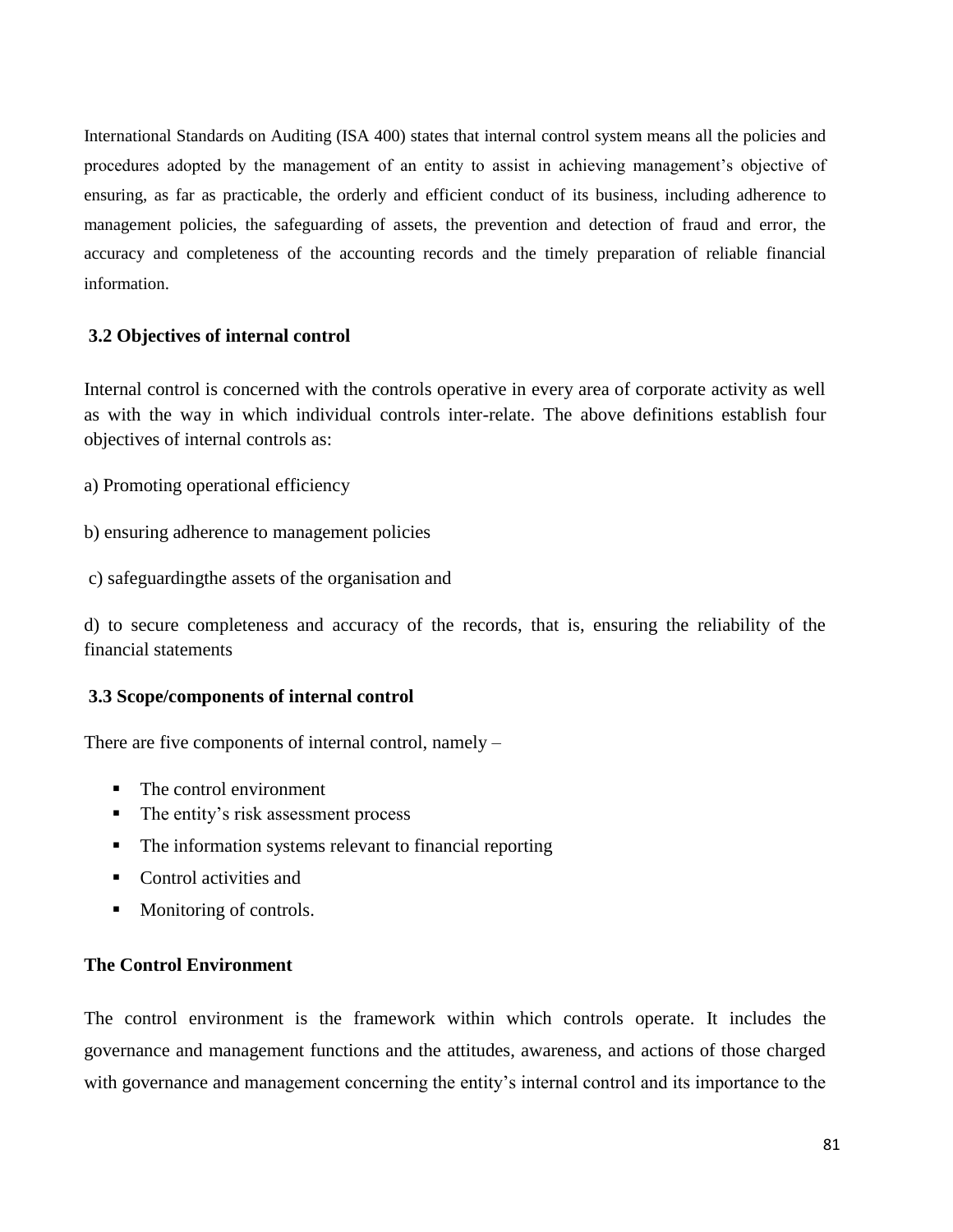International Standards on Auditing (ISA 400) states that internal control system means all the policies and procedures adopted by the management of an entity to assist in achieving management's objective of ensuring, as far as practicable, the orderly and efficient conduct of its business, including adherence to management policies, the safeguarding of assets, the prevention and detection of fraud and error, the accuracy and completeness of the accounting records and the timely preparation of reliable financial information.

### 3.2 Objectives of internal control

Internal control is concerned with the controls operative in every area of corporate activity as well as with the way in which individual controls inter-relate. The above definitions establish four objectives of internal controls as:

a) Promoting operational efficiency

b) ensuring adherence to management policies

c) safeguardingthe assets of the organisation and

d) to secure completeness and accuracy of the records, that is, ensuring the reliability of the financial statements

### 3.3 Scope/components of internal control

There are five components of internal control, namely –

- The control environment
- The entity's risk assessment process
- The information systems relevant to financial reporting
- Control activities and
- Monitoring of controls.

#### The Control Environment

The control environment is the framework within which controls operate. It includes the governance and management functions and the attitudes, awareness, and actions of those charged with governance and management concerning the entity's internal control and its importance to the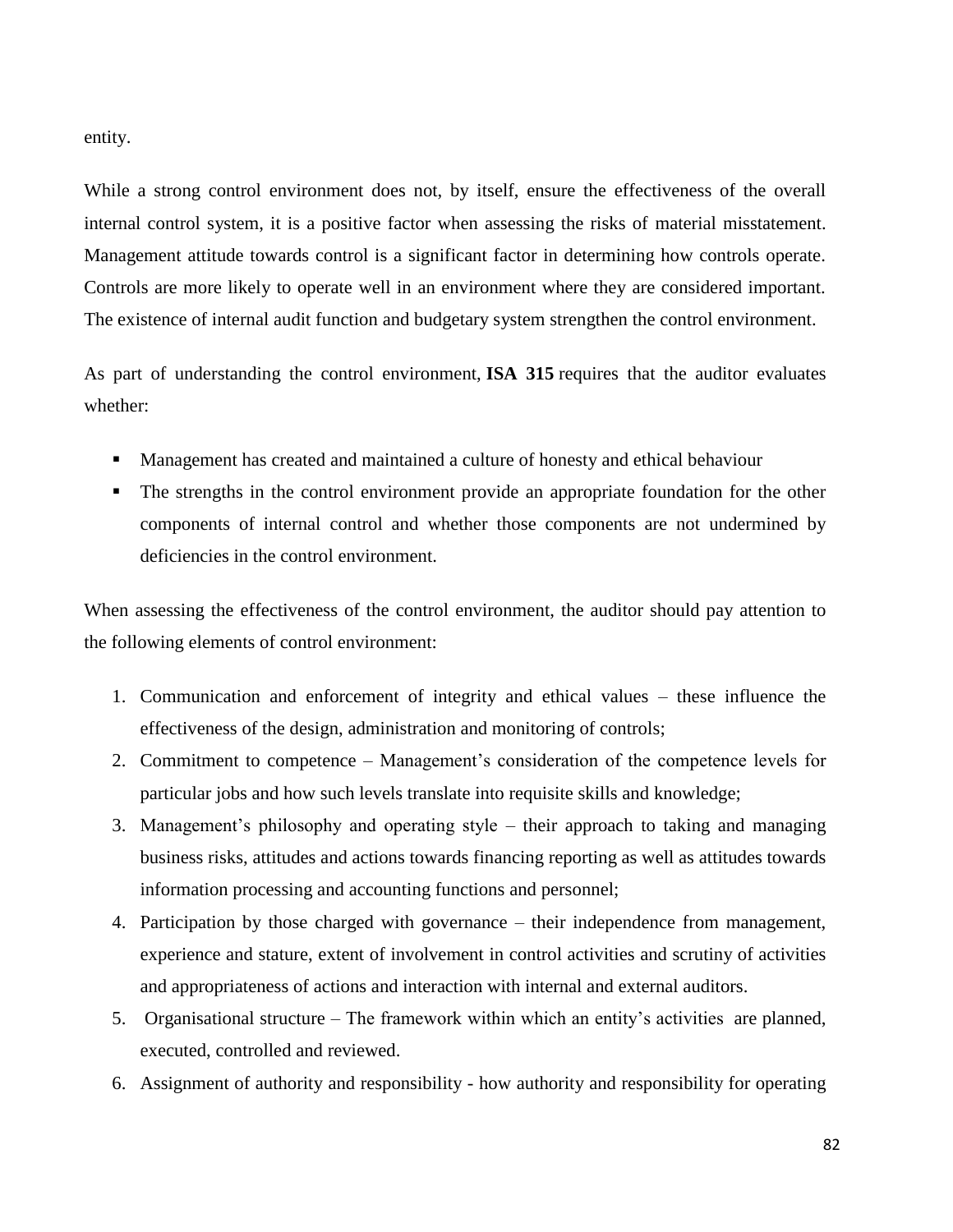entity.

While a strong control environment does not, by itself, ensure the effectiveness of the overall internal control system, it is a positive factor when assessing the risks of material misstatement. Management attitude towards control is a significant factor in determining how controls operate. Controls are more likely to operate well in an environment where they are considered important. The existence of internal audit function and budgetary system strengthen the control environment.

As part of understanding the control environment, **ISA 315** requires that the auditor evaluates whether:

- Management has created and maintained a culture of honesty and ethical behaviour
- The strengths in the control environment provide an appropriate foundation for the other components of internal control and whether those components are not undermined by deficiencies in the control environment.

When assessing the effectiveness of the control environment, the auditor should pay attention to the following elements of control environment:

1. Communication and enforcement of integrity and ethical values – these influence the effectiveness of the design, administration and monitoring of controls;
2. Commitment to competence – Management's consideration of the competence levels for particular jobs and how such levels translate into requisite skills and knowledge;
3. Management's philosophy and operating style – their approach to taking and managing business risks, attitudes and actions towards financing reporting as well as attitudes towards information processing and accounting functions and personnel;
4. Participation by those charged with governance – their independence from management, experience and stature, extent of involvement in control activities and scrutiny of activities and appropriateness of actions and interaction with internal and external auditors.
5. Organisational structure – The framework within which an entity's activities are planned, executed, controlled and reviewed.
6. Assignment of authority and responsibility - how authority and responsibility for operating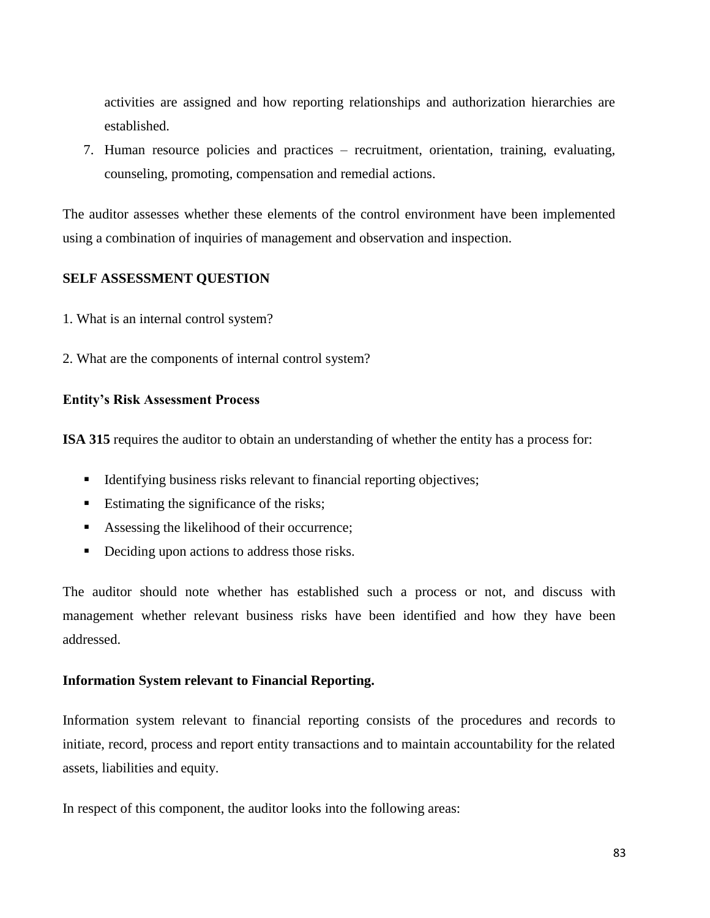activities are assigned and how reporting relationships and authorization hierarchies are established.

7. Human resource policies and practices – recruitment, orientation, training, evaluating, counseling, promoting, compensation and remedial actions.

The auditor assesses whether these elements of the control environment have been implemented using a combination of inquiries of management and observation and inspection.

**SELF ASSESSMENT QUESTION**

1. What is an internal control system?

2. What are the components of internal control system?

**Entity's Risk Assessment Process**

**ISA 315** requires the auditor to obtain an understanding of whether the entity has a process for:

- Identifying business risks relevant to financial reporting objectives;
- Estimating the significance of the risks;
- Assessing the likelihood of their occurrence;
- Deciding upon actions to address those risks.

The auditor should note whether has established such a process or not, and discuss with management whether relevant business risks have been identified and how they have been addressed.

**Information System relevant to Financial Reporting.**

Information system relevant to financial reporting consists of the procedures and records to initiate, record, process and report entity transactions and to maintain accountability for the related assets, liabilities and equity.

In respect of this component, the auditor looks into the following areas: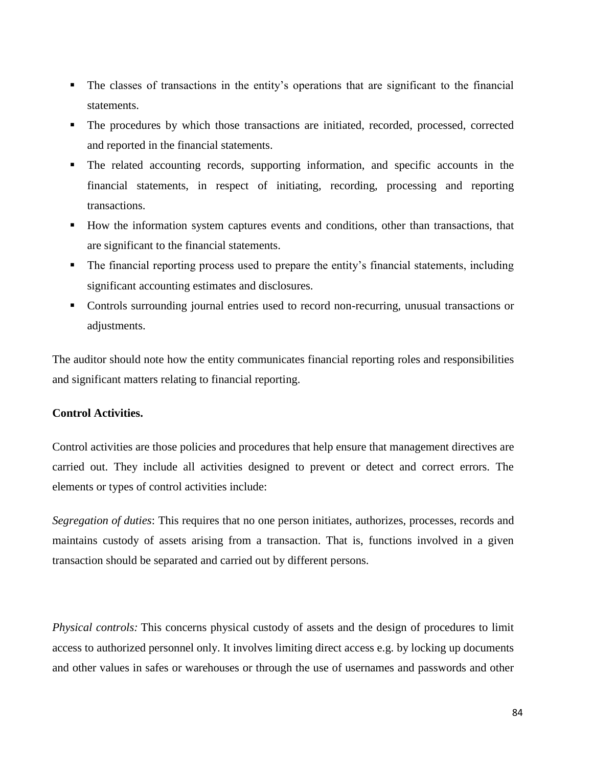- The classes of transactions in the entity's operations that are significant to the financial statements.
- The procedures by which those transactions are initiated, recorded, processed, corrected and reported in the financial statements.
- The related accounting records, supporting information, and specific accounts in the financial statements, in respect of initiating, recording, processing and reporting transactions.
- How the information system captures events and conditions, other than transactions, that are significant to the financial statements.
- The financial reporting process used to prepare the entity's financial statements, including significant accounting estimates and disclosures.
- Controls surrounding journal entries used to record non-recurring, unusual transactions or adjustments.

The auditor should note how the entity communicates financial reporting roles and responsibilities and significant matters relating to financial reporting.

**Control Activities.**

Control activities are those policies and procedures that help ensure that management directives are carried out. They include all activities designed to prevent or detect and correct errors. The elements or types of control activities include:

*Segregation of duties*: This requires that no one person initiates, authorizes, processes, records and maintains custody of assets arising from a transaction. That is, functions involved in a given transaction should be separated and carried out by different persons.

*Physical controls:* This concerns physical custody of assets and the design of procedures to limit access to authorized personnel only. It involves limiting direct access e.g. by locking up documents and other values in safes or warehouses or through the use of usernames and passwords and other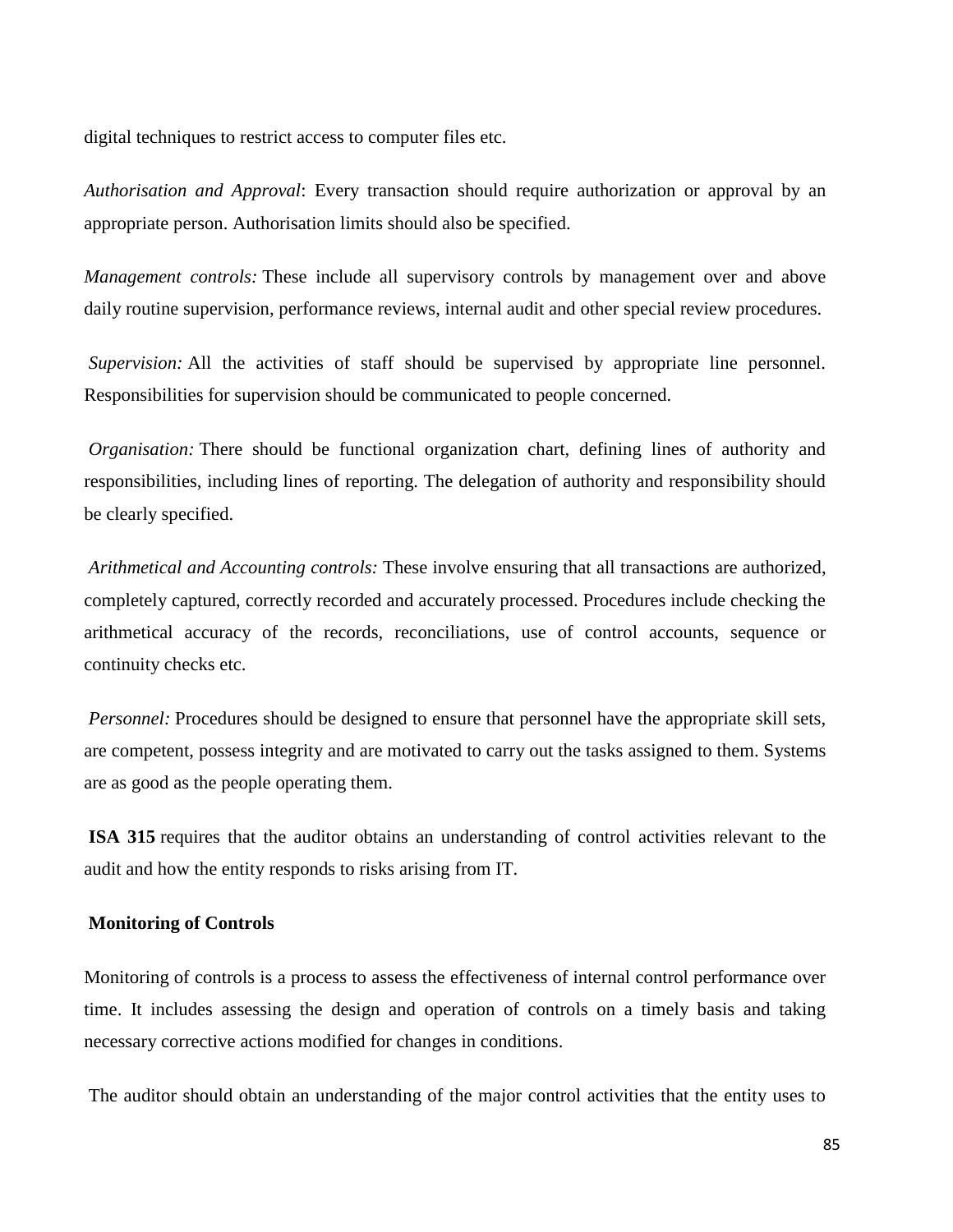digital techniques to restrict access to computer files etc.

*Authorisation and Approval*: Every transaction should require authorization or approval by an appropriate person. Authorisation limits should also be specified.

*Management controls:* These include all supervisory controls by management over and above daily routine supervision, performance reviews, internal audit and other special review procedures.

*Supervision:* All the activities of staff should be supervised by appropriate line personnel. Responsibilities for supervision should be communicated to people concerned.

*Organisation:* There should be functional organization chart, defining lines of authority and responsibilities, including lines of reporting. The delegation of authority and responsibility should be clearly specified.

*Arithmetical and Accounting controls:* These involve ensuring that all transactions are authorized, completely captured, correctly recorded and accurately processed. Procedures include checking the arithmetical accuracy of the records, reconciliations, use of control accounts, sequence or continuity checks etc.

*Personnel:* Procedures should be designed to ensure that personnel have the appropriate skill sets, are competent, possess integrity and are motivated to carry out the tasks assigned to them. Systems are as good as the people operating them.

**ISA 315** requires that the auditor obtains an understanding of control activities relevant to the audit and how the entity responds to risks arising from IT.

**Monitoring of Controls**

Monitoring of controls is a process to assess the effectiveness of internal control performance over time. It includes assessing the design and operation of controls on a timely basis and taking necessary corrective actions modified for changes in conditions.

The auditor should obtain an understanding of the major control activities that the entity uses to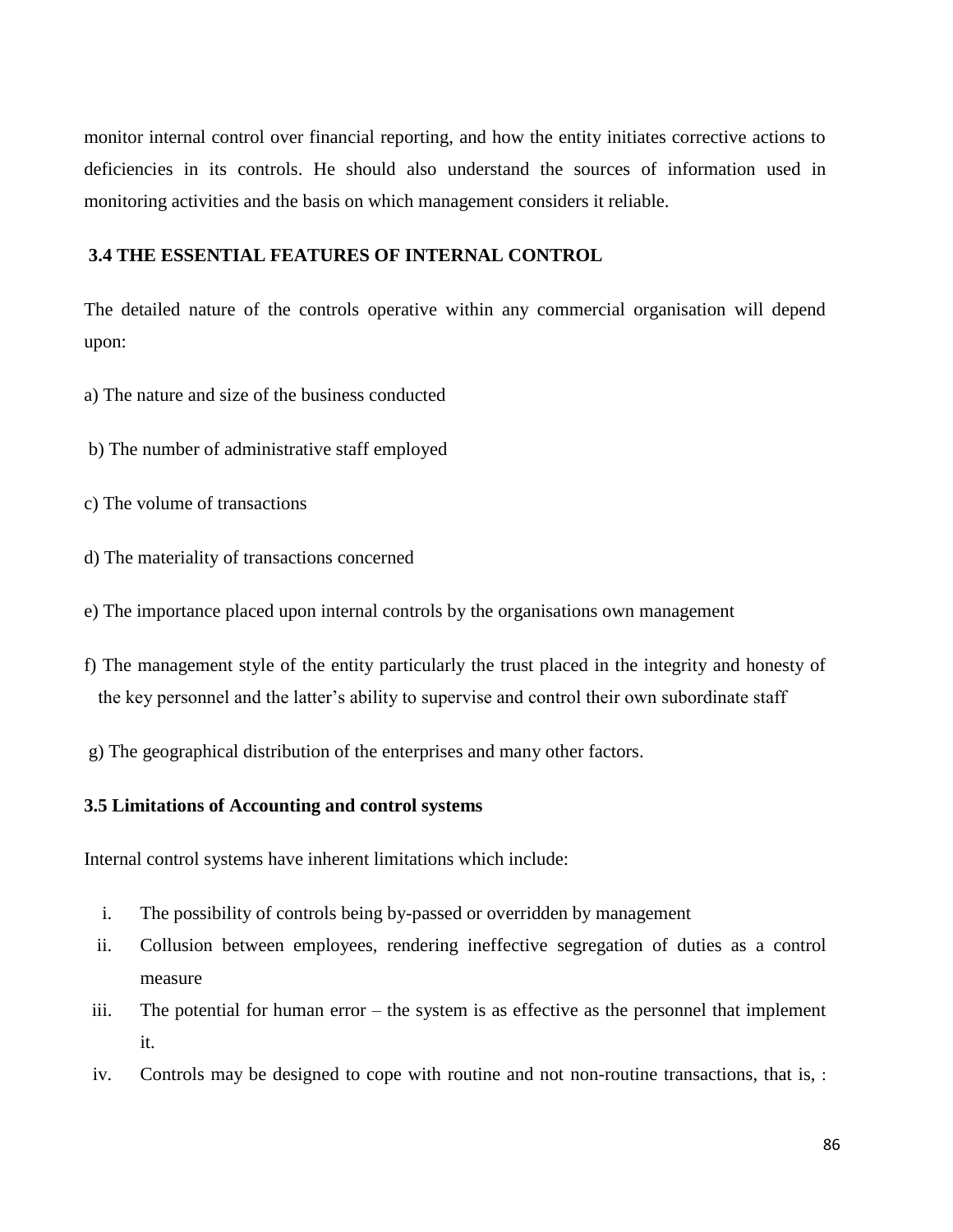monitor internal control over financial reporting, and how the entity initiates corrective actions to deficiencies in its controls. He should also understand the sources of information used in monitoring activities and the basis on which management considers it reliable.

### 3.4 THE ESSENTIAL FEATURES OF INTERNAL CONTROL

The detailed nature of the controls operative within any commercial organisation will depend upon:

a) The nature and size of the business conducted

b) The number of administrative staff employed

c) The volume of transactions

d) The materiality of transactions concerned

e) The importance placed upon internal controls by the organisations own management

f) The management style of the entity particularly the trust placed in the integrity and honesty of the key personnel and the latter's ability to supervise and control their own subordinate staff

g) The geographical distribution of the enterprises and many other factors.

### 3.5 Limitations of Accounting and control systems

Internal control systems have inherent limitations which include:

i. The possibility of controls being by-passed or overridden by management
ii. Collusion between employees, rendering ineffective segregation of duties as a control measure
iii. The potential for human error – the system is as effective as the personnel that implement it.
iv. Controls may be designed to cope with routine and not non-routine transactions, that is, :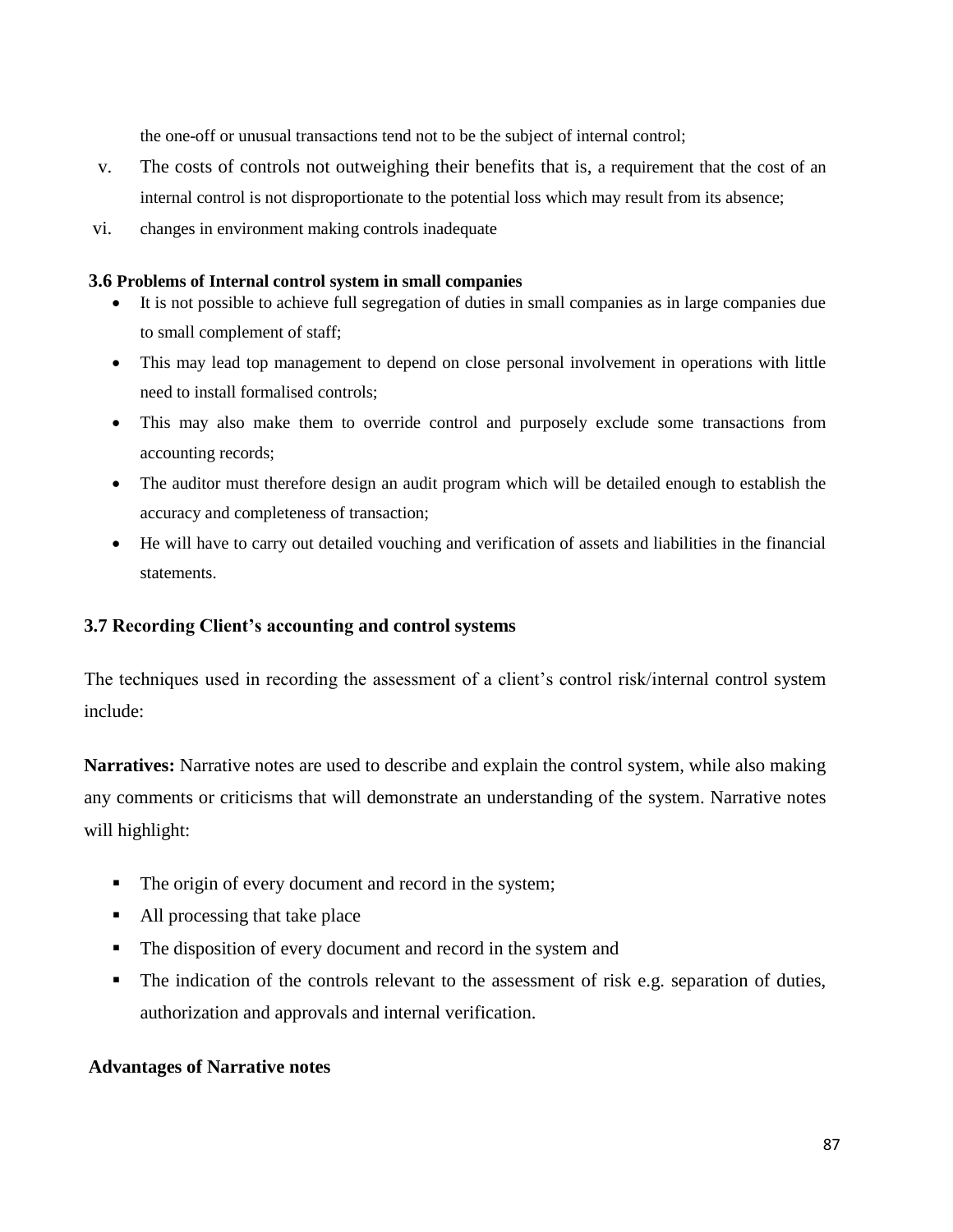the one-off or unusual transactions tend not to be the subject of internal control;

v. The costs of controls not outweighing their benefits that is, a requirement that the cost of an internal control is not disproportionate to the potential loss which may result from its absence;

vi. changes in environment making controls inadequate

### 3.6 Problems of Internal control system in small companies

- It is not possible to achieve full segregation of duties in small companies as in large companies due to small complement of staff;
- This may lead top management to depend on close personal involvement in operations with little need to install formalised controls;
- This may also make them to override control and purposely exclude some transactions from accounting records;
- The auditor must therefore design an audit program which will be detailed enough to establish the accuracy and completeness of transaction;
- He will have to carry out detailed vouching and verification of assets and liabilities in the financial statements.

### 3.7 Recording Client's accounting and control systems

The techniques used in recording the assessment of a client's control risk/internal control system include:

**Narratives:** Narrative notes are used to describe and explain the control system, while also making any comments or criticisms that will demonstrate an understanding of the system. Narrative notes will highlight:

- The origin of every document and record in the system;
- All processing that take place
- The disposition of every document and record in the system and
- The indication of the controls relevant to the assessment of risk e.g. separation of duties, authorization and approvals and internal verification.

**Advantages of Narrative notes**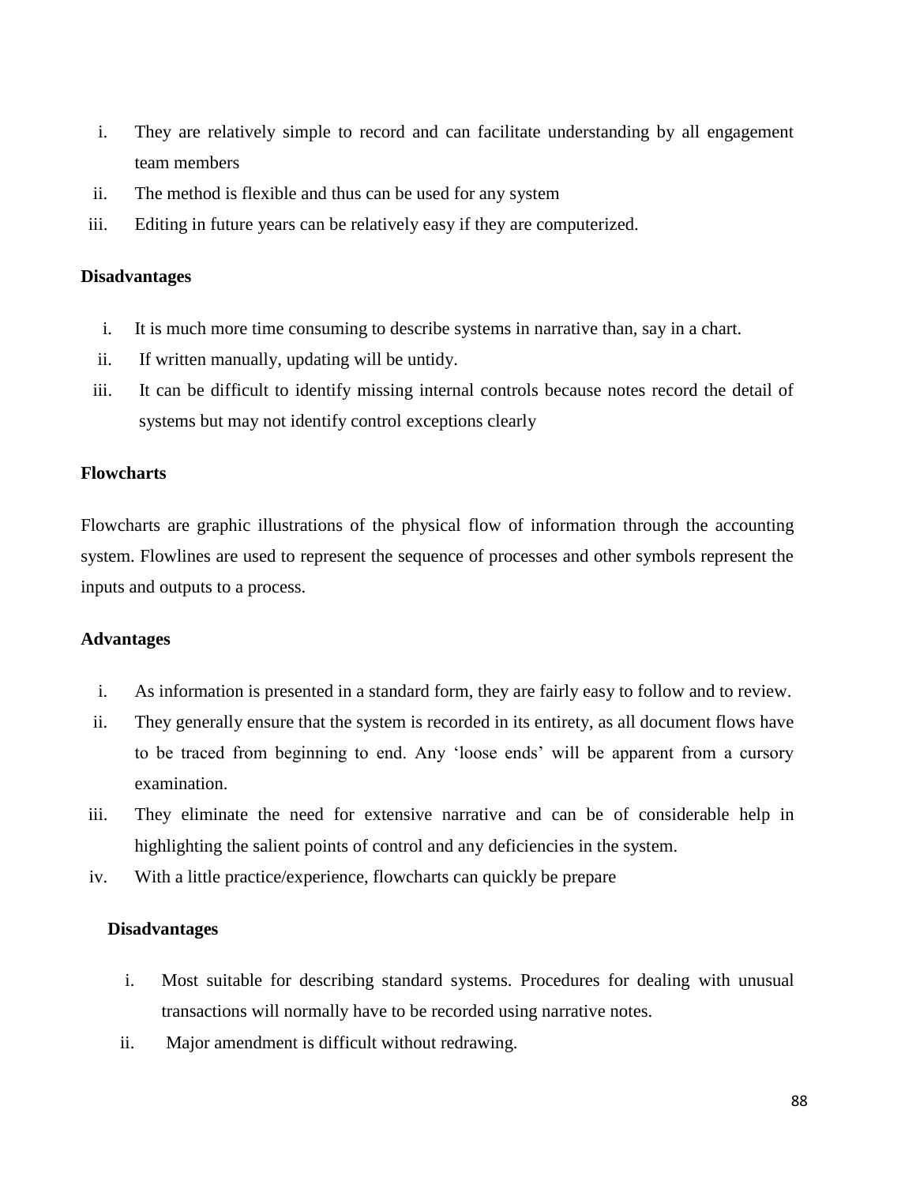i. They are relatively simple to record and can facilitate understanding by all engagement team members
ii. The method is flexible and thus can be used for any system
iii. Editing in future years can be relatively easy if they are computerized.

**Disadvantages**

i. It is much more time consuming to describe systems in narrative than, say in a chart.
ii. If written manually, updating will be untidy.
iii. It can be difficult to identify missing internal controls because notes record the detail of systems but may not identify control exceptions clearly

**Flowcharts**

Flowcharts are graphic illustrations of the physical flow of information through the accounting system. Flowlines are used to represent the sequence of processes and other symbols represent the inputs and outputs to a process.

**Advantages**

i. As information is presented in a standard form, they are fairly easy to follow and to review.
ii. They generally ensure that the system is recorded in its entirety, as all document flows have to be traced from beginning to end. Any 'loose ends' will be apparent from a cursory examination.
iii. They eliminate the need for extensive narrative and can be of considerable help in highlighting the salient points of control and any deficiencies in the system.
iv. With a little practice/experience, flowcharts can quickly be prepare

**Disadvantages**

i. Most suitable for describing standard systems. Procedures for dealing with unusual transactions will normally have to be recorded using narrative notes.
ii. Major amendment is difficult without redrawing.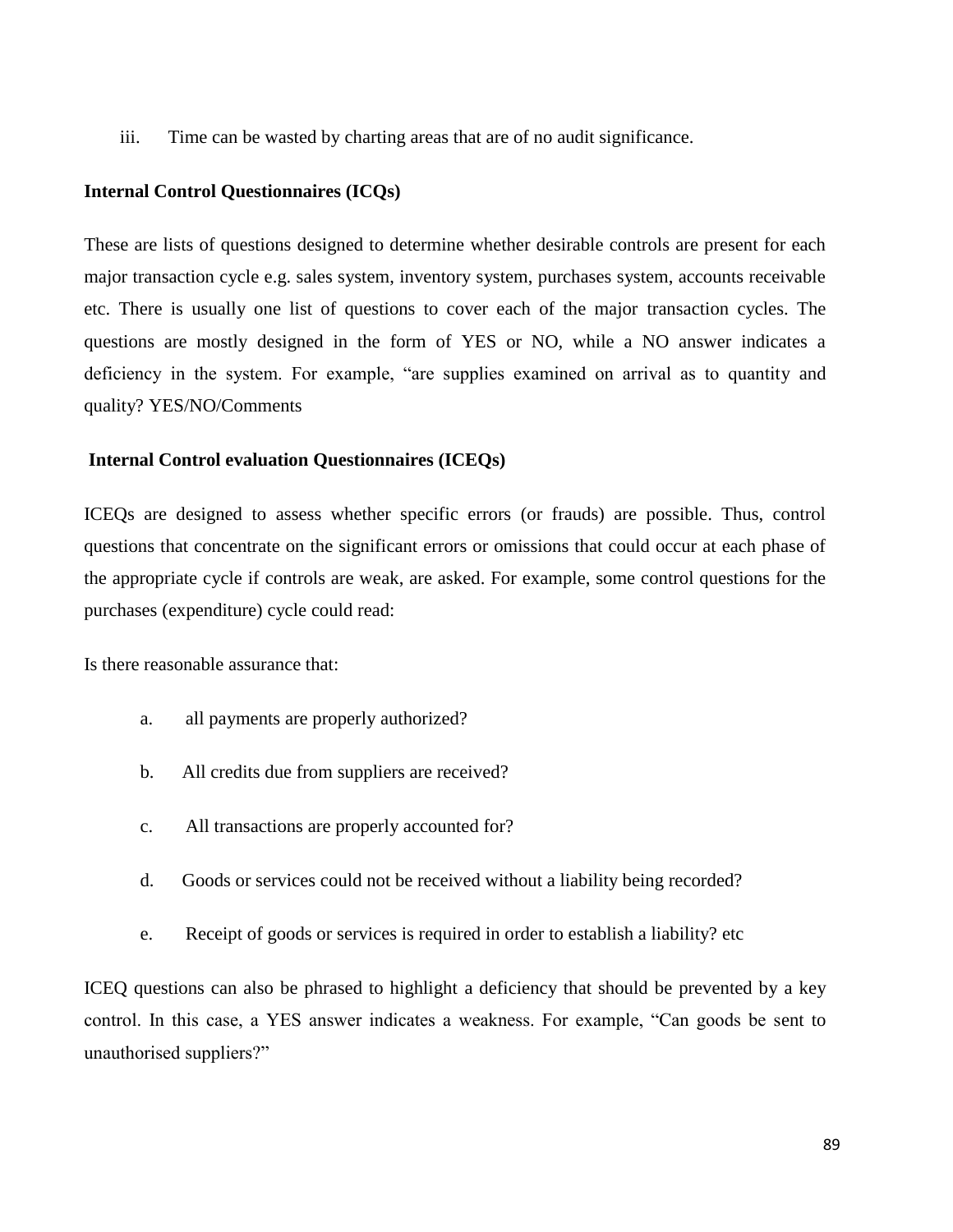iii. Time can be wasted by charting areas that are of no audit significance.

**Internal Control Questionnaires (ICQs)**

These are lists of questions designed to determine whether desirable controls are present for each major transaction cycle e.g. sales system, inventory system, purchases system, accounts receivable etc. There is usually one list of questions to cover each of the major transaction cycles. The questions are mostly designed in the form of YES or NO, while a NO answer indicates a deficiency in the system. For example, "are supplies examined on arrival as to quantity and quality? YES/NO/Comments

**Internal Control evaluation Questionnaires (ICEQs)**

ICEQs are designed to assess whether specific errors (or frauds) are possible. Thus, control questions that concentrate on the significant errors or omissions that could occur at each phase of the appropriate cycle if controls are weak, are asked. For example, some control questions for the purchases (expenditure) cycle could read:

Is there reasonable assurance that:

a. all payments are properly authorized?

b. All credits due from suppliers are received?

c. All transactions are properly accounted for?

d. Goods or services could not be received without a liability being recorded?

e. Receipt of goods or services is required in order to establish a liability? etc

ICEQ questions can also be phrased to highlight a deficiency that should be prevented by a key control. In this case, a YES answer indicates a weakness. For example, "Can goods be sent to unauthorised suppliers?"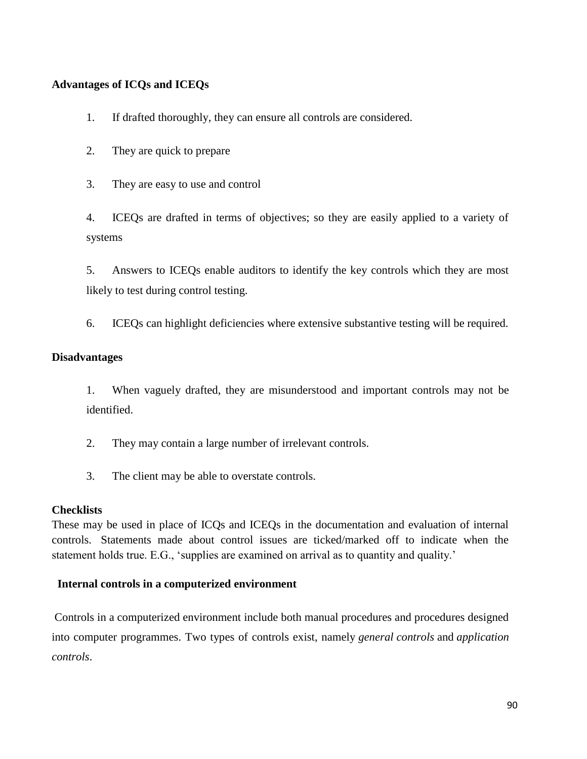**Advantages of ICQs and ICEQs**

1. If drafted thoroughly, they can ensure all controls are considered.

2. They are quick to prepare

3. They are easy to use and control

4. ICEQs are drafted in terms of objectives; so they are easily applied to a variety of systems

5. Answers to ICEQs enable auditors to identify the key controls which they are most likely to test during control testing.

6. ICEQs can highlight deficiencies where extensive substantive testing will be required.

**Disadvantages**

1. When vaguely drafted, they are misunderstood and important controls may not be identified.

2. They may contain a large number of irrelevant controls.

3. The client may be able to overstate controls.

**Checklists**

These may be used in place of ICQs and ICEQs in the documentation and evaluation of internal controls. Statements made about control issues are ticked/marked off to indicate when the statement holds true. E.G., 'supplies are examined on arrival as to quantity and quality.'

**Internal controls in a computerized environment**

Controls in a computerized environment include both manual procedures and procedures designed into computer programmes. Two types of controls exist, namely *general controls* and *application controls*.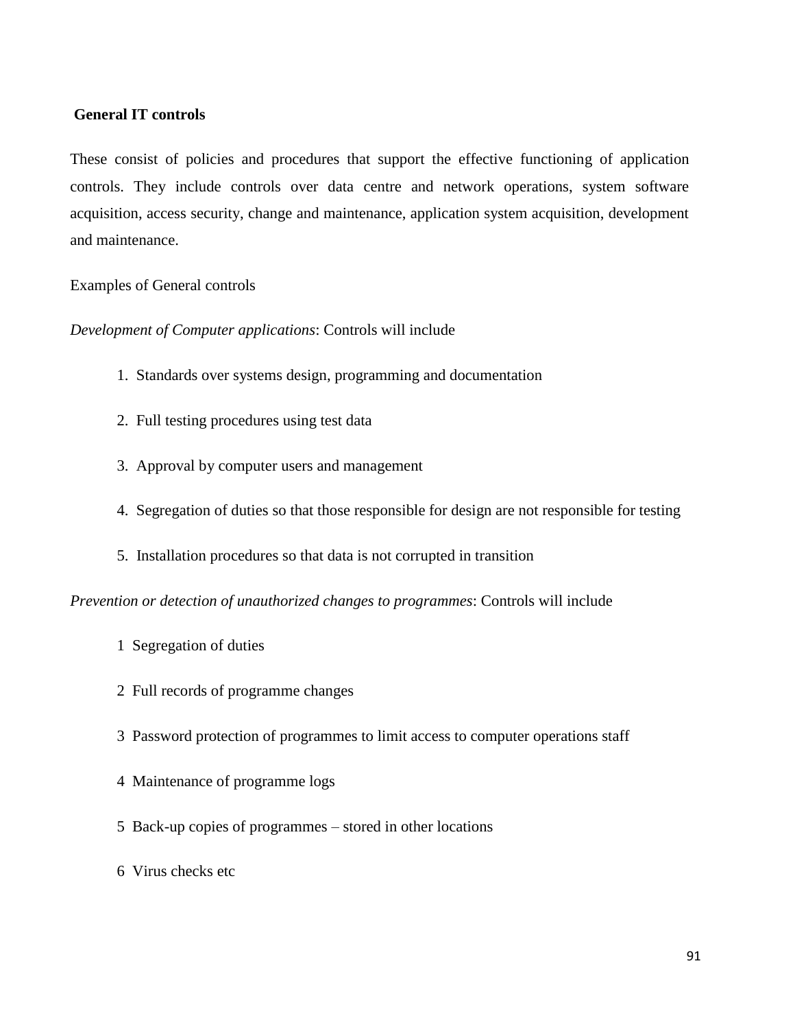**General IT controls**

These consist of policies and procedures that support the effective functioning of application controls. They include controls over data centre and network operations, system software acquisition, access security, change and maintenance, application system acquisition, development and maintenance.

Examples of General controls

*Development of Computer applications*: Controls will include

1. Standards over systems design, programming and documentation
2. Full testing procedures using test data
3. Approval by computer users and management
4. Segregation of duties so that those responsible for design are not responsible for testing
5. Installation procedures so that data is not corrupted in transition

*Prevention or detection of unauthorized changes to programmes*: Controls will include

1 Segregation of duties

2 Full records of programme changes

3 Password protection of programmes to limit access to computer operations staff

4 Maintenance of programme logs

5 Back-up copies of programmes – stored in other locations

6 Virus checks etc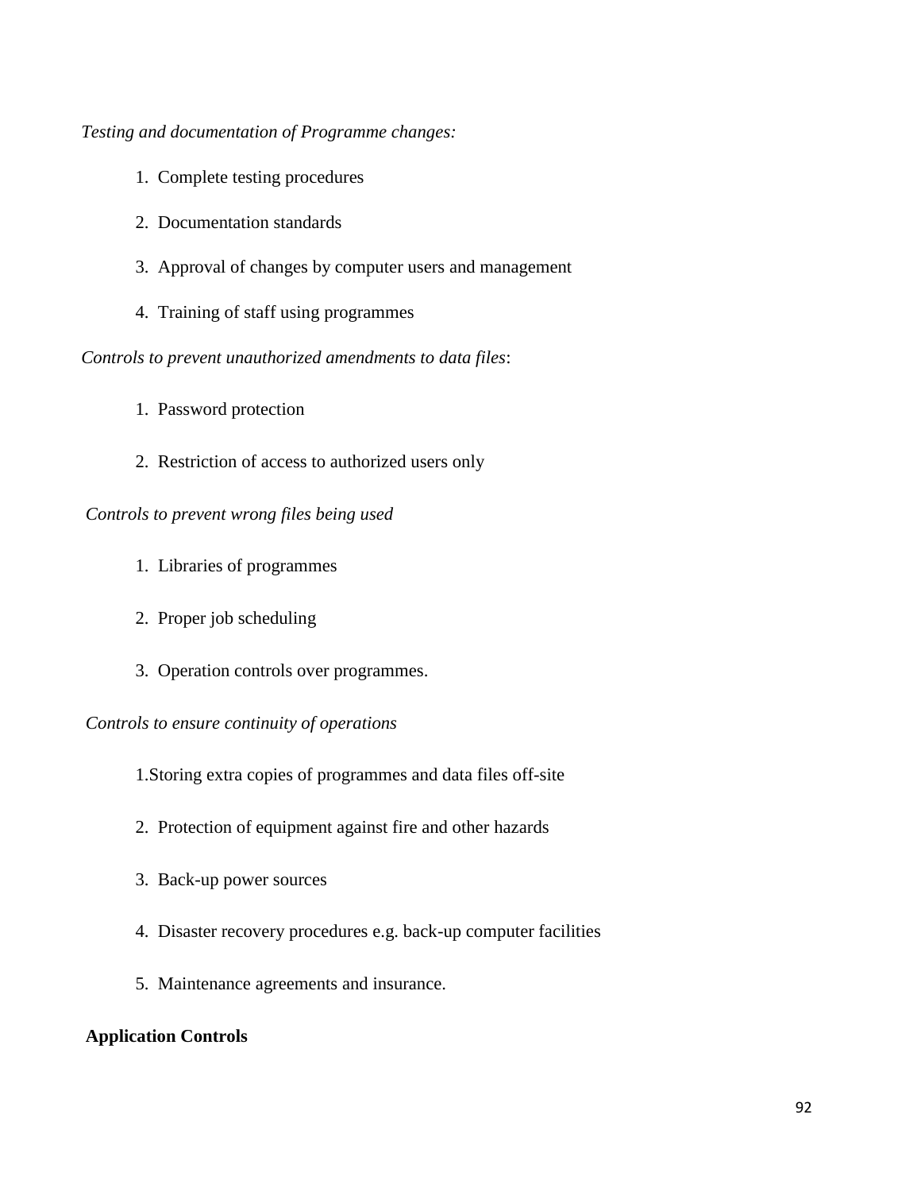*Testing and documentation of Programme changes:*

1. Complete testing procedures
2. Documentation standards
3. Approval of changes by computer users and management
4. Training of staff using programmes

*Controls to prevent unauthorized amendments to data files*:

1. Password protection
2. Restriction of access to authorized users only

*Controls to prevent wrong files being used*

1. Libraries of programmes
2. Proper job scheduling
3. Operation controls over programmes.

*Controls to ensure continuity of operations*

1. Storing extra copies of programmes and data files off-site
2. Protection of equipment against fire and other hazards
3. Back-up power sources
4. Disaster recovery procedures e.g. back-up computer facilities
5. Maintenance agreements and insurance.

**Application Controls**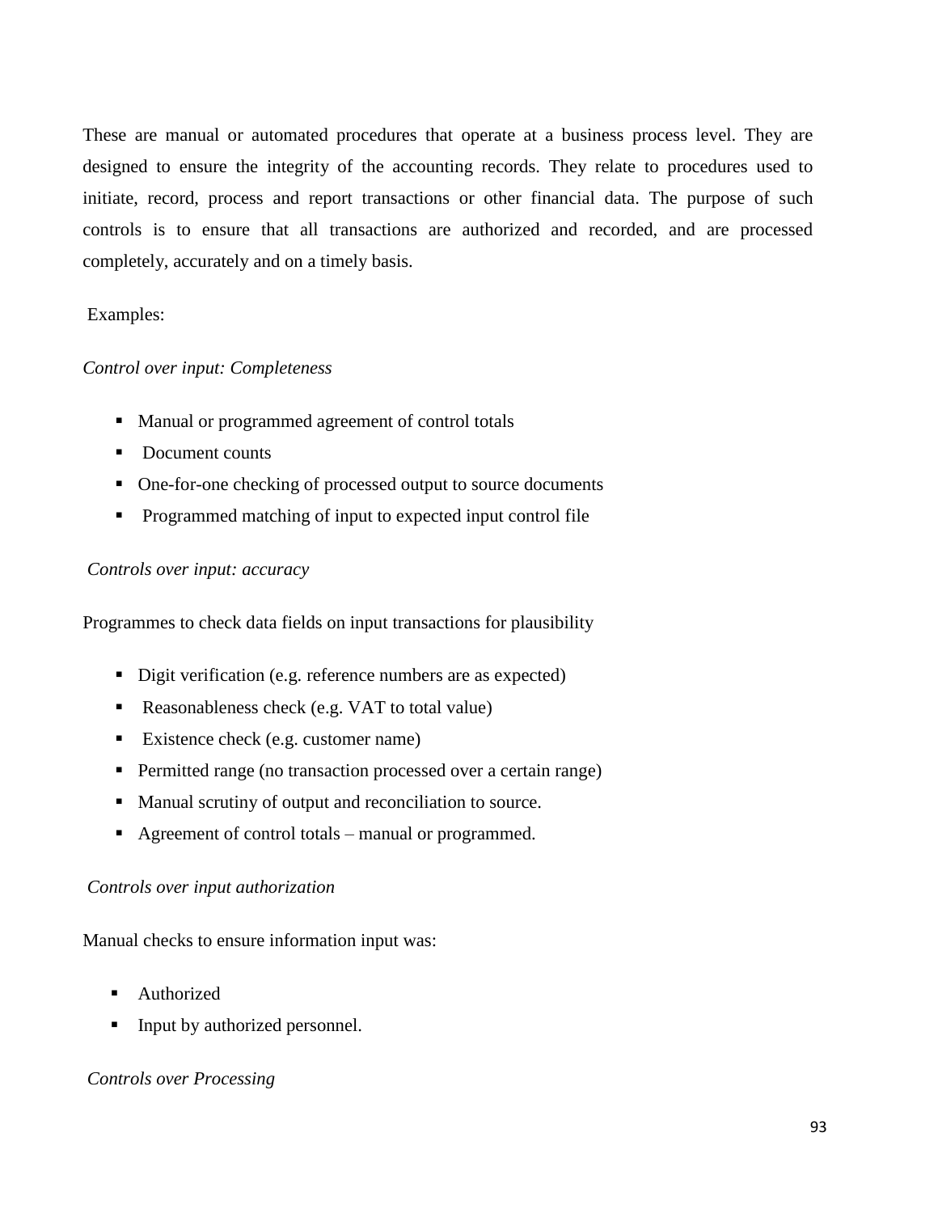These are manual or automated procedures that operate at a business process level. They are designed to ensure the integrity of the accounting records. They relate to procedures used to initiate, record, process and report transactions or other financial data. The purpose of such controls is to ensure that all transactions are authorized and recorded, and are processed completely, accurately and on a timely basis.

Examples:

*Control over input: Completeness*

- Manual or programmed agreement of control totals
- Document counts
- One-for-one checking of processed output to source documents
- Programmed matching of input to expected input control file

*Controls over input: accuracy*

Programmes to check data fields on input transactions for plausibility

- Digit verification (e.g. reference numbers are as expected)
- Reasonableness check (e.g. VAT to total value)
- Existence check (e.g. customer name)
- Permitted range (no transaction processed over a certain range)
- Manual scrutiny of output and reconciliation to source.
- Agreement of control totals – manual or programmed.

*Controls over input authorization*

Manual checks to ensure information input was:

- Authorized
- Input by authorized personnel.

*Controls over Processing*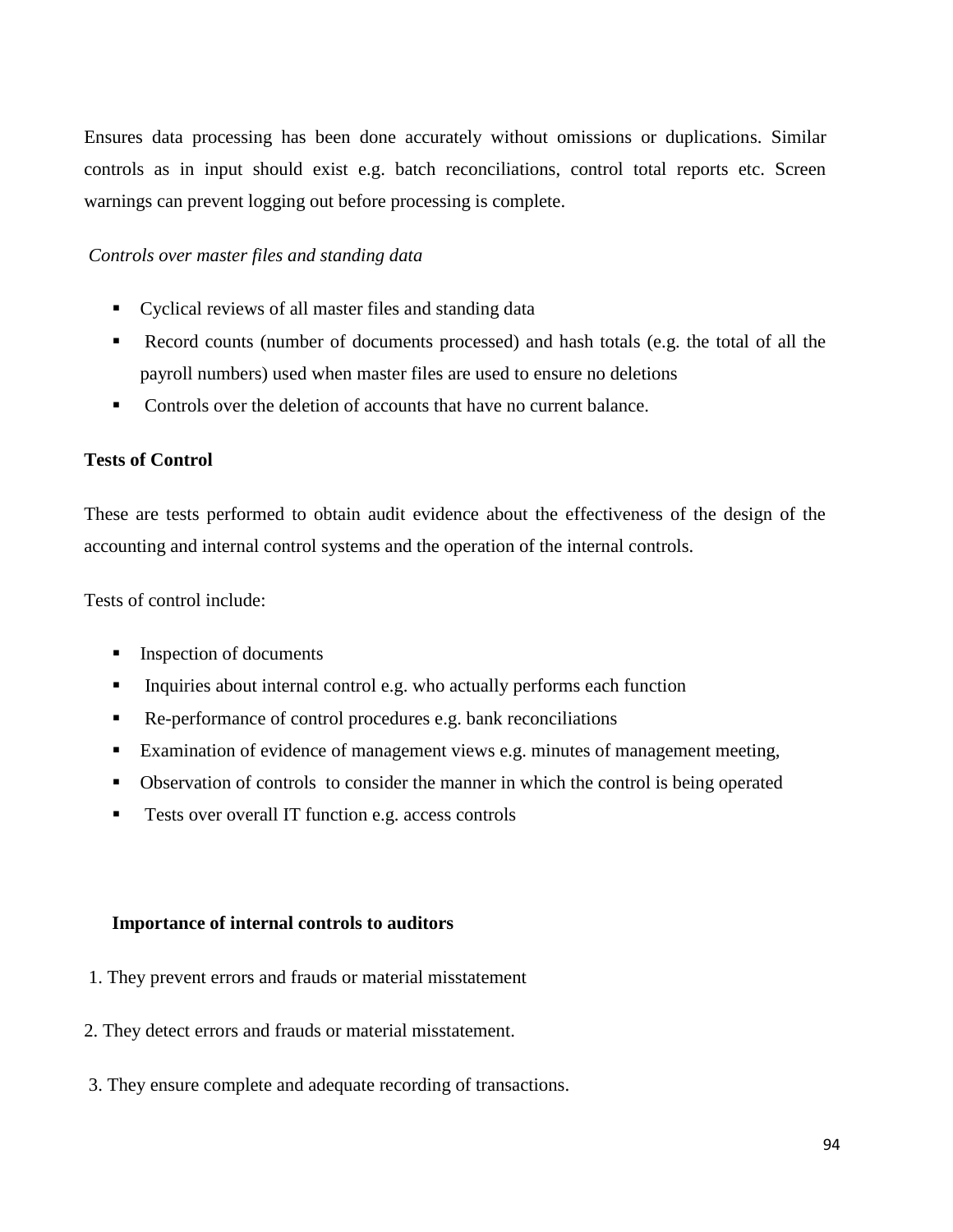Ensures data processing has been done accurately without omissions or duplications. Similar controls as in input should exist e.g. batch reconciliations, control total reports etc. Screen warnings can prevent logging out before processing is complete.

*Controls over master files and standing data*

- Cyclical reviews of all master files and standing data
- Record counts (number of documents processed) and hash totals (e.g. the total of all the payroll numbers) used when master files are used to ensure no deletions
- Controls over the deletion of accounts that have no current balance.

**Tests of Control**

These are tests performed to obtain audit evidence about the effectiveness of the design of the accounting and internal control systems and the operation of the internal controls.

Tests of control include:

- Inspection of documents
- Inquiries about internal control e.g. who actually performs each function
- Re-performance of control procedures e.g. bank reconciliations
- Examination of evidence of management views e.g. minutes of management meeting,
- Observation of controls to consider the manner in which the control is being operated
- Tests over overall IT function e.g. access controls

**Importance of internal controls to auditors**

1. They prevent errors and frauds or material misstatement

2. They detect errors and frauds or material misstatement.

3. They ensure complete and adequate recording of transactions.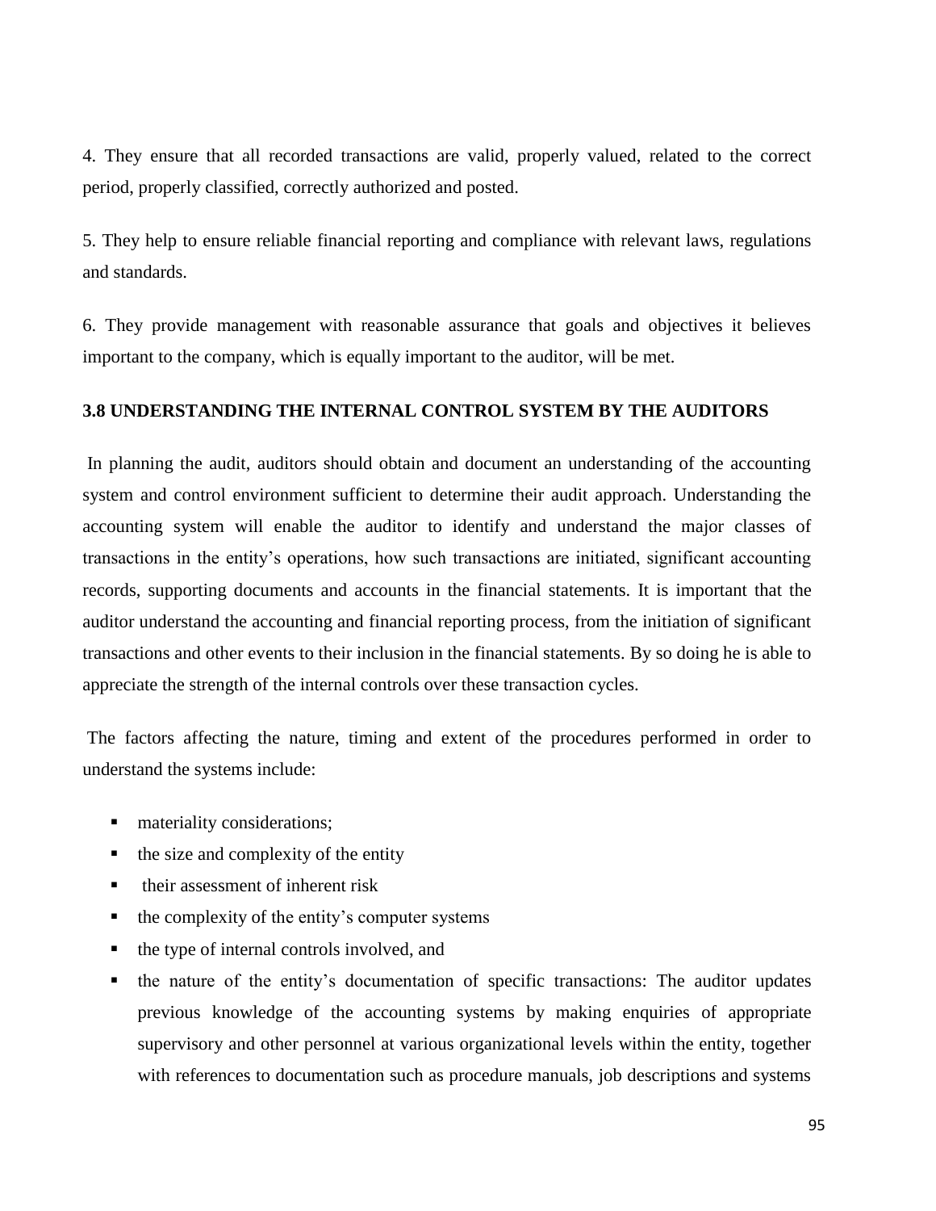4. They ensure that all recorded transactions are valid, properly valued, related to the correct period, properly classified, correctly authorized and posted.

5. They help to ensure reliable financial reporting and compliance with relevant laws, regulations and standards.

6. They provide management with reasonable assurance that goals and objectives it believes important to the company, which is equally important to the auditor, will be met.

### 3.8 UNDERSTANDING THE INTERNAL CONTROL SYSTEM BY THE AUDITORS

In planning the audit, auditors should obtain and document an understanding of the accounting system and control environment sufficient to determine their audit approach. Understanding the accounting system will enable the auditor to identify and understand the major classes of transactions in the entity's operations, how such transactions are initiated, significant accounting records, supporting documents and accounts in the financial statements. It is important that the auditor understand the accounting and financial reporting process, from the initiation of significant transactions and other events to their inclusion in the financial statements. By so doing he is able to appreciate the strength of the internal controls over these transaction cycles.

The factors affecting the nature, timing and extent of the procedures performed in order to understand the systems include:

- materiality considerations;
- the size and complexity of the entity
- their assessment of inherent risk
- the complexity of the entity's computer systems
- the type of internal controls involved, and
- the nature of the entity's documentation of specific transactions: The auditor updates previous knowledge of the accounting systems by making enquiries of appropriate supervisory and other personnel at various organizational levels within the entity, together with references to documentation such as procedure manuals, job descriptions and systems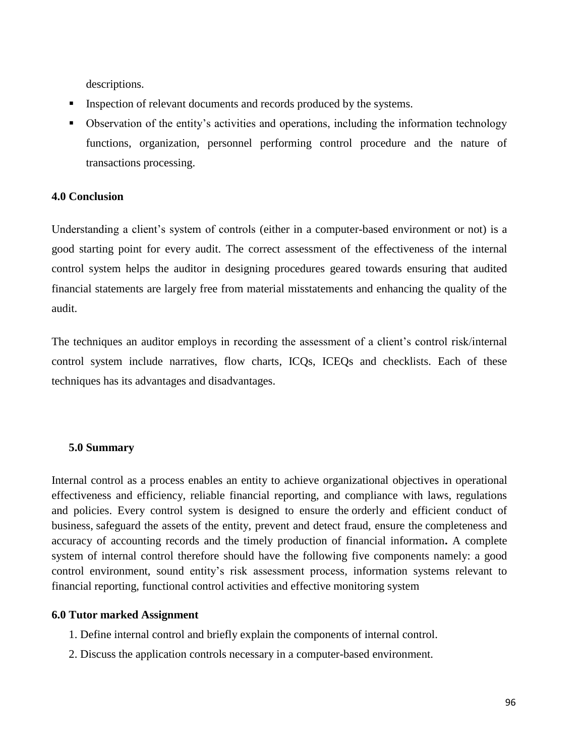descriptions.

- Inspection of relevant documents and records produced by the systems.
- Observation of the entity's activities and operations, including the information technology functions, organization, personnel performing control procedure and the nature of transactions processing.

## 4.0 Conclusion

Understanding a client's system of controls (either in a computer-based environment or not) is a good starting point for every audit. The correct assessment of the effectiveness of the internal control system helps the auditor in designing procedures geared towards ensuring that audited financial statements are largely free from material misstatements and enhancing the quality of the audit.

The techniques an auditor employs in recording the assessment of a client's control risk/internal control system include narratives, flow charts, ICQs, ICEQs and checklists. Each of these techniques has its advantages and disadvantages.

## 5.0 Summary

Internal control as a process enables an entity to achieve organizational objectives in operational effectiveness and efficiency, reliable financial reporting, and compliance with laws, regulations and policies. Every control system is designed to ensure the orderly and efficient conduct of business, safeguard the assets of the entity, prevent and detect fraud, ensure the completeness and accuracy of accounting records and the timely production of financial information**.** A complete system of internal control therefore should have the following five components namely: a good control environment, sound entity's risk assessment process, information systems relevant to financial reporting, functional control activities and effective monitoring system

## 6.0 Tutor marked Assignment

1. Define internal control and briefly explain the components of internal control.
2. Discuss the application controls necessary in a computer-based environment.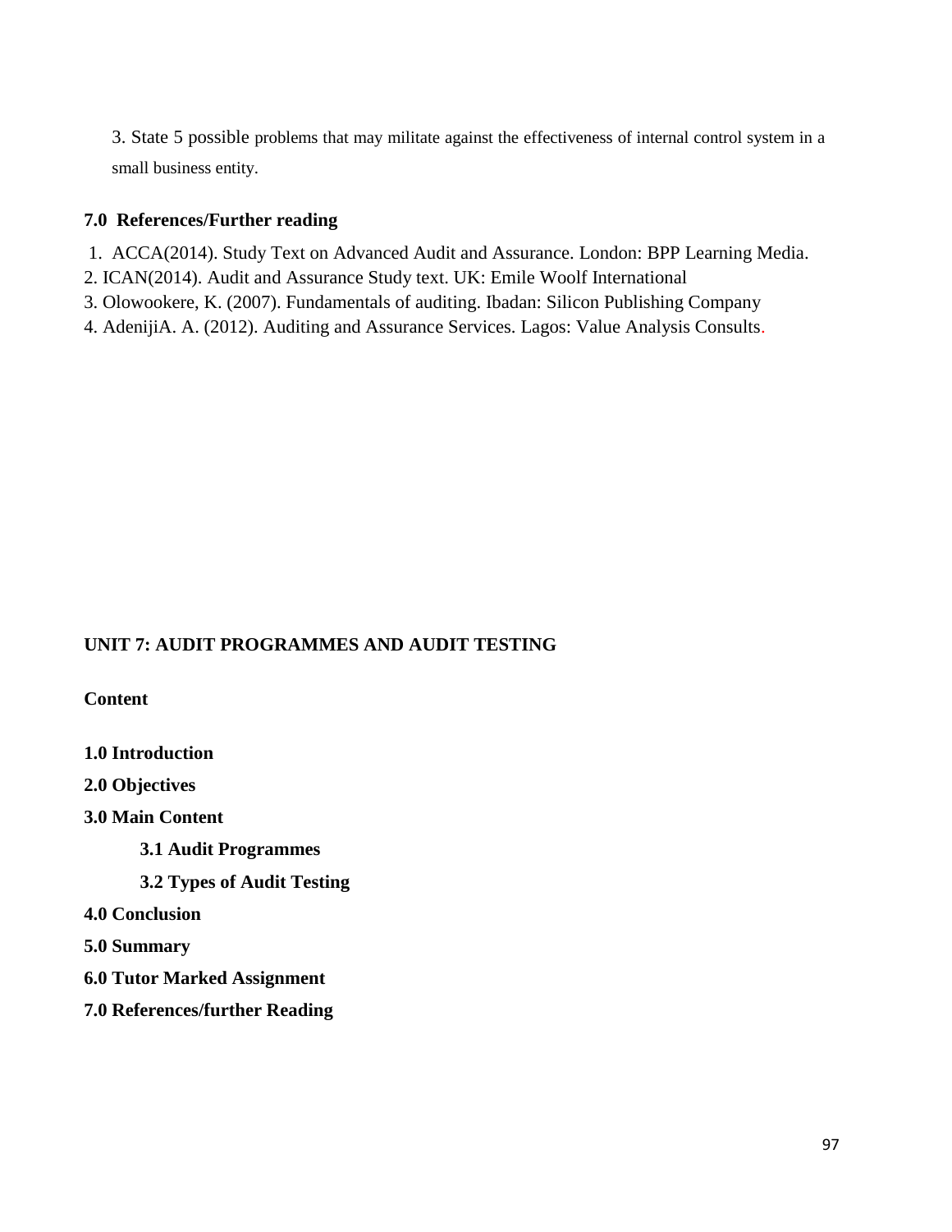3. State 5 possible problems that may militate against the effectiveness of internal control system in a small business entity.

### 7.0 References/Further reading

1. ACCA(2014). Study Text on Advanced Audit and Assurance. London: BPP Learning Media.
2. ICAN(2014). Audit and Assurance Study text. UK: Emile Woolf International
3. Olowookere, K. (2007). Fundamentals of auditing. Ibadan: Silicon Publishing Company
4. AdenijiA. A. (2012). Auditing and Assurance Services. Lagos: Value Analysis Consults.

## UNIT 7: AUDIT PROGRAMMES AND AUDIT TESTING

**Content**

**1.0 Introduction**

**2.0 Objectives**

**3.0 Main Content**

- **3.1 Audit Programmes**
- **3.2 Types of Audit Testing**

**4.0 Conclusion**

**5.0 Summary**

**6.0 Tutor Marked Assignment**

**7.0 References/further Reading**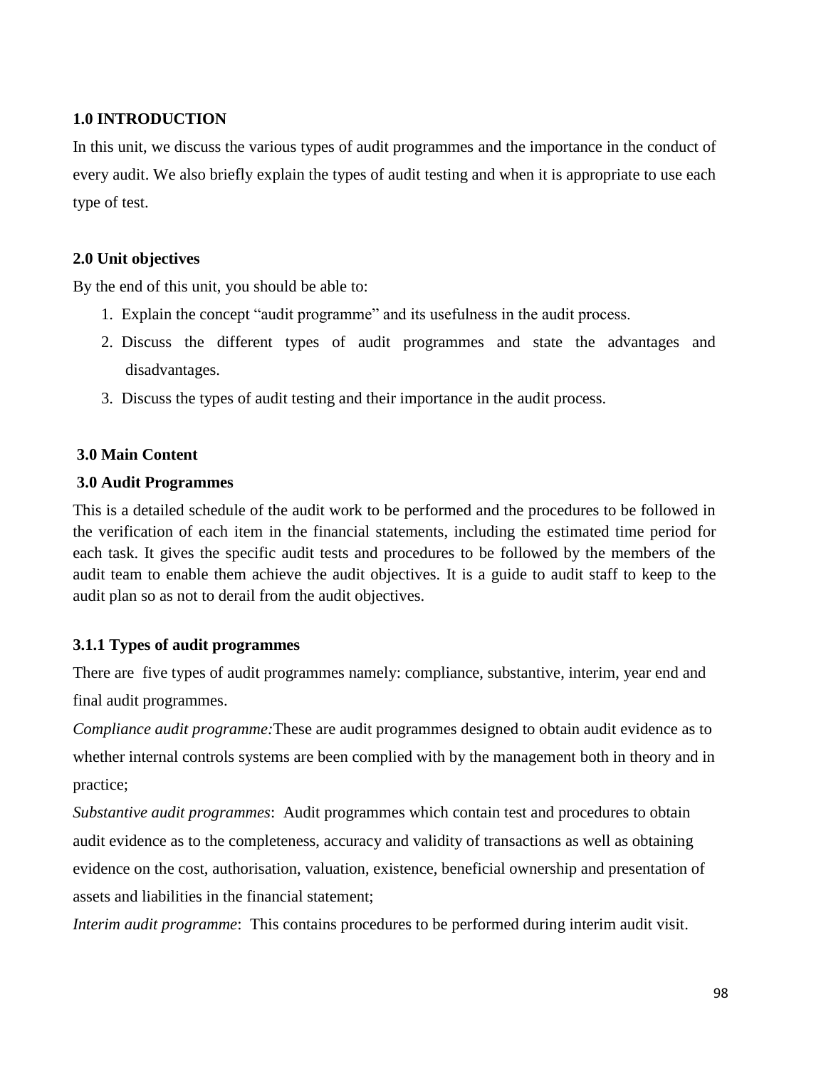## 1.0 INTRODUCTION

In this unit, we discuss the various types of audit programmes and the importance in the conduct of every audit. We also briefly explain the types of audit testing and when it is appropriate to use each type of test.

## 2.0 Unit objectives

By the end of this unit, you should be able to:

1. Explain the concept "audit programme" and its usefulness in the audit process.
2. Discuss the different types of audit programmes and state the advantages and disadvantages.
3. Discuss the types of audit testing and their importance in the audit process.

## 3.0 Main Content

## 3.0 Audit Programmes

This is a detailed schedule of the audit work to be performed and the procedures to be followed in the verification of each item in the financial statements, including the estimated time period for each task. It gives the specific audit tests and procedures to be followed by the members of the audit team to enable them achieve the audit objectives. It is a guide to audit staff to keep to the audit plan so as not to derail from the audit objectives.

### 3.1.1 Types of audit programmes

There are five types of audit programmes namely: compliance, substantive, interim, year end and final audit programmes.

*Compliance audit programme:*These are audit programmes designed to obtain audit evidence as to whether internal controls systems are been complied with by the management both in theory and in practice;

*Substantive audit programmes*: Audit programmes which contain test and procedures to obtain audit evidence as to the completeness, accuracy and validity of transactions as well as obtaining evidence on the cost, authorisation, valuation, existence, beneficial ownership and presentation of assets and liabilities in the financial statement;

*Interim audit programme*: This contains procedures to be performed during interim audit visit.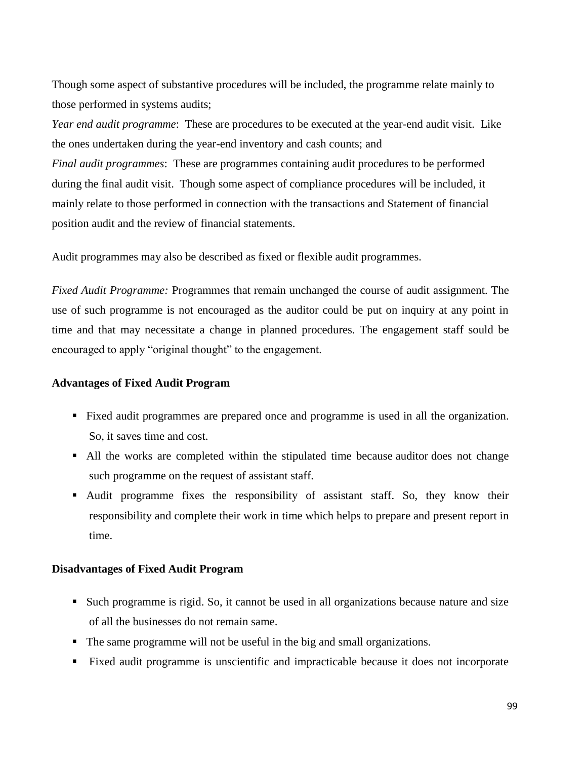Though some aspect of substantive procedures will be included, the programme relate mainly to those performed in systems audits;

*Year end audit programme*: These are procedures to be executed at the year-end audit visit. Like the ones undertaken during the year-end inventory and cash counts; and

*Final audit programmes*: These are programmes containing audit procedures to be performed during the final audit visit. Though some aspect of compliance procedures will be included, it mainly relate to those performed in connection with the transactions and Statement of financial position audit and the review of financial statements.

Audit programmes may also be described as fixed or flexible audit programmes.

*Fixed Audit Programme:* Programmes that remain unchanged the course of audit assignment. The use of such programme is not encouraged as the auditor could be put on inquiry at any point in time and that may necessitate a change in planned procedures. The engagement staff sould be encouraged to apply "original thought" to the engagement.

**Advantages of Fixed Audit Program**

- Fixed audit programmes are prepared once and programme is used in all the organization. So, it saves time and cost.
- All the works are completed within the stipulated time because auditor does not change such programme on the request of assistant staff.
- Audit programme fixes the responsibility of assistant staff. So, they know their responsibility and complete their work in time which helps to prepare and present report in time.

**Disadvantages of Fixed Audit Program**

- Such programme is rigid. So, it cannot be used in all organizations because nature and size of all the businesses do not remain same.
- The same programme will not be useful in the big and small organizations.
- Fixed audit programme is unscientific and impracticable because it does not incorporate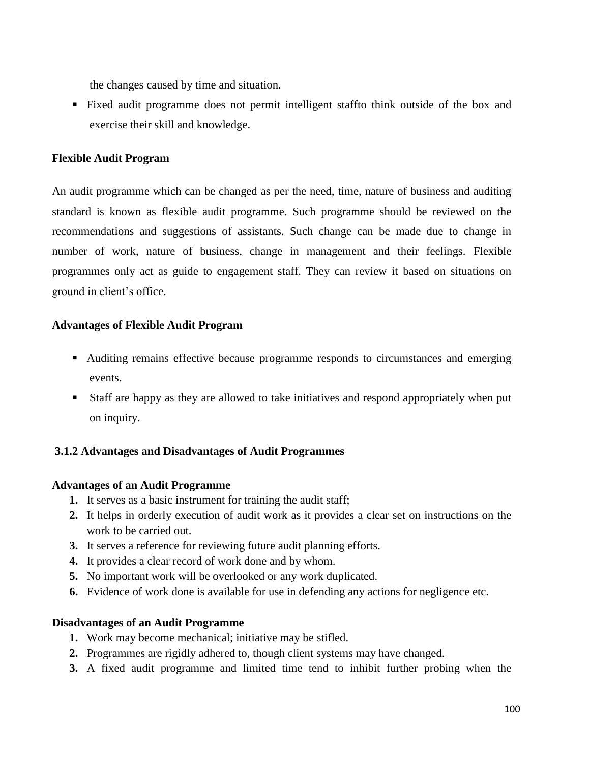the changes caused by time and situation.

- Fixed audit programme does not permit intelligent staffto think outside of the box and exercise their skill and knowledge.

**Flexible Audit Program**

An audit programme which can be changed as per the need, time, nature of business and auditing standard is known as flexible audit programme. Such programme should be reviewed on the recommendations and suggestions of assistants. Such change can be made due to change in number of work, nature of business, change in management and their feelings. Flexible programmes only act as guide to engagement staff. They can review it based on situations on ground in client's office.

**Advantages of Flexible Audit Program**

- Auditing remains effective because programme responds to circumstances and emerging events.
- Staff are happy as they are allowed to take initiatives and respond appropriately when put on inquiry.

**3.1.2 Advantages and Disadvantages of Audit Programmes**

**Advantages of an Audit Programme**

1. It serves as a basic instrument for training the audit staff;
2. It helps in orderly execution of audit work as it provides a clear set on instructions on the work to be carried out.
3. It serves a reference for reviewing future audit planning efforts.
4. It provides a clear record of work done and by whom.
5. No important work will be overlooked or any work duplicated.
6. Evidence of work done is available for use in defending any actions for negligence etc.

**Disadvantages of an Audit Programme**

1. Work may become mechanical; initiative may be stifled.
2. Programmes are rigidly adhered to, though client systems may have changed.
3. A fixed audit programme and limited time tend to inhibit further probing when the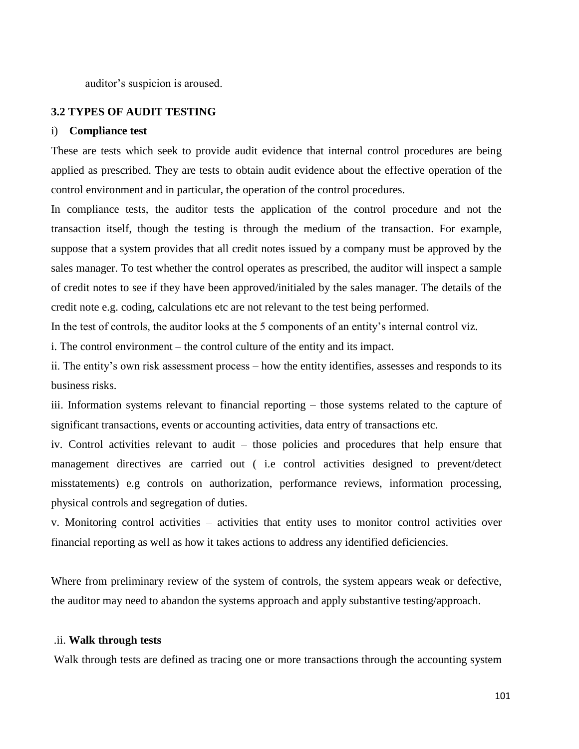auditor's suspicion is aroused.

### 3.2 TYPES OF AUDIT TESTING

i) **Compliance test**

These are tests which seek to provide audit evidence that internal control procedures are being applied as prescribed. They are tests to obtain audit evidence about the effective operation of the control environment and in particular, the operation of the control procedures.

In compliance tests, the auditor tests the application of the control procedure and not the transaction itself, though the testing is through the medium of the transaction. For example, suppose that a system provides that all credit notes issued by a company must be approved by the sales manager. To test whether the control operates as prescribed, the auditor will inspect a sample of credit notes to see if they have been approved/initialed by the sales manager. The details of the credit note e.g. coding, calculations etc are not relevant to the test being performed.

In the test of controls, the auditor looks at the 5 components of an entity's internal control viz.

i. The control environment – the control culture of the entity and its impact.

ii. The entity's own risk assessment process – how the entity identifies, assesses and responds to its business risks.

iii. Information systems relevant to financial reporting – those systems related to the capture of significant transactions, events or accounting activities, data entry of transactions etc.

iv. Control activities relevant to audit – those policies and procedures that help ensure that management directives are carried out ( i.e control activities designed to prevent/detect misstatements) e.g controls on authorization, performance reviews, information processing, physical controls and segregation of duties.

v. Monitoring control activities – activities that entity uses to monitor control activities over financial reporting as well as how it takes actions to address any identified deficiencies.

Where from preliminary review of the system of controls, the system appears weak or defective, the auditor may need to abandon the systems approach and apply substantive testing/approach.

.ii. **Walk through tests**

Walk through tests are defined as tracing one or more transactions through the accounting system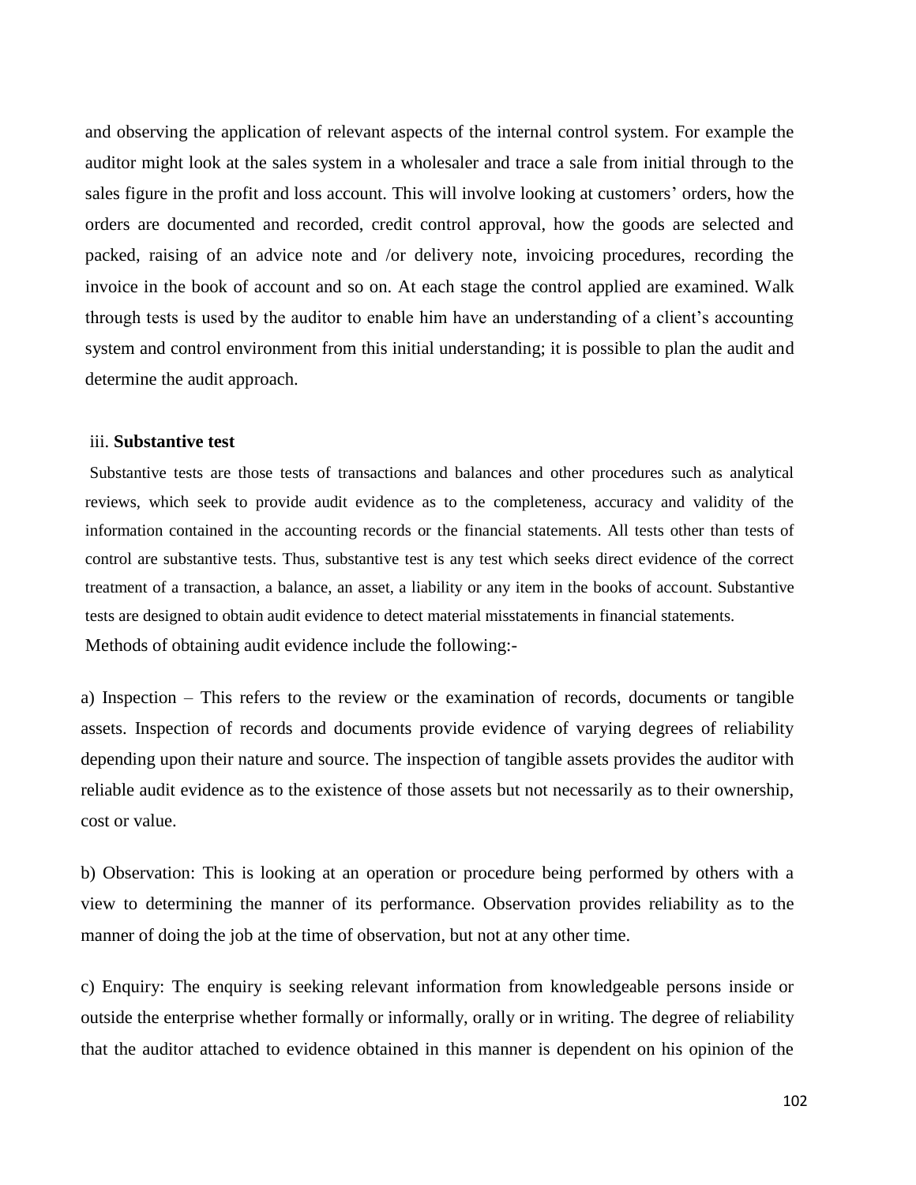and observing the application of relevant aspects of the internal control system. For example the auditor might look at the sales system in a wholesaler and trace a sale from initial through to the sales figure in the profit and loss account. This will involve looking at customers' orders, how the orders are documented and recorded, credit control approval, how the goods are selected and packed, raising of an advice note and /or delivery note, invoicing procedures, recording the invoice in the book of account and so on. At each stage the control applied are examined. Walk through tests is used by the auditor to enable him have an understanding of a client's accounting system and control environment from this initial understanding; it is possible to plan the audit and determine the audit approach.

iii. **Substantive test**

Substantive tests are those tests of transactions and balances and other procedures such as analytical reviews, which seek to provide audit evidence as to the completeness, accuracy and validity of the information contained in the accounting records or the financial statements. All tests other than tests of control are substantive tests. Thus, substantive test is any test which seeks direct evidence of the correct treatment of a transaction, a balance, an asset, a liability or any item in the books of account. Substantive tests are designed to obtain audit evidence to detect material misstatements in financial statements.

Methods of obtaining audit evidence include the following:-

a) Inspection – This refers to the review or the examination of records, documents or tangible assets. Inspection of records and documents provide evidence of varying degrees of reliability depending upon their nature and source. The inspection of tangible assets provides the auditor with reliable audit evidence as to the existence of those assets but not necessarily as to their ownership, cost or value.

b) Observation: This is looking at an operation or procedure being performed by others with a view to determining the manner of its performance. Observation provides reliability as to the manner of doing the job at the time of observation, but not at any other time.

c) Enquiry: The enquiry is seeking relevant information from knowledgeable persons inside or outside the enterprise whether formally or informally, orally or in writing. The degree of reliability that the auditor attached to evidence obtained in this manner is dependent on his opinion of the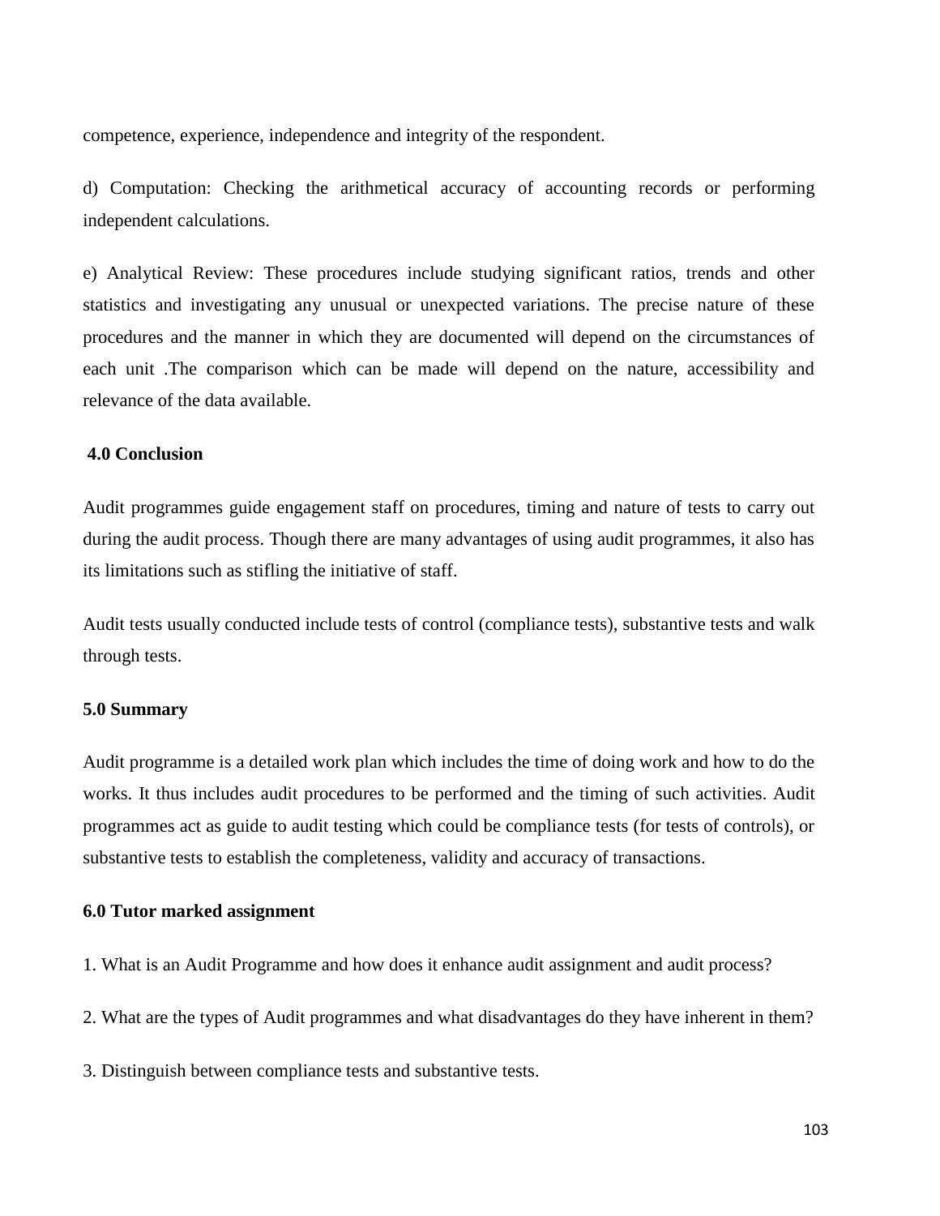competence, experience, independence and integrity of the respondent.

d) Computation: Checking the arithmetical accuracy of accounting records or performing independent calculations.

e) Analytical Review: These procedures include studying significant ratios, trends and other statistics and investigating any unusual or unexpected variations. The precise nature of these procedures and the manner in which they are documented will depend on the circumstances of each unit .The comparison which can be made will depend on the nature, accessibility and relevance of the data available.

## 4.0 Conclusion

Audit programmes guide engagement staff on procedures, timing and nature of tests to carry out during the audit process. Though there are many advantages of using audit programmes, it also has its limitations such as stifling the initiative of staff.

Audit tests usually conducted include tests of control (compliance tests), substantive tests and walk through tests.

## 5.0 Summary

Audit programme is a detailed work plan which includes the time of doing work and how to do the works. It thus includes audit procedures to be performed and the timing of such activities. Audit programmes act as guide to audit testing which could be compliance tests (for tests of controls), or substantive tests to establish the completeness, validity and accuracy of transactions.

## 6.0 Tutor marked assignment

1. What is an Audit Programme and how does it enhance audit assignment and audit process?

2. What are the types of Audit programmes and what disadvantages do they have inherent in them?

3. Distinguish between compliance tests and substantive tests.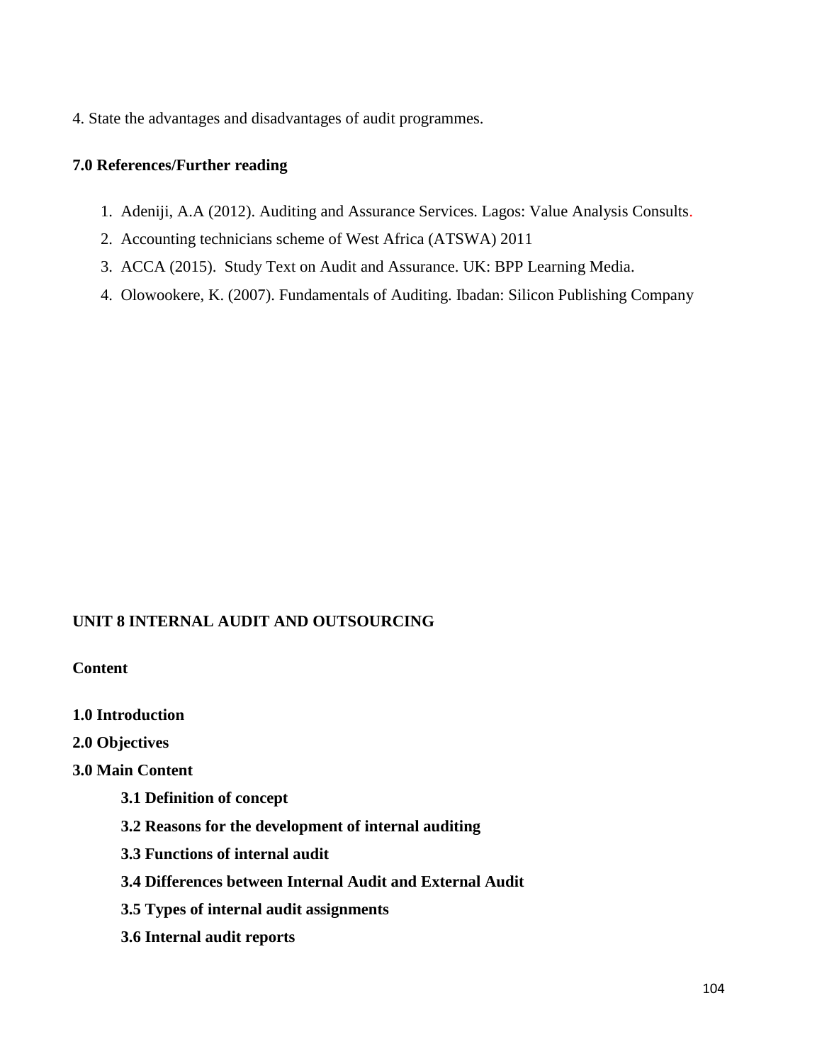4. State the advantages and disadvantages of audit programmes.

**7.0 References/Further reading**

1. Adeniji, A.A (2012). Auditing and Assurance Services. Lagos: Value Analysis Consults.
2. Accounting technicians scheme of West Africa (ATSWA) 2011
3. ACCA (2015). Study Text on Audit and Assurance. UK: BPP Learning Media.
4. Olowookere, K. (2007). Fundamentals of Auditing. Ibadan: Silicon Publishing Company

## UNIT 8 INTERNAL AUDIT AND OUTSOURCING

**Content**

**1.0 Introduction**

**2.0 Objectives**

**3.0 Main Content**

- **3.1 Definition of concept**
- **3.2 Reasons for the development of internal auditing**
- **3.3 Functions of internal audit**
- **3.4 Differences between Internal Audit and External Audit**
- **3.5 Types of internal audit assignments**
- **3.6 Internal audit reports**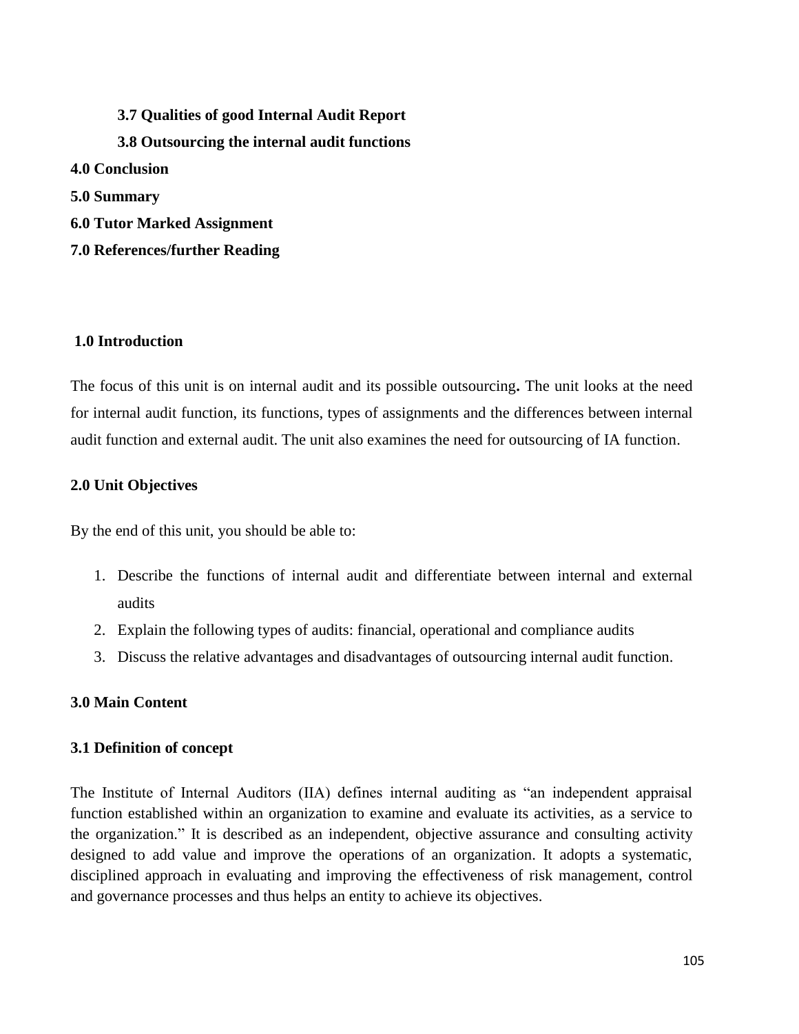**3.7 Qualities of good Internal Audit Report**

**3.8 Outsourcing the internal audit functions**

**4.0 Conclusion**

**5.0 Summary**

**6.0 Tutor Marked Assignment**

**7.0 References/further Reading**

## 1.0 Introduction

The focus of this unit is on internal audit and its possible outsourcing**.** The unit looks at the need for internal audit function, its functions, types of assignments and the differences between internal audit function and external audit. The unit also examines the need for outsourcing of IA function.

## 2.0 Unit Objectives

By the end of this unit, you should be able to:

1. Describe the functions of internal audit and differentiate between internal and external audits
2. Explain the following types of audits: financial, operational and compliance audits
3. Discuss the relative advantages and disadvantages of outsourcing internal audit function.

## 3.0 Main Content

### 3.1 Definition of concept

The Institute of Internal Auditors (IIA) defines internal auditing as "an independent appraisal function established within an organization to examine and evaluate its activities, as a service to the organization." It is described as an independent, objective assurance and consulting activity designed to add value and improve the operations of an organization. It adopts a systematic, disciplined approach in evaluating and improving the effectiveness of risk management, control and governance processes and thus helps an entity to achieve its objectives.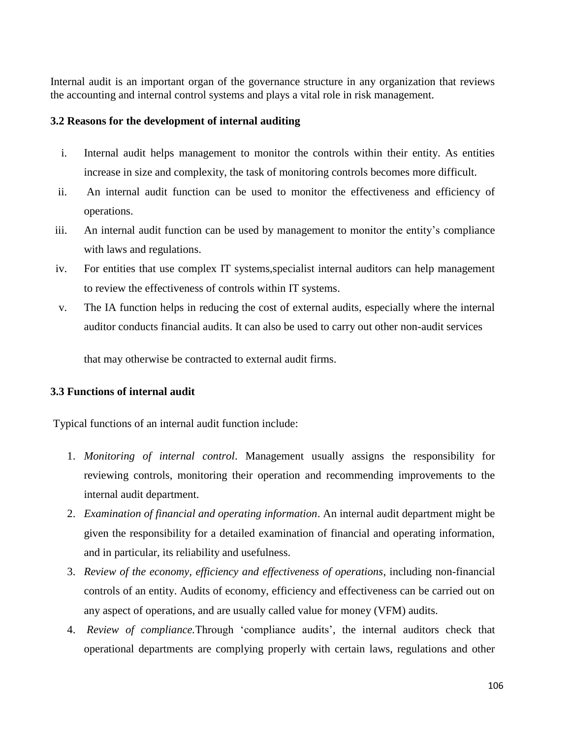Internal audit is an important organ of the governance structure in any organization that reviews the accounting and internal control systems and plays a vital role in risk management.

### 3.2 Reasons for the development of internal auditing

i. Internal audit helps management to monitor the controls within their entity. As entities increase in size and complexity, the task of monitoring controls becomes more difficult.

ii. An internal audit function can be used to monitor the effectiveness and efficiency of operations.

iii. An internal audit function can be used by management to monitor the entity's compliance with laws and regulations.

iv. For entities that use complex IT systems,specialist internal auditors can help management to review the effectiveness of controls within IT systems.

v. The IA function helps in reducing the cost of external audits, especially where the internal auditor conducts financial audits. It can also be used to carry out other non-audit services that may otherwise be contracted to external audit firms.

### 3.3 Functions of internal audit

Typical functions of an internal audit function include:

1. *Monitoring of internal control*. Management usually assigns the responsibility for reviewing controls, monitoring their operation and recommending improvements to the internal audit department.
2. *Examination of financial and operating information*. An internal audit department might be given the responsibility for a detailed examination of financial and operating information, and in particular, its reliability and usefulness.
3. *Review of the economy, efficiency and effectiveness of operations*, including non-financial controls of an entity. Audits of economy, efficiency and effectiveness can be carried out on any aspect of operations, and are usually called value for money (VFM) audits.
4. *Review of compliance.*Through 'compliance audits', the internal auditors check that operational departments are complying properly with certain laws, regulations and other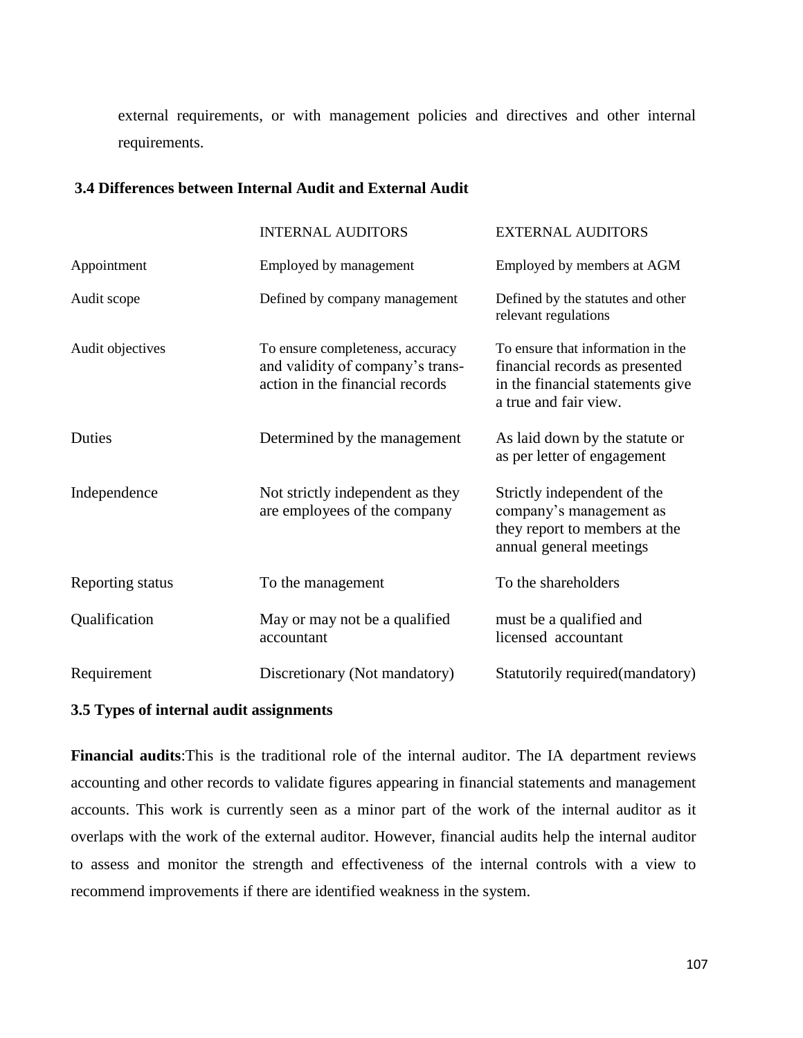external requirements, or with management policies and directives and other internal requirements.

### 3.4 Differences between Internal Audit and External Audit

| | INTERNAL AUDITORS | EXTERNAL AUDITORS |
|---|---|---|
| Appointment | Employed by management | Employed by members at AGM |
| Audit scope | Defined by company management | Defined by the statutes and other relevant regulations |
| Audit objectives | To ensure completeness, accuracy and validity of company's trans-action in the financial records | To ensure that information in the financial records as presented in the financial statements give a true and fair view. |
| Duties | Determined by the management | As laid down by the statute or as per letter of engagement |
| Independence | Not strictly independent as they are employees of the company | Strictly independent of the company's management as they report to members at the annual general meetings |
| Reporting status | To the management | To the shareholders |
| Qualification | May or may not be a qualified accountant | must be a qualified and licensed accountant |
| Requirement | Discretionary (Not mandatory) | Statutorily required(mandatory) |

### 3.5 Types of internal audit assignments

**Financial audits**:This is the traditional role of the internal auditor. The IA department reviews accounting and other records to validate figures appearing in financial statements and management accounts. This work is currently seen as a minor part of the work of the internal auditor as it overlaps with the work of the external auditor. However, financial audits help the internal auditor to assess and monitor the strength and effectiveness of the internal controls with a view to recommend improvements if there are identified weakness in the system.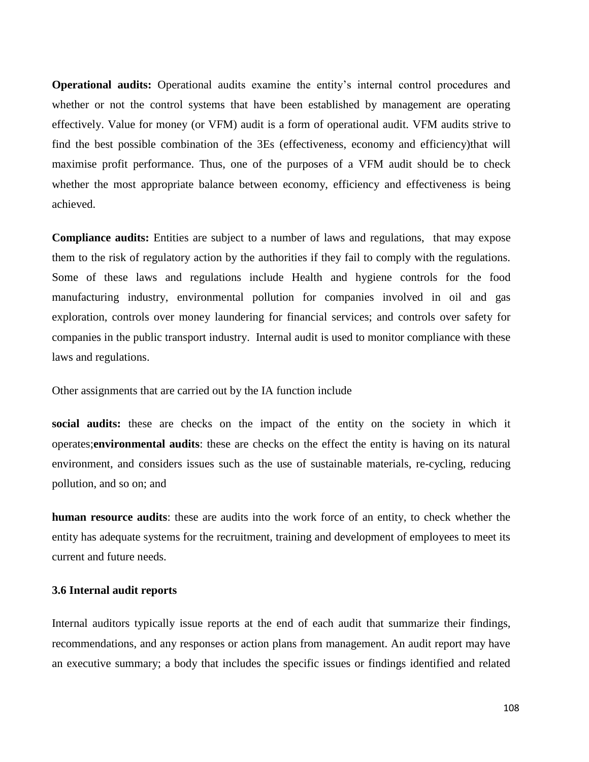**Operational audits:** Operational audits examine the entity's internal control procedures and whether or not the control systems that have been established by management are operating effectively. Value for money (or VFM) audit is a form of operational audit. VFM audits strive to find the best possible combination of the 3Es (effectiveness, economy and efficiency)that will maximise profit performance. Thus, one of the purposes of a VFM audit should be to check whether the most appropriate balance between economy, efficiency and effectiveness is being achieved.

**Compliance audits:** Entities are subject to a number of laws and regulations, that may expose them to the risk of regulatory action by the authorities if they fail to comply with the regulations. Some of these laws and regulations include Health and hygiene controls for the food manufacturing industry, environmental pollution for companies involved in oil and gas exploration, controls over money laundering for financial services; and controls over safety for companies in the public transport industry. Internal audit is used to monitor compliance with these laws and regulations.

Other assignments that are carried out by the IA function include

**social audits:** these are checks on the impact of the entity on the society in which it operates;**environmental audits**: these are checks on the effect the entity is having on its natural environment, and considers issues such as the use of sustainable materials, re-cycling, reducing pollution, and so on; and

**human resource audits**: these are audits into the work force of an entity, to check whether the entity has adequate systems for the recruitment, training and development of employees to meet its current and future needs.

### 3.6 Internal audit reports

Internal auditors typically issue reports at the end of each audit that summarize their findings, recommendations, and any responses or action plans from management. An audit report may have an executive summary; a body that includes the specific issues or findings identified and related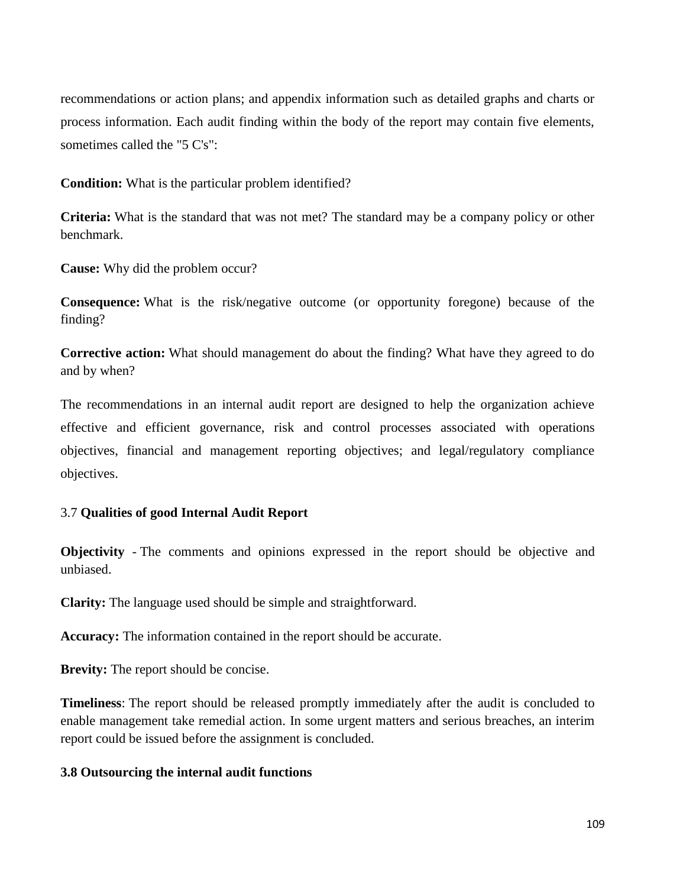recommendations or action plans; and appendix information such as detailed graphs and charts or process information. Each audit finding within the body of the report may contain five elements, sometimes called the "5 C's":

**Condition:** What is the particular problem identified?

**Criteria:** What is the standard that was not met? The standard may be a company policy or other benchmark.

**Cause:** Why did the problem occur?

**Consequence:** What is the risk/negative outcome (or opportunity foregone) because of the finding?

**Corrective action:** What should management do about the finding? What have they agreed to do and by when?

The recommendations in an internal audit report are designed to help the organization achieve effective and efficient governance, risk and control processes associated with operations objectives, financial and management reporting objectives; and legal/regulatory compliance objectives.

### 3.7 **Qualities of good Internal Audit Report**

**Objectivity** - The comments and opinions expressed in the report should be objective and unbiased.

**Clarity:** The language used should be simple and straightforward.

**Accuracy:** The information contained in the report should be accurate.

**Brevity:** The report should be concise.

**Timeliness**: The report should be released promptly immediately after the audit is concluded to enable management take remedial action. In some urgent matters and serious breaches, an interim report could be issued before the assignment is concluded.

### **3.8 Outsourcing the internal audit functions**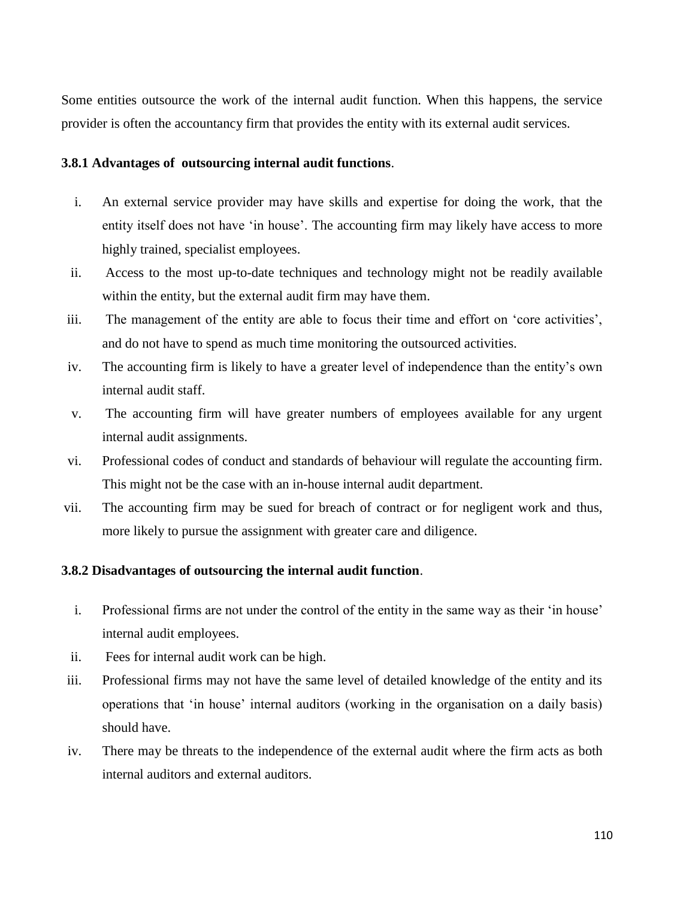Some entities outsource the work of the internal audit function. When this happens, the service provider is often the accountancy firm that provides the entity with its external audit services.

### 3.8.1 Advantages of outsourcing internal audit functions.

i. An external service provider may have skills and expertise for doing the work, that the entity itself does not have 'in house'. The accounting firm may likely have access to more highly trained, specialist employees.
ii. Access to the most up-to-date techniques and technology might not be readily available within the entity, but the external audit firm may have them.
iii. The management of the entity are able to focus their time and effort on 'core activities', and do not have to spend as much time monitoring the outsourced activities.
iv. The accounting firm is likely to have a greater level of independence than the entity's own internal audit staff.
v. The accounting firm will have greater numbers of employees available for any urgent internal audit assignments.
vi. Professional codes of conduct and standards of behaviour will regulate the accounting firm. This might not be the case with an in-house internal audit department.
vii. The accounting firm may be sued for breach of contract or for negligent work and thus, more likely to pursue the assignment with greater care and diligence.

### 3.8.2 Disadvantages of outsourcing the internal audit function.

i. Professional firms are not under the control of the entity in the same way as their 'in house' internal audit employees.
ii. Fees for internal audit work can be high.
iii. Professional firms may not have the same level of detailed knowledge of the entity and its operations that 'in house' internal auditors (working in the organisation on a daily basis) should have.
iv. There may be threats to the independence of the external audit where the firm acts as both internal auditors and external auditors.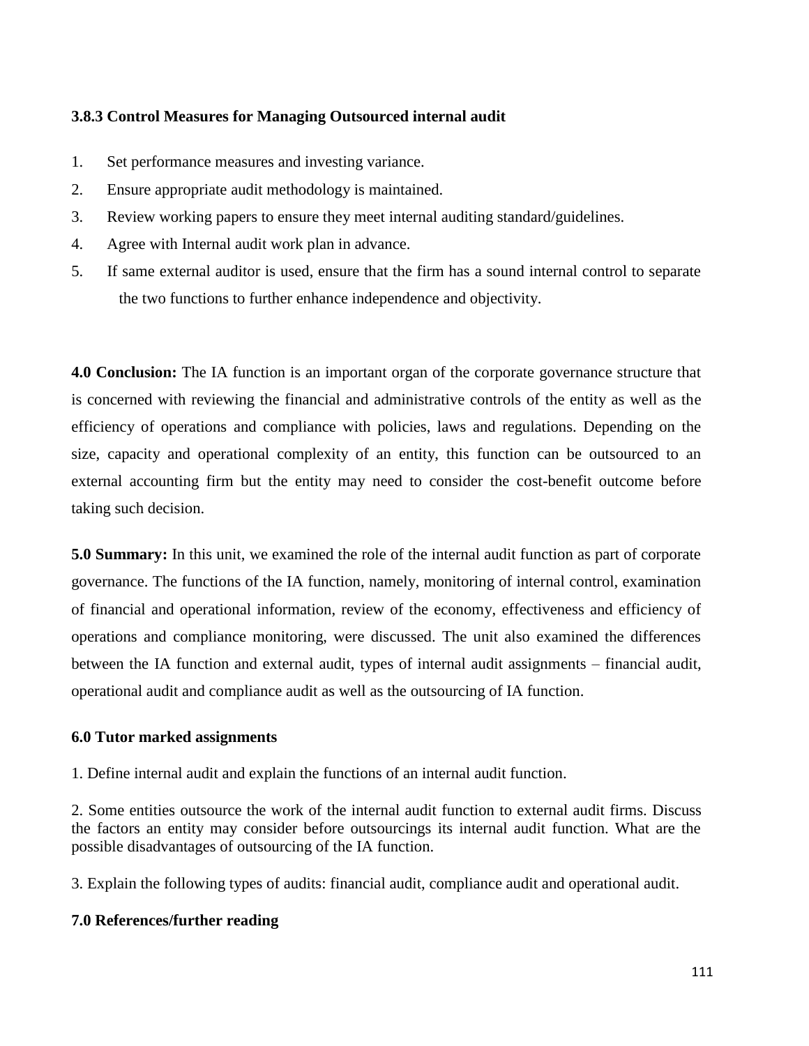### 3.8.3 Control Measures for Managing Outsourced internal audit

1. Set performance measures and investing variance.
2. Ensure appropriate audit methodology is maintained.
3. Review working papers to ensure they meet internal auditing standard/guidelines.
4. Agree with Internal audit work plan in advance.
5. If same external auditor is used, ensure that the firm has a sound internal control to separate the two functions to further enhance independence and objectivity.

**4.0 Conclusion:** The IA function is an important organ of the corporate governance structure that is concerned with reviewing the financial and administrative controls of the entity as well as the efficiency of operations and compliance with policies, laws and regulations. Depending on the size, capacity and operational complexity of an entity, this function can be outsourced to an external accounting firm but the entity may need to consider the cost-benefit outcome before taking such decision.

**5.0 Summary:** In this unit, we examined the role of the internal audit function as part of corporate governance. The functions of the IA function, namely, monitoring of internal control, examination of financial and operational information, review of the economy, effectiveness and efficiency of operations and compliance monitoring, were discussed. The unit also examined the differences between the IA function and external audit, types of internal audit assignments – financial audit, operational audit and compliance audit as well as the outsourcing of IA function.

### 6.0 Tutor marked assignments

1. Define internal audit and explain the functions of an internal audit function.

2. Some entities outsource the work of the internal audit function to external audit firms. Discuss the factors an entity may consider before outsourcings its internal audit function. What are the possible disadvantages of outsourcing of the IA function.

3. Explain the following types of audits: financial audit, compliance audit and operational audit.

### 7.0 References/further reading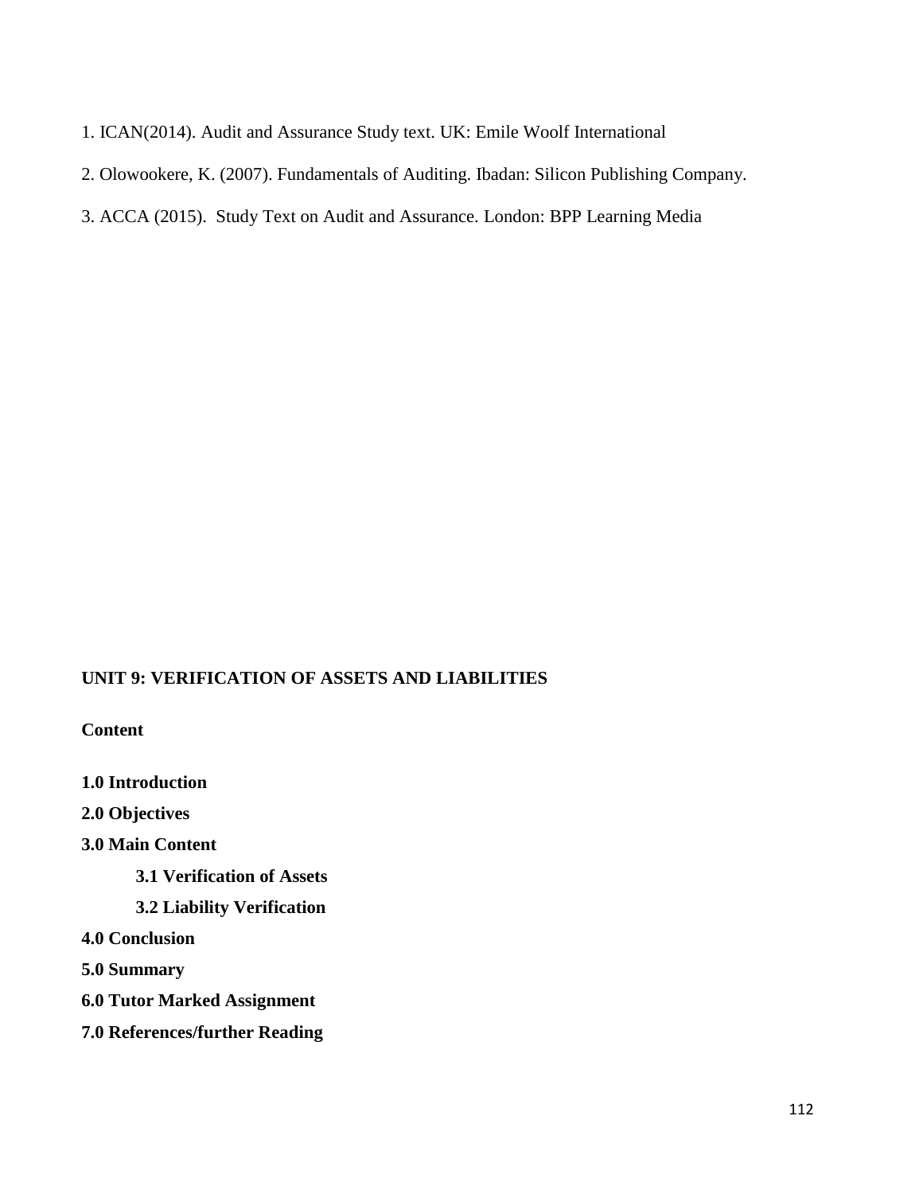1. ICAN(2014). Audit and Assurance Study text. UK: Emile Woolf International

2. Olowookere, K. (2007). Fundamentals of Auditing. Ibadan: Silicon Publishing Company.

3. ACCA (2015). Study Text on Audit and Assurance. London: BPP Learning Media

## UNIT 9: VERIFICATION OF ASSETS AND LIABILITIES

**Content**

**1.0 Introduction**

**2.0 Objectives**

**3.0 Main Content**

&nbsp;&nbsp;&nbsp;&nbsp;**3.1 Verification of Assets**

&nbsp;&nbsp;&nbsp;&nbsp;**3.2 Liability Verification**

**4.0 Conclusion**

**5.0 Summary**

**6.0 Tutor Marked Assignment**

**7.0 References/further Reading**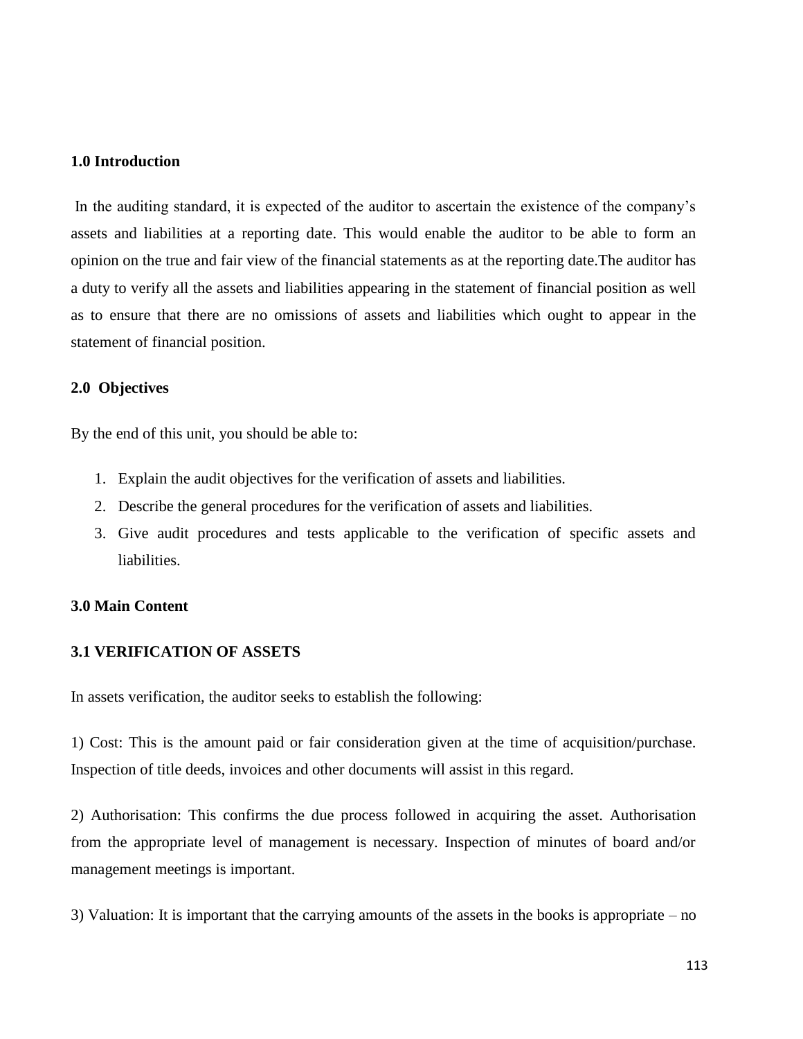## 1.0 Introduction

In the auditing standard, it is expected of the auditor to ascertain the existence of the company's assets and liabilities at a reporting date. This would enable the auditor to be able to form an opinion on the true and fair view of the financial statements as at the reporting date.The auditor has a duty to verify all the assets and liabilities appearing in the statement of financial position as well as to ensure that there are no omissions of assets and liabilities which ought to appear in the statement of financial position.

## 2.0 Objectives

By the end of this unit, you should be able to:

1. Explain the audit objectives for the verification of assets and liabilities.
2. Describe the general procedures for the verification of assets and liabilities.
3. Give audit procedures and tests applicable to the verification of specific assets and liabilities.

## 3.0 Main Content

### 3.1 VERIFICATION OF ASSETS

In assets verification, the auditor seeks to establish the following:

1) Cost: This is the amount paid or fair consideration given at the time of acquisition/purchase. Inspection of title deeds, invoices and other documents will assist in this regard.

2) Authorisation: This confirms the due process followed in acquiring the asset. Authorisation from the appropriate level of management is necessary. Inspection of minutes of board and/or management meetings is important.

3) Valuation: It is important that the carrying amounts of the assets in the books is appropriate – no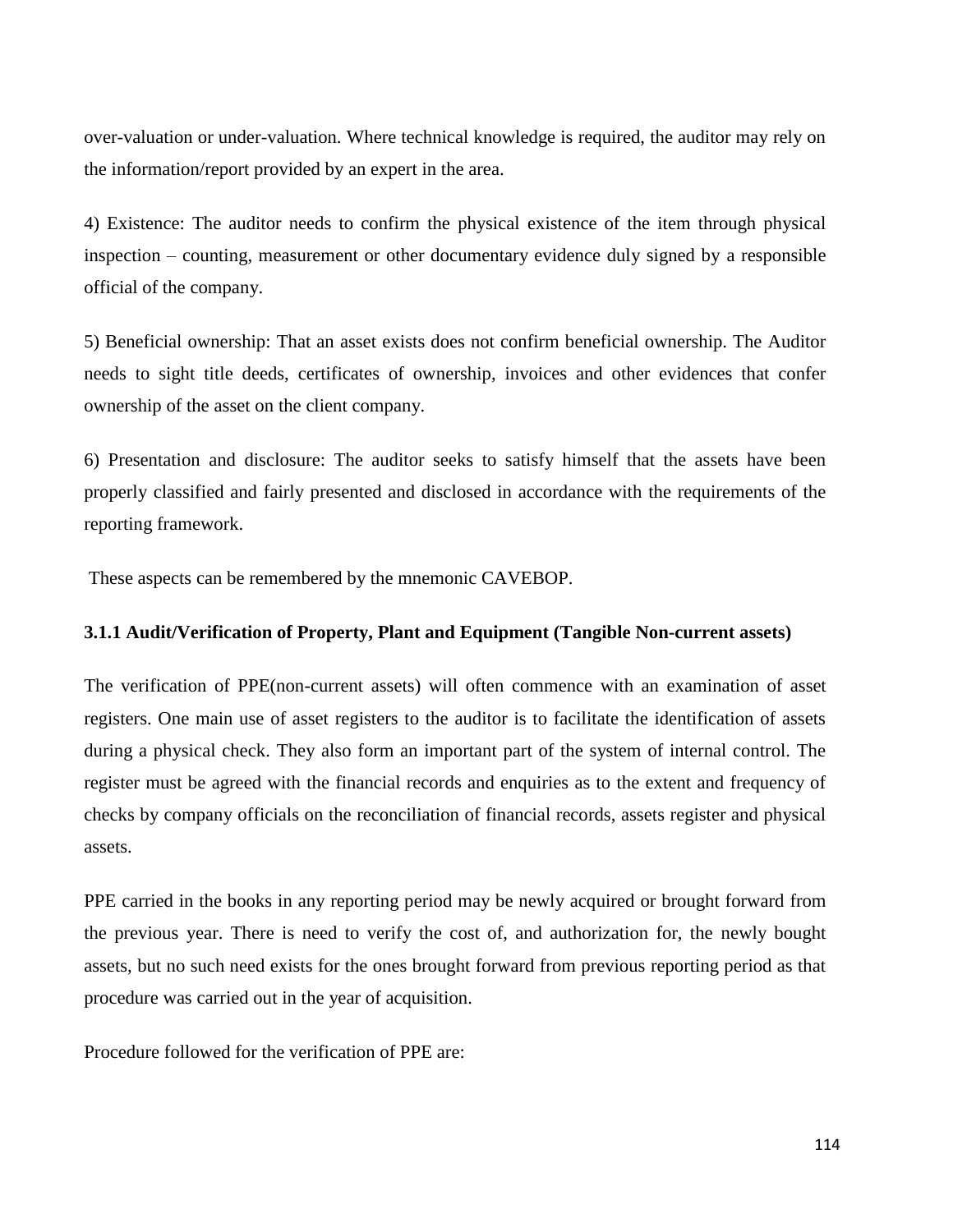over-valuation or under-valuation. Where technical knowledge is required, the auditor may rely on the information/report provided by an expert in the area.

4) Existence: The auditor needs to confirm the physical existence of the item through physical inspection – counting, measurement or other documentary evidence duly signed by a responsible official of the company.

5) Beneficial ownership: That an asset exists does not confirm beneficial ownership. The Auditor needs to sight title deeds, certificates of ownership, invoices and other evidences that confer ownership of the asset on the client company.

6) Presentation and disclosure: The auditor seeks to satisfy himself that the assets have been properly classified and fairly presented and disclosed in accordance with the requirements of the reporting framework.

These aspects can be remembered by the mnemonic CAVEBOP.

### 3.1.1 Audit/Verification of Property, Plant and Equipment (Tangible Non-current assets)

The verification of PPE(non-current assets) will often commence with an examination of asset registers. One main use of asset registers to the auditor is to facilitate the identification of assets during a physical check. They also form an important part of the system of internal control. The register must be agreed with the financial records and enquiries as to the extent and frequency of checks by company officials on the reconciliation of financial records, assets register and physical assets.

PPE carried in the books in any reporting period may be newly acquired or brought forward from the previous year. There is need to verify the cost of, and authorization for, the newly bought assets, but no such need exists for the ones brought forward from previous reporting period as that procedure was carried out in the year of acquisition.

Procedure followed for the verification of PPE are: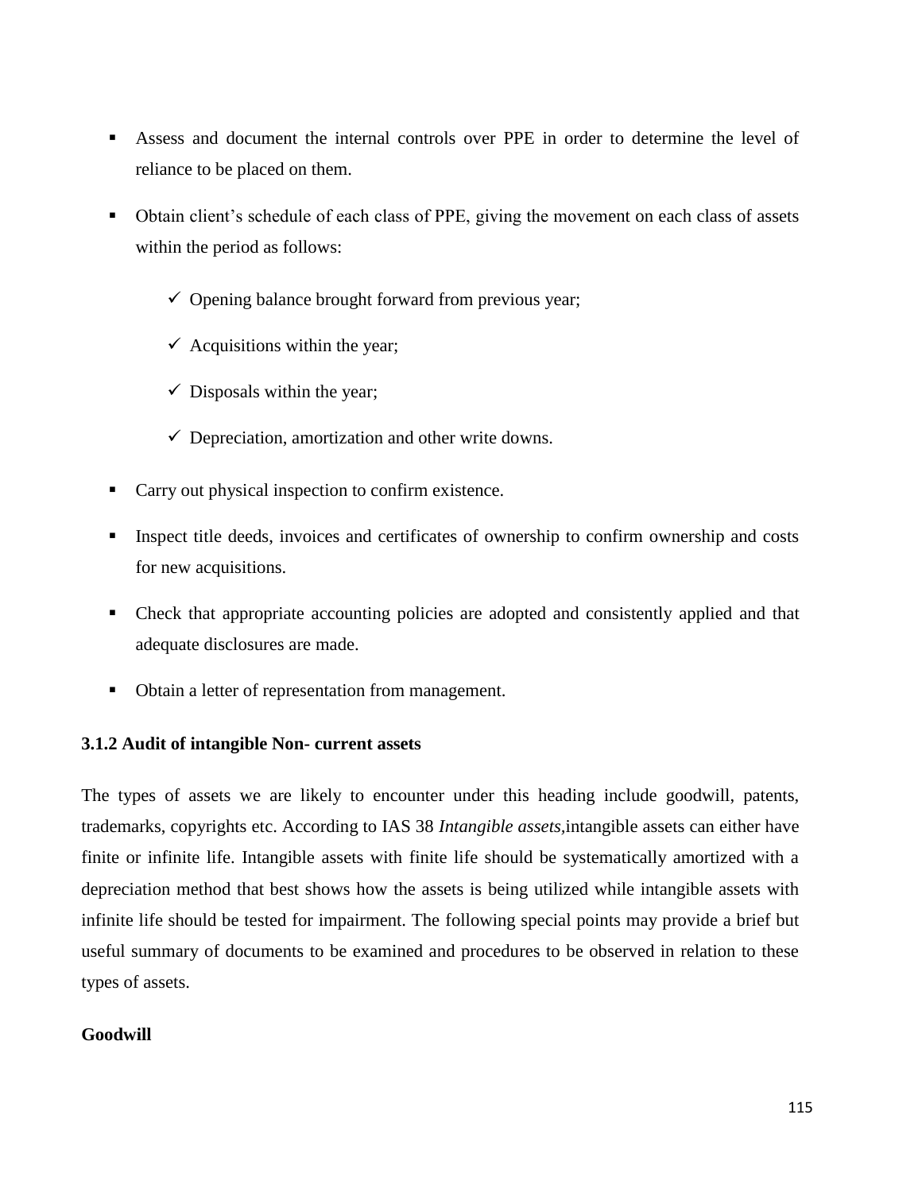- Assess and document the internal controls over PPE in order to determine the level of reliance to be placed on them.
- Obtain client's schedule of each class of PPE, giving the movement on each class of assets within the period as follows:
  - ✓ Opening balance brought forward from previous year;
  - ✓ Acquisitions within the year;
  - ✓ Disposals within the year;
  - ✓ Depreciation, amortization and other write downs.
- Carry out physical inspection to confirm existence.
- Inspect title deeds, invoices and certificates of ownership to confirm ownership and costs for new acquisitions.
- Check that appropriate accounting policies are adopted and consistently applied and that adequate disclosures are made.
- Obtain a letter of representation from management.

**3.1.2 Audit of intangible Non- current assets**

The types of assets we are likely to encounter under this heading include goodwill, patents, trademarks, copyrights etc. According to IAS 38 *Intangible assets*,intangible assets can either have finite or infinite life. Intangible assets with finite life should be systematically amortized with a depreciation method that best shows how the assets is being utilized while intangible assets with infinite life should be tested for impairment. The following special points may provide a brief but useful summary of documents to be examined and procedures to be observed in relation to these types of assets.

**Goodwill**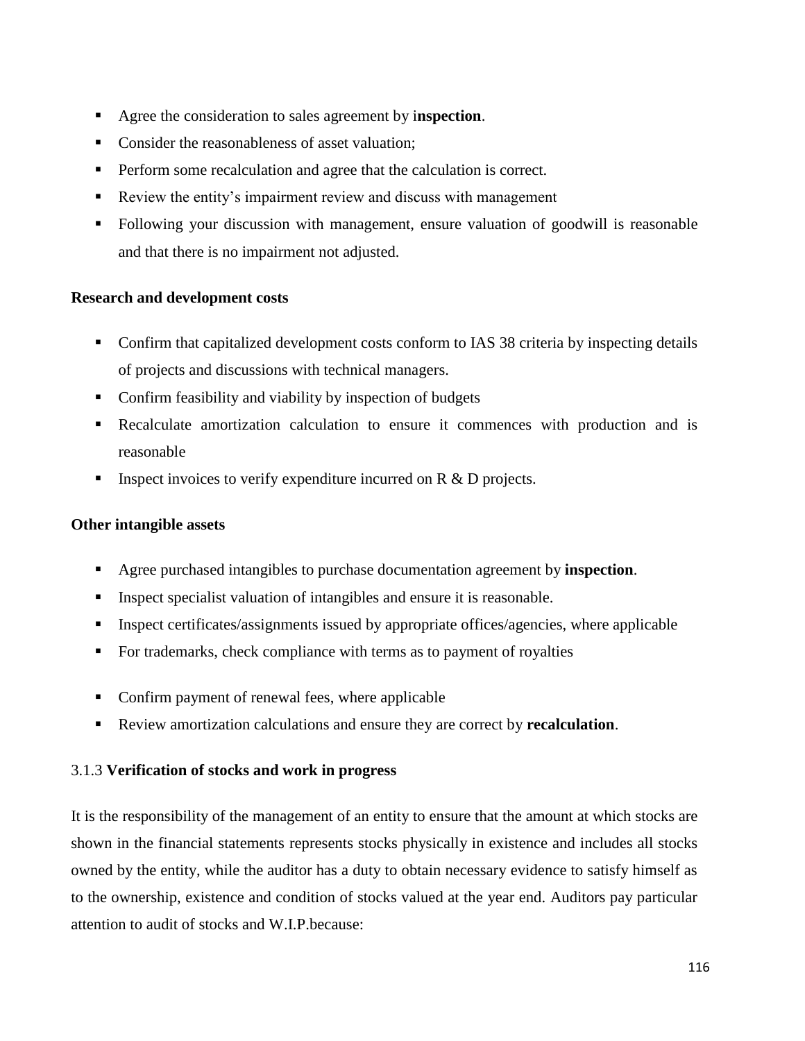- Agree the consideration to sales agreement by i**nspection**.
- Consider the reasonableness of asset valuation;
- Perform some recalculation and agree that the calculation is correct.
- Review the entity's impairment review and discuss with management
- Following your discussion with management, ensure valuation of goodwill is reasonable and that there is no impairment not adjusted.

**Research and development costs**

- Confirm that capitalized development costs conform to IAS 38 criteria by inspecting details of projects and discussions with technical managers.
- Confirm feasibility and viability by inspection of budgets
- Recalculate amortization calculation to ensure it commences with production and is reasonable
- Inspect invoices to verify expenditure incurred on R & D projects.

**Other intangible assets**

- Agree purchased intangibles to purchase documentation agreement by **inspection**.
- Inspect specialist valuation of intangibles and ensure it is reasonable.
- Inspect certificates/assignments issued by appropriate offices/agencies, where applicable
- For trademarks, check compliance with terms as to payment of royalties
- Confirm payment of renewal fees, where applicable
- Review amortization calculations and ensure they are correct by **recalculation**.

### 3.1.3 **Verification of stocks and work in progress**

It is the responsibility of the management of an entity to ensure that the amount at which stocks are shown in the financial statements represents stocks physically in existence and includes all stocks owned by the entity, while the auditor has a duty to obtain necessary evidence to satisfy himself as to the ownership, existence and condition of stocks valued at the year end. Auditors pay particular attention to audit of stocks and W.I.P.because: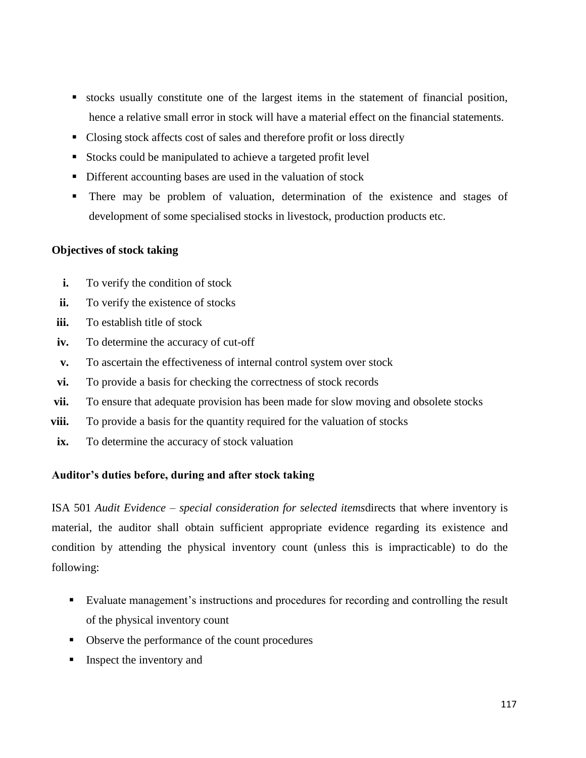- stocks usually constitute one of the largest items in the statement of financial position, hence a relative small error in stock will have a material effect on the financial statements.
- Closing stock affects cost of sales and therefore profit or loss directly
- Stocks could be manipulated to achieve a targeted profit level
- Different accounting bases are used in the valuation of stock
- There may be problem of valuation, determination of the existence and stages of development of some specialised stocks in livestock, production products etc.

**Objectives of stock taking**

- **i.** To verify the condition of stock
- **ii.** To verify the existence of stocks
- **iii.** To establish title of stock
- **iv.** To determine the accuracy of cut-off
- **v.** To ascertain the effectiveness of internal control system over stock
- **vi.** To provide a basis for checking the correctness of stock records
- **vii.** To ensure that adequate provision has been made for slow moving and obsolete stocks
- **viii.** To provide a basis for the quantity required for the valuation of stocks
- **ix.** To determine the accuracy of stock valuation

**Auditor's duties before, during and after stock taking**

ISA 501 *Audit Evidence – special consideration for selected items*directs that where inventory is material, the auditor shall obtain sufficient appropriate evidence regarding its existence and condition by attending the physical inventory count (unless this is impracticable) to do the following:

- Evaluate management's instructions and procedures for recording and controlling the result of the physical inventory count
- Observe the performance of the count procedures
- Inspect the inventory and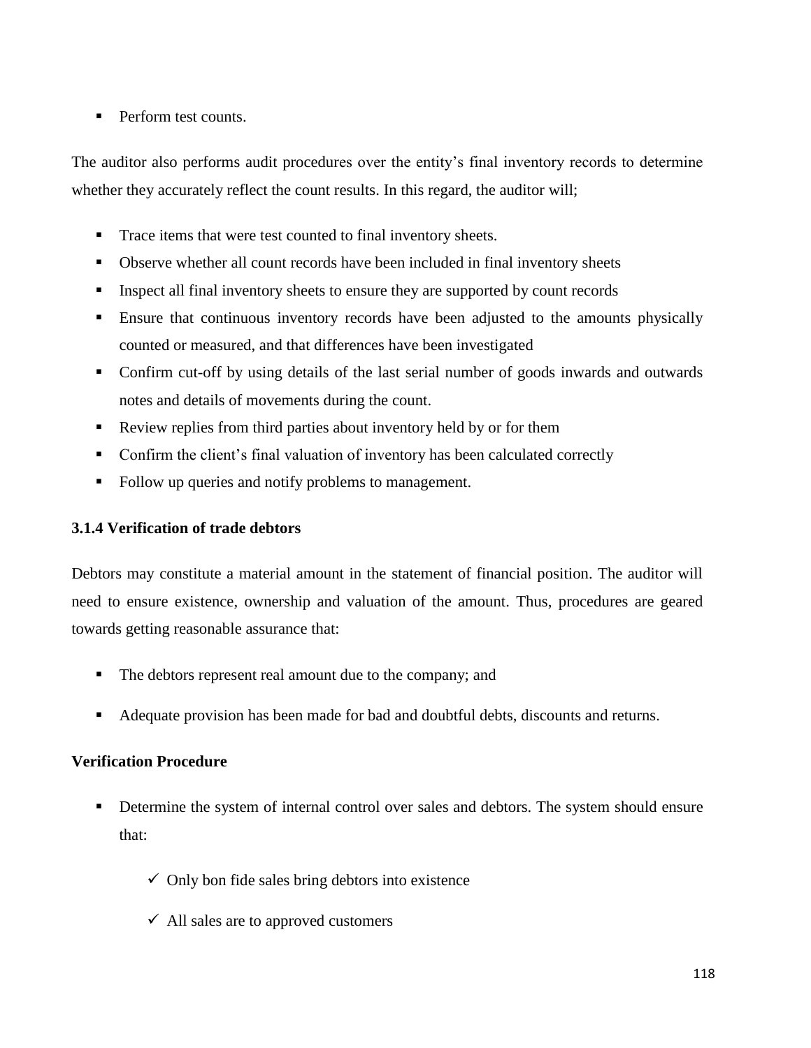- Perform test counts.

The auditor also performs audit procedures over the entity's final inventory records to determine whether they accurately reflect the count results. In this regard, the auditor will;

- Trace items that were test counted to final inventory sheets.
- Observe whether all count records have been included in final inventory sheets
- Inspect all final inventory sheets to ensure they are supported by count records
- Ensure that continuous inventory records have been adjusted to the amounts physically counted or measured, and that differences have been investigated
- Confirm cut-off by using details of the last serial number of goods inwards and outwards notes and details of movements during the count.
- Review replies from third parties about inventory held by or for them
- Confirm the client's final valuation of inventory has been calculated correctly
- Follow up queries and notify problems to management.

### 3.1.4 Verification of trade debtors

Debtors may constitute a material amount in the statement of financial position. The auditor will need to ensure existence, ownership and valuation of the amount. Thus, procedures are geared towards getting reasonable assurance that:

- The debtors represent real amount due to the company; and
- Adequate provision has been made for bad and doubtful debts, discounts and returns.

**Verification Procedure**

- Determine the system of internal control over sales and debtors. The system should ensure that:
  - ✓ Only bon fide sales bring debtors into existence
  - ✓ All sales are to approved customers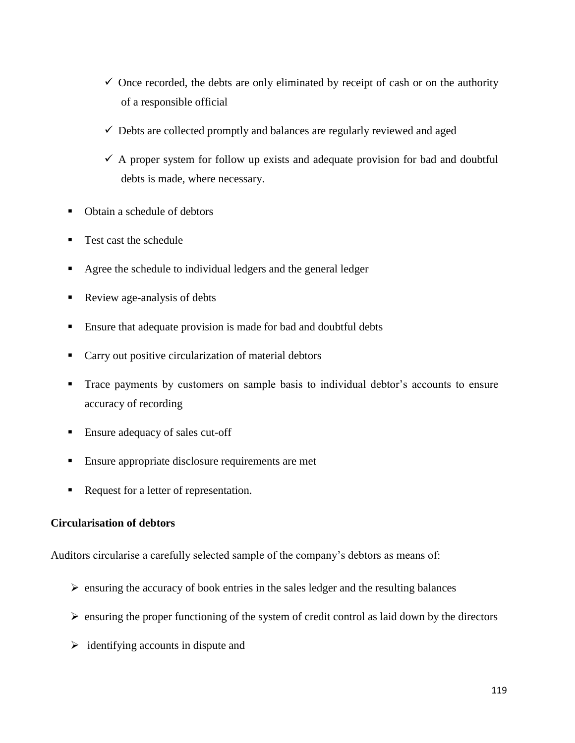- Once recorded, the debts are only eliminated by receipt of cash or on the authority of a responsible official
  - Debts are collected promptly and balances are regularly reviewed and aged
  - A proper system for follow up exists and adequate provision for bad and doubtful debts is made, where necessary.

- Obtain a schedule of debtors
- Test cast the schedule
- Agree the schedule to individual ledgers and the general ledger
- Review age-analysis of debts
- Ensure that adequate provision is made for bad and doubtful debts
- Carry out positive circularization of material debtors
- Trace payments by customers on sample basis to individual debtor's accounts to ensure accuracy of recording
- Ensure adequacy of sales cut-off
- Ensure appropriate disclosure requirements are met
- Request for a letter of representation.

**Circularisation of debtors**

Auditors circularise a carefully selected sample of the company's debtors as means of:

- ensuring the accuracy of book entries in the sales ledger and the resulting balances
- ensuring the proper functioning of the system of credit control as laid down by the directors
- identifying accounts in dispute and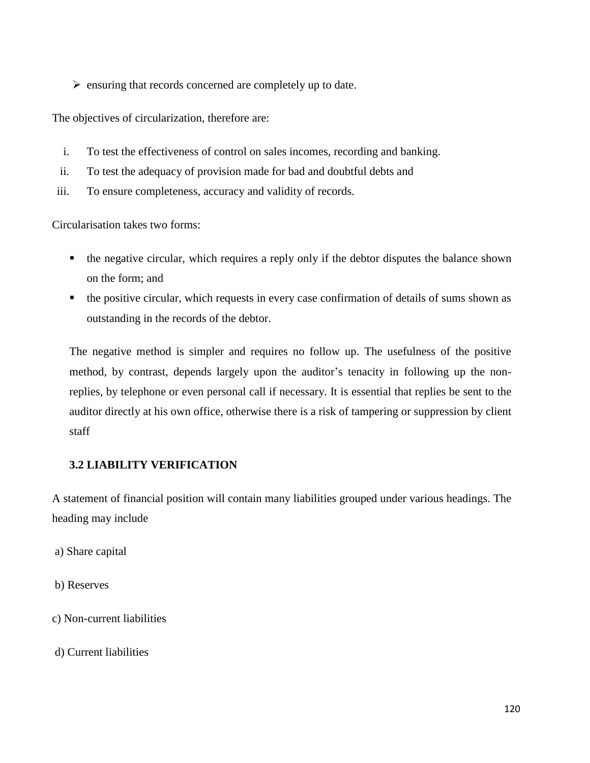- ensuring that records concerned are completely up to date.

The objectives of circularization, therefore are:

i. To test the effectiveness of control on sales incomes, recording and banking.
ii. To test the adequacy of provision made for bad and doubtful debts and
iii. To ensure completeness, accuracy and validity of records.

Circularisation takes two forms:

- the negative circular, which requires a reply only if the debtor disputes the balance shown on the form; and
- the positive circular, which requests in every case confirmation of details of sums shown as outstanding in the records of the debtor.

The negative method is simpler and requires no follow up. The usefulness of the positive method, by contrast, depends largely upon the auditor's tenacity in following up the non-replies, by telephone or even personal call if necessary. It is essential that replies be sent to the auditor directly at his own office, otherwise there is a risk of tampering or suppression by client staff

### 3.2 LIABILITY VERIFICATION

A statement of financial position will contain many liabilities grouped under various headings. The heading may include

a) Share capital

b) Reserves

c) Non-current liabilities

d) Current liabilities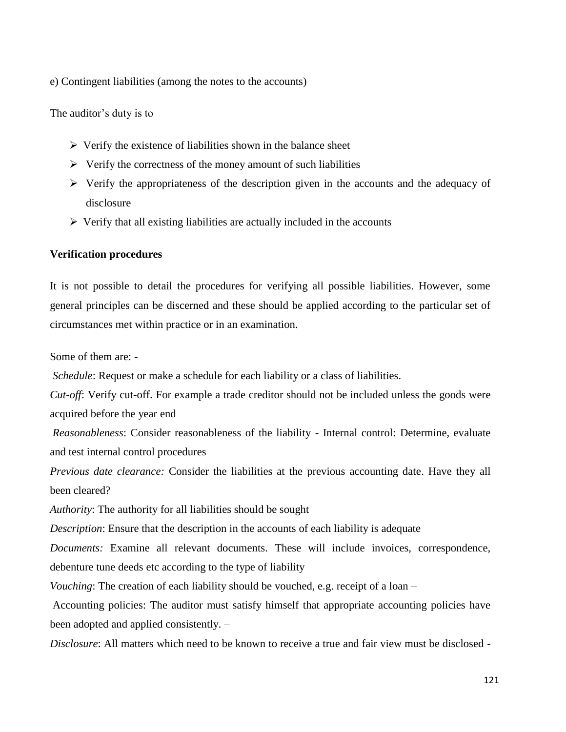e) Contingent liabilities (among the notes to the accounts)

The auditor's duty is to

- Verify the existence of liabilities shown in the balance sheet
- Verify the correctness of the money amount of such liabilities
- Verify the appropriateness of the description given in the accounts and the adequacy of disclosure
- Verify that all existing liabilities are actually included in the accounts

**Verification procedures**

It is not possible to detail the procedures for verifying all possible liabilities. However, some general principles can be discerned and these should be applied according to the particular set of circumstances met within practice or in an examination.

Some of them are: -

*Schedule*: Request or make a schedule for each liability or a class of liabilities.

*Cut-off*: Verify cut-off. For example a trade creditor should not be included unless the goods were acquired before the year end

*Reasonableness*: Consider reasonableness of the liability - Internal control: Determine, evaluate and test internal control procedures

*Previous date clearance:* Consider the liabilities at the previous accounting date. Have they all been cleared?

*Authority*: The authority for all liabilities should be sought

*Description*: Ensure that the description in the accounts of each liability is adequate

*Documents:* Examine all relevant documents. These will include invoices, correspondence, debenture tune deeds etc according to the type of liability

*Vouching*: The creation of each liability should be vouched, e.g. receipt of a loan –

Accounting policies: The auditor must satisfy himself that appropriate accounting policies have been adopted and applied consistently. –

*Disclosure*: All matters which need to be known to receive a true and fair view must be disclosed -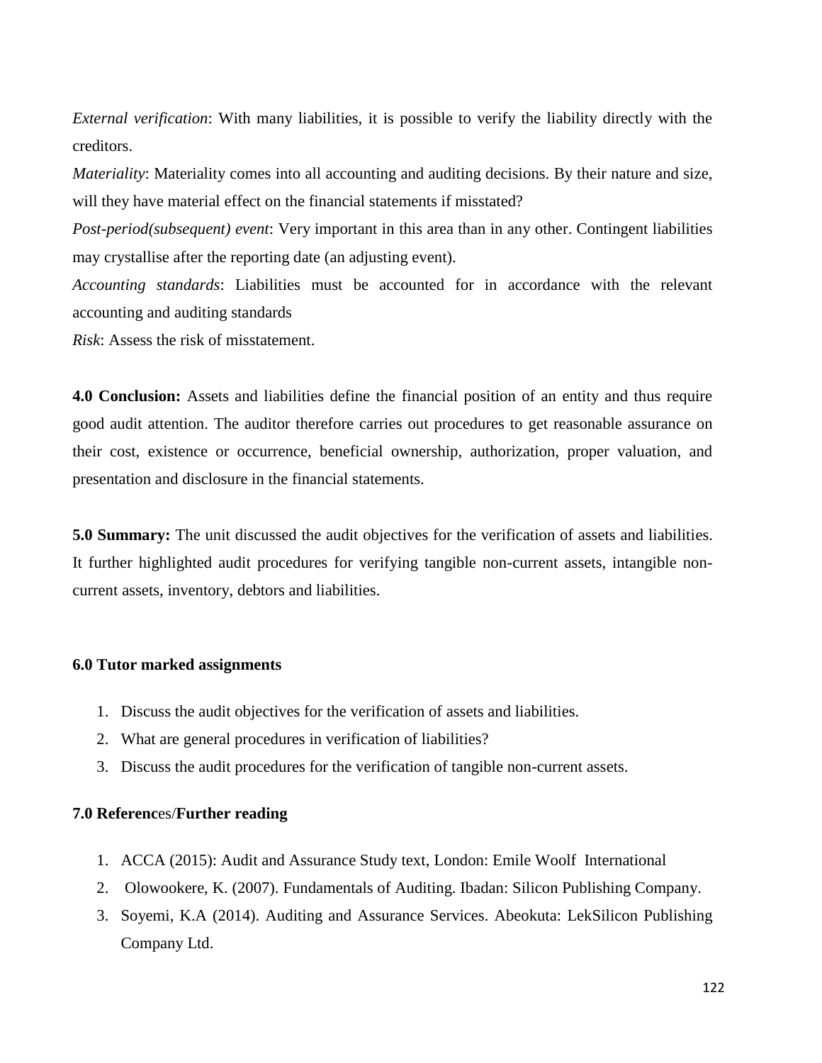*External verification*: With many liabilities, it is possible to verify the liability directly with the creditors.

*Materiality*: Materiality comes into all accounting and auditing decisions. By their nature and size, will they have material effect on the financial statements if misstated?

*Post-period(subsequent) event*: Very important in this area than in any other. Contingent liabilities may crystallise after the reporting date (an adjusting event).

*Accounting standards*: Liabilities must be accounted for in accordance with the relevant accounting and auditing standards

*Risk*: Assess the risk of misstatement.

**4.0 Conclusion:** Assets and liabilities define the financial position of an entity and thus require good audit attention. The auditor therefore carries out procedures to get reasonable assurance on their cost, existence or occurrence, beneficial ownership, authorization, proper valuation, and presentation and disclosure in the financial statements.

**5.0 Summary:** The unit discussed the audit objectives for the verification of assets and liabilities. It further highlighted audit procedures for verifying tangible non-current assets, intangible non-current assets, inventory, debtors and liabilities.

### 6.0 Tutor marked assignments

1. Discuss the audit objectives for the verification of assets and liabilities.
2. What are general procedures in verification of liabilities?
3. Discuss the audit procedures for the verification of tangible non-current assets.

### 7.0 References/Further reading

1. ACCA (2015): Audit and Assurance Study text, London: Emile Woolf International
2. Olowookere, K. (2007). Fundamentals of Auditing. Ibadan: Silicon Publishing Company.
3. Soyemi, K.A (2014). Auditing and Assurance Services. Abeokuta: LekSilicon Publishing Company Ltd.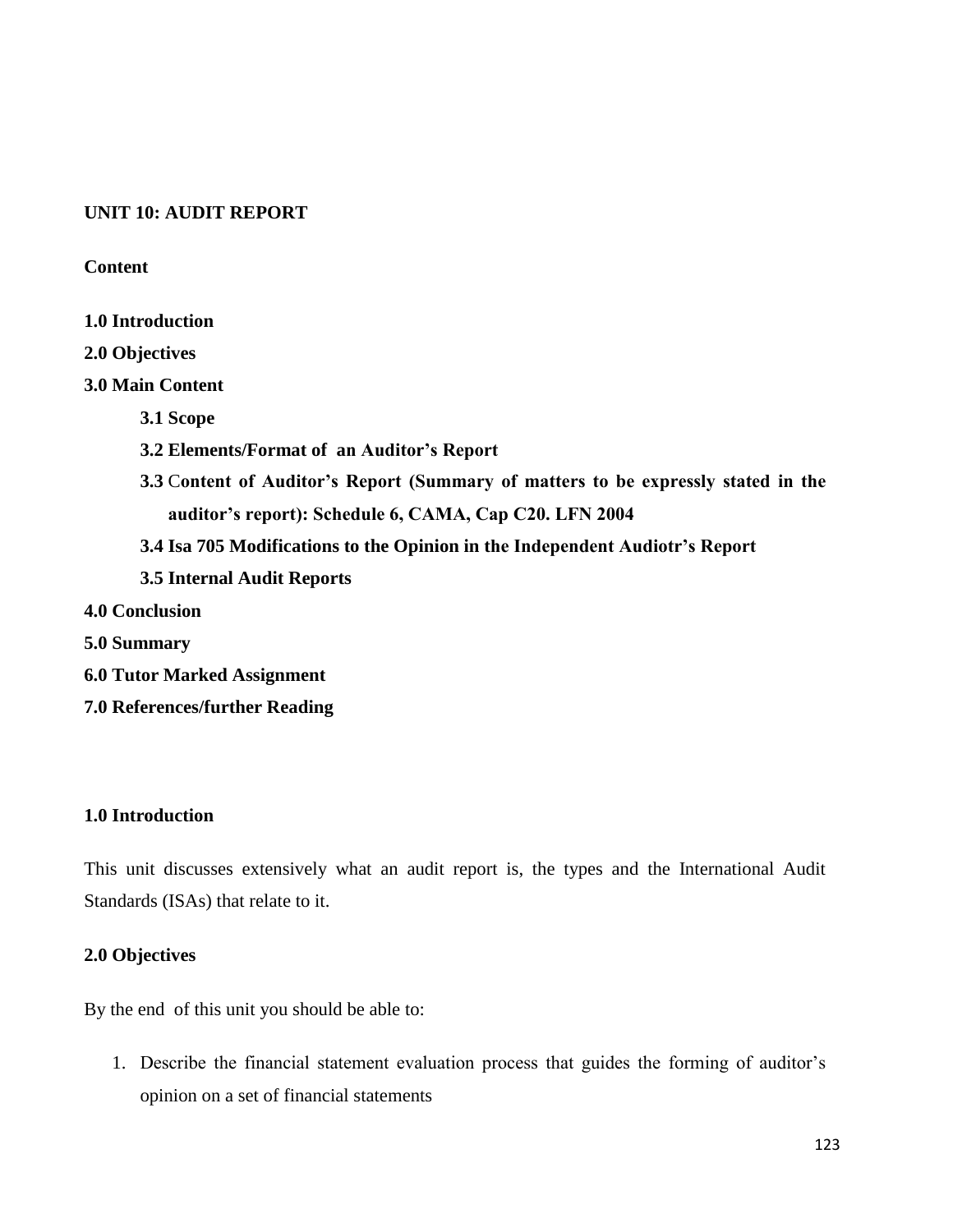## UNIT 10: AUDIT REPORT

**Content**

**1.0 Introduction**

**2.0 Objectives**

**3.0 Main Content**

- **3.1 Scope**
- **3.2 Elements/Format of an Auditor's Report**
- **3.3 Content of Auditor's Report (Summary of matters to be expressly stated in the auditor's report): Schedule 6, CAMA, Cap C20. LFN 2004**
- **3.4 Isa 705 Modifications to the Opinion in the Independent Audiotr's Report**
- **3.5 Internal Audit Reports**

**4.0 Conclusion**

**5.0 Summary**

**6.0 Tutor Marked Assignment**

**7.0 References/further Reading**

### 1.0 Introduction

This unit discusses extensively what an audit report is, the types and the International Audit Standards (ISAs) that relate to it.

### 2.0 Objectives

By the end of this unit you should be able to:

1. Describe the financial statement evaluation process that guides the forming of auditor's opinion on a set of financial statements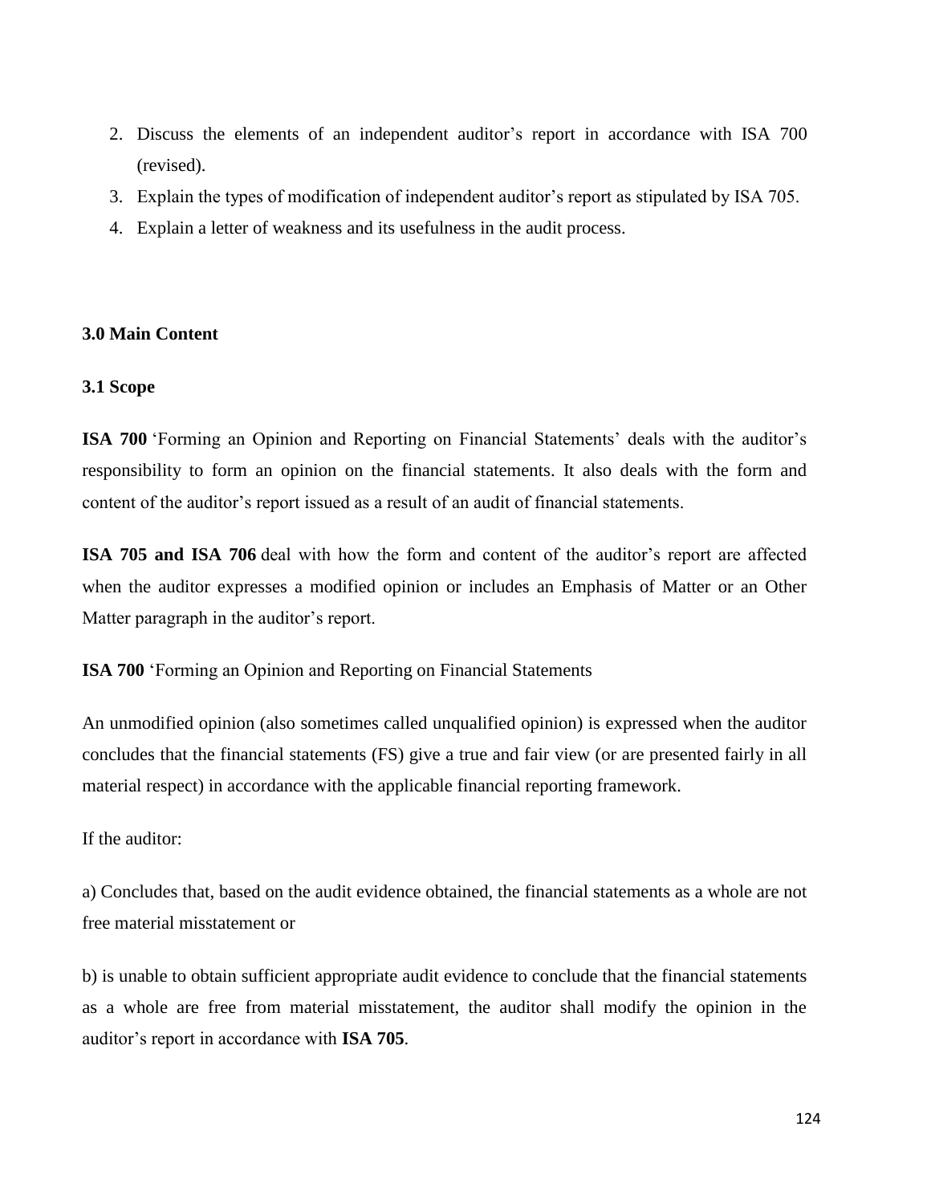2. Discuss the elements of an independent auditor’s report in accordance with ISA 700 (revised).
3. Explain the types of modification of independent auditor’s report as stipulated by ISA 705.
4. Explain a letter of weakness and its usefulness in the audit process.

**3.0 Main Content**

**3.1 Scope**

**ISA 700** ‘Forming an Opinion and Reporting on Financial Statements’ deals with the auditor’s responsibility to form an opinion on the financial statements. It also deals with the form and content of the auditor’s report issued as a result of an audit of financial statements.

**ISA 705 and ISA 706** deal with how the form and content of the auditor’s report are affected when the auditor expresses a modified opinion or includes an Emphasis of Matter or an Other Matter paragraph in the auditor’s report.

**ISA 700** ‘Forming an Opinion and Reporting on Financial Statements

An unmodified opinion (also sometimes called unqualified opinion) is expressed when the auditor concludes that the financial statements (FS) give a true and fair view (or are presented fairly in all material respect) in accordance with the applicable financial reporting framework.

If the auditor:

a) Concludes that, based on the audit evidence obtained, the financial statements as a whole are not free material misstatement or

b) is unable to obtain sufficient appropriate audit evidence to conclude that the financial statements as a whole are free from material misstatement, the auditor shall modify the opinion in the auditor’s report in accordance with **ISA 705**.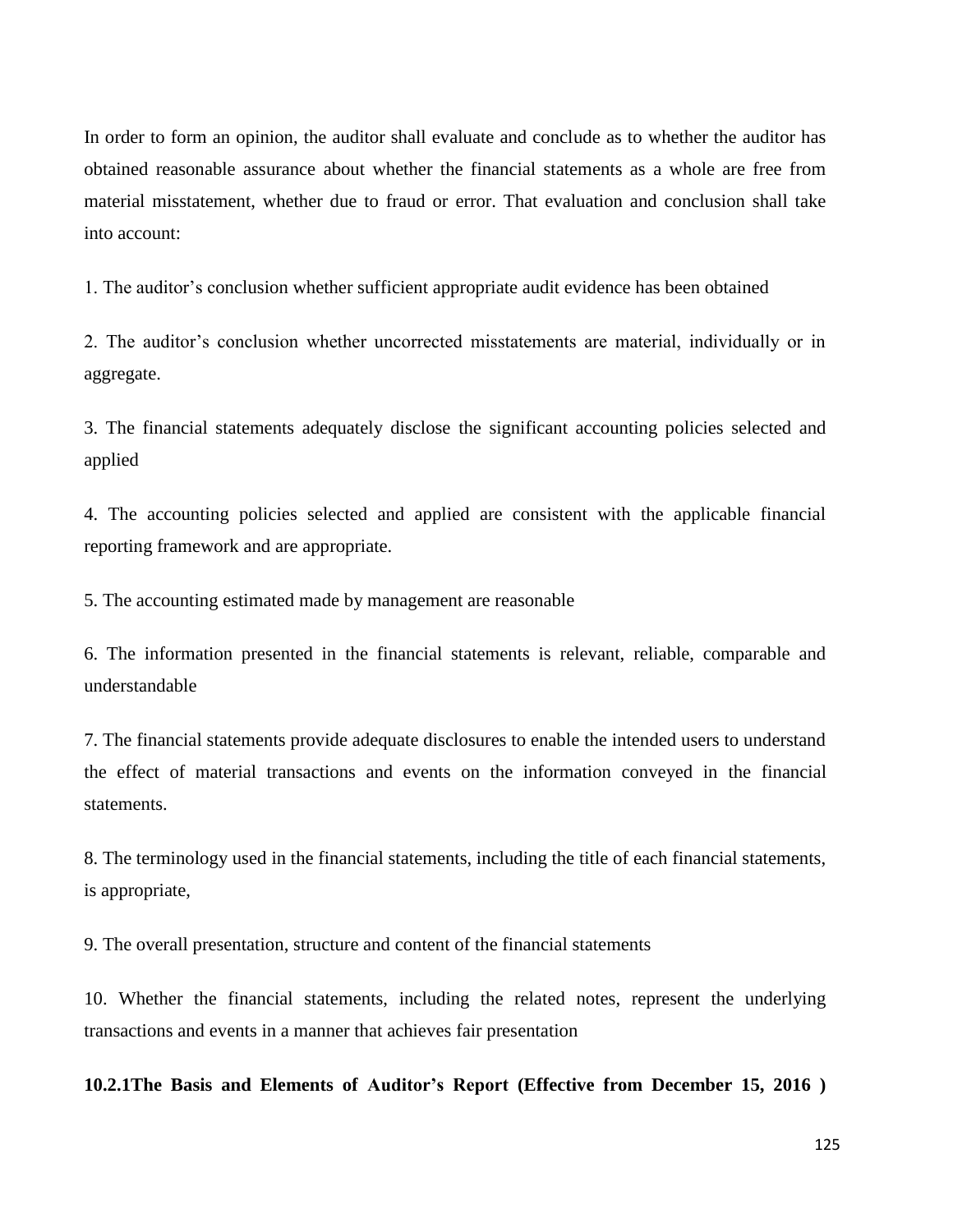In order to form an opinion, the auditor shall evaluate and conclude as to whether the auditor has obtained reasonable assurance about whether the financial statements as a whole are free from material misstatement, whether due to fraud or error. That evaluation and conclusion shall take into account:

1. The auditor's conclusion whether sufficient appropriate audit evidence has been obtained

2. The auditor's conclusion whether uncorrected misstatements are material, individually or in aggregate.

3. The financial statements adequately disclose the significant accounting policies selected and applied

4. The accounting policies selected and applied are consistent with the applicable financial reporting framework and are appropriate.

5. The accounting estimated made by management are reasonable

6. The information presented in the financial statements is relevant, reliable, comparable and understandable

7. The financial statements provide adequate disclosures to enable the intended users to understand the effect of material transactions and events on the information conveyed in the financial statements.

8. The terminology used in the financial statements, including the title of each financial statements, is appropriate,

9. The overall presentation, structure and content of the financial statements

10. Whether the financial statements, including the related notes, represent the underlying transactions and events in a manner that achieves fair presentation

**10.2.1The Basis and Elements of Auditor's Report (Effective from December 15, 2016 )**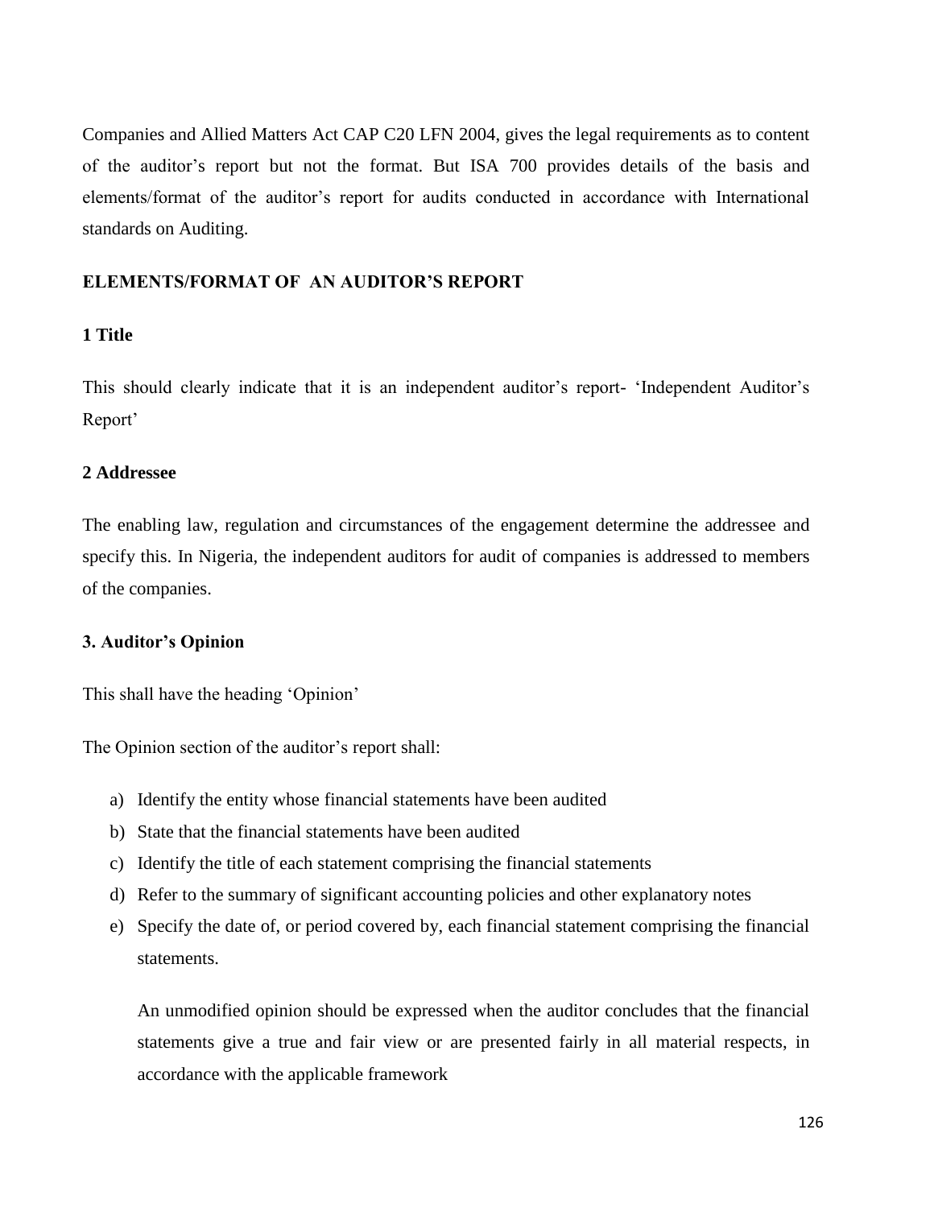Companies and Allied Matters Act CAP C20 LFN 2004, gives the legal requirements as to content of the auditor's report but not the format. But ISA 700 provides details of the basis and elements/format of the auditor's report for audits conducted in accordance with International standards on Auditing.

## ELEMENTS/FORMAT OF AN AUDITOR'S REPORT

### 1 Title

This should clearly indicate that it is an independent auditor's report- 'Independent Auditor's Report'

### 2 Addressee

The enabling law, regulation and circumstances of the engagement determine the addressee and specify this. In Nigeria, the independent auditors for audit of companies is addressed to members of the companies.

### 3. Auditor's Opinion

This shall have the heading 'Opinion'

The Opinion section of the auditor's report shall:

a) Identify the entity whose financial statements have been audited
b) State that the financial statements have been audited
c) Identify the title of each statement comprising the financial statements
d) Refer to the summary of significant accounting policies and other explanatory notes
e) Specify the date of, or period covered by, each financial statement comprising the financial statements.

An unmodified opinion should be expressed when the auditor concludes that the financial statements give a true and fair view or are presented fairly in all material respects, in accordance with the applicable framework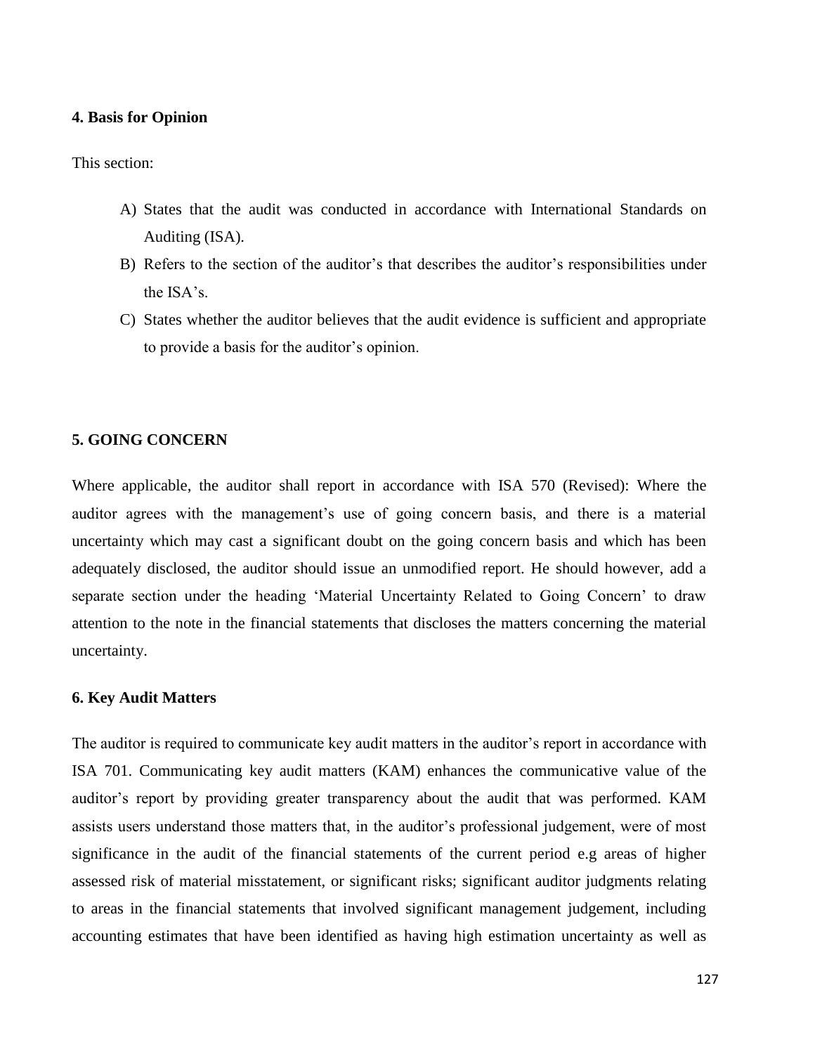#### 4. Basis for Opinion

This section:

A) States that the audit was conducted in accordance with International Standards on Auditing (ISA).
B) Refers to the section of the auditor's that describes the auditor's responsibilities under the ISA's.
C) States whether the auditor believes that the audit evidence is sufficient and appropriate to provide a basis for the auditor's opinion.

#### 5. GOING CONCERN

Where applicable, the auditor shall report in accordance with ISA 570 (Revised): Where the auditor agrees with the management's use of going concern basis, and there is a material uncertainty which may cast a significant doubt on the going concern basis and which has been adequately disclosed, the auditor should issue an unmodified report. He should however, add a separate section under the heading 'Material Uncertainty Related to Going Concern' to draw attention to the note in the financial statements that discloses the matters concerning the material uncertainty.

#### 6. Key Audit Matters

The auditor is required to communicate key audit matters in the auditor's report in accordance with ISA 701. Communicating key audit matters (KAM) enhances the communicative value of the auditor's report by providing greater transparency about the audit that was performed. KAM assists users understand those matters that, in the auditor's professional judgement, were of most significance in the audit of the financial statements of the current period e.g areas of higher assessed risk of material misstatement, or significant risks; significant auditor judgments relating to areas in the financial statements that involved significant management judgement, including accounting estimates that have been identified as having high estimation uncertainty as well as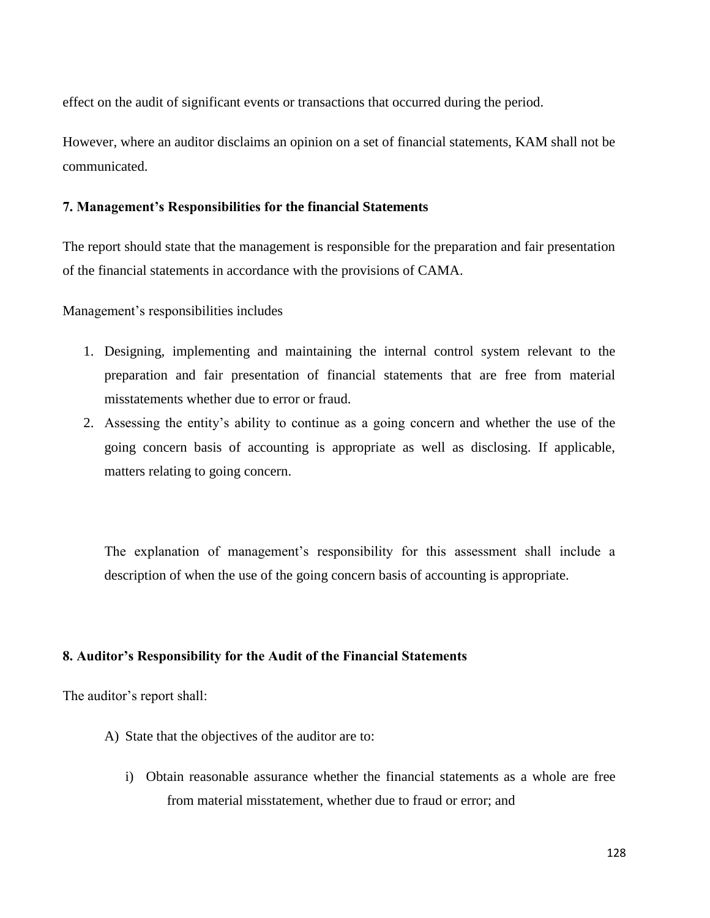effect on the audit of significant events or transactions that occurred during the period.

However, where an auditor disclaims an opinion on a set of financial statements, KAM shall not be communicated.

**7. Management's Responsibilities for the financial Statements**

The report should state that the management is responsible for the preparation and fair presentation of the financial statements in accordance with the provisions of CAMA.

Management's responsibilities includes

1. Designing, implementing and maintaining the internal control system relevant to the preparation and fair presentation of financial statements that are free from material misstatements whether due to error or fraud.
2. Assessing the entity's ability to continue as a going concern and whether the use of the going concern basis of accounting is appropriate as well as disclosing. If applicable, matters relating to going concern.

   The explanation of management's responsibility for this assessment shall include a description of when the use of the going concern basis of accounting is appropriate.

**8. Auditor's Responsibility for the Audit of the Financial Statements**

The auditor's report shall:

A) State that the objectives of the auditor are to:

   i) Obtain reasonable assurance whether the financial statements as a whole are free from material misstatement, whether due to fraud or error; and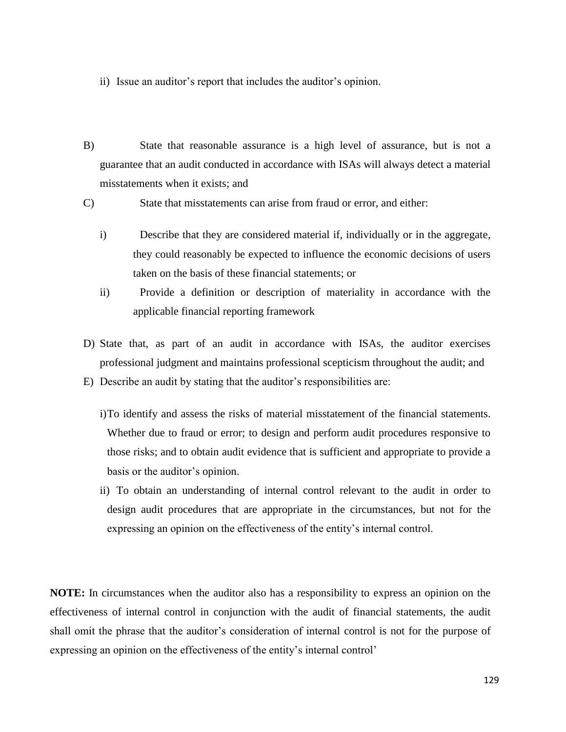ii) Issue an auditor's report that includes the auditor's opinion.

B) State that reasonable assurance is a high level of assurance, but is not a guarantee that an audit conducted in accordance with ISAs will always detect a material misstatements when it exists; and

C) State that misstatements can arise from fraud or error, and either:

   i) Describe that they are considered material if, individually or in the aggregate, they could reasonably be expected to influence the economic decisions of users taken on the basis of these financial statements; or

   ii) Provide a definition or description of materiality in accordance with the applicable financial reporting framework

D) State that, as part of an audit in accordance with ISAs, the auditor exercises professional judgment and maintains professional scepticism throughout the audit; and

E) Describe an audit by stating that the auditor's responsibilities are:

   i) To identify and assess the risks of material misstatement of the financial statements. Whether due to fraud or error; to design and perform audit procedures responsive to those risks; and to obtain audit evidence that is sufficient and appropriate to provide a basis or the auditor's opinion.

   ii) To obtain an understanding of internal control relevant to the audit in order to design audit procedures that are appropriate in the circumstances, but not for the expressing an opinion on the effectiveness of the entity's internal control.

**NOTE:** In circumstances when the auditor also has a responsibility to express an opinion on the effectiveness of internal control in conjunction with the audit of financial statements, the audit shall omit the phrase that the auditor's consideration of internal control is not for the purpose of expressing an opinion on the effectiveness of the entity's internal control'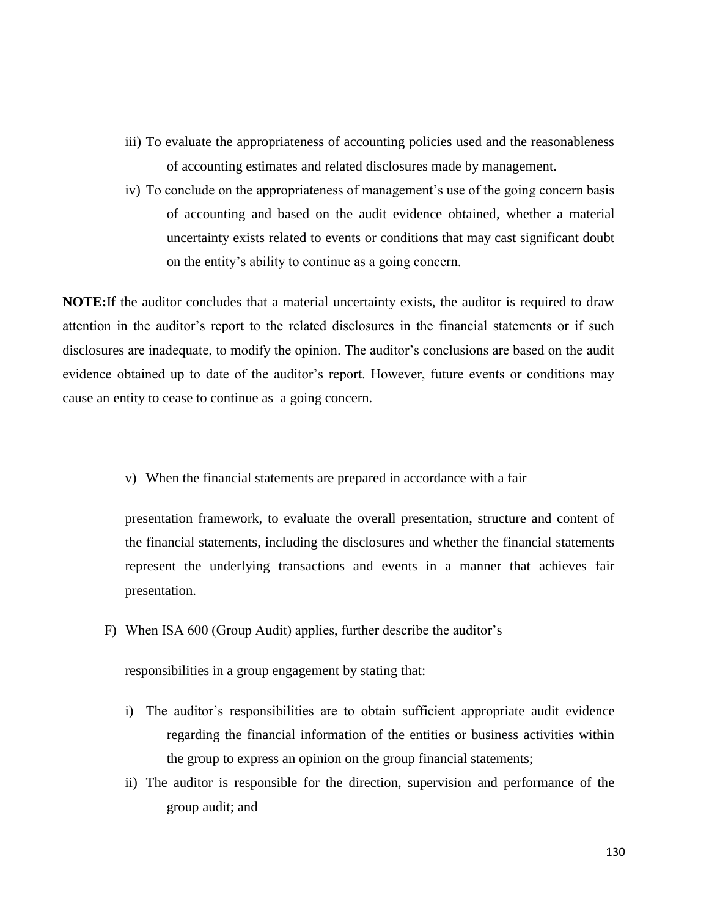iii) To evaluate the appropriateness of accounting policies used and the reasonableness of accounting estimates and related disclosures made by management.

iv) To conclude on the appropriateness of management's use of the going concern basis of accounting and based on the audit evidence obtained, whether a material uncertainty exists related to events or conditions that may cast significant doubt on the entity's ability to continue as a going concern.

**NOTE:** If the auditor concludes that a material uncertainty exists, the auditor is required to draw attention in the auditor's report to the related disclosures in the financial statements or if such disclosures are inadequate, to modify the opinion. The auditor's conclusions are based on the audit evidence obtained up to date of the auditor's report. However, future events or conditions may cause an entity to cease to continue as a going concern.

v) When the financial statements are prepared in accordance with a fair presentation framework, to evaluate the overall presentation, structure and content of the financial statements, including the disclosures and whether the financial statements represent the underlying transactions and events in a manner that achieves fair presentation.

F) When ISA 600 (Group Audit) applies, further describe the auditor's responsibilities in a group engagement by stating that:

i) The auditor's responsibilities are to obtain sufficient appropriate audit evidence regarding the financial information of the entities or business activities within the group to express an opinion on the group financial statements;

ii) The auditor is responsible for the direction, supervision and performance of the group audit; and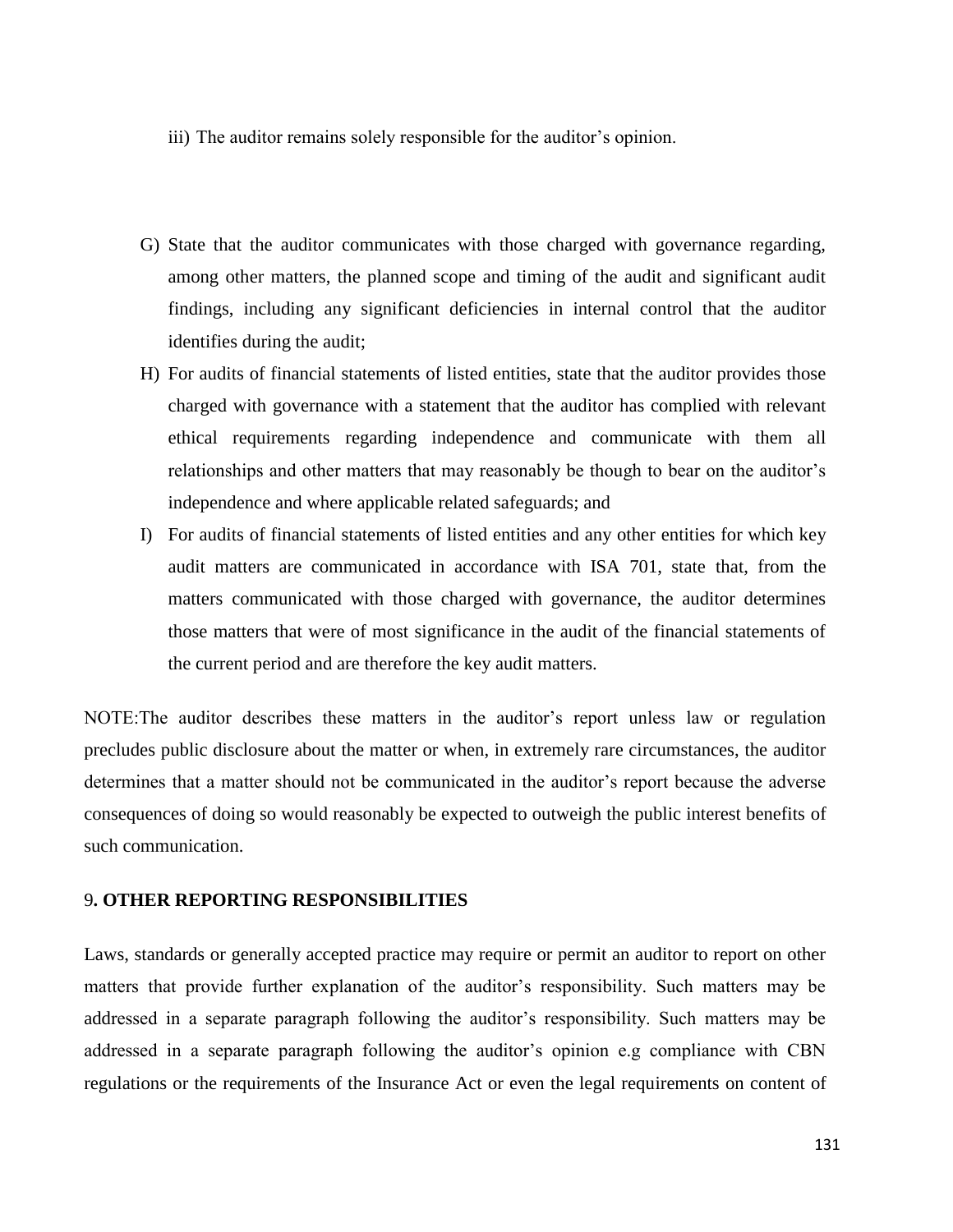iii) The auditor remains solely responsible for the auditor's opinion.

G) State that the auditor communicates with those charged with governance regarding, among other matters, the planned scope and timing of the audit and significant audit findings, including any significant deficiencies in internal control that the auditor identifies during the audit;

H) For audits of financial statements of listed entities, state that the auditor provides those charged with governance with a statement that the auditor has complied with relevant ethical requirements regarding independence and communicate with them all relationships and other matters that may reasonably be though to bear on the auditor's independence and where applicable related safeguards; and

I) For audits of financial statements of listed entities and any other entities for which key audit matters are communicated in accordance with ISA 701, state that, from the matters communicated with those charged with governance, the auditor determines those matters that were of most significance in the audit of the financial statements of the current period and are therefore the key audit matters.

NOTE:The auditor describes these matters in the auditor's report unless law or regulation precludes public disclosure about the matter or when, in extremely rare circumstances, the auditor determines that a matter should not be communicated in the auditor's report because the adverse consequences of doing so would reasonably be expected to outweigh the public interest benefits of such communication.

## 9. OTHER REPORTING RESPONSIBILITIES

Laws, standards or generally accepted practice may require or permit an auditor to report on other matters that provide further explanation of the auditor's responsibility. Such matters may be addressed in a separate paragraph following the auditor's responsibility. Such matters may be addressed in a separate paragraph following the auditor's opinion e.g compliance with CBN regulations or the requirements of the Insurance Act or even the legal requirements on content of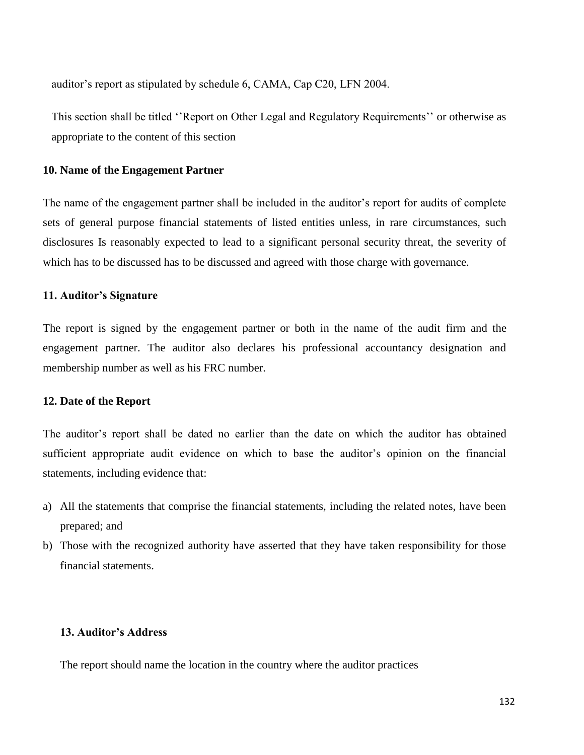auditor’s report as stipulated by schedule 6, CAMA, Cap C20, LFN 2004.

This section shall be titled ‘’Report on Other Legal and Regulatory Requirements’’ or otherwise as appropriate to the content of this section

**10. Name of the Engagement Partner**

The name of the engagement partner shall be included in the auditor’s report for audits of complete sets of general purpose financial statements of listed entities unless, in rare circumstances, such disclosures Is reasonably expected to lead to a significant personal security threat, the severity of which has to be discussed has to be discussed and agreed with those charge with governance.

**11. Auditor’s Signature**

The report is signed by the engagement partner or both in the name of the audit firm and the engagement partner. The auditor also declares his professional accountancy designation and membership number as well as his FRC number.

**12. Date of the Report**

The auditor’s report shall be dated no earlier than the date on which the auditor has obtained sufficient appropriate audit evidence on which to base the auditor’s opinion on the financial statements, including evidence that:

a) All the statements that comprise the financial statements, including the related notes, have been prepared; and
b) Those with the recognized authority have asserted that they have taken responsibility for those financial statements.

**13. Auditor’s Address**

The report should name the location in the country where the auditor practices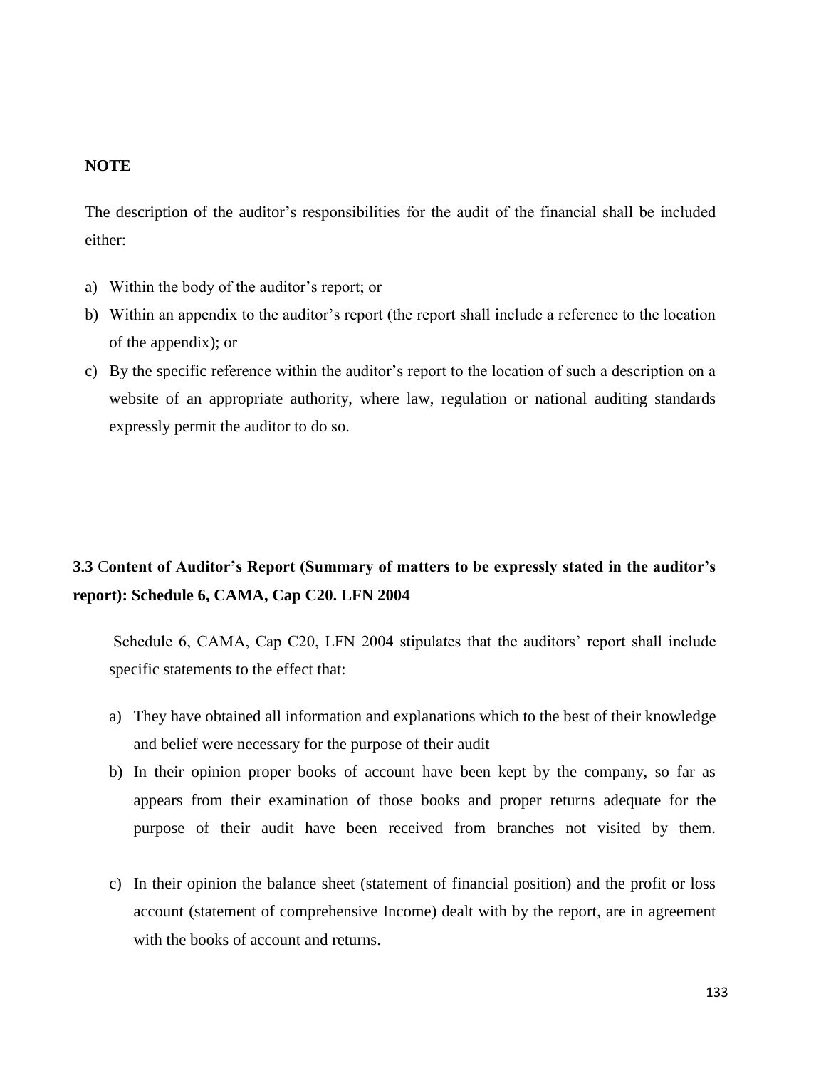**NOTE**

The description of the auditor's responsibilities for the audit of the financial shall be included either:

a) Within the body of the auditor's report; or
b) Within an appendix to the auditor's report (the report shall include a reference to the location of the appendix); or
c) By the specific reference within the auditor's report to the location of such a description on a website of an appropriate authority, where law, regulation or national auditing standards expressly permit the auditor to do so.

## 3.3 Content of Auditor's Report (Summary of matters to be expressly stated in the auditor's report): Schedule 6, CAMA, Cap C20. LFN 2004

Schedule 6, CAMA, Cap C20, LFN 2004 stipulates that the auditors' report shall include specific statements to the effect that:

a) They have obtained all information and explanations which to the best of their knowledge and belief were necessary for the purpose of their audit
b) In their opinion proper books of account have been kept by the company, so far as appears from their examination of those books and proper returns adequate for the purpose of their audit have been received from branches not visited by them.
c) In their opinion the balance sheet (statement of financial position) and the profit or loss account (statement of comprehensive Income) dealt with by the report, are in agreement with the books of account and returns.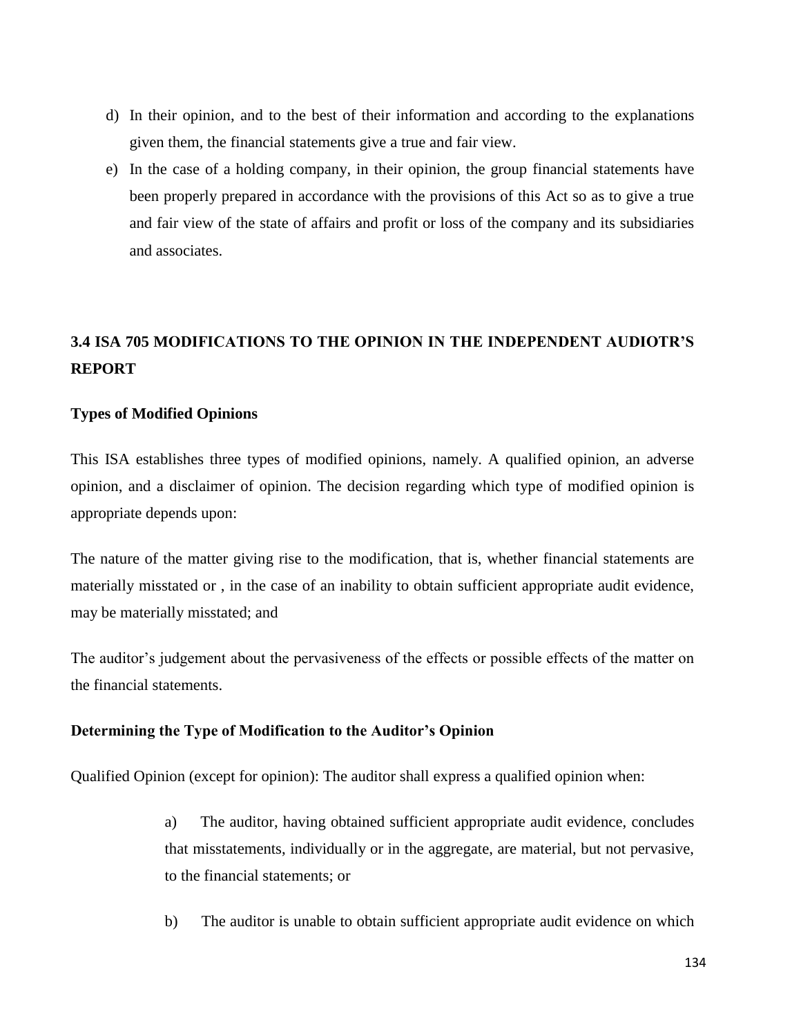d) In their opinion, and to the best of their information and according to the explanations given them, the financial statements give a true and fair view.
e) In the case of a holding company, in their opinion, the group financial statements have been properly prepared in accordance with the provisions of this Act so as to give a true and fair view of the state of affairs and profit or loss of the company and its subsidiaries and associates.

## 3.4 ISA 705 MODIFICATIONS TO THE OPINION IN THE INDEPENDENT AUDIOTR'S REPORT

**Types of Modified Opinions**

This ISA establishes three types of modified opinions, namely. A qualified opinion, an adverse opinion, and a disclaimer of opinion. The decision regarding which type of modified opinion is appropriate depends upon:

The nature of the matter giving rise to the modification, that is, whether financial statements are materially misstated or , in the case of an inability to obtain sufficient appropriate audit evidence, may be materially misstated; and

The auditor's judgement about the pervasiveness of the effects or possible effects of the matter on the financial statements.

**Determining the Type of Modification to the Auditor's Opinion**

Qualified Opinion (except for opinion): The auditor shall express a qualified opinion when:

a) The auditor, having obtained sufficient appropriate audit evidence, concludes that misstatements, individually or in the aggregate, are material, but not pervasive, to the financial statements; or

b) The auditor is unable to obtain sufficient appropriate audit evidence on which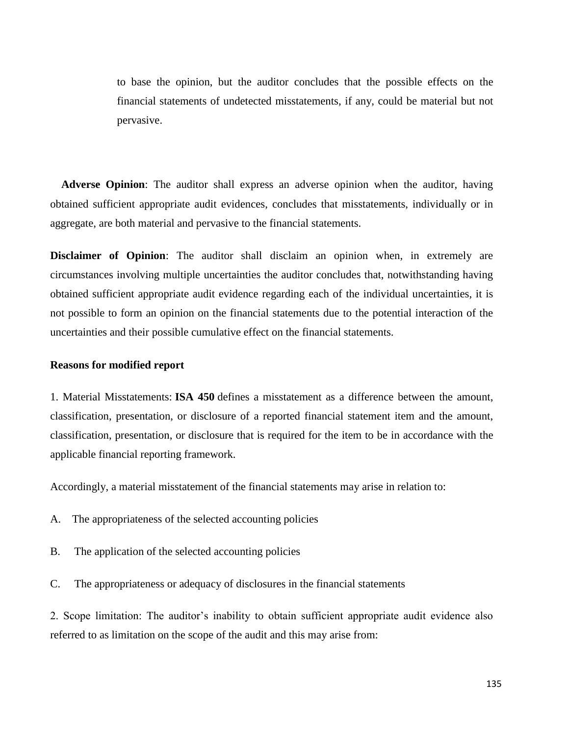to base the opinion, but the auditor concludes that the possible effects on the financial statements of undetected misstatements, if any, could be material but not pervasive.

**Adverse Opinion**: The auditor shall express an adverse opinion when the auditor, having obtained sufficient appropriate audit evidences, concludes that misstatements, individually or in aggregate, are both material and pervasive to the financial statements.

**Disclaimer of Opinion**: The auditor shall disclaim an opinion when, in extremely are circumstances involving multiple uncertainties the auditor concludes that, notwithstanding having obtained sufficient appropriate audit evidence regarding each of the individual uncertainties, it is not possible to form an opinion on the financial statements due to the potential interaction of the uncertainties and their possible cumulative effect on the financial statements.

**Reasons for modified report**

1. Material Misstatements: **ISA 450** defines a misstatement as a difference between the amount, classification, presentation, or disclosure of a reported financial statement item and the amount, classification, presentation, or disclosure that is required for the item to be in accordance with the applicable financial reporting framework.

Accordingly, a material misstatement of the financial statements may arise in relation to:

A. The appropriateness of the selected accounting policies

B. The application of the selected accounting policies

C. The appropriateness or adequacy of disclosures in the financial statements

2. Scope limitation: The auditor's inability to obtain sufficient appropriate audit evidence also referred to as limitation on the scope of the audit and this may arise from: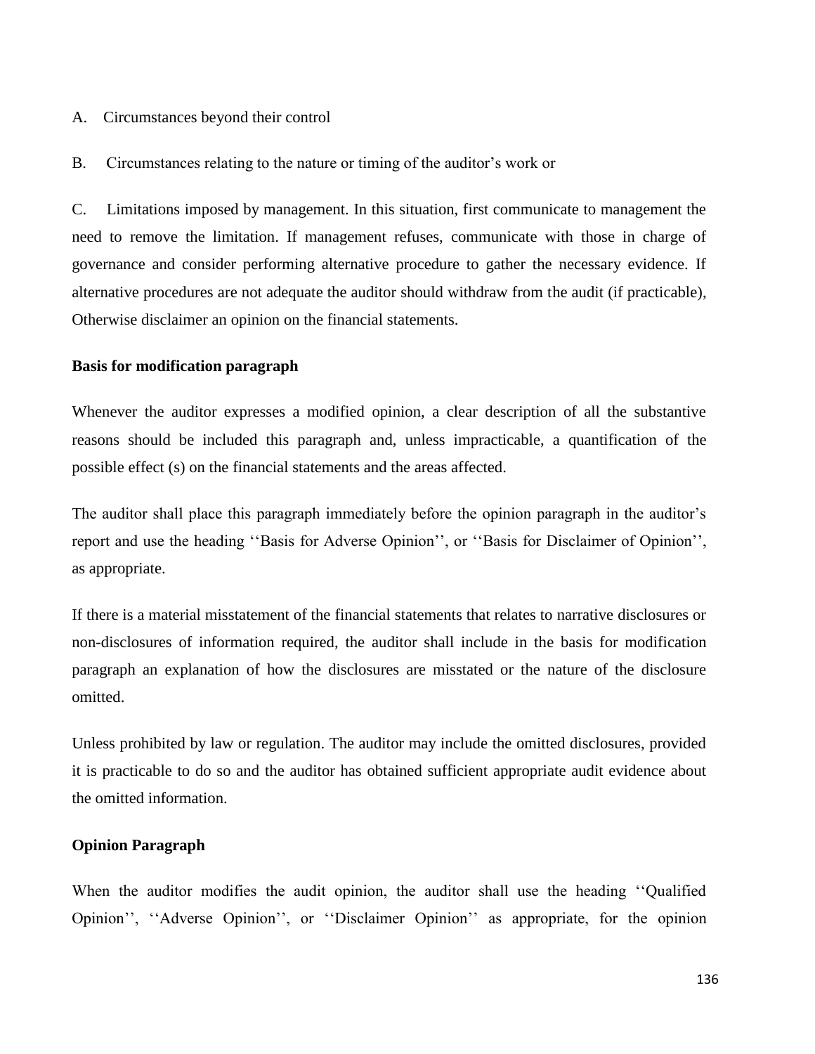A. Circumstances beyond their control

B. Circumstances relating to the nature or timing of the auditor's work or

C. Limitations imposed by management. In this situation, first communicate to management the need to remove the limitation. If management refuses, communicate with those in charge of governance and consider performing alternative procedure to gather the necessary evidence. If alternative procedures are not adequate the auditor should withdraw from the audit (if practicable), Otherwise disclaimer an opinion on the financial statements.

**Basis for modification paragraph**

Whenever the auditor expresses a modified opinion, a clear description of all the substantive reasons should be included this paragraph and, unless impracticable, a quantification of the possible effect (s) on the financial statements and the areas affected.

The auditor shall place this paragraph immediately before the opinion paragraph in the auditor's report and use the heading ''Basis for Adverse Opinion'', or ''Basis for Disclaimer of Opinion'', as appropriate.

If there is a material misstatement of the financial statements that relates to narrative disclosures or non-disclosures of information required, the auditor shall include in the basis for modification paragraph an explanation of how the disclosures are misstated or the nature of the disclosure omitted.

Unless prohibited by law or regulation. The auditor may include the omitted disclosures, provided it is practicable to do so and the auditor has obtained sufficient appropriate audit evidence about the omitted information.

**Opinion Paragraph**

When the auditor modifies the audit opinion, the auditor shall use the heading ''Qualified Opinion'', ''Adverse Opinion'', or ''Disclaimer Opinion'' as appropriate, for the opinion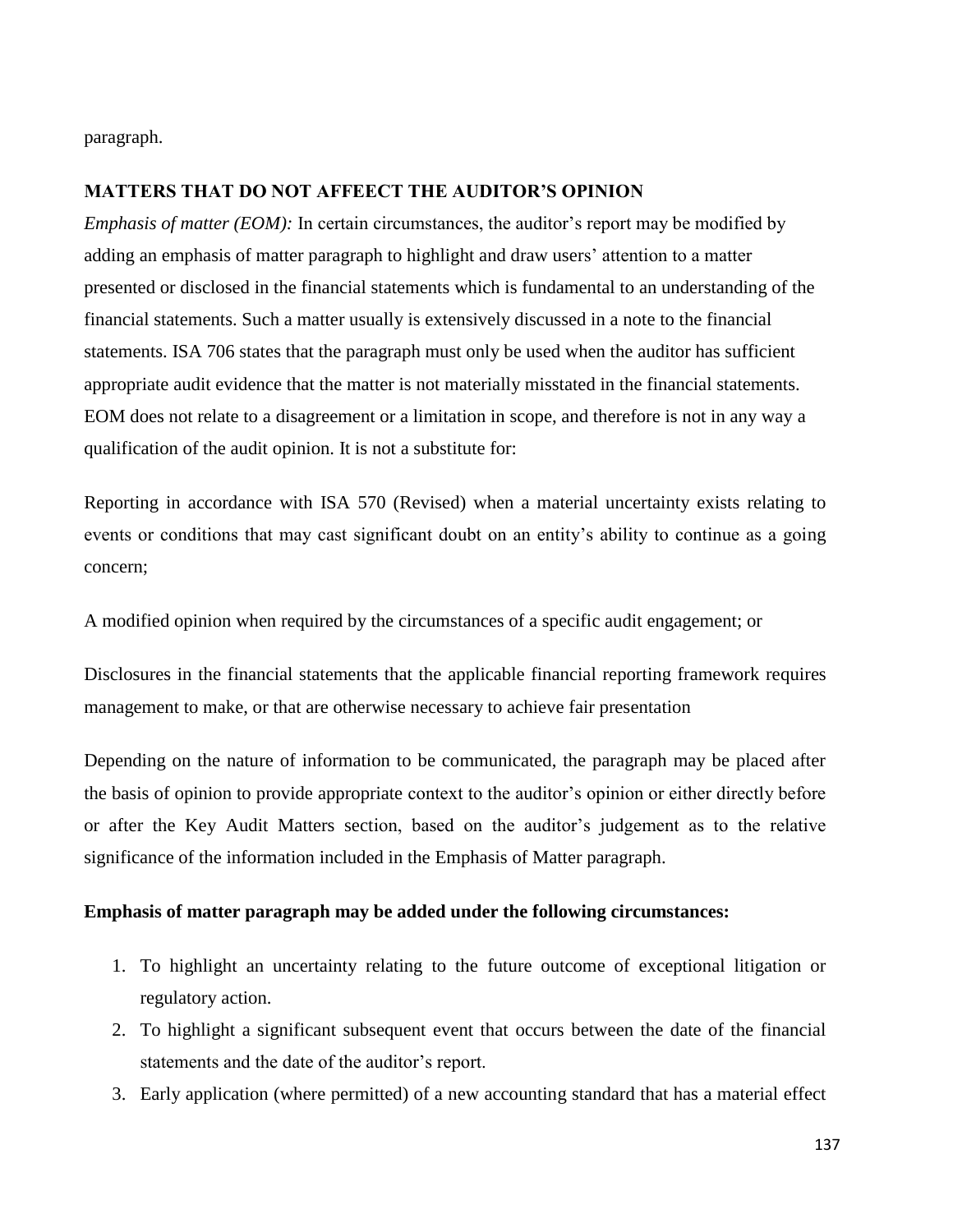paragraph.

## MATTERS THAT DO NOT AFFEECT THE AUDITOR'S OPINION

*Emphasis of matter (EOM):* In certain circumstances, the auditor's report may be modified by adding an emphasis of matter paragraph to highlight and draw users' attention to a matter presented or disclosed in the financial statements which is fundamental to an understanding of the financial statements. Such a matter usually is extensively discussed in a note to the financial statements. ISA 706 states that the paragraph must only be used when the auditor has sufficient appropriate audit evidence that the matter is not materially misstated in the financial statements. EOM does not relate to a disagreement or a limitation in scope, and therefore is not in any way a qualification of the audit opinion. It is not a substitute for:

Reporting in accordance with ISA 570 (Revised) when a material uncertainty exists relating to events or conditions that may cast significant doubt on an entity's ability to continue as a going concern;

A modified opinion when required by the circumstances of a specific audit engagement; or

Disclosures in the financial statements that the applicable financial reporting framework requires management to make, or that are otherwise necessary to achieve fair presentation

Depending on the nature of information to be communicated, the paragraph may be placed after the basis of opinion to provide appropriate context to the auditor's opinion or either directly before or after the Key Audit Matters section, based on the auditor's judgement as to the relative significance of the information included in the Emphasis of Matter paragraph.

**Emphasis of matter paragraph may be added under the following circumstances:**

1. To highlight an uncertainty relating to the future outcome of exceptional litigation or regulatory action.
2. To highlight a significant subsequent event that occurs between the date of the financial statements and the date of the auditor's report.
3. Early application (where permitted) of a new accounting standard that has a material effect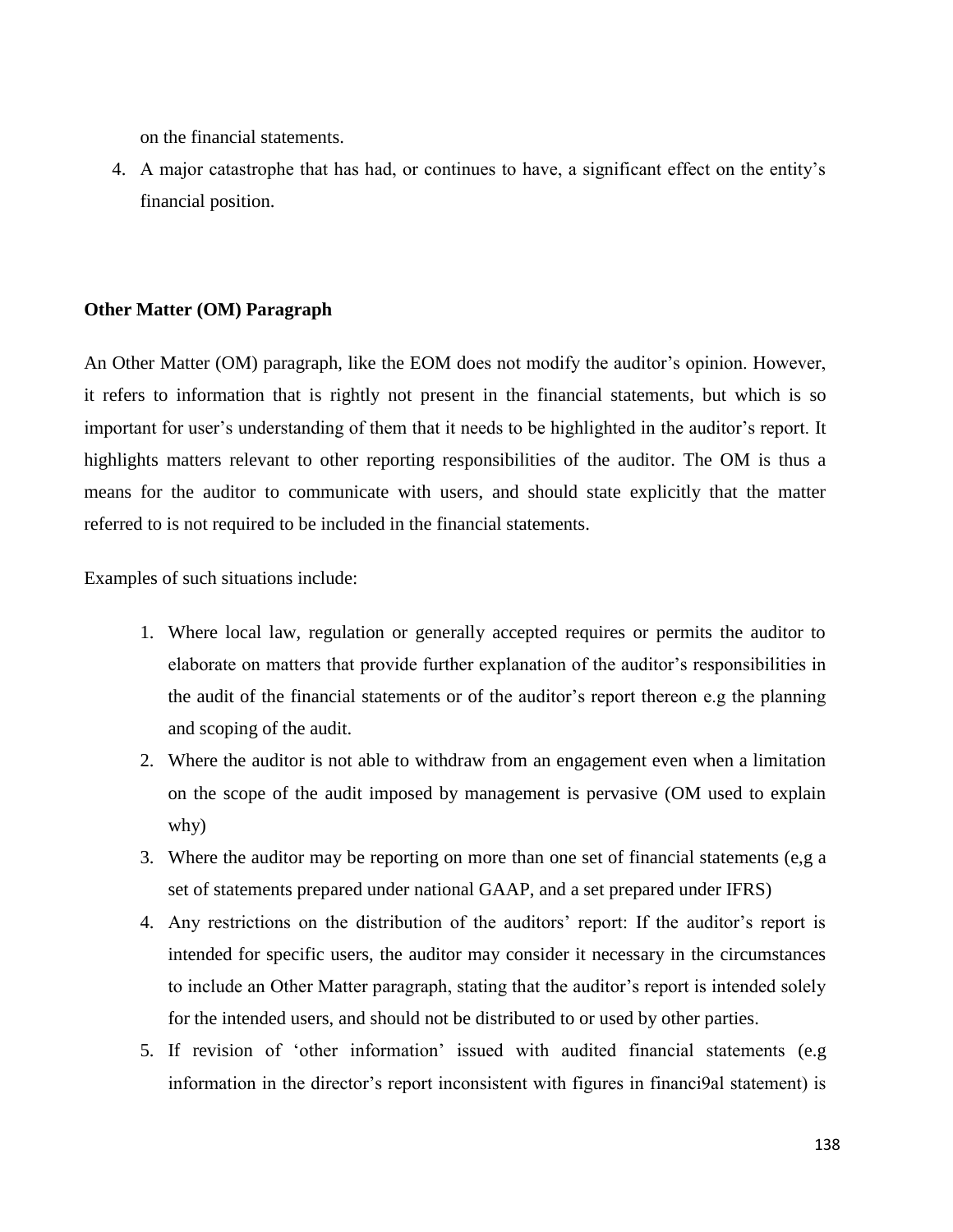on the financial statements.

4. A major catastrophe that has had, or continues to have, a significant effect on the entity's financial position.

**Other Matter (OM) Paragraph**

An Other Matter (OM) paragraph, like the EOM does not modify the auditor's opinion. However, it refers to information that is rightly not present in the financial statements, but which is so important for user's understanding of them that it needs to be highlighted in the auditor's report. It highlights matters relevant to other reporting responsibilities of the auditor. The OM is thus a means for the auditor to communicate with users, and should state explicitly that the matter referred to is not required to be included in the financial statements.

Examples of such situations include:

1. Where local law, regulation or generally accepted requires or permits the auditor to elaborate on matters that provide further explanation of the auditor's responsibilities in the audit of the financial statements or of the auditor's report thereon e.g the planning and scoping of the audit.
2. Where the auditor is not able to withdraw from an engagement even when a limitation on the scope of the audit imposed by management is pervasive (OM used to explain why)
3. Where the auditor may be reporting on more than one set of financial statements (e,g a set of statements prepared under national GAAP, and a set prepared under IFRS)
4. Any restrictions on the distribution of the auditors' report: If the auditor's report is intended for specific users, the auditor may consider it necessary in the circumstances to include an Other Matter paragraph, stating that the auditor's report is intended solely for the intended users, and should not be distributed to or used by other parties.
5. If revision of 'other information' issued with audited financial statements (e.g information in the director's report inconsistent with figures in financi9al statement) is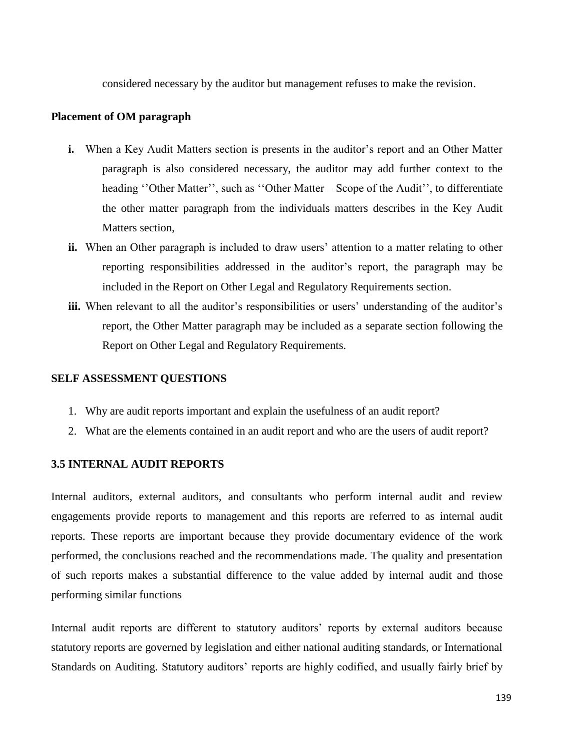considered necessary by the auditor but management refuses to make the revision.

**Placement of OM paragraph**

**i.** When a Key Audit Matters section is presents in the auditor's report and an Other Matter paragraph is also considered necessary, the auditor may add further context to the heading ''Other Matter'', such as ''Other Matter – Scope of the Audit'', to differentiate the other matter paragraph from the individuals matters describes in the Key Audit Matters section,

**ii.** When an Other paragraph is included to draw users' attention to a matter relating to other reporting responsibilities addressed in the auditor's report, the paragraph may be included in the Report on Other Legal and Regulatory Requirements section.

**iii.** When relevant to all the auditor's responsibilities or users' understanding of the auditor's report, the Other Matter paragraph may be included as a separate section following the Report on Other Legal and Regulatory Requirements.

**SELF ASSESSMENT QUESTIONS**

1. Why are audit reports important and explain the usefulness of an audit report?
2. What are the elements contained in an audit report and who are the users of audit report?

**3.5 INTERNAL AUDIT REPORTS**

Internal auditors, external auditors, and consultants who perform internal audit and review engagements provide reports to management and this reports are referred to as internal audit reports. These reports are important because they provide documentary evidence of the work performed, the conclusions reached and the recommendations made. The quality and presentation of such reports makes a substantial difference to the value added by internal audit and those performing similar functions

Internal audit reports are different to statutory auditors' reports by external auditors because statutory reports are governed by legislation and either national auditing standards, or International Standards on Auditing. Statutory auditors' reports are highly codified, and usually fairly brief by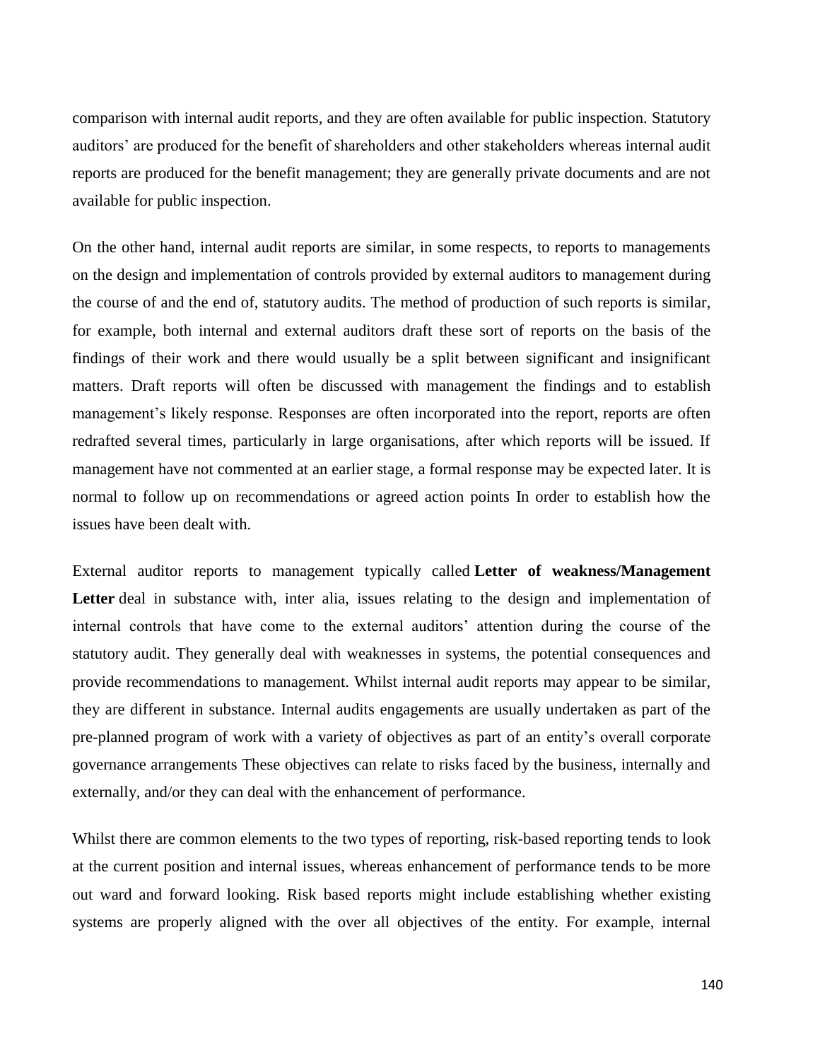comparison with internal audit reports, and they are often available for public inspection. Statutory auditors' are produced for the benefit of shareholders and other stakeholders whereas internal audit reports are produced for the benefit management; they are generally private documents and are not available for public inspection.

On the other hand, internal audit reports are similar, in some respects, to reports to managements on the design and implementation of controls provided by external auditors to management during the course of and the end of, statutory audits. The method of production of such reports is similar, for example, both internal and external auditors draft these sort of reports on the basis of the findings of their work and there would usually be a split between significant and insignificant matters. Draft reports will often be discussed with management the findings and to establish management's likely response. Responses are often incorporated into the report, reports are often redrafted several times, particularly in large organisations, after which reports will be issued. If management have not commented at an earlier stage, a formal response may be expected later. It is normal to follow up on recommendations or agreed action points In order to establish how the issues have been dealt with.

External auditor reports to management typically called **Letter of weakness/Management Letter** deal in substance with, inter alia, issues relating to the design and implementation of internal controls that have come to the external auditors' attention during the course of the statutory audit. They generally deal with weaknesses in systems, the potential consequences and provide recommendations to management. Whilst internal audit reports may appear to be similar, they are different in substance. Internal audits engagements are usually undertaken as part of the pre-planned program of work with a variety of objectives as part of an entity's overall corporate governance arrangements These objectives can relate to risks faced by the business, internally and externally, and/or they can deal with the enhancement of performance.

Whilst there are common elements to the two types of reporting, risk-based reporting tends to look at the current position and internal issues, whereas enhancement of performance tends to be more out ward and forward looking. Risk based reports might include establishing whether existing systems are properly aligned with the over all objectives of the entity. For example, internal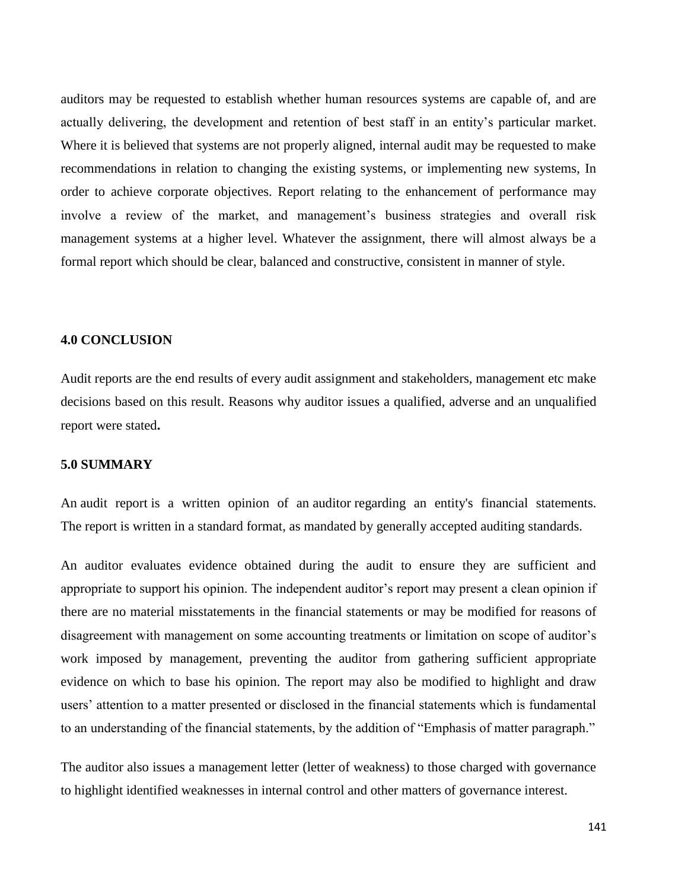auditors may be requested to establish whether human resources systems are capable of, and are actually delivering, the development and retention of best staff in an entity's particular market. Where it is believed that systems are not properly aligned, internal audit may be requested to make recommendations in relation to changing the existing systems, or implementing new systems, In order to achieve corporate objectives. Report relating to the enhancement of performance may involve a review of the market, and management's business strategies and overall risk management systems at a higher level. Whatever the assignment, there will almost always be a formal report which should be clear, balanced and constructive, consistent in manner of style.

## 4.0 CONCLUSION

Audit reports are the end results of every audit assignment and stakeholders, management etc make decisions based on this result. Reasons why auditor issues a qualified, adverse and an unqualified report were stated**.**

## 5.0 SUMMARY

An audit report is a written opinion of an auditor regarding an entity's financial statements. The report is written in a standard format, as mandated by generally accepted auditing standards.

An auditor evaluates evidence obtained during the audit to ensure they are sufficient and appropriate to support his opinion. The independent auditor's report may present a clean opinion if there are no material misstatements in the financial statements or may be modified for reasons of disagreement with management on some accounting treatments or limitation on scope of auditor's work imposed by management, preventing the auditor from gathering sufficient appropriate evidence on which to base his opinion. The report may also be modified to highlight and draw users' attention to a matter presented or disclosed in the financial statements which is fundamental to an understanding of the financial statements, by the addition of "Emphasis of matter paragraph."

The auditor also issues a management letter (letter of weakness) to those charged with governance to highlight identified weaknesses in internal control and other matters of governance interest.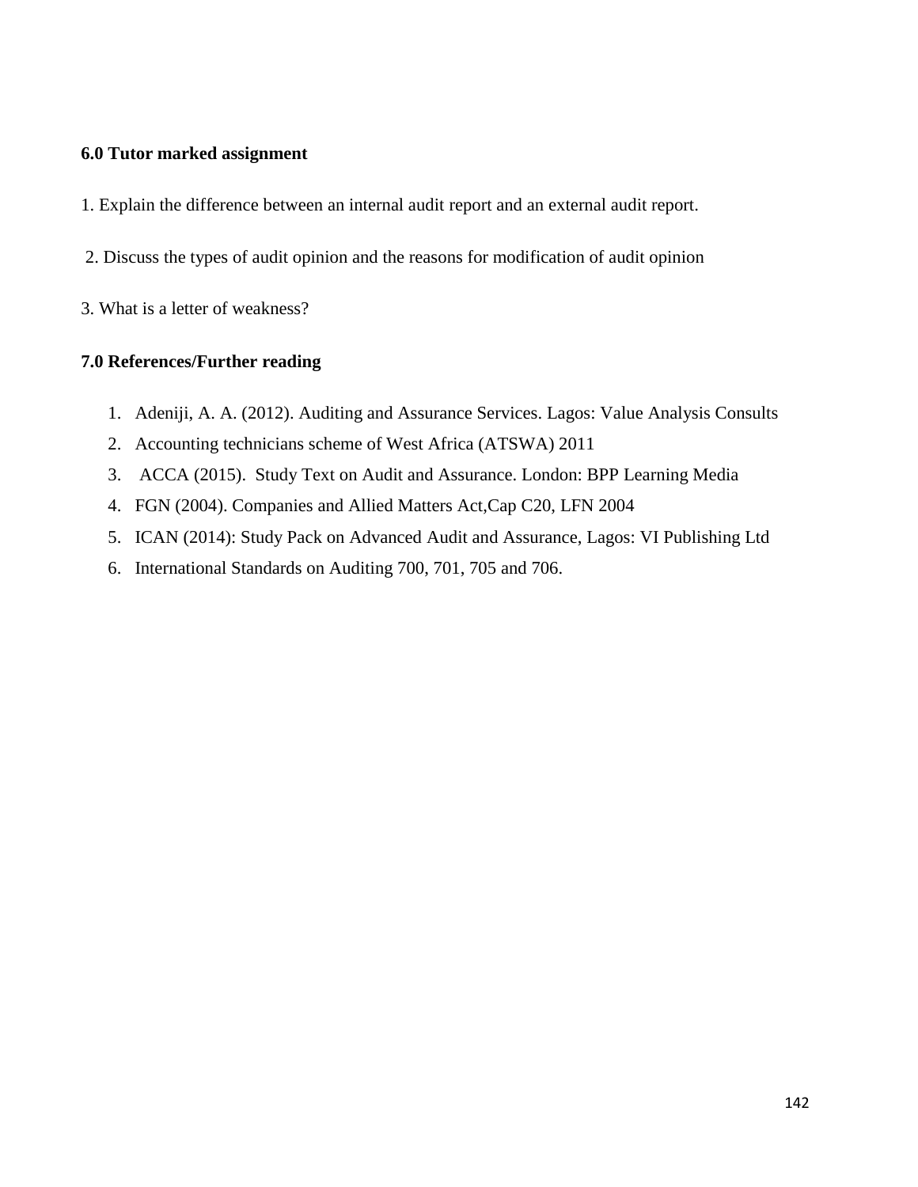## 6.0 Tutor marked assignment

1. Explain the difference between an internal audit report and an external audit report.

2. Discuss the types of audit opinion and the reasons for modification of audit opinion

3. What is a letter of weakness?

## 7.0 References/Further reading

1. Adeniji, A. A. (2012). Auditing and Assurance Services. Lagos: Value Analysis Consults
2. Accounting technicians scheme of West Africa (ATSWA) 2011
3. ACCA (2015). Study Text on Audit and Assurance. London: BPP Learning Media
4. FGN (2004). Companies and Allied Matters Act,Cap C20, LFN 2004
5. ICAN (2014): Study Pack on Advanced Audit and Assurance, Lagos: VI Publishing Ltd
6. International Standards on Auditing 700, 701, 705 and 706.